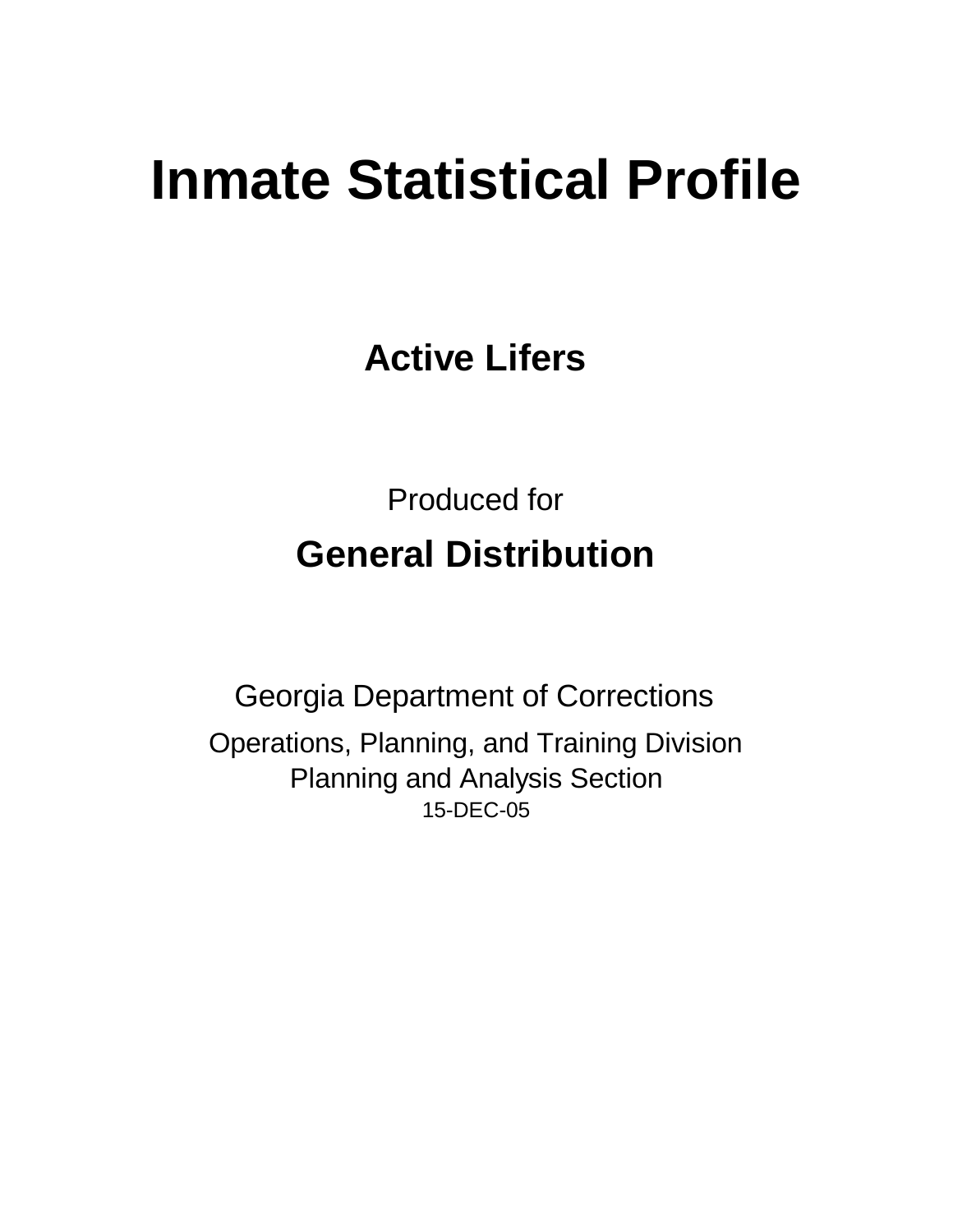# Inmate Statistical Profile

## Active Lifers

Produced for

**General Distribution**

Georgia Department of Corrections

Operations, Planning, and Training Division
Planning and Analysis Section
15-DEC-05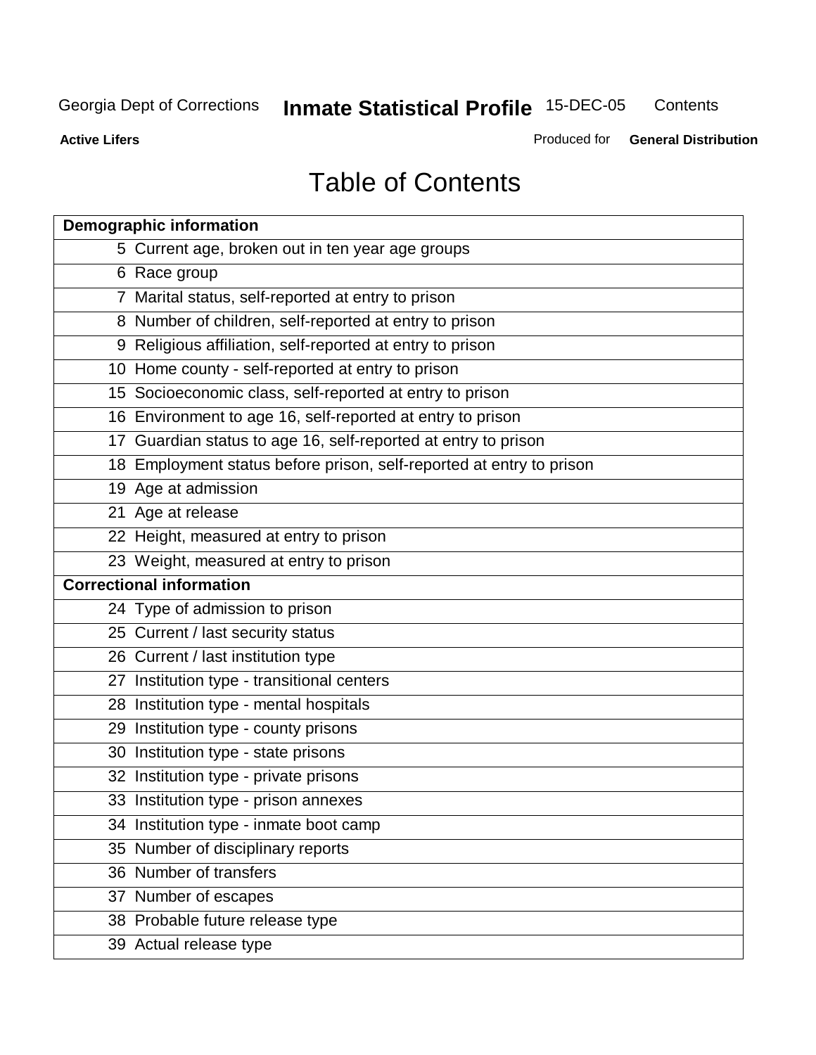# Table of Contents

| Demographic information | |
|---|---|
| 5 | Current age, broken out in ten year age groups |
| 6 | Race group |
| 7 | Marital status, self-reported at entry to prison |
| 8 | Number of children, self-reported at entry to prison |
| 9 | Religious affiliation, self-reported at entry to prison |
| 10 | Home county - self-reported at entry to prison |
| 15 | Socioeconomic class, self-reported at entry to prison |
| 16 | Environment to age 16, self-reported at entry to prison |
| 17 | Guardian status to age 16, self-reported at entry to prison |
| 18 | Employment status before prison, self-reported at entry to prison |
| 19 | Age at admission |
| 21 | Age at release |
| 22 | Height, measured at entry to prison |
| 23 | Weight, measured at entry to prison |
| **Correctional information** | |
| 24 | Type of admission to prison |
| 25 | Current / last security status |
| 26 | Current / last institution type |
| 27 | Institution type - transitional centers |
| 28 | Institution type - mental hospitals |
| 29 | Institution type - county prisons |
| 30 | Institution type - state prisons |
| 32 | Institution type - private prisons |
| 33 | Institution type - prison annexes |
| 34 | Institution type - inmate boot camp |
| 35 | Number of disciplinary reports |
| 36 | Number of transfers |
| 37 | Number of escapes |
| 38 | Probable future release type |
| 39 | Actual release type |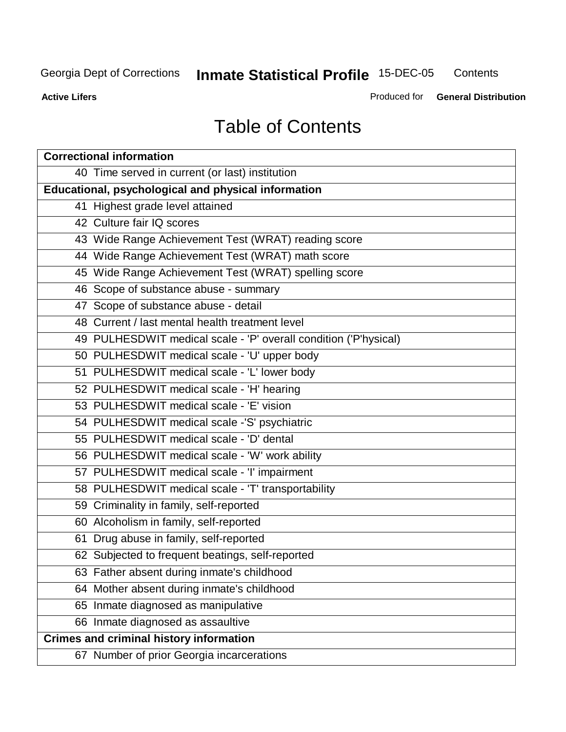# Table of Contents

| Correctional information |
|---|
| 40 Time served in current (or last) institution |
| **Educational, psychological and physical information** |
| 41 Highest grade level attained |
| 42 Culture fair IQ scores |
| 43 Wide Range Achievement Test (WRAT) reading score |
| 44 Wide Range Achievement Test (WRAT) math score |
| 45 Wide Range Achievement Test (WRAT) spelling score |
| 46 Scope of substance abuse - summary |
| 47 Scope of substance abuse - detail |
| 48 Current / last mental health treatment level |
| 49 PULHESDWIT medical scale - 'P' overall condition ('P'hysical) |
| 50 PULHESDWIT medical scale - 'U' upper body |
| 51 PULHESDWIT medical scale - 'L' lower body |
| 52 PULHESDWIT medical scale - 'H' hearing |
| 53 PULHESDWIT medical scale - 'E' vision |
| 54 PULHESDWIT medical scale -'S' psychiatric |
| 55 PULHESDWIT medical scale - 'D' dental |
| 56 PULHESDWIT medical scale - 'W' work ability |
| 57 PULHESDWIT medical scale - 'I' impairment |
| 58 PULHESDWIT medical scale - 'T' transportability |
| 59 Criminality in family, self-reported |
| 60 Alcoholism in family, self-reported |
| 61 Drug abuse in family, self-reported |
| 62 Subjected to frequent beatings, self-reported |
| 63 Father absent during inmate's childhood |
| 64 Mother absent during inmate's childhood |
| 65 Inmate diagnosed as manipulative |
| 66 Inmate diagnosed as assaultive |
| **Crimes and criminal history information** |
| 67 Number of prior Georgia incarcerations |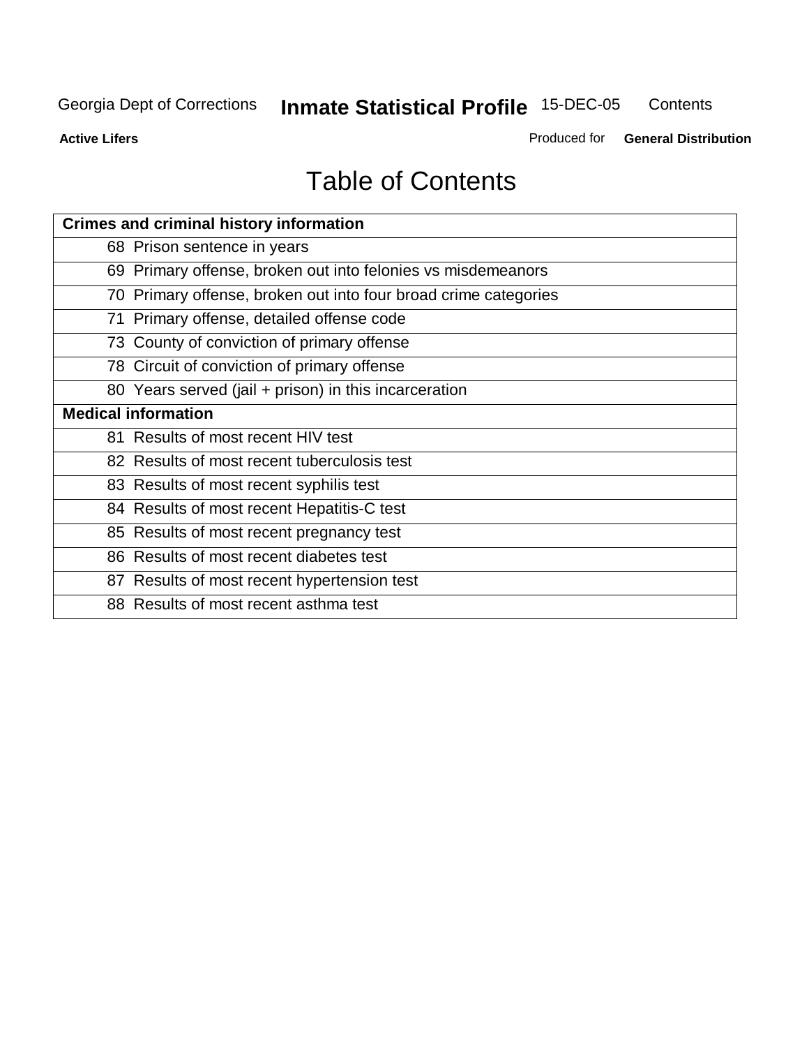# Table of Contents

| Crimes and criminal history information | |
|---|---|
| 68 | Prison sentence in years |
| 69 | Primary offense, broken out into felonies vs misdemeanors |
| 70 | Primary offense, broken out into four broad crime categories |
| 71 | Primary offense, detailed offense code |
| 73 | County of conviction of primary offense |
| 78 | Circuit of conviction of primary offense |
| 80 | Years served (jail + prison) in this incarceration |
| **Medical information** | |
| 81 | Results of most recent HIV test |
| 82 | Results of most recent tuberculosis test |
| 83 | Results of most recent syphilis test |
| 84 | Results of most recent Hepatitis-C test |
| 85 | Results of most recent pregnancy test |
| 86 | Results of most recent diabetes test |
| 87 | Results of most recent hypertension test |
| 88 | Results of most recent asthma test |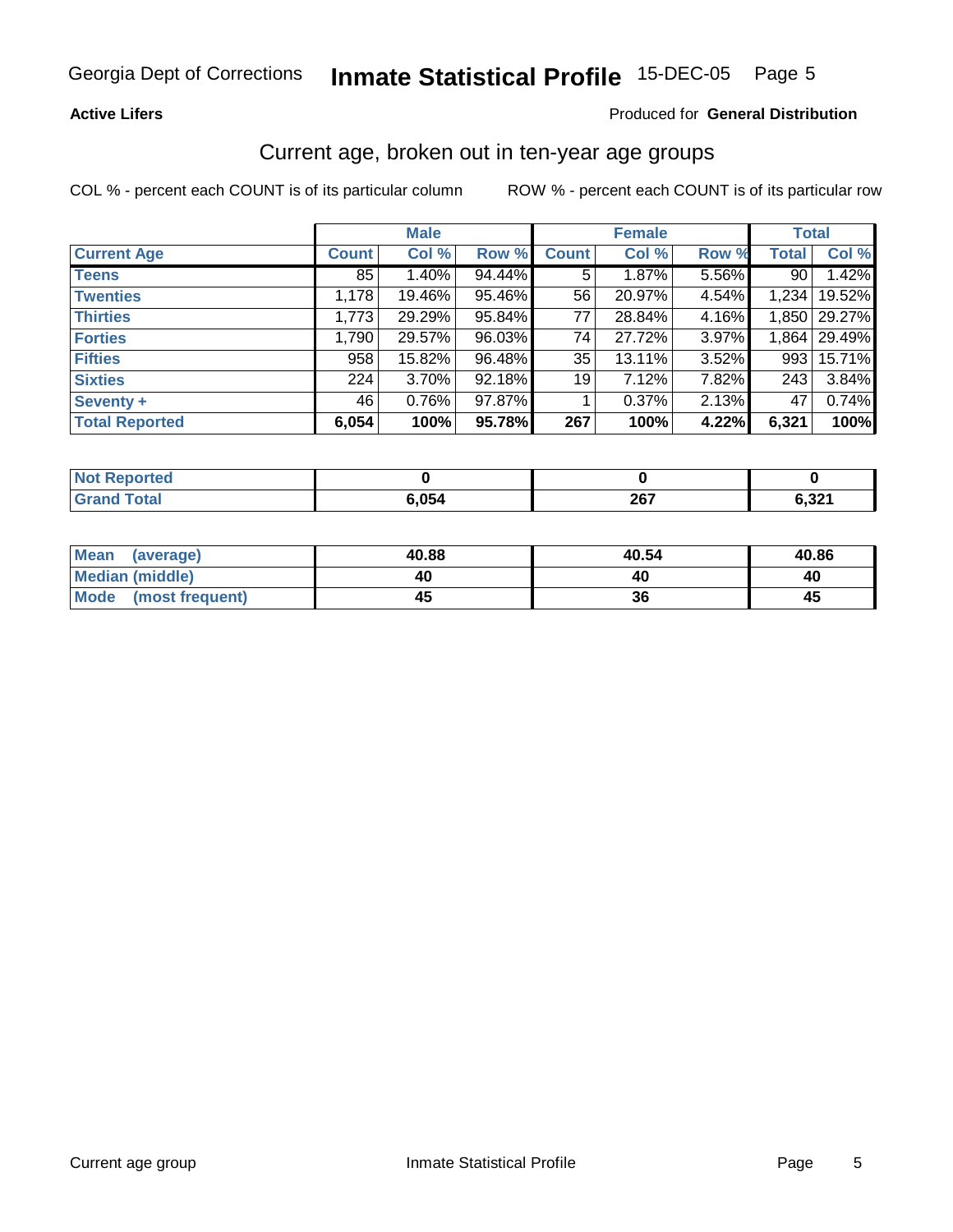Georgia Dept of Corrections **Inmate Statistical Profile** 15-DEC-05

**Active Lifers**

Produced for **General Distribution**

## Current age, broken out in ten-year age groups

COL % - percent each COUNT is of its particular column ROW % - percent each COUNT is of its particular row

| | Male | | | Female | | | Total | |
|---|---|---|---|---|---|---|---|---|
| **Current Age** | **Count** | **Col %** | **Row %** | **Count** | **Col %** | **Row %** | **Total** | **Col %** |
| **Teens** | 85 | 1.40% | 94.44% | 5 | 1.87% | 5.56% | 90 | 1.42% |
| **Twenties** | 1,178 | 19.46% | 95.46% | 56 | 20.97% | 4.54% | 1,234 | 19.52% |
| **Thirties** | 1,773 | 29.29% | 95.84% | 77 | 28.84% | 4.16% | 1,850 | 29.27% |
| **Forties** | 1,790 | 29.57% | 96.03% | 74 | 27.72% | 3.97% | 1,864 | 29.49% |
| **Fifties** | 958 | 15.82% | 96.48% | 35 | 13.11% | 3.52% | 993 | 15.71% |
| **Sixties** | 224 | 3.70% | 92.18% | 19 | 7.12% | 7.82% | 243 | 3.84% |
| **Seventy +** | 46 | 0.76% | 97.87% | 1 | 0.37% | 2.13% | 47 | 0.74% |
| **Total Reported** | **6,054** | **100%** | **95.78%** | **267** | **100%** | **4.22%** | **6,321** | **100%** |

| | Male | Female | Total |
|---|---|---|---|
| **Not Reported** | **0** | **0** | **0** |
| **Grand Total** | **6,054** | **267** | **6,321** |

| | Male | Female | Total |
|---|---|---|---|
| **Mean (average)** | **40.88** | **40.54** | **40.86** |
| **Median (middle)** | **40** | **40** | **40** |
| **Mode (most frequent)** | **45** | **36** | **45** |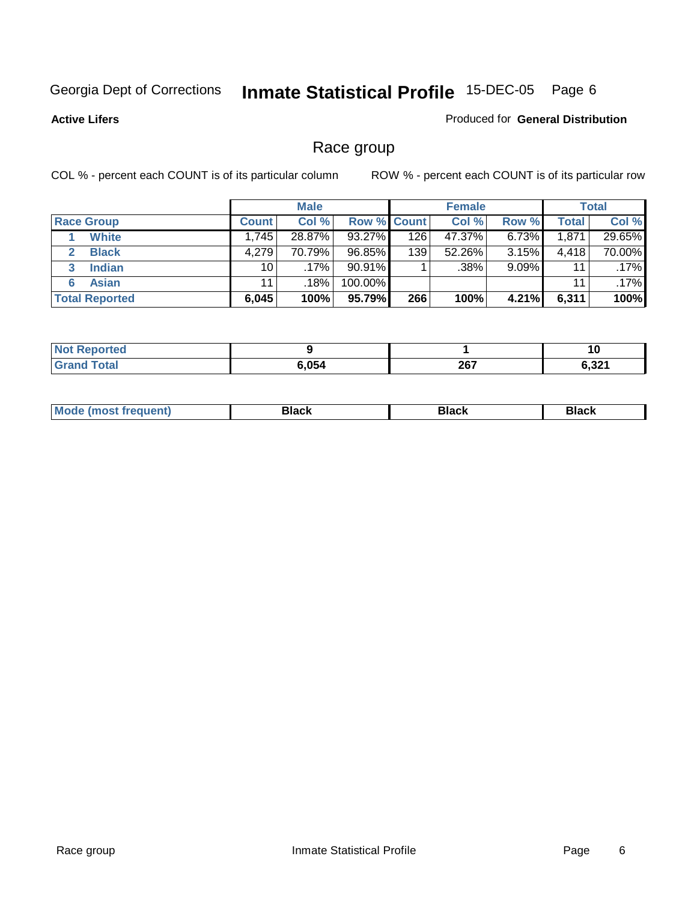Georgia Dept of Corrections **Inmate Statistical Profile** 15-DEC-05 Page 6

**Active Lifers**

Produced for **General Distribution**

## Race group

COL % - percent each COUNT is of its particular column    ROW % - percent each COUNT is of its particular row

| | Male | | | Female | | | Total | |
|---|---|---|---|---|---|---|---|---|
| Race Group | Count | Col % | Row % | Count | Col % | Row % | Total | Col % |
| 1 White | 1,745 | 28.87% | 93.27% | 126 | 47.37% | 6.73% | 1,871 | 29.65% |
| 2 Black | 4,279 | 70.79% | 96.85% | 139 | 52.26% | 3.15% | 4,418 | 70.00% |
| 3 Indian | 10 | .17% | 90.91% | 1 | .38% | 9.09% | 11 | .17% |
| 6 Asian | 11 | .18% | 100.00% | | | | 11 | .17% |
| **Total Reported** | **6,045** | **100%** | **95.79%** | **266** | **100%** | **4.21%** | **6,311** | **100%** |

| | Male | Female | Total |
|---|---|---|---|
| Not Reported | 9 | 1 | 10 |
| Grand Total | 6,054 | 267 | 6,321 |

| | Male | Female | Total |
|---|---|---|---|
| Mode (most frequent) | Black | Black | Black |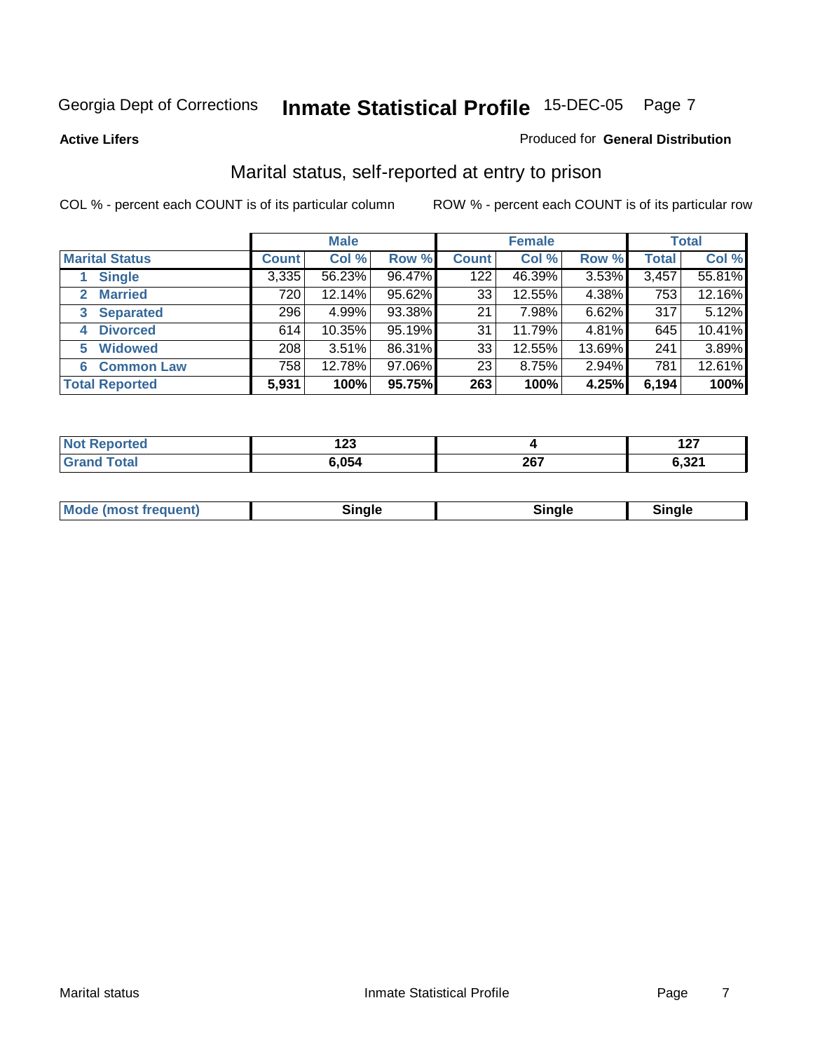Georgia Dept of Corrections **Inmate Statistical Profile** 15-DEC-05

**Active Lifers**

Produced for **General Distribution**

## Marital status, self-reported at entry to prison

COL % - percent each COUNT is of its particular column ROW % - percent each COUNT is of its particular row

| | Male | | | Female | | | Total | |
|---|---|---|---|---|---|---|---|---|
| **Marital Status** | **Count** | **Col %** | **Row %** | **Count** | **Col %** | **Row %** | **Total** | **Col %** |
| **1 Single** | 3,335 | 56.23% | 96.47% | 122 | 46.39% | 3.53% | 3,457 | 55.81% |
| **2 Married** | 720 | 12.14% | 95.62% | 33 | 12.55% | 4.38% | 753 | 12.16% |
| **3 Separated** | 296 | 4.99% | 93.38% | 21 | 7.98% | 6.62% | 317 | 5.12% |
| **4 Divorced** | 614 | 10.35% | 95.19% | 31 | 11.79% | 4.81% | 645 | 10.41% |
| **5 Widowed** | 208 | 3.51% | 86.31% | 33 | 12.55% | 13.69% | 241 | 3.89% |
| **6 Common Law** | 758 | 12.78% | 97.06% | 23 | 8.75% | 2.94% | 781 | 12.61% |
| **Total Reported** | **5,931** | **100%** | **95.75%** | **263** | **100%** | **4.25%** | **6,194** | **100%** |

| | Male | Female | Total |
|---|---|---|---|
| **Not Reported** | **123** | **4** | **127** |
| **Grand Total** | **6,054** | **267** | **6,321** |

| | Male | Female | Total |
|---|---|---|---|
| **Mode (most frequent)** | **Single** | **Single** | **Single** |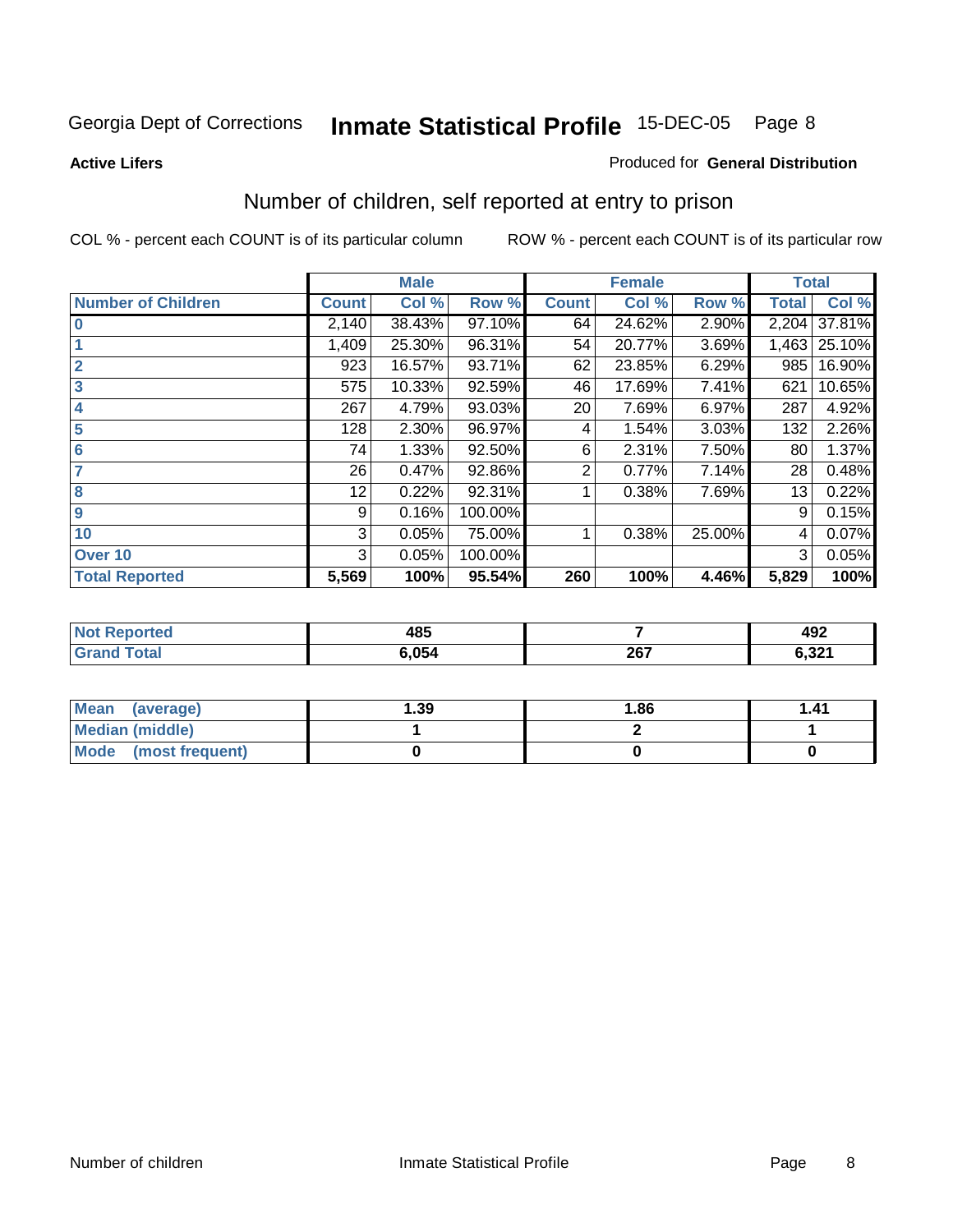Georgia Dept of Corrections **Inmate Statistical Profile** 15-DEC-05

**Active Lifers**

Produced for **General Distribution**

## Number of children, self reported at entry to prison

COL % - percent each COUNT is of its particular column ROW % - percent each COUNT is of its particular row

| | Male | | | Female | | | Total | |
|---|---|---|---|---|---|---|---|---|
| **Number of Children** | **Count** | **Col %** | **Row %** | **Count** | **Col %** | **Row %** | **Total** | **Col %** |
| 0 | 2,140 | 38.43% | 97.10% | 64 | 24.62% | 2.90% | 2,204 | 37.81% |
| 1 | 1,409 | 25.30% | 96.31% | 54 | 20.77% | 3.69% | 1,463 | 25.10% |
| 2 | 923 | 16.57% | 93.71% | 62 | 23.85% | 6.29% | 985 | 16.90% |
| 3 | 575 | 10.33% | 92.59% | 46 | 17.69% | 7.41% | 621 | 10.65% |
| 4 | 267 | 4.79% | 93.03% | 20 | 7.69% | 6.97% | 287 | 4.92% |
| 5 | 128 | 2.30% | 96.97% | 4 | 1.54% | 3.03% | 132 | 2.26% |
| 6 | 74 | 1.33% | 92.50% | 6 | 2.31% | 7.50% | 80 | 1.37% |
| 7 | 26 | 0.47% | 92.86% | 2 | 0.77% | 7.14% | 28 | 0.48% |
| 8 | 12 | 0.22% | 92.31% | 1 | 0.38% | 7.69% | 13 | 0.22% |
| 9 | 9 | 0.16% | 100.00% | | | | 9 | 0.15% |
| 10 | 3 | 0.05% | 75.00% | 1 | 0.38% | 25.00% | 4 | 0.07% |
| Over 10 | 3 | 0.05% | 100.00% | | | | 3 | 0.05% |
| **Total Reported** | **5,569** | **100%** | **95.54%** | **260** | **100%** | **4.46%** | **5,829** | **100%** |

| | Male | Female | Total |
|---|---|---|---|
| **Not Reported** | **485** | **7** | **492** |
| **Grand Total** | **6,054** | **267** | **6,321** |

| | Male | Female | Total |
|---|---|---|---|
| **Mean (average)** | **1.39** | **1.86** | **1.41** |
| **Median (middle)** | **1** | **2** | **1** |
| **Mode (most frequent)** | **0** | **0** | **0** |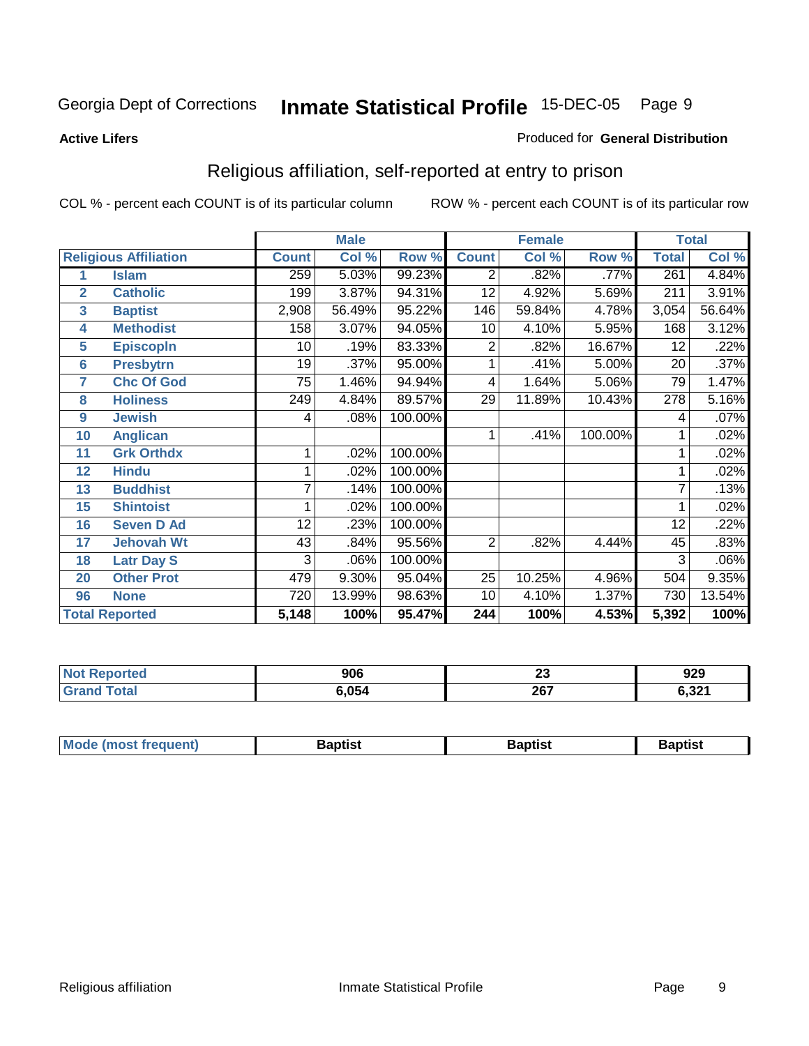Georgia Dept of Corrections **Inmate Statistical Profile** 15-DEC-05

**Active Lifers**

Produced for **General Distribution**

## Religious affiliation, self-reported at entry to prison

COL % - percent each COUNT is of its particular column ROW % - percent each COUNT is of its particular row

| Religious Affiliation | | Male | | | Female | | | Total | |
|---|---|---|---|---|---|---|---|---|---|
| | | Count | Col % | Row % | Count | Col % | Row % | Total | Col % |
| 1 | Islam | 259 | 5.03% | 99.23% | 2 | .82% | .77% | 261 | 4.84% |
| 2 | Catholic | 199 | 3.87% | 94.31% | 12 | 4.92% | 5.69% | 211 | 3.91% |
| 3 | Baptist | 2,908 | 56.49% | 95.22% | 146 | 59.84% | 4.78% | 3,054 | 56.64% |
| 4 | Methodist | 158 | 3.07% | 94.05% | 10 | 4.10% | 5.95% | 168 | 3.12% |
| 5 | Episcopln | 10 | .19% | 83.33% | 2 | .82% | 16.67% | 12 | .22% |
| 6 | Presbytrn | 19 | .37% | 95.00% | 1 | .41% | 5.00% | 20 | .37% |
| 7 | Chc Of God | 75 | 1.46% | 94.94% | 4 | 1.64% | 5.06% | 79 | 1.47% |
| 8 | Holiness | 249 | 4.84% | 89.57% | 29 | 11.89% | 10.43% | 278 | 5.16% |
| 9 | Jewish | 4 | .08% | 100.00% | | | | 4 | .07% |
| 10 | Anglican | | | | 1 | .41% | 100.00% | 1 | .02% |
| 11 | Grk Orthdx | 1 | .02% | 100.00% | | | | 1 | .02% |
| 12 | Hindu | 1 | .02% | 100.00% | | | | 1 | .02% |
| 13 | Buddhist | 7 | .14% | 100.00% | | | | 7 | .13% |
| 15 | Shintoist | 1 | .02% | 100.00% | | | | 1 | .02% |
| 16 | Seven D Ad | 12 | .23% | 100.00% | | | | 12 | .22% |
| 17 | Jehovah Wt | 43 | .84% | 95.56% | 2 | .82% | 4.44% | 45 | .83% |
| 18 | Latr Day S | 3 | .06% | 100.00% | | | | 3 | .06% |
| 20 | Other Prot | 479 | 9.30% | 95.04% | 25 | 10.25% | 4.96% | 504 | 9.35% |
| 96 | None | 720 | 13.99% | 98.63% | 10 | 4.10% | 1.37% | 730 | 13.54% |
| **Total Reported** | | **5,148** | **100%** | **95.47%** | **244** | **100%** | **4.53%** | **5,392** | **100%** |

| | Male | Female | Total |
|---|---|---|---|
| Not Reported | 906 | 23 | 929 |
| Grand Total | 6,054 | 267 | 6,321 |

| | Male | Female | Total |
|---|---|---|---|
| Mode (most frequent) | Baptist | Baptist | Baptist |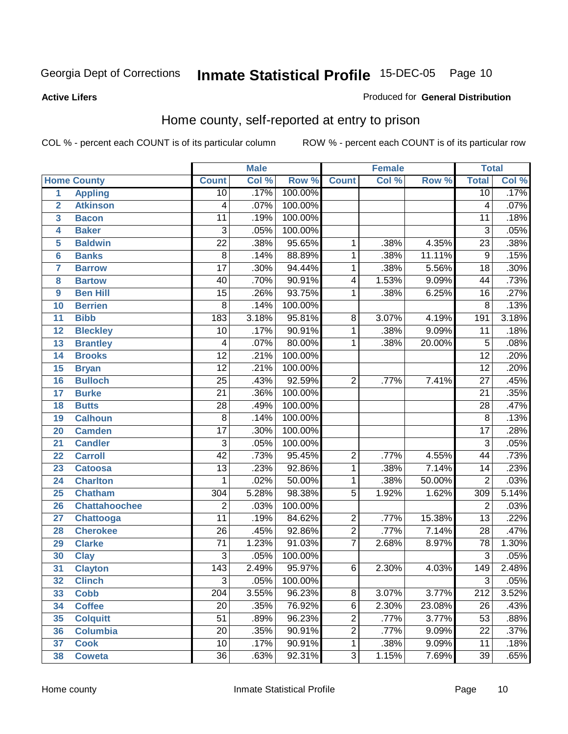Georgia Dept of Corrections **Inmate Statistical Profile** 15-DEC-05

**Active Lifers**

Produced for **General Distribution**

## Home county, self-reported at entry to prison

COL % - percent each COUNT is of its particular column  ROW % - percent each COUNT is of its particular row

| | Home County | Male | | | Female | | | Total | |
|---|---|---|---|---|---|---|---|---|---|
| | | Count | Col % | Row % | Count | Col % | Row % | Total | Col % |
| 1 | Appling | 10 | .17% | 100.00% | | | | 10 | .17% |
| 2 | Atkinson | 4 | .07% | 100.00% | | | | 4 | .07% |
| 3 | Bacon | 11 | .19% | 100.00% | | | | 11 | .18% |
| 4 | Baker | 3 | .05% | 100.00% | | | | 3 | .05% |
| 5 | Baldwin | 22 | .38% | 95.65% | 1 | .38% | 4.35% | 23 | .38% |
| 6 | Banks | 8 | .14% | 88.89% | 1 | .38% | 11.11% | 9 | .15% |
| 7 | Barrow | 17 | .30% | 94.44% | 1 | .38% | 5.56% | 18 | .30% |
| 8 | Bartow | 40 | .70% | 90.91% | 4 | 1.53% | 9.09% | 44 | .73% |
| 9 | Ben Hill | 15 | .26% | 93.75% | 1 | .38% | 6.25% | 16 | .27% |
| 10 | Berrien | 8 | .14% | 100.00% | | | | 8 | .13% |
| 11 | Bibb | 183 | 3.18% | 95.81% | 8 | 3.07% | 4.19% | 191 | 3.18% |
| 12 | Bleckley | 10 | .17% | 90.91% | 1 | .38% | 9.09% | 11 | .18% |
| 13 | Brantley | 4 | .07% | 80.00% | 1 | .38% | 20.00% | 5 | .08% |
| 14 | Brooks | 12 | .21% | 100.00% | | | | 12 | .20% |
| 15 | Bryan | 12 | .21% | 100.00% | | | | 12 | .20% |
| 16 | Bulloch | 25 | .43% | 92.59% | 2 | .77% | 7.41% | 27 | .45% |
| 17 | Burke | 21 | .36% | 100.00% | | | | 21 | .35% |
| 18 | Butts | 28 | .49% | 100.00% | | | | 28 | .47% |
| 19 | Calhoun | 8 | .14% | 100.00% | | | | 8 | .13% |
| 20 | Camden | 17 | .30% | 100.00% | | | | 17 | .28% |
| 21 | Candler | 3 | .05% | 100.00% | | | | 3 | .05% |
| 22 | Carroll | 42 | .73% | 95.45% | 2 | .77% | 4.55% | 44 | .73% |
| 23 | Catoosa | 13 | .23% | 92.86% | 1 | .38% | 7.14% | 14 | .23% |
| 24 | Charlton | 1 | .02% | 50.00% | 1 | .38% | 50.00% | 2 | .03% |
| 25 | Chatham | 304 | 5.28% | 98.38% | 5 | 1.92% | 1.62% | 309 | 5.14% |
| 26 | Chattahoochee | 2 | .03% | 100.00% | | | | 2 | .03% |
| 27 | Chattooga | 11 | .19% | 84.62% | 2 | .77% | 15.38% | 13 | .22% |
| 28 | Cherokee | 26 | .45% | 92.86% | 2 | .77% | 7.14% | 28 | .47% |
| 29 | Clarke | 71 | 1.23% | 91.03% | 7 | 2.68% | 8.97% | 78 | 1.30% |
| 30 | Clay | 3 | .05% | 100.00% | | | | 3 | .05% |
| 31 | Clayton | 143 | 2.49% | 95.97% | 6 | 2.30% | 4.03% | 149 | 2.48% |
| 32 | Clinch | 3 | .05% | 100.00% | | | | 3 | .05% |
| 33 | Cobb | 204 | 3.55% | 96.23% | 8 | 3.07% | 3.77% | 212 | 3.52% |
| 34 | Coffee | 20 | .35% | 76.92% | 6 | 2.30% | 23.08% | 26 | .43% |
| 35 | Colquitt | 51 | .89% | 96.23% | 2 | .77% | 3.77% | 53 | .88% |
| 36 | Columbia | 20 | .35% | 90.91% | 2 | .77% | 9.09% | 22 | .37% |
| 37 | Cook | 10 | .17% | 90.91% | 1 | .38% | 9.09% | 11 | .18% |
| 38 | Coweta | 36 | .63% | 92.31% | 3 | 1.15% | 7.69% | 39 | .65% |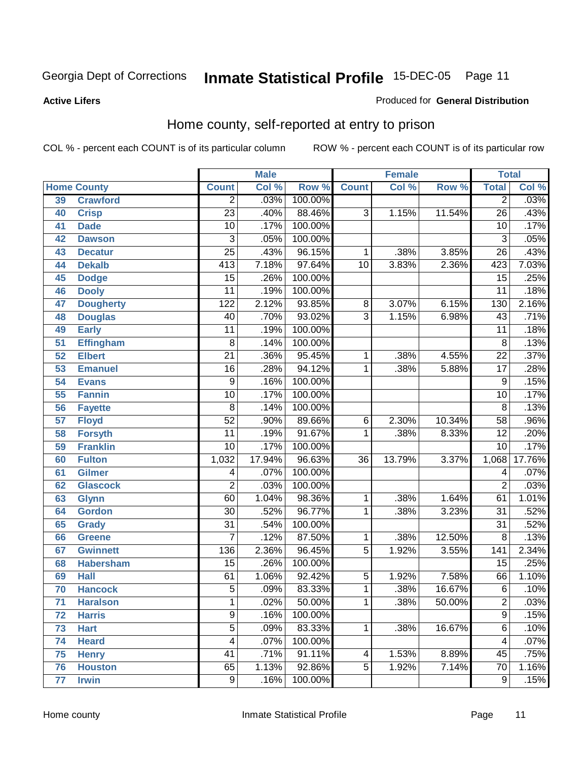Georgia Dept of Corrections **Inmate Statistical Profile** 15-DEC-05

**Active Lifers**

Produced for **General Distribution**

## Home county, self-reported at entry to prison

COL % - percent each COUNT is of its particular column    ROW % - percent each COUNT is of its particular row

| Home County | | Male | | | Female | | | Total | |
|---|---|---|---|---|---|---|---|---|---|
| | | Count | Col % | Row % | Count | Col % | Row % | Total | Col % |
| 39 | Crawford | 2 | .03% | 100.00% | | | | 2 | .03% |
| 40 | Crisp | 23 | .40% | 88.46% | 3 | 1.15% | 11.54% | 26 | .43% |
| 41 | Dade | 10 | .17% | 100.00% | | | | 10 | .17% |
| 42 | Dawson | 3 | .05% | 100.00% | | | | 3 | .05% |
| 43 | Decatur | 25 | .43% | 96.15% | 1 | .38% | 3.85% | 26 | .43% |
| 44 | Dekalb | 413 | 7.18% | 97.64% | 10 | 3.83% | 2.36% | 423 | 7.03% |
| 45 | Dodge | 15 | .26% | 100.00% | | | | 15 | .25% |
| 46 | Dooly | 11 | .19% | 100.00% | | | | 11 | .18% |
| 47 | Dougherty | 122 | 2.12% | 93.85% | 8 | 3.07% | 6.15% | 130 | 2.16% |
| 48 | Douglas | 40 | .70% | 93.02% | 3 | 1.15% | 6.98% | 43 | .71% |
| 49 | Early | 11 | .19% | 100.00% | | | | 11 | .18% |
| 51 | Effingham | 8 | .14% | 100.00% | | | | 8 | .13% |
| 52 | Elbert | 21 | .36% | 95.45% | 1 | .38% | 4.55% | 22 | .37% |
| 53 | Emanuel | 16 | .28% | 94.12% | 1 | .38% | 5.88% | 17 | .28% |
| 54 | Evans | 9 | .16% | 100.00% | | | | 9 | .15% |
| 55 | Fannin | 10 | .17% | 100.00% | | | | 10 | .17% |
| 56 | Fayette | 8 | .14% | 100.00% | | | | 8 | .13% |
| 57 | Floyd | 52 | .90% | 89.66% | 6 | 2.30% | 10.34% | 58 | .96% |
| 58 | Forsyth | 11 | .19% | 91.67% | 1 | .38% | 8.33% | 12 | .20% |
| 59 | Franklin | 10 | .17% | 100.00% | | | | 10 | .17% |
| 60 | Fulton | 1,032 | 17.94% | 96.63% | 36 | 13.79% | 3.37% | 1,068 | 17.76% |
| 61 | Gilmer | 4 | .07% | 100.00% | | | | 4 | .07% |
| 62 | Glascock | 2 | .03% | 100.00% | | | | 2 | .03% |
| 63 | Glynn | 60 | 1.04% | 98.36% | 1 | .38% | 1.64% | 61 | 1.01% |
| 64 | Gordon | 30 | .52% | 96.77% | 1 | .38% | 3.23% | 31 | .52% |
| 65 | Grady | 31 | .54% | 100.00% | | | | 31 | .52% |
| 66 | Greene | 7 | .12% | 87.50% | 1 | .38% | 12.50% | 8 | .13% |
| 67 | Gwinnett | 136 | 2.36% | 96.45% | 5 | 1.92% | 3.55% | 141 | 2.34% |
| 68 | Habersham | 15 | .26% | 100.00% | | | | 15 | .25% |
| 69 | Hall | 61 | 1.06% | 92.42% | 5 | 1.92% | 7.58% | 66 | 1.10% |
| 70 | Hancock | 5 | .09% | 83.33% | 1 | .38% | 16.67% | 6 | .10% |
| 71 | Haralson | 1 | .02% | 50.00% | 1 | .38% | 50.00% | 2 | .03% |
| 72 | Harris | 9 | .16% | 100.00% | | | | 9 | .15% |
| 73 | Hart | 5 | .09% | 83.33% | 1 | .38% | 16.67% | 6 | .10% |
| 74 | Heard | 4 | .07% | 100.00% | | | | 4 | .07% |
| 75 | Henry | 41 | .71% | 91.11% | 4 | 1.53% | 8.89% | 45 | .75% |
| 76 | Houston | 65 | 1.13% | 92.86% | 5 | 1.92% | 7.14% | 70 | 1.16% |
| 77 | Irwin | 9 | .16% | 100.00% | | | | 9 | .15% |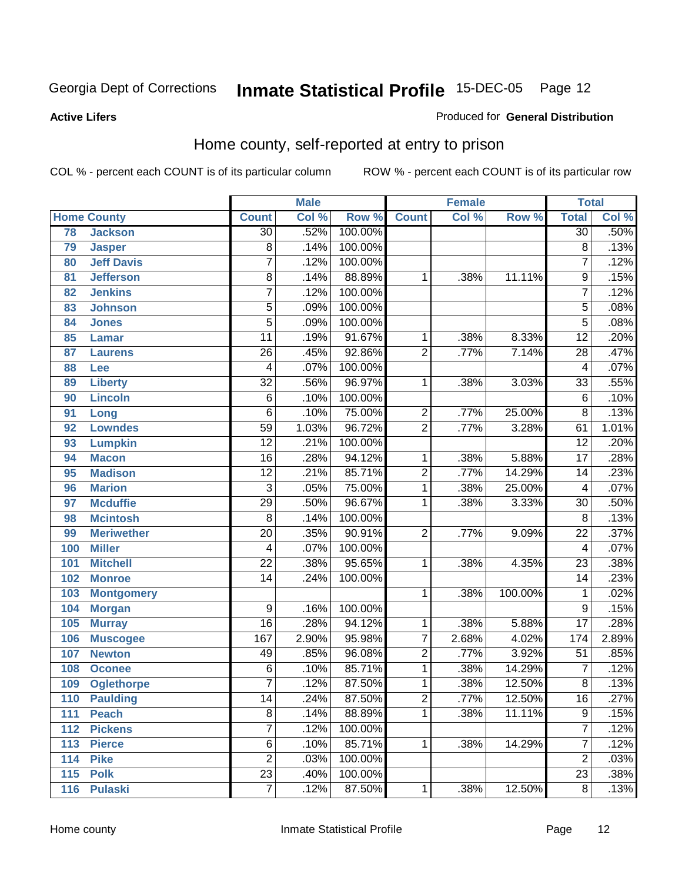Georgia Dept of Corrections **Inmate Statistical Profile** 15-DEC-05 Page 12

**Active Lifers**

Produced for **General Distribution**

## Home county, self-reported at entry to prison

COL % - percent each COUNT is of its particular column     ROW % - percent each COUNT is of its particular row

| | | Male | | | Female | | | Total | |
|---|---|---|---|---|---|---|---|---|---|
| Home County | | Count | Col % | Row % | Count | Col % | Row % | Total | Col % |
| 78 | Jackson | 30 | .52% | 100.00% | | | | 30 | .50% |
| 79 | Jasper | 8 | .14% | 100.00% | | | | 8 | .13% |
| 80 | Jeff Davis | 7 | .12% | 100.00% | | | | 7 | .12% |
| 81 | Jefferson | 8 | .14% | 88.89% | 1 | .38% | 11.11% | 9 | .15% |
| 82 | Jenkins | 7 | .12% | 100.00% | | | | 7 | .12% |
| 83 | Johnson | 5 | .09% | 100.00% | | | | 5 | .08% |
| 84 | Jones | 5 | .09% | 100.00% | | | | 5 | .08% |
| 85 | Lamar | 11 | .19% | 91.67% | 1 | .38% | 8.33% | 12 | .20% |
| 87 | Laurens | 26 | .45% | 92.86% | 2 | .77% | 7.14% | 28 | .47% |
| 88 | Lee | 4 | .07% | 100.00% | | | | 4 | .07% |
| 89 | Liberty | 32 | .56% | 96.97% | 1 | .38% | 3.03% | 33 | .55% |
| 90 | Lincoln | 6 | .10% | 100.00% | | | | 6 | .10% |
| 91 | Long | 6 | .10% | 75.00% | 2 | .77% | 25.00% | 8 | .13% |
| 92 | Lowndes | 59 | 1.03% | 96.72% | 2 | .77% | 3.28% | 61 | 1.01% |
| 93 | Lumpkin | 12 | .21% | 100.00% | | | | 12 | .20% |
| 94 | Macon | 16 | .28% | 94.12% | 1 | .38% | 5.88% | 17 | .28% |
| 95 | Madison | 12 | .21% | 85.71% | 2 | .77% | 14.29% | 14 | .23% |
| 96 | Marion | 3 | .05% | 75.00% | 1 | .38% | 25.00% | 4 | .07% |
| 97 | Mcduffie | 29 | .50% | 96.67% | 1 | .38% | 3.33% | 30 | .50% |
| 98 | Mcintosh | 8 | .14% | 100.00% | | | | 8 | .13% |
| 99 | Meriwether | 20 | .35% | 90.91% | 2 | .77% | 9.09% | 22 | .37% |
| 100 | Miller | 4 | .07% | 100.00% | | | | 4 | .07% |
| 101 | Mitchell | 22 | .38% | 95.65% | 1 | .38% | 4.35% | 23 | .38% |
| 102 | Monroe | 14 | .24% | 100.00% | | | | 14 | .23% |
| 103 | Montgomery | | | | 1 | .38% | 100.00% | 1 | .02% |
| 104 | Morgan | 9 | .16% | 100.00% | | | | 9 | .15% |
| 105 | Murray | 16 | .28% | 94.12% | 1 | .38% | 5.88% | 17 | .28% |
| 106 | Muscogee | 167 | 2.90% | 95.98% | 7 | 2.68% | 4.02% | 174 | 2.89% |
| 107 | Newton | 49 | .85% | 96.08% | 2 | .77% | 3.92% | 51 | .85% |
| 108 | Oconee | 6 | .10% | 85.71% | 1 | .38% | 14.29% | 7 | .12% |
| 109 | Oglethorpe | 7 | .12% | 87.50% | 1 | .38% | 12.50% | 8 | .13% |
| 110 | Paulding | 14 | .24% | 87.50% | 2 | .77% | 12.50% | 16 | .27% |
| 111 | Peach | 8 | .14% | 88.89% | 1 | .38% | 11.11% | 9 | .15% |
| 112 | Pickens | 7 | .12% | 100.00% | | | | 7 | .12% |
| 113 | Pierce | 6 | .10% | 85.71% | 1 | .38% | 14.29% | 7 | .12% |
| 114 | Pike | 2 | .03% | 100.00% | | | | 2 | .03% |
| 115 | Polk | 23 | .40% | 100.00% | | | | 23 | .38% |
| 116 | Pulaski | 7 | .12% | 87.50% | 1 | .38% | 12.50% | 8 | .13% |

Home county     Inmate Statistical Profile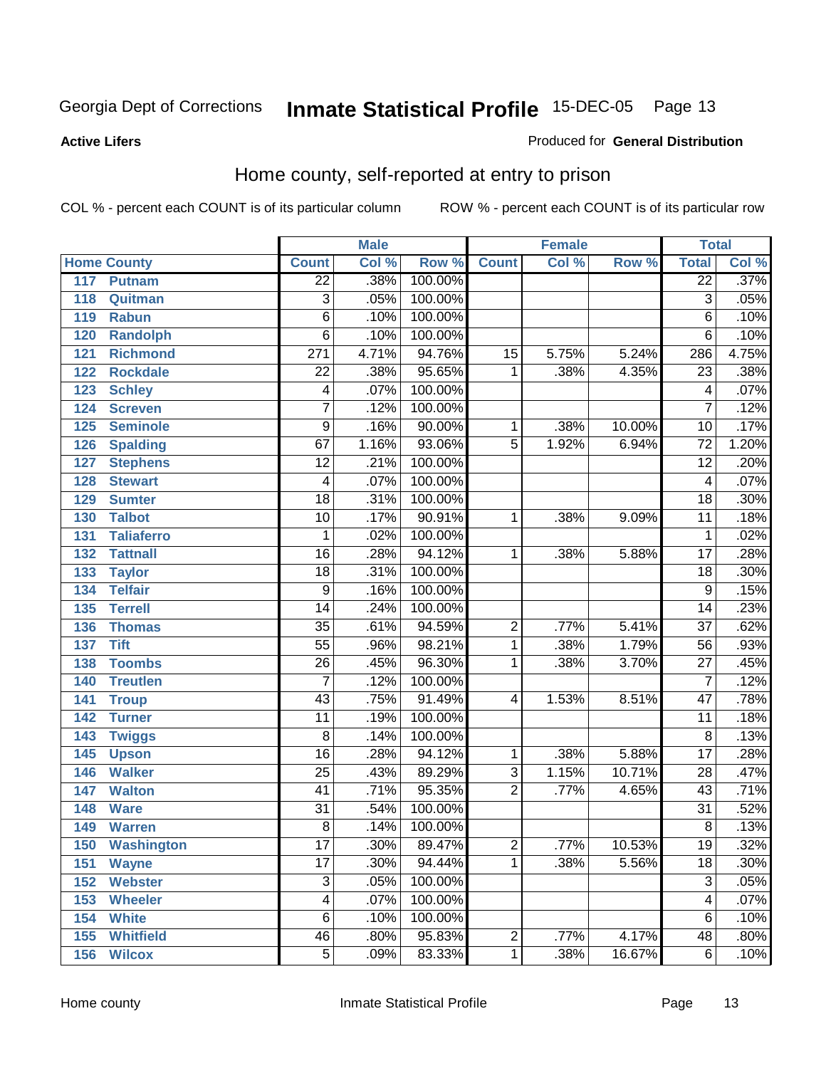Georgia Dept of Corrections **Inmate Statistical Profile** 15-DEC-05

**Active Lifers**

Produced for **General Distribution**

## Home county, self-reported at entry to prison

COL % - percent each COUNT is of its particular column ROW % - percent each COUNT is of its particular row

| Home County | | Male | | | Female | | | Total | |
|---|---|---|---|---|---|---|---|---|---|
| | | Count | Col % | Row % | Count | Col % | Row % | Total | Col % |
| 117 | Putnam | 22 | .38% | 100.00% | | | | 22 | .37% |
| 118 | Quitman | 3 | .05% | 100.00% | | | | 3 | .05% |
| 119 | Rabun | 6 | .10% | 100.00% | | | | 6 | .10% |
| 120 | Randolph | 6 | .10% | 100.00% | | | | 6 | .10% |
| 121 | Richmond | 271 | 4.71% | 94.76% | 15 | 5.75% | 5.24% | 286 | 4.75% |
| 122 | Rockdale | 22 | .38% | 95.65% | 1 | .38% | 4.35% | 23 | .38% |
| 123 | Schley | 4 | .07% | 100.00% | | | | 4 | .07% |
| 124 | Screven | 7 | .12% | 100.00% | | | | 7 | .12% |
| 125 | Seminole | 9 | .16% | 90.00% | 1 | .38% | 10.00% | 10 | .17% |
| 126 | Spalding | 67 | 1.16% | 93.06% | 5 | 1.92% | 6.94% | 72 | 1.20% |
| 127 | Stephens | 12 | .21% | 100.00% | | | | 12 | .20% |
| 128 | Stewart | 4 | .07% | 100.00% | | | | 4 | .07% |
| 129 | Sumter | 18 | .31% | 100.00% | | | | 18 | .30% |
| 130 | Talbot | 10 | .17% | 90.91% | 1 | .38% | 9.09% | 11 | .18% |
| 131 | Taliaferro | 1 | .02% | 100.00% | | | | 1 | .02% |
| 132 | Tattnall | 16 | .28% | 94.12% | 1 | .38% | 5.88% | 17 | .28% |
| 133 | Taylor | 18 | .31% | 100.00% | | | | 18 | .30% |
| 134 | Telfair | 9 | .16% | 100.00% | | | | 9 | .15% |
| 135 | Terrell | 14 | .24% | 100.00% | | | | 14 | .23% |
| 136 | Thomas | 35 | .61% | 94.59% | 2 | .77% | 5.41% | 37 | .62% |
| 137 | Tift | 55 | .96% | 98.21% | 1 | .38% | 1.79% | 56 | .93% |
| 138 | Toombs | 26 | .45% | 96.30% | 1 | .38% | 3.70% | 27 | .45% |
| 140 | Treutlen | 7 | .12% | 100.00% | | | | 7 | .12% |
| 141 | Troup | 43 | .75% | 91.49% | 4 | 1.53% | 8.51% | 47 | .78% |
| 142 | Turner | 11 | .19% | 100.00% | | | | 11 | .18% |
| 143 | Twiggs | 8 | .14% | 100.00% | | | | 8 | .13% |
| 145 | Upson | 16 | .28% | 94.12% | 1 | .38% | 5.88% | 17 | .28% |
| 146 | Walker | 25 | .43% | 89.29% | 3 | 1.15% | 10.71% | 28 | .47% |
| 147 | Walton | 41 | .71% | 95.35% | 2 | .77% | 4.65% | 43 | .71% |
| 148 | Ware | 31 | .54% | 100.00% | | | | 31 | .52% |
| 149 | Warren | 8 | .14% | 100.00% | | | | 8 | .13% |
| 150 | Washington | 17 | .30% | 89.47% | 2 | .77% | 10.53% | 19 | .32% |
| 151 | Wayne | 17 | .30% | 94.44% | 1 | .38% | 5.56% | 18 | .30% |
| 152 | Webster | 3 | .05% | 100.00% | | | | 3 | .05% |
| 153 | Wheeler | 4 | .07% | 100.00% | | | | 4 | .07% |
| 154 | White | 6 | .10% | 100.00% | | | | 6 | .10% |
| 155 | Whitfield | 46 | .80% | 95.83% | 2 | .77% | 4.17% | 48 | .80% |
| 156 | Wilcox | 5 | .09% | 83.33% | 1 | .38% | 16.67% | 6 | .10% |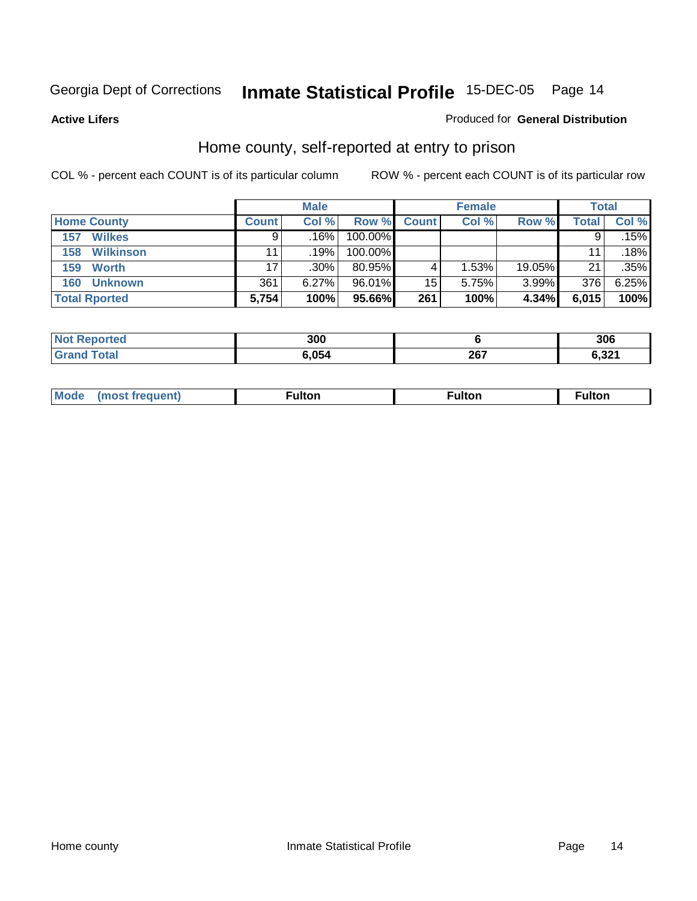Georgia Dept of Corrections **Inmate Statistical Profile** 15-DEC-05

**Active Lifers**

Produced for **General Distribution**

## Home county, self-reported at entry to prison

COL % - percent each COUNT is of its particular column    ROW % - percent each COUNT is of its particular row

| | Male | | | Female | | | Total | |
|---|---|---|---|---|---|---|---|---|
| **Home County** | **Count** | **Col %** | **Row %** | **Count** | **Col %** | **Row %** | **Total** | **Col %** |
| **157 Wilkes** | 9 | .16% | 100.00% | | | | 9 | .15% |
| **158 Wilkinson** | 11 | .19% | 100.00% | | | | 11 | .18% |
| **159 Worth** | 17 | .30% | 80.95% | 4 | 1.53% | 19.05% | 21 | .35% |
| **160 Unknown** | 361 | 6.27% | 96.01% | 15 | 5.75% | 3.99% | 376 | 6.25% |
| **Total Rported** | **5,754** | **100%** | **95.66%** | **261** | **100%** | **4.34%** | **6,015** | **100%** |

| | Male | Female | Total |
|---|---|---|---|
| **Not Reported** | **300** | **6** | **306** |
| **Grand Total** | **6,054** | **267** | **6,321** |

| | Male | Female | Total |
|---|---|---|---|
| **Mode (most frequent)** | **Fulton** | **Fulton** | **Fulton** |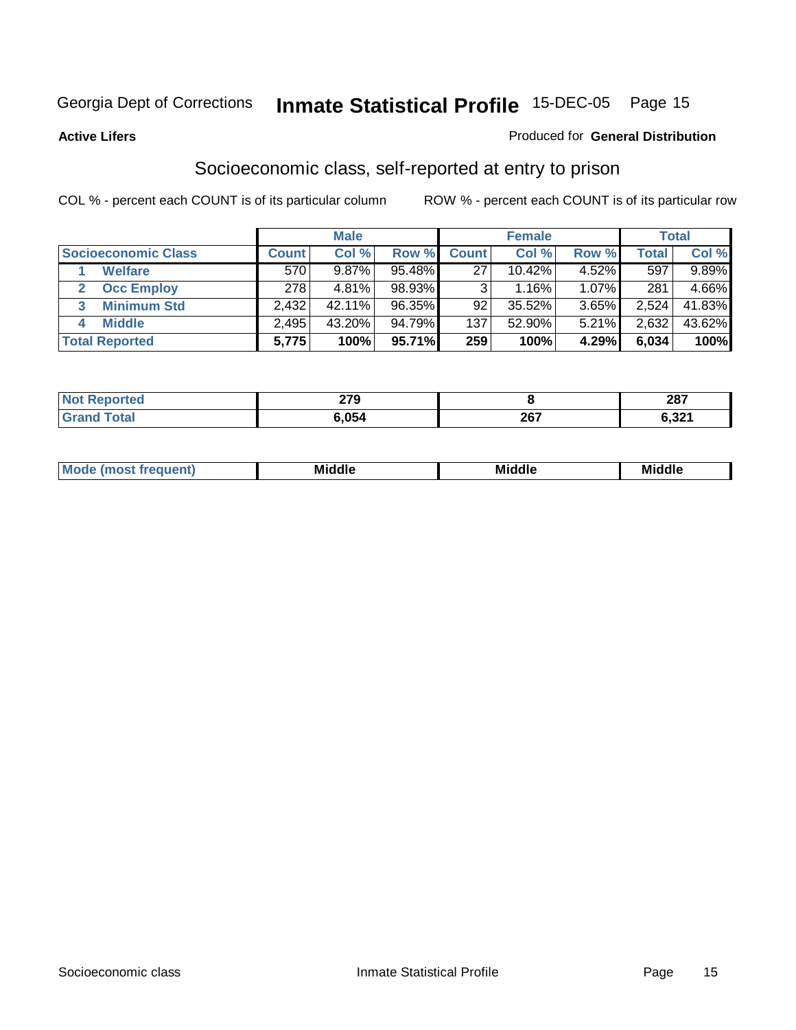Georgia Dept of Corrections **Inmate Statistical Profile** 15-DEC-05

**Active Lifers** Produced for **General Distribution**

## Socioeconomic class, self-reported at entry to prison

COL % - percent each COUNT is of its particular column ROW % - percent each COUNT is of its particular row

| | Male | | | Female | | | Total | |
|---|---|---|---|---|---|---|---|---|
| Socioeconomic Class | Count | Col % | Row % | Count | Col % | Row % | Total | Col % |
| 1 Welfare | 570 | 9.87% | 95.48% | 27 | 10.42% | 4.52% | 597 | 9.89% |
| 2 Occ Employ | 278 | 4.81% | 98.93% | 3 | 1.16% | 1.07% | 281 | 4.66% |
| 3 Minimum Std | 2,432 | 42.11% | 96.35% | 92 | 35.52% | 3.65% | 2,524 | 41.83% |
| 4 Middle | 2,495 | 43.20% | 94.79% | 137 | 52.90% | 5.21% | 2,632 | 43.62% |
| **Total Reported** | **5,775** | **100%** | **95.71%** | **259** | **100%** | **4.29%** | **6,034** | **100%** |

| | Male | Female | Total |
|---|---|---|---|
| Not Reported | 279 | 8 | 287 |
| Grand Total | 6,054 | 267 | 6,321 |

| | Male | Female | Total |
|---|---|---|---|
| Mode (most frequent) | Middle | Middle | Middle |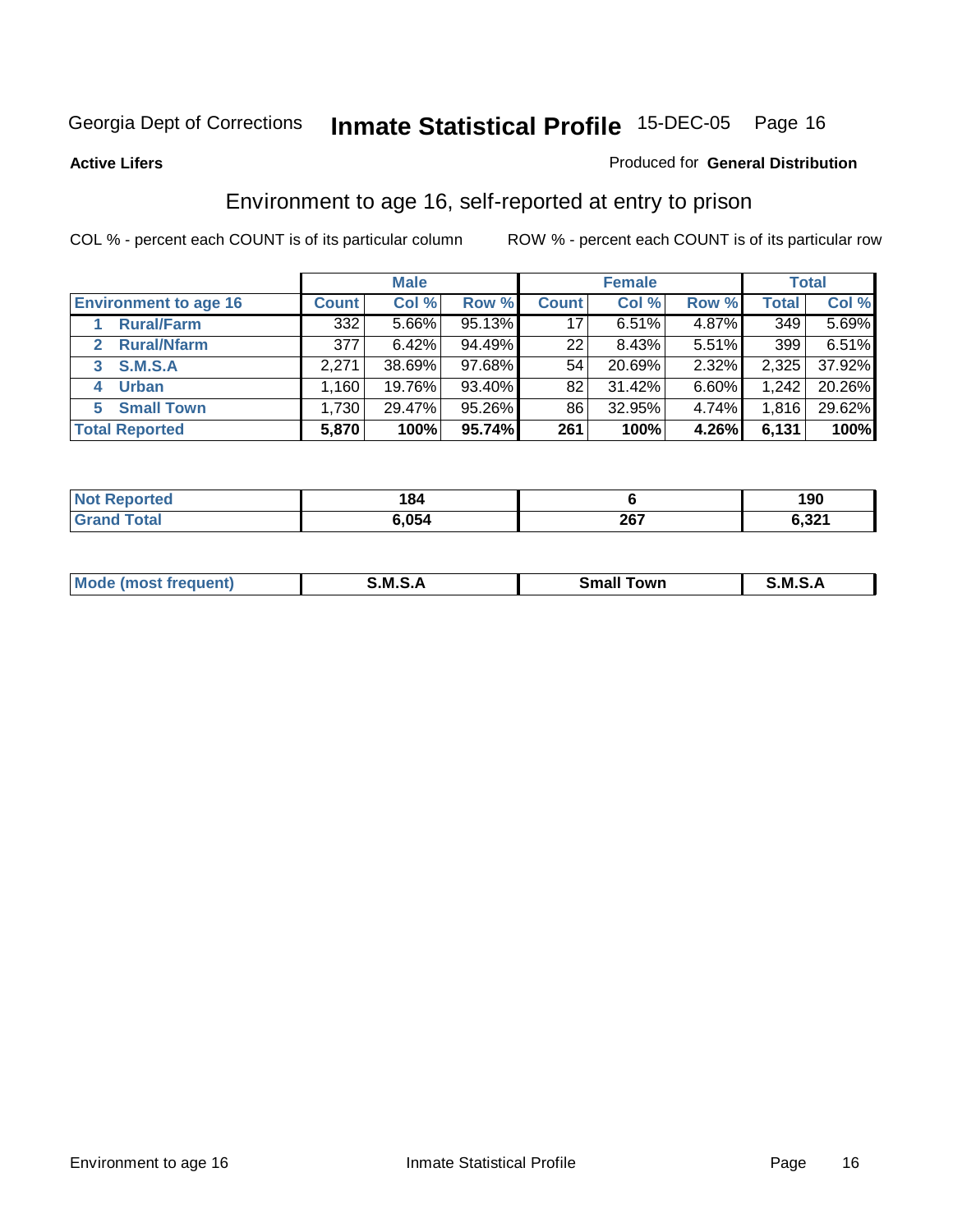Georgia Dept of Corrections **Inmate Statistical Profile** 15-DEC-05

**Active Lifers**

Produced for **General Distribution**

## Environment to age 16, self-reported at entry to prison

COL % - percent each COUNT is of its particular column    ROW % - percent each COUNT is of its particular row

| | Male | | | Female | | | Total | |
|---|---|---|---|---|---|---|---|---|
| **Environment to age 16** | **Count** | **Col %** | **Row %** | **Count** | **Col %** | **Row %** | **Total** | **Col %** |
| 1 **Rural/Farm** | 332 | 5.66% | 95.13% | 17 | 6.51% | 4.87% | 349 | 5.69% |
| 2 **Rural/Nfarm** | 377 | 6.42% | 94.49% | 22 | 8.43% | 5.51% | 399 | 6.51% |
| 3 **S.M.S.A** | 2,271 | 38.69% | 97.68% | 54 | 20.69% | 2.32% | 2,325 | 37.92% |
| 4 **Urban** | 1,160 | 19.76% | 93.40% | 82 | 31.42% | 6.60% | 1,242 | 20.26% |
| 5 **Small Town** | 1,730 | 29.47% | 95.26% | 86 | 32.95% | 4.74% | 1,816 | 29.62% |
| **Total Reported** | **5,870** | **100%** | **95.74%** | **261** | **100%** | **4.26%** | **6,131** | **100%** |

| | Male | Female | Total |
|---|---|---|---|
| **Not Reported** | **184** | **6** | **190** |
| **Grand Total** | **6,054** | **267** | **6,321** |

| | Male | Female | Total |
|---|---|---|---|
| **Mode (most frequent)** | **S.M.S.A** | **Small Town** | **S.M.S.A** |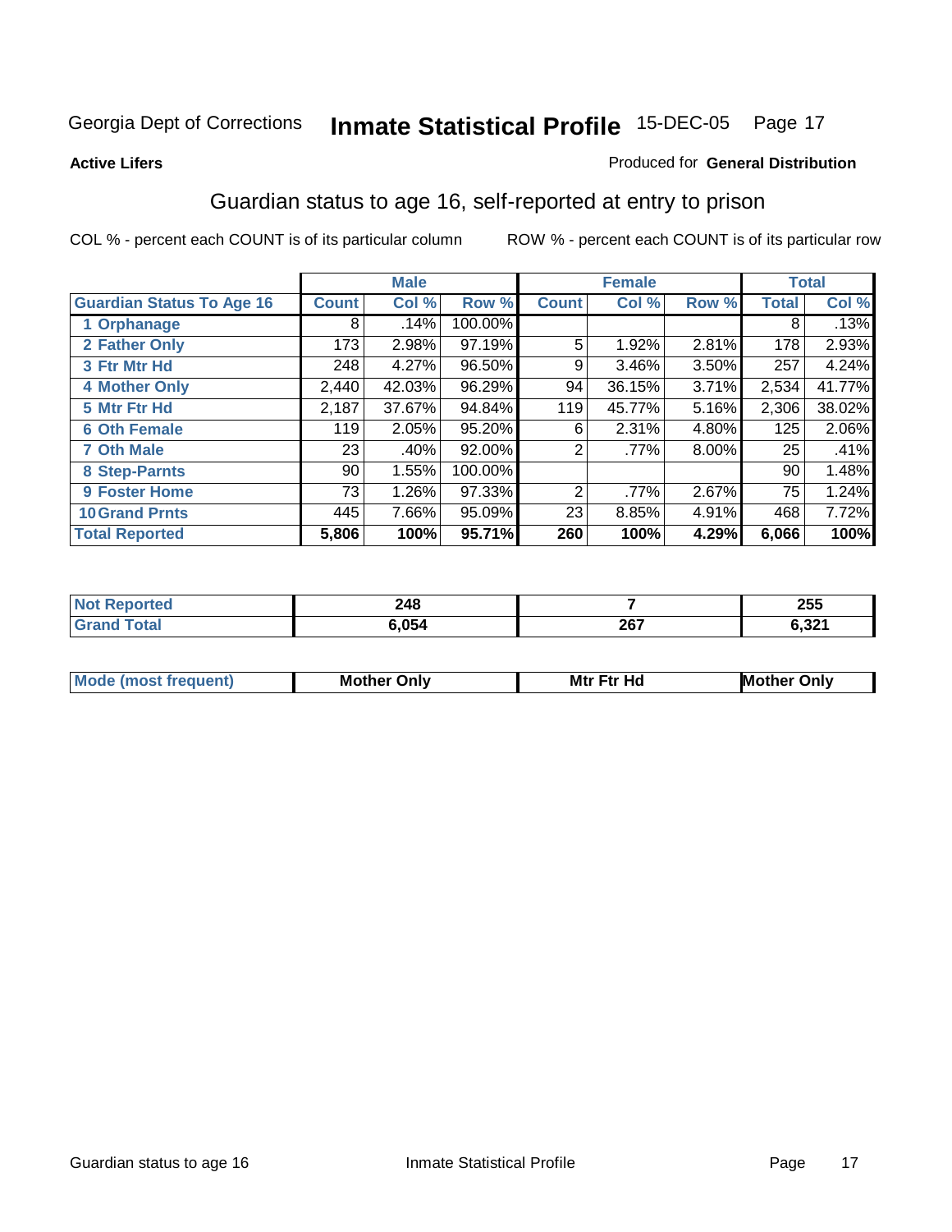Georgia Dept of Corrections **Inmate Statistical Profile** 15-DEC-05

**Active Lifers**

Produced for **General Distribution**

## Guardian status to age 16, self-reported at entry to prison

COL % - percent each COUNT is of its particular column

ROW % - percent each COUNT is of its particular row

| | Male | | | Female | | | Total | |
|---|---|---|---|---|---|---|---|---|
| **Guardian Status To Age 16** | **Count** | **Col %** | **Row %** | **Count** | **Col %** | **Row %** | **Total** | **Col %** |
| **1 Orphanage** | 8 | .14% | 100.00% | | | | 8 | .13% |
| **2 Father Only** | 173 | 2.98% | 97.19% | 5 | 1.92% | 2.81% | 178 | 2.93% |
| **3 Ftr Mtr Hd** | 248 | 4.27% | 96.50% | 9 | 3.46% | 3.50% | 257 | 4.24% |
| **4 Mother Only** | 2,440 | 42.03% | 96.29% | 94 | 36.15% | 3.71% | 2,534 | 41.77% |
| **5 Mtr Ftr Hd** | 2,187 | 37.67% | 94.84% | 119 | 45.77% | 5.16% | 2,306 | 38.02% |
| **6 Oth Female** | 119 | 2.05% | 95.20% | 6 | 2.31% | 4.80% | 125 | 2.06% |
| **7 Oth Male** | 23 | .40% | 92.00% | 2 | .77% | 8.00% | 25 | .41% |
| **8 Step-Parnts** | 90 | 1.55% | 100.00% | | | | 90 | 1.48% |
| **9 Foster Home** | 73 | 1.26% | 97.33% | 2 | .77% | 2.67% | 75 | 1.24% |
| **10 Grand Prnts** | 445 | 7.66% | 95.09% | 23 | 8.85% | 4.91% | 468 | 7.72% |
| **Total Reported** | **5,806** | **100%** | **95.71%** | **260** | **100%** | **4.29%** | **6,066** | **100%** |

| | Male | Female | Total |
|---|---|---|---|
| **Not Reported** | **248** | **7** | **255** |
| **Grand Total** | **6,054** | **267** | **6,321** |

| | Male | Female | Total |
|---|---|---|---|
| **Mode (most frequent)** | **Mother Only** | **Mtr Ftr Hd** | **Mother Only** |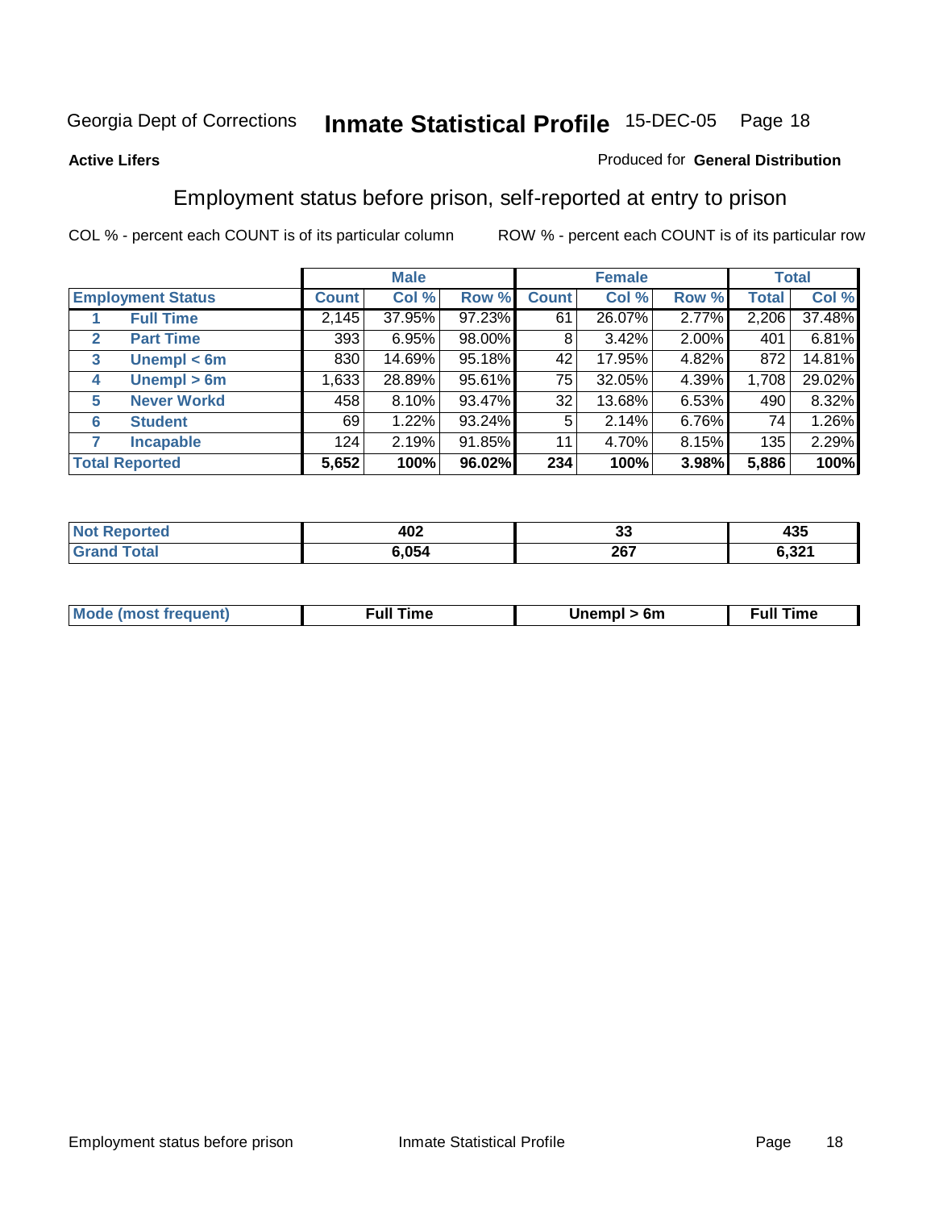Georgia Dept of Corrections **Inmate Statistical Profile** 15-DEC-05

**Active Lifers**

Produced for **General Distribution**

## Employment status before prison, self-reported at entry to prison

COL % - percent each COUNT is of its particular column ROW % - percent each COUNT is of its particular row

| | | Male | | | Female | | | Total | |
|---|---|---|---|---|---|---|---|---|---|
| **Employment Status** | | **Count** | **Col %** | **Row %** | **Count** | **Col %** | **Row %** | **Total** | **Col %** |
| 1 | **Full Time** | 2,145 | 37.95% | 97.23% | 61 | 26.07% | 2.77% | 2,206 | 37.48% |
| 2 | **Part Time** | 393 | 6.95% | 98.00% | 8 | 3.42% | 2.00% | 401 | 6.81% |
| 3 | **Unempl < 6m** | 830 | 14.69% | 95.18% | 42 | 17.95% | 4.82% | 872 | 14.81% |
| 4 | **Unempl > 6m** | 1,633 | 28.89% | 95.61% | 75 | 32.05% | 4.39% | 1,708 | 29.02% |
| 5 | **Never Workd** | 458 | 8.10% | 93.47% | 32 | 13.68% | 6.53% | 490 | 8.32% |
| 6 | **Student** | 69 | 1.22% | 93.24% | 5 | 2.14% | 6.76% | 74 | 1.26% |
| 7 | **Incapable** | 124 | 2.19% | 91.85% | 11 | 4.70% | 8.15% | 135 | 2.29% |
| **Total Reported** | | **5,652** | **100%** | **96.02%** | **234** | **100%** | **3.98%** | **5,886** | **100%** |

| | Male | Female | Total |
|---|---|---|---|
| **Not Reported** | **402** | **33** | **435** |
| **Grand Total** | **6,054** | **267** | **6,321** |

| | Male | Female | Total |
|---|---|---|---|
| **Mode (most frequent)** | **Full Time** | **Unempl > 6m** | **Full Time** |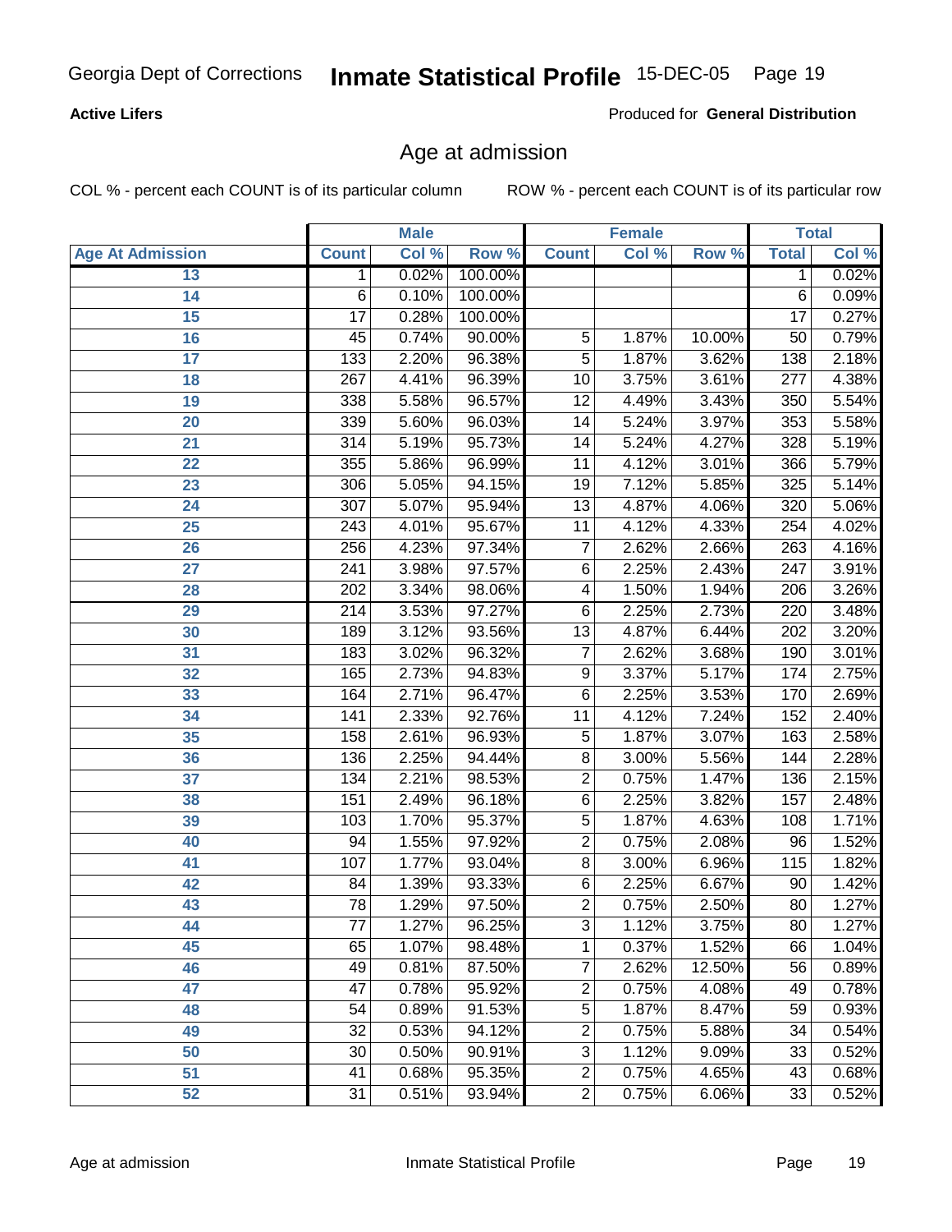Georgia Dept of Corrections **Inmate Statistical Profile** 15-DEC-05

**Active Lifers** Produced for **General Distribution**

## Age at admission

COL % - percent each COUNT is of its particular column ROW % - percent each COUNT is of its particular row

| | Male | | | Female | | | Total | |
|---|---|---|---|---|---|---|---|---|
| Age At Admission | Count | Col % | Row % | Count | Col % | Row % | Total | Col % |
| 13 | 1 | 0.02% | 100.00% | | | | 1 | 0.02% |
| 14 | 6 | 0.10% | 100.00% | | | | 6 | 0.09% |
| 15 | 17 | 0.28% | 100.00% | | | | 17 | 0.27% |
| 16 | 45 | 0.74% | 90.00% | 5 | 1.87% | 10.00% | 50 | 0.79% |
| 17 | 133 | 2.20% | 96.38% | 5 | 1.87% | 3.62% | 138 | 2.18% |
| 18 | 267 | 4.41% | 96.39% | 10 | 3.75% | 3.61% | 277 | 4.38% |
| 19 | 338 | 5.58% | 96.57% | 12 | 4.49% | 3.43% | 350 | 5.54% |
| 20 | 339 | 5.60% | 96.03% | 14 | 5.24% | 3.97% | 353 | 5.58% |
| 21 | 314 | 5.19% | 95.73% | 14 | 5.24% | 4.27% | 328 | 5.19% |
| 22 | 355 | 5.86% | 96.99% | 11 | 4.12% | 3.01% | 366 | 5.79% |
| 23 | 306 | 5.05% | 94.15% | 19 | 7.12% | 5.85% | 325 | 5.14% |
| 24 | 307 | 5.07% | 95.94% | 13 | 4.87% | 4.06% | 320 | 5.06% |
| 25 | 243 | 4.01% | 95.67% | 11 | 4.12% | 4.33% | 254 | 4.02% |
| 26 | 256 | 4.23% | 97.34% | 7 | 2.62% | 2.66% | 263 | 4.16% |
| 27 | 241 | 3.98% | 97.57% | 6 | 2.25% | 2.43% | 247 | 3.91% |
| 28 | 202 | 3.34% | 98.06% | 4 | 1.50% | 1.94% | 206 | 3.26% |
| 29 | 214 | 3.53% | 97.27% | 6 | 2.25% | 2.73% | 220 | 3.48% |
| 30 | 189 | 3.12% | 93.56% | 13 | 4.87% | 6.44% | 202 | 3.20% |
| 31 | 183 | 3.02% | 96.32% | 7 | 2.62% | 3.68% | 190 | 3.01% |
| 32 | 165 | 2.73% | 94.83% | 9 | 3.37% | 5.17% | 174 | 2.75% |
| 33 | 164 | 2.71% | 96.47% | 6 | 2.25% | 3.53% | 170 | 2.69% |
| 34 | 141 | 2.33% | 92.76% | 11 | 4.12% | 7.24% | 152 | 2.40% |
| 35 | 158 | 2.61% | 96.93% | 5 | 1.87% | 3.07% | 163 | 2.58% |
| 36 | 136 | 2.25% | 94.44% | 8 | 3.00% | 5.56% | 144 | 2.28% |
| 37 | 134 | 2.21% | 98.53% | 2 | 0.75% | 1.47% | 136 | 2.15% |
| 38 | 151 | 2.49% | 96.18% | 6 | 2.25% | 3.82% | 157 | 2.48% |
| 39 | 103 | 1.70% | 95.37% | 5 | 1.87% | 4.63% | 108 | 1.71% |
| 40 | 94 | 1.55% | 97.92% | 2 | 0.75% | 2.08% | 96 | 1.52% |
| 41 | 107 | 1.77% | 93.04% | 8 | 3.00% | 6.96% | 115 | 1.82% |
| 42 | 84 | 1.39% | 93.33% | 6 | 2.25% | 6.67% | 90 | 1.42% |
| 43 | 78 | 1.29% | 97.50% | 2 | 0.75% | 2.50% | 80 | 1.27% |
| 44 | 77 | 1.27% | 96.25% | 3 | 1.12% | 3.75% | 80 | 1.27% |
| 45 | 65 | 1.07% | 98.48% | 1 | 0.37% | 1.52% | 66 | 1.04% |
| 46 | 49 | 0.81% | 87.50% | 7 | 2.62% | 12.50% | 56 | 0.89% |
| 47 | 47 | 0.78% | 95.92% | 2 | 0.75% | 4.08% | 49 | 0.78% |
| 48 | 54 | 0.89% | 91.53% | 5 | 1.87% | 8.47% | 59 | 0.93% |
| 49 | 32 | 0.53% | 94.12% | 2 | 0.75% | 5.88% | 34 | 0.54% |
| 50 | 30 | 0.50% | 90.91% | 3 | 1.12% | 9.09% | 33 | 0.52% |
| 51 | 41 | 0.68% | 95.35% | 2 | 0.75% | 4.65% | 43 | 0.68% |
| 52 | 31 | 0.51% | 93.94% | 2 | 0.75% | 6.06% | 33 | 0.52% |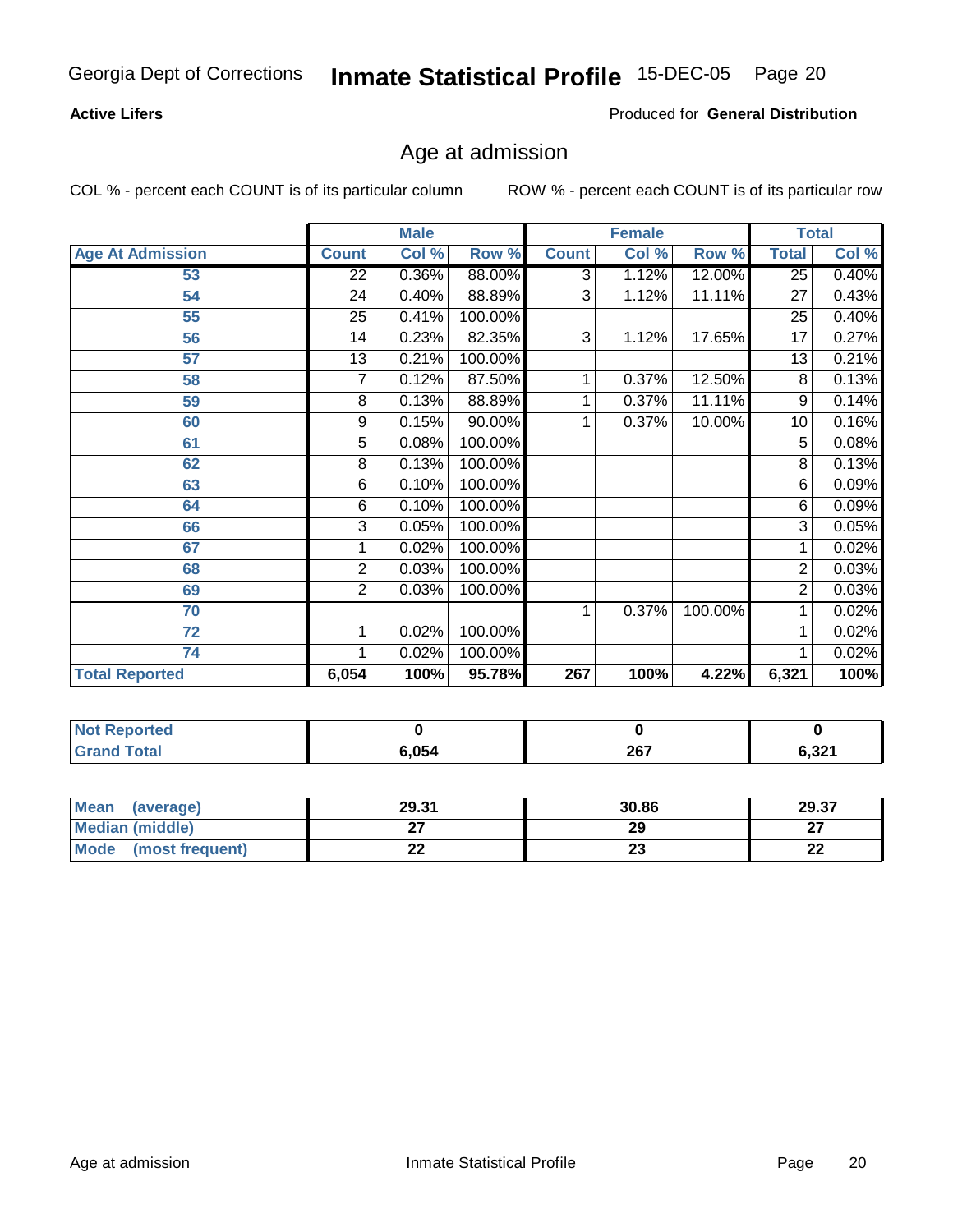Georgia Dept of Corrections **Inmate Statistical Profile** 15-DEC-05

**Active Lifers**

Produced for **General Distribution**

## Age at admission

COL % - percent each COUNT is of its particular column

ROW % - percent each COUNT is of its particular row

| | Male | | | Female | | | Total | |
|---|---|---|---|---|---|---|---|---|
| Age At Admission | Count | Col % | Row % | Count | Col % | Row % | Total | Col % |
| 53 | 22 | 0.36% | 88.00% | 3 | 1.12% | 12.00% | 25 | 0.40% |
| 54 | 24 | 0.40% | 88.89% | 3 | 1.12% | 11.11% | 27 | 0.43% |
| 55 | 25 | 0.41% | 100.00% | | | | 25 | 0.40% |
| 56 | 14 | 0.23% | 82.35% | 3 | 1.12% | 17.65% | 17 | 0.27% |
| 57 | 13 | 0.21% | 100.00% | | | | 13 | 0.21% |
| 58 | 7 | 0.12% | 87.50% | 1 | 0.37% | 12.50% | 8 | 0.13% |
| 59 | 8 | 0.13% | 88.89% | 1 | 0.37% | 11.11% | 9 | 0.14% |
| 60 | 9 | 0.15% | 90.00% | 1 | 0.37% | 10.00% | 10 | 0.16% |
| 61 | 5 | 0.08% | 100.00% | | | | 5 | 0.08% |
| 62 | 8 | 0.13% | 100.00% | | | | 8 | 0.13% |
| 63 | 6 | 0.10% | 100.00% | | | | 6 | 0.09% |
| 64 | 6 | 0.10% | 100.00% | | | | 6 | 0.09% |
| 66 | 3 | 0.05% | 100.00% | | | | 3 | 0.05% |
| 67 | 1 | 0.02% | 100.00% | | | | 1 | 0.02% |
| 68 | 2 | 0.03% | 100.00% | | | | 2 | 0.03% |
| 69 | 2 | 0.03% | 100.00% | | | | 2 | 0.03% |
| 70 | | | | 1 | 0.37% | 100.00% | 1 | 0.02% |
| 72 | 1 | 0.02% | 100.00% | | | | 1 | 0.02% |
| 74 | 1 | 0.02% | 100.00% | | | | 1 | 0.02% |
| **Total Reported** | **6,054** | **100%** | **95.78%** | **267** | **100%** | **4.22%** | **6,321** | **100%** |

| | Male | Female | Total |
|---|---|---|---|
| Not Reported | 0 | 0 | 0 |
| Grand Total | 6,054 | 267 | 6,321 |

| | Male | Female | Total |
|---|---|---|---|
| Mean (average) | 29.31 | 30.86 | 29.37 |
| Median (middle) | 27 | 29 | 27 |
| Mode (most frequent) | 22 | 23 | 22 |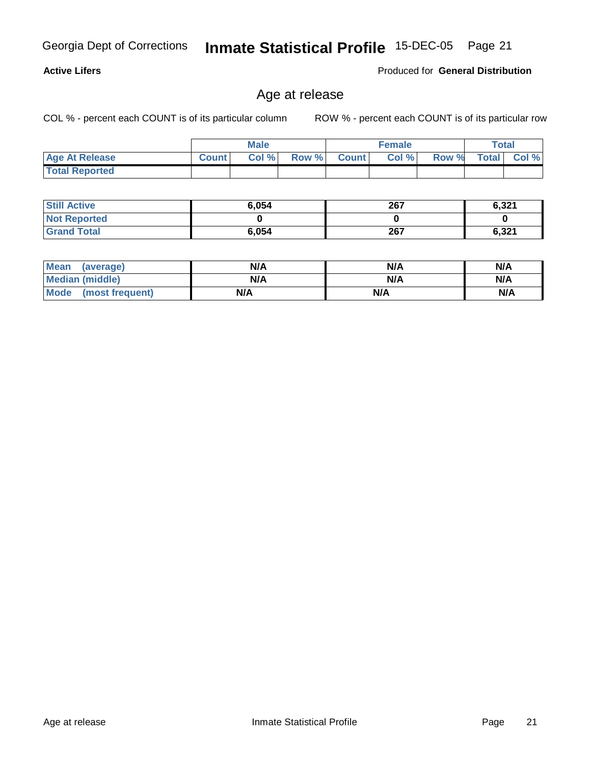**Active Lifers**

Produced for **General Distribution**

## Age at release

COL % - percent each COUNT is of its particular column

ROW % - percent each COUNT is of its particular row

| | Male | | | Female | | | Total | |
|---|---|---|---|---|---|---|---|---|
| Age At Release | Count | Col % | Row % | Count | Col % | Row % | Total | Col % |
| Total Reported | | | | | | | | |
| Still Active | 6,054 | | | 267 | | | 6,321 | |
| Not Reported | 0 | | | 0 | | | 0 | |
| Grand Total | 6,054 | | | 267 | | | 6,321 | |

| | Male | Female | Total |
|---|---|---|---|
| Mean (average) | N/A | N/A | N/A |
| Median (middle) | N/A | N/A | N/A |
| Mode (most frequent) | N/A | N/A | N/A |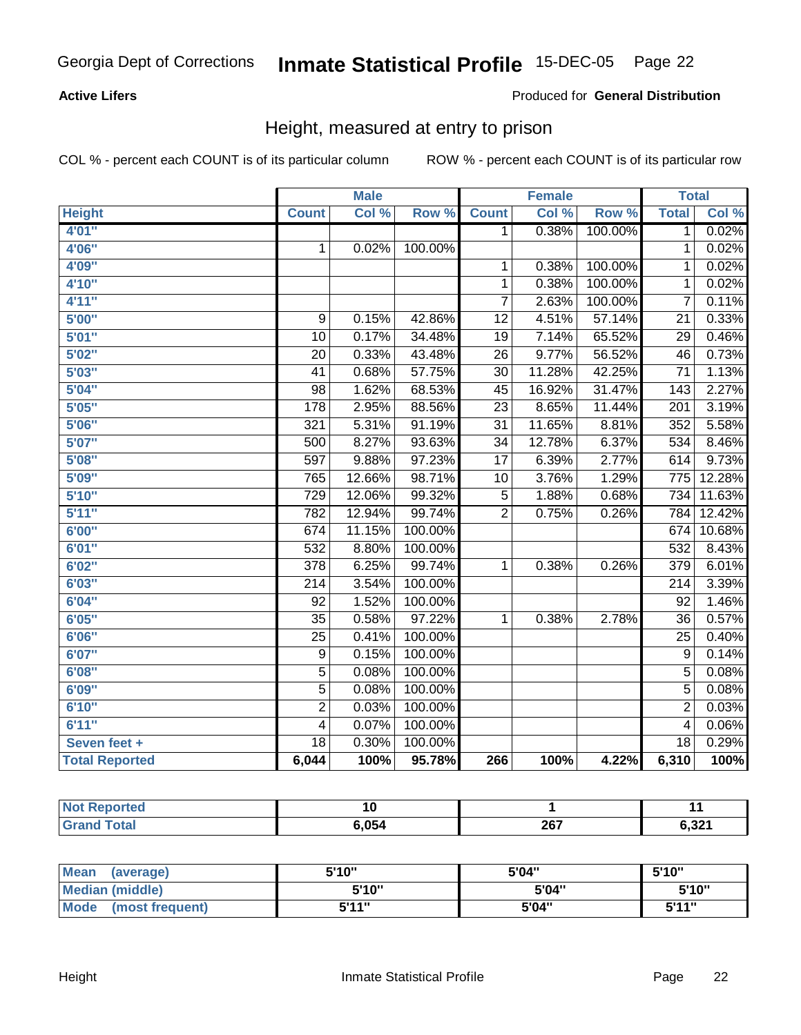Georgia Dept of Corrections **Inmate Statistical Profile** 15-DEC-05

**Active Lifers**

Produced for **General Distribution**

## Height, measured at entry to prison

COL % - percent each COUNT is of its particular column

ROW % - percent each COUNT is of its particular row

| | Male | | | Female | | | Total | |
|---|---|---|---|---|---|---|---|---|
| **Height** | **Count** | **Col %** | **Row %** | **Count** | **Col %** | **Row %** | **Total** | **Col %** |
| 4'01" | | | | 1 | 0.38% | 100.00% | 1 | 0.02% |
| 4'06" | 1 | 0.02% | 100.00% | | | | 1 | 0.02% |
| 4'09" | | | | 1 | 0.38% | 100.00% | 1 | 0.02% |
| 4'10" | | | | 1 | 0.38% | 100.00% | 1 | 0.02% |
| 4'11" | | | | 7 | 2.63% | 100.00% | 7 | 0.11% |
| 5'00" | 9 | 0.15% | 42.86% | 12 | 4.51% | 57.14% | 21 | 0.33% |
| 5'01" | 10 | 0.17% | 34.48% | 19 | 7.14% | 65.52% | 29 | 0.46% |
| 5'02" | 20 | 0.33% | 43.48% | 26 | 9.77% | 56.52% | 46 | 0.73% |
| 5'03" | 41 | 0.68% | 57.75% | 30 | 11.28% | 42.25% | 71 | 1.13% |
| 5'04" | 98 | 1.62% | 68.53% | 45 | 16.92% | 31.47% | 143 | 2.27% |
| 5'05" | 178 | 2.95% | 88.56% | 23 | 8.65% | 11.44% | 201 | 3.19% |
| 5'06" | 321 | 5.31% | 91.19% | 31 | 11.65% | 8.81% | 352 | 5.58% |
| 5'07" | 500 | 8.27% | 93.63% | 34 | 12.78% | 6.37% | 534 | 8.46% |
| 5'08" | 597 | 9.88% | 97.23% | 17 | 6.39% | 2.77% | 614 | 9.73% |
| 5'09" | 765 | 12.66% | 98.71% | 10 | 3.76% | 1.29% | 775 | 12.28% |
| 5'10" | 729 | 12.06% | 99.32% | 5 | 1.88% | 0.68% | 734 | 11.63% |
| 5'11" | 782 | 12.94% | 99.74% | 2 | 0.75% | 0.26% | 784 | 12.42% |
| 6'00" | 674 | 11.15% | 100.00% | | | | 674 | 10.68% |
| 6'01" | 532 | 8.80% | 100.00% | | | | 532 | 8.43% |
| 6'02" | 378 | 6.25% | 99.74% | 1 | 0.38% | 0.26% | 379 | 6.01% |
| 6'03" | 214 | 3.54% | 100.00% | | | | 214 | 3.39% |
| 6'04" | 92 | 1.52% | 100.00% | | | | 92 | 1.46% |
| 6'05" | 35 | 0.58% | 97.22% | 1 | 0.38% | 2.78% | 36 | 0.57% |
| 6'06" | 25 | 0.41% | 100.00% | | | | 25 | 0.40% |
| 6'07" | 9 | 0.15% | 100.00% | | | | 9 | 0.14% |
| 6'08" | 5 | 0.08% | 100.00% | | | | 5 | 0.08% |
| 6'09" | 5 | 0.08% | 100.00% | | | | 5 | 0.08% |
| 6'10" | 2 | 0.03% | 100.00% | | | | 2 | 0.03% |
| 6'11" | 4 | 0.07% | 100.00% | | | | 4 | 0.06% |
| Seven feet + | 18 | 0.30% | 100.00% | | | | 18 | 0.29% |
| **Total Reported** | **6,044** | **100%** | **95.78%** | **266** | **100%** | **4.22%** | **6,310** | **100%** |

| | Male | Female | Total |
|---|---|---|---|
| Not Reported | 10 | 1 | 11 |
| Grand Total | 6,054 | 267 | 6,321 |

| | Male | Female | Total |
|---|---|---|---|
| Mean (average) | 5'10" | 5'04" | 5'10" |
| Median (middle) | 5'10" | 5'04" | 5'10" |
| Mode (most frequent) | 5'11" | 5'04" | 5'11" |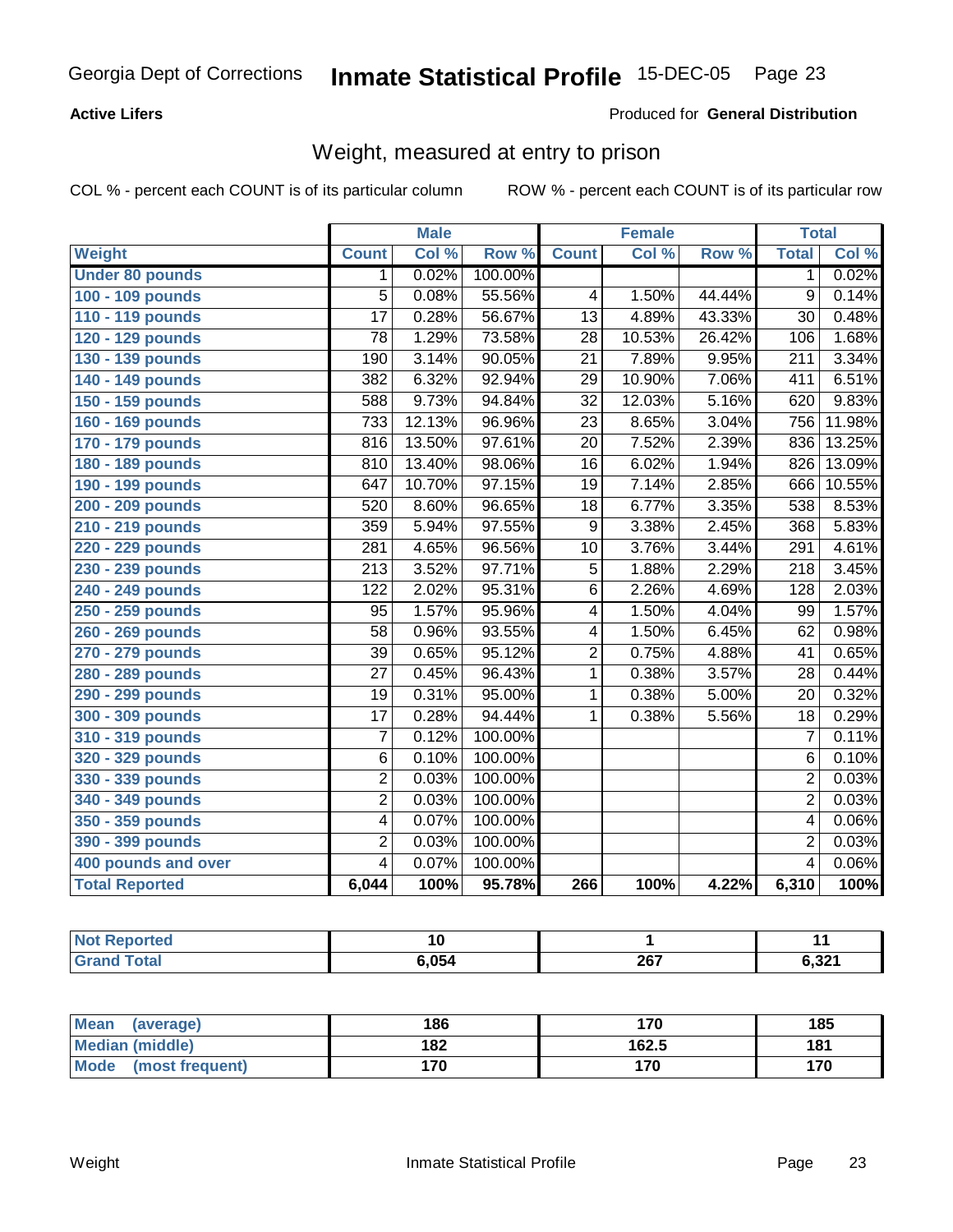Georgia Dept of Corrections **Inmate Statistical Profile** 15-DEC-05

**Active Lifers**

Produced for **General Distribution**

## Weight, measured at entry to prison

COL % - percent each COUNT is of its particular column     ROW % - percent each COUNT is of its particular row

| | Male | | | Female | | | Total | |
|---|---|---|---|---|---|---|---|---|
| **Weight** | **Count** | **Col %** | **Row %** | **Count** | **Col %** | **Row %** | **Total** | **Col %** |
| **Under 80 pounds** | 1 | 0.02% | 100.00% | | | | 1 | 0.02% |
| **100 - 109 pounds** | 5 | 0.08% | 55.56% | 4 | 1.50% | 44.44% | 9 | 0.14% |
| **110 - 119 pounds** | 17 | 0.28% | 56.67% | 13 | 4.89% | 43.33% | 30 | 0.48% |
| **120 - 129 pounds** | 78 | 1.29% | 73.58% | 28 | 10.53% | 26.42% | 106 | 1.68% |
| **130 - 139 pounds** | 190 | 3.14% | 90.05% | 21 | 7.89% | 9.95% | 211 | 3.34% |
| **140 - 149 pounds** | 382 | 6.32% | 92.94% | 29 | 10.90% | 7.06% | 411 | 6.51% |
| **150 - 159 pounds** | 588 | 9.73% | 94.84% | 32 | 12.03% | 5.16% | 620 | 9.83% |
| **160 - 169 pounds** | 733 | 12.13% | 96.96% | 23 | 8.65% | 3.04% | 756 | 11.98% |
| **170 - 179 pounds** | 816 | 13.50% | 97.61% | 20 | 7.52% | 2.39% | 836 | 13.25% |
| **180 - 189 pounds** | 810 | 13.40% | 98.06% | 16 | 6.02% | 1.94% | 826 | 13.09% |
| **190 - 199 pounds** | 647 | 10.70% | 97.15% | 19 | 7.14% | 2.85% | 666 | 10.55% |
| **200 - 209 pounds** | 520 | 8.60% | 96.65% | 18 | 6.77% | 3.35% | 538 | 8.53% |
| **210 - 219 pounds** | 359 | 5.94% | 97.55% | 9 | 3.38% | 2.45% | 368 | 5.83% |
| **220 - 229 pounds** | 281 | 4.65% | 96.56% | 10 | 3.76% | 3.44% | 291 | 4.61% |
| **230 - 239 pounds** | 213 | 3.52% | 97.71% | 5 | 1.88% | 2.29% | 218 | 3.45% |
| **240 - 249 pounds** | 122 | 2.02% | 95.31% | 6 | 2.26% | 4.69% | 128 | 2.03% |
| **250 - 259 pounds** | 95 | 1.57% | 95.96% | 4 | 1.50% | 4.04% | 99 | 1.57% |
| **260 - 269 pounds** | 58 | 0.96% | 93.55% | 4 | 1.50% | 6.45% | 62 | 0.98% |
| **270 - 279 pounds** | 39 | 0.65% | 95.12% | 2 | 0.75% | 4.88% | 41 | 0.65% |
| **280 - 289 pounds** | 27 | 0.45% | 96.43% | 1 | 0.38% | 3.57% | 28 | 0.44% |
| **290 - 299 pounds** | 19 | 0.31% | 95.00% | 1 | 0.38% | 5.00% | 20 | 0.32% |
| **300 - 309 pounds** | 17 | 0.28% | 94.44% | 1 | 0.38% | 5.56% | 18 | 0.29% |
| **310 - 319 pounds** | 7 | 0.12% | 100.00% | | | | 7 | 0.11% |
| **320 - 329 pounds** | 6 | 0.10% | 100.00% | | | | 6 | 0.10% |
| **330 - 339 pounds** | 2 | 0.03% | 100.00% | | | | 2 | 0.03% |
| **340 - 349 pounds** | 2 | 0.03% | 100.00% | | | | 2 | 0.03% |
| **350 - 359 pounds** | 4 | 0.07% | 100.00% | | | | 4 | 0.06% |
| **390 - 399 pounds** | 2 | 0.03% | 100.00% | | | | 2 | 0.03% |
| **400 pounds and over** | 4 | 0.07% | 100.00% | | | | 4 | 0.06% |
| **Total Reported** | **6,044** | **100%** | **95.78%** | **266** | **100%** | **4.22%** | **6,310** | **100%** |

| | Male | Female | Total |
|---|---|---|---|
| **Not Reported** | **10** | **1** | **11** |
| **Grand Total** | **6,054** | **267** | **6,321** |

| | Male | Female | Total |
|---|---|---|---|
| **Mean (average)** | **186** | **170** | **185** |
| **Median (middle)** | **182** | **162.5** | **181** |
| **Mode (most frequent)** | **170** | **170** | **170** |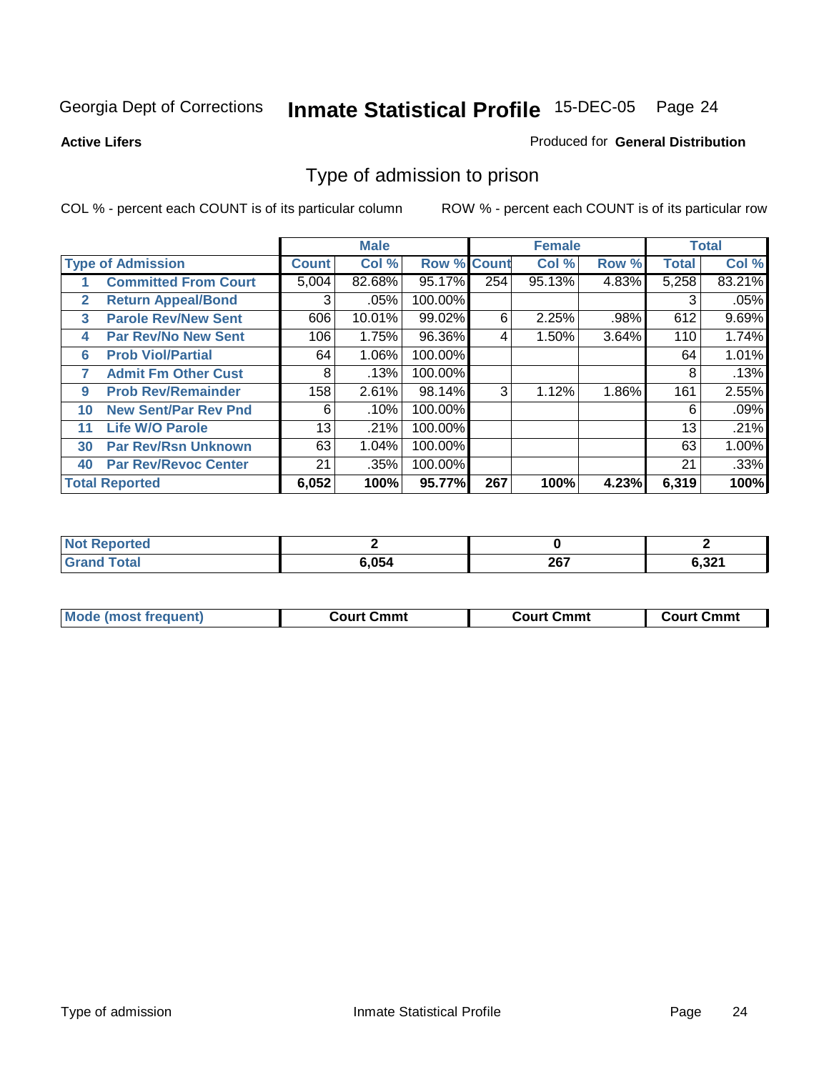Georgia Dept of Corrections **Inmate Statistical Profile** 15-DEC-05

**Active Lifers**

Produced for **General Distribution**

## Type of admission to prison

COL % - percent each COUNT is of its particular column

ROW % - percent each COUNT is of its particular row

| | | Male | | | Female | | | Total | |
|---|---|---|---|---|---|---|---|---|---|
| **Type of Admission** | | **Count** | **Col %** | **Row %** | **Count** | **Col %** | **Row %** | **Total** | **Col %** |
| 1 | **Committed From Court** | 5,004 | 82.68% | 95.17% | 254 | 95.13% | 4.83% | 5,258 | 83.21% |
| 2 | **Return Appeal/Bond** | 3 | .05% | 100.00% | | | | 3 | .05% |
| 3 | **Parole Rev/New Sent** | 606 | 10.01% | 99.02% | 6 | 2.25% | .98% | 612 | 9.69% |
| 4 | **Par Rev/No New Sent** | 106 | 1.75% | 96.36% | 4 | 1.50% | 3.64% | 110 | 1.74% |
| 6 | **Prob Viol/Partial** | 64 | 1.06% | 100.00% | | | | 64 | 1.01% |
| 7 | **Admit Fm Other Cust** | 8 | .13% | 100.00% | | | | 8 | .13% |
| 9 | **Prob Rev/Remainder** | 158 | 2.61% | 98.14% | 3 | 1.12% | 1.86% | 161 | 2.55% |
| 10 | **New Sent/Par Rev Pnd** | 6 | .10% | 100.00% | | | | 6 | .09% |
| 11 | **Life W/O Parole** | 13 | .21% | 100.00% | | | | 13 | .21% |
| 30 | **Par Rev/Rsn Unknown** | 63 | 1.04% | 100.00% | | | | 63 | 1.00% |
| 40 | **Par Rev/Revoc Center** | 21 | .35% | 100.00% | | | | 21 | .33% |
| **Total Reported** | | **6,052** | **100%** | **95.77%** | **267** | **100%** | **4.23%** | **6,319** | **100%** |

| | Male | Female | Total |
|---|---|---|---|
| **Not Reported** | **2** | **0** | **2** |
| **Grand Total** | **6,054** | **267** | **6,321** |

| | Male | Female | Total |
|---|---|---|---|
| **Mode (most frequent)** | **Court Cmmt** | **Court Cmmt** | **Court Cmmt** |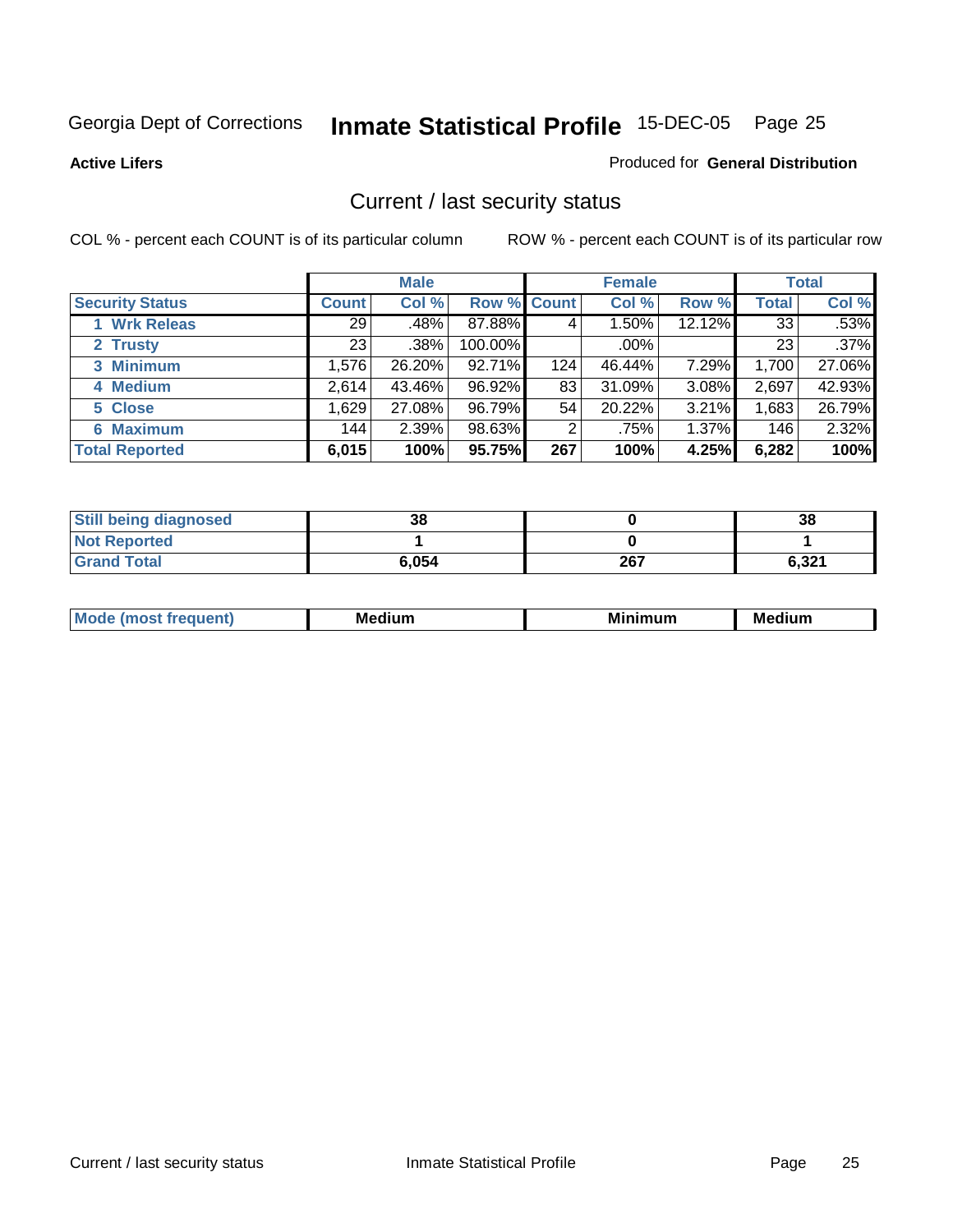Georgia Dept of Corrections **Inmate Statistical Profile** 15-DEC-05 Page 25

**Active Lifers**

Produced for **General Distribution**

## Current / last security status

COL % - percent each COUNT is of its particular column ROW % - percent each COUNT is of its particular row

| | Male | | | Female | | | Total | |
|---|---|---|---|---|---|---|---|---|
| Security Status | Count | Col % | Row % | Count | Col % | Row % | Total | Col % |
| 1 Wrk Releas | 29 | .48% | 87.88% | 4 | 1.50% | 12.12% | 33 | .53% |
| 2 Trusty | 23 | .38% | 100.00% | | .00% | | 23 | .37% |
| 3 Minimum | 1,576 | 26.20% | 92.71% | 124 | 46.44% | 7.29% | 1,700 | 27.06% |
| 4 Medium | 2,614 | 43.46% | 96.92% | 83 | 31.09% | 3.08% | 2,697 | 42.93% |
| 5 Close | 1,629 | 27.08% | 96.79% | 54 | 20.22% | 3.21% | 1,683 | 26.79% |
| 6 Maximum | 144 | 2.39% | 98.63% | 2 | .75% | 1.37% | 146 | 2.32% |
| **Total Reported** | **6,015** | **100%** | **95.75%** | **267** | **100%** | **4.25%** | **6,282** | **100%** |

| | Male | Female | Total |
|---|---|---|---|
| Still being diagnosed | 38 | 0 | 38 |
| Not Reported | 1 | 0 | 1 |
| Grand Total | 6,054 | 267 | 6,321 |

| | Male | Female | Total |
|---|---|---|---|
| Mode (most frequent) | Medium | Minimum | Medium |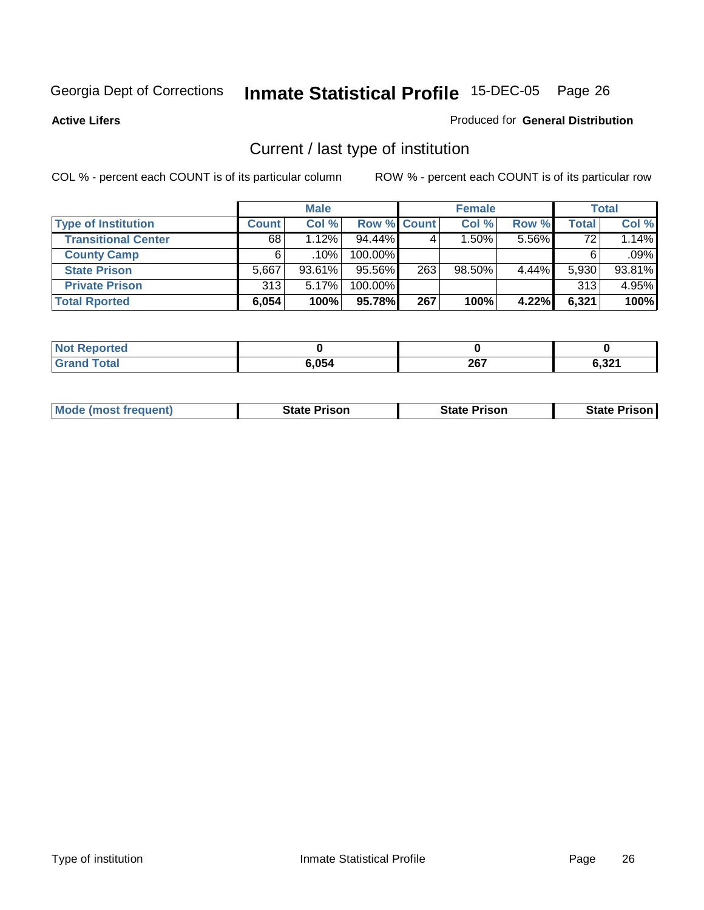Georgia Dept of Corrections **Inmate Statistical Profile** 15-DEC-05

**Active Lifers**

Produced for **General Distribution**

## Current / last type of institution

COL % - percent each COUNT is of its particular column

ROW % - percent each COUNT is of its particular row

| | Male | | | Female | | | Total | |
|---|---|---|---|---|---|---|---|---|
| **Type of Institution** | **Count** | **Col %** | **Row %** | **Count** | **Col %** | **Row %** | **Total** | **Col %** |
| **Transitional Center** | 68 | 1.12% | 94.44% | 4 | 1.50% | 5.56% | 72 | 1.14% |
| **County Camp** | 6 | .10% | 100.00% | | | | 6 | .09% |
| **State Prison** | 5,667 | 93.61% | 95.56% | 263 | 98.50% | 4.44% | 5,930 | 93.81% |
| **Private Prison** | 313 | 5.17% | 100.00% | | | | 313 | 4.95% |
| **Total Rported** | **6,054** | **100%** | **95.78%** | **267** | **100%** | **4.22%** | **6,321** | **100%** |

| | Male | Female | Total |
|---|---|---|---|
| **Not Reported** | **0** | **0** | **0** |
| **Grand Total** | **6,054** | **267** | **6,321** |

| | Male | Female | Total |
|---|---|---|---|
| **Mode (most frequent)** | **State Prison** | **State Prison** | **State Prison** |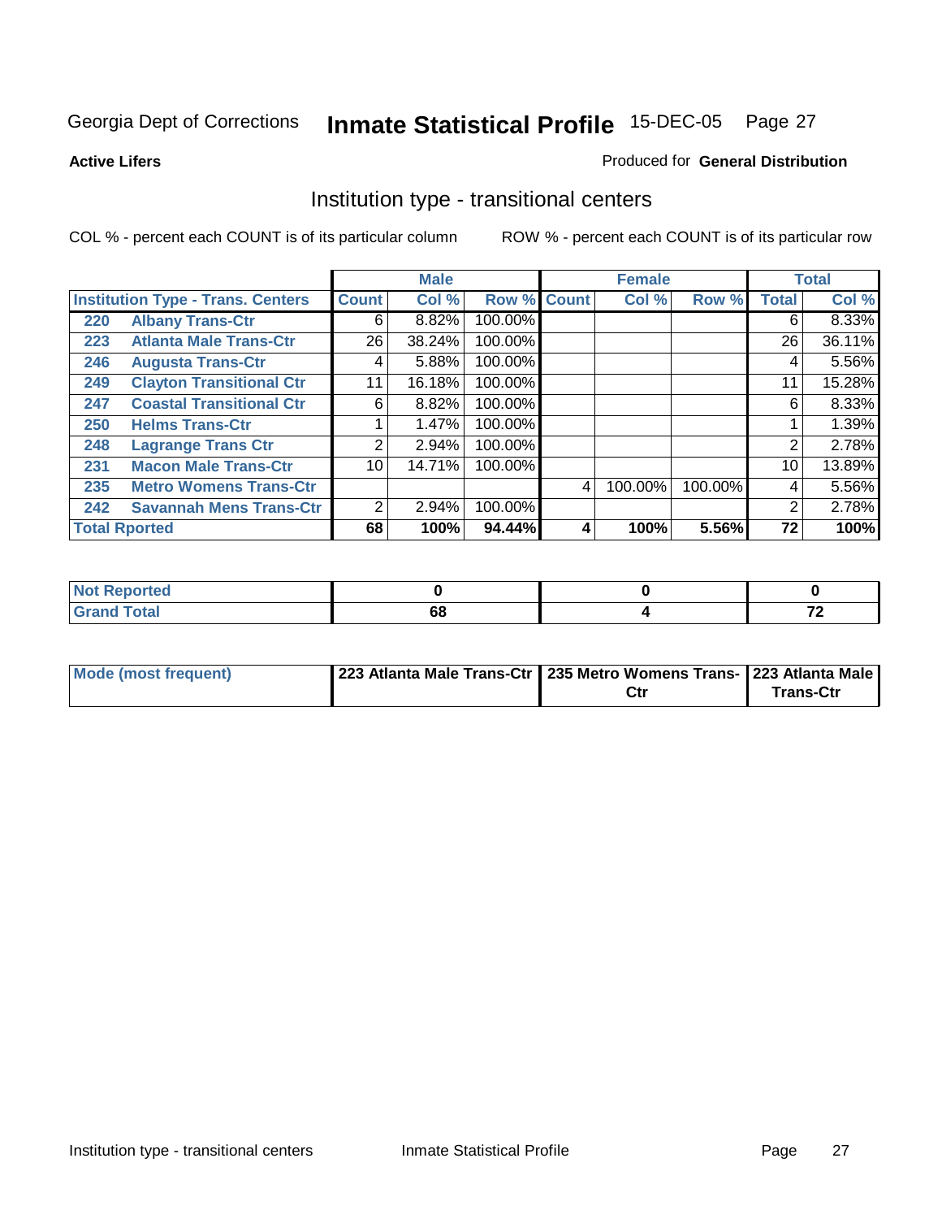Georgia Dept of Corrections **Inmate Statistical Profile** 15-DEC-05

**Active Lifers**

Produced for **General Distribution**

## Institution type - transitional centers

COL % - percent each COUNT is of its particular column      ROW % - percent each COUNT is of its particular row

| | | Male | | | Female | | | Total | |
|---|---|---|---|---|---|---|---|---|---|
| **Institution Type - Trans. Centers** | | **Count** | **Col %** | **Row %** | **Count** | **Col %** | **Row %** | **Total** | **Col %** |
| **220** | **Albany Trans-Ctr** | 6 | 8.82% | 100.00% | | | | 6 | 8.33% |
| **223** | **Atlanta Male Trans-Ctr** | 26 | 38.24% | 100.00% | | | | 26 | 36.11% |
| **246** | **Augusta Trans-Ctr** | 4 | 5.88% | 100.00% | | | | 4 | 5.56% |
| **249** | **Clayton Transitional Ctr** | 11 | 16.18% | 100.00% | | | | 11 | 15.28% |
| **247** | **Coastal Transitional Ctr** | 6 | 8.82% | 100.00% | | | | 6 | 8.33% |
| **250** | **Helms Trans-Ctr** | 1 | 1.47% | 100.00% | | | | 1 | 1.39% |
| **248** | **Lagrange Trans Ctr** | 2 | 2.94% | 100.00% | | | | 2 | 2.78% |
| **231** | **Macon Male Trans-Ctr** | 10 | 14.71% | 100.00% | | | | 10 | 13.89% |
| **235** | **Metro Womens Trans-Ctr** | | | | 4 | 100.00% | 100.00% | 4 | 5.56% |
| **242** | **Savannah Mens Trans-Ctr** | 2 | 2.94% | 100.00% | | | | 2 | 2.78% |
| **Total Rported** | | **68** | **100%** | **94.44%** | **4** | **100%** | **5.56%** | **72** | **100%** |

| | Male | Female | Total |
|---|---|---|---|
| **Not Reported** | **0** | **0** | **0** |
| **Grand Total** | **68** | **4** | **72** |

| | Male | Female | Total |
|---|---|---|---|
| **Mode (most frequent)** | **223 Atlanta Male Trans-Ctr** | **235 Metro Womens Trans-Ctr** | **223 Atlanta Male Trans-Ctr** |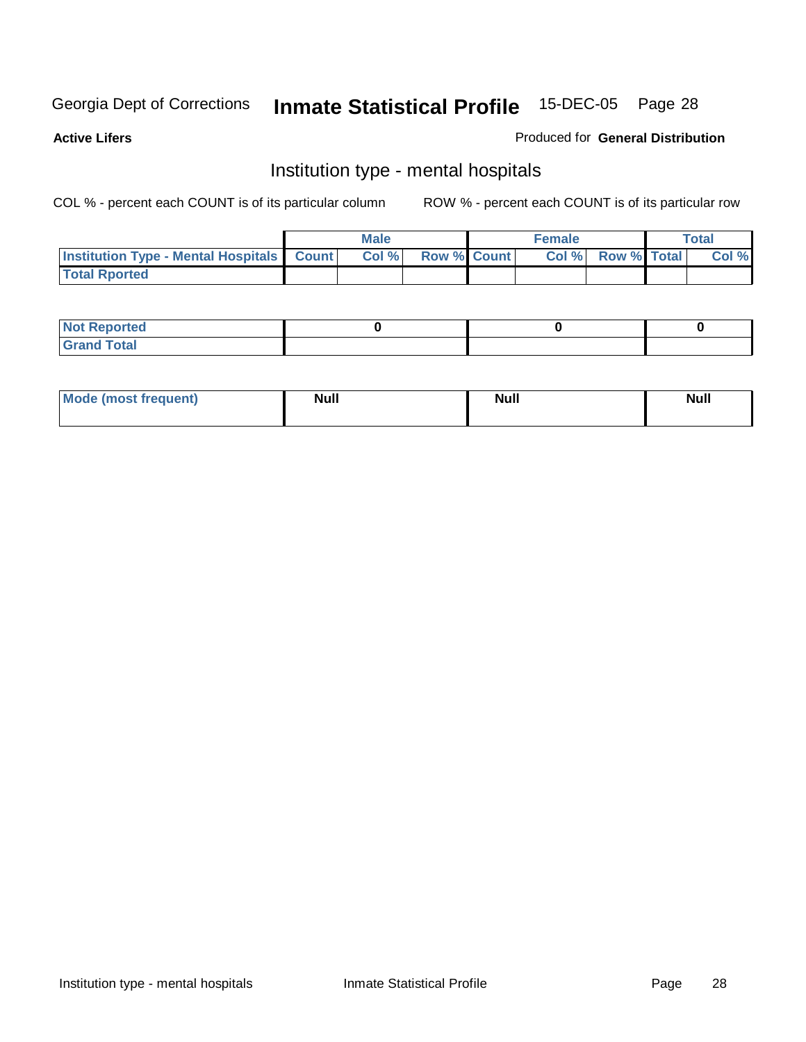Georgia Dept of Corrections **Inmate Statistical Profile** 15-DEC-05

**Active Lifers**

Produced for **General Distribution**

## Institution type - mental hospitals

COL % - percent each COUNT is of its particular column

ROW % - percent each COUNT is of its particular row

| | Male | | | Female | | | Total | |
|---|---|---|---|---|---|---|---|---|
| **Institution Type - Mental Hospitals** | **Count** | **Col %** | **Row %** | **Count** | **Col %** | **Row %** | **Total** | **Col %** |
| **Total Rported** | | | | | | | | |

| | Male | Female | Total |
|---|---|---|---|
| **Not Reported** | 0 | 0 | 0 |
| **Grand Total** | | | |

| | Male | Female | Total |
|---|---|---|---|
| **Mode (most frequent)** | Null | Null | Null |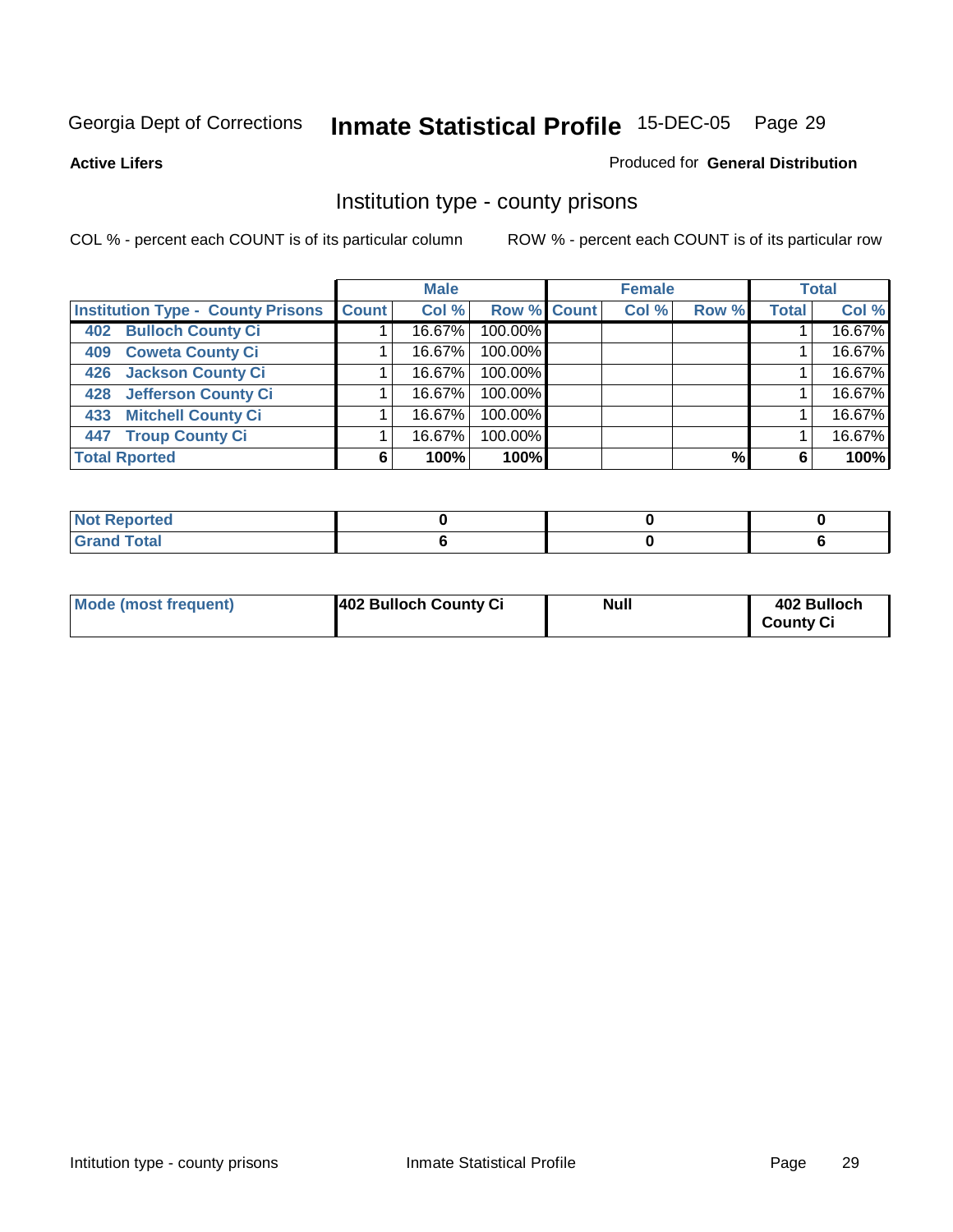Georgia Dept of Corrections **Inmate Statistical Profile** 15-DEC-05

**Active Lifers**

Produced for **General Distribution**

## Institution type - county prisons

COL % - percent each COUNT is of its particular column

ROW % - percent each COUNT is of its particular row

| | Male | | | Female | | | Total | |
|---|---|---|---|---|---|---|---|---|
| Institution Type - County Prisons | Count | Col % | Row % | Count | Col % | Row % | Total | Col % |
| 402 Bulloch County Ci | 1 | 16.67% | 100.00% | | | | 1 | 16.67% |
| 409 Coweta County Ci | 1 | 16.67% | 100.00% | | | | 1 | 16.67% |
| 426 Jackson County Ci | 1 | 16.67% | 100.00% | | | | 1 | 16.67% |
| 428 Jefferson County Ci | 1 | 16.67% | 100.00% | | | | 1 | 16.67% |
| 433 Mitchell County Ci | 1 | 16.67% | 100.00% | | | | 1 | 16.67% |
| 447 Troup County Ci | 1 | 16.67% | 100.00% | | | | 1 | 16.67% |
| **Total Rported** | **6** | **100%** | **100%** | | | **%** | **6** | **100%** |

| | Male | Female | Total |
|---|---|---|---|
| Not Reported | 0 | 0 | 0 |
| Grand Total | 6 | 0 | 6 |

| | Male | Female | Total |
|---|---|---|---|
| Mode (most frequent) | 402 Bulloch County Ci | Null | 402 Bulloch County Ci |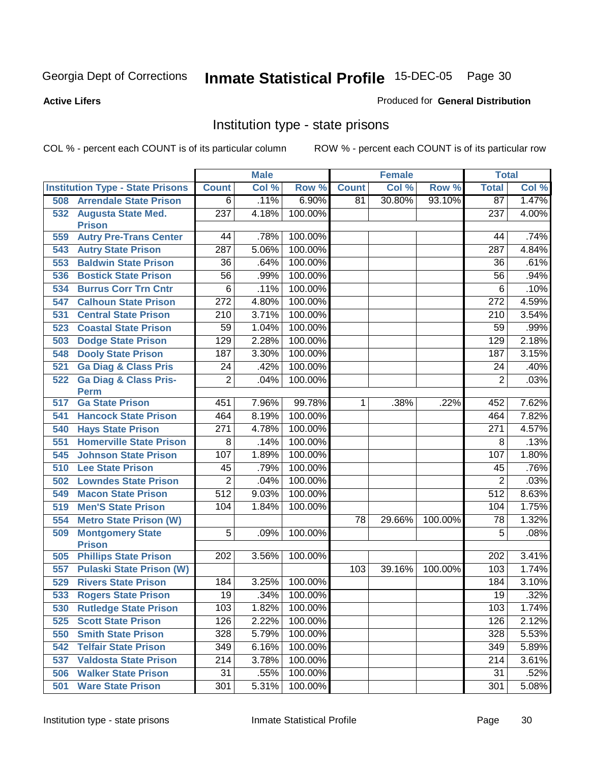Georgia Dept of Corrections **Inmate Statistical Profile** 15-DEC-05

**Active Lifers**

Produced for **General Distribution**

## Institution type - state prisons

COL % - percent each COUNT is of its particular column    ROW % - percent each COUNT is of its particular row

| Institution Type - State Prisons | Male | | | Female | | | Total | |
|---|---|---|---|---|---|---|---|---|
| | Count | Col % | Row % | Count | Col % | Row % | Total | Col % |
| 508 Arrendale State Prison | 6 | .11% | 6.90% | 81 | 30.80% | 93.10% | 87 | 1.47% |
| 532 Augusta State Med. Prison | 237 | 4.18% | 100.00% | | | | 237 | 4.00% |
| 559 Autry Pre-Trans Center | 44 | .78% | 100.00% | | | | 44 | .74% |
| 543 Autry State Prison | 287 | 5.06% | 100.00% | | | | 287 | 4.84% |
| 553 Baldwin State Prison | 36 | .64% | 100.00% | | | | 36 | .61% |
| 536 Bostick State Prison | 56 | .99% | 100.00% | | | | 56 | .94% |
| 534 Burrus Corr Trn Cntr | 6 | .11% | 100.00% | | | | 6 | .10% |
| 547 Calhoun State Prison | 272 | 4.80% | 100.00% | | | | 272 | 4.59% |
| 531 Central State Prison | 210 | 3.71% | 100.00% | | | | 210 | 3.54% |
| 523 Coastal State Prison | 59 | 1.04% | 100.00% | | | | 59 | .99% |
| 503 Dodge State Prison | 129 | 2.28% | 100.00% | | | | 129 | 2.18% |
| 548 Dooly State Prison | 187 | 3.30% | 100.00% | | | | 187 | 3.15% |
| 521 Ga Diag & Class Pris | 24 | .42% | 100.00% | | | | 24 | .40% |
| 522 Ga Diag & Class Pris-Perm | 2 | .04% | 100.00% | | | | 2 | .03% |
| 517 Ga State Prison | 451 | 7.96% | 99.78% | 1 | .38% | .22% | 452 | 7.62% |
| 541 Hancock State Prison | 464 | 8.19% | 100.00% | | | | 464 | 7.82% |
| 540 Hays State Prison | 271 | 4.78% | 100.00% | | | | 271 | 4.57% |
| 551 Homerville State Prison | 8 | .14% | 100.00% | | | | 8 | .13% |
| 545 Johnson State Prison | 107 | 1.89% | 100.00% | | | | 107 | 1.80% |
| 510 Lee State Prison | 45 | .79% | 100.00% | | | | 45 | .76% |
| 502 Lowndes State Prison | 2 | .04% | 100.00% | | | | 2 | .03% |
| 549 Macon State Prison | 512 | 9.03% | 100.00% | | | | 512 | 8.63% |
| 519 Men'S State Prison | 104 | 1.84% | 100.00% | | | | 104 | 1.75% |
| 554 Metro State Prison (W) | | | | 78 | 29.66% | 100.00% | 78 | 1.32% |
| 509 Montgomery State Prison | 5 | .09% | 100.00% | | | | 5 | .08% |
| 505 Phillips State Prison | 202 | 3.56% | 100.00% | | | | 202 | 3.41% |
| 557 Pulaski State Prison (W) | | | | 103 | 39.16% | 100.00% | 103 | 1.74% |
| 529 Rivers State Prison | 184 | 3.25% | 100.00% | | | | 184 | 3.10% |
| 533 Rogers State Prison | 19 | .34% | 100.00% | | | | 19 | .32% |
| 530 Rutledge State Prison | 103 | 1.82% | 100.00% | | | | 103 | 1.74% |
| 525 Scott State Prison | 126 | 2.22% | 100.00% | | | | 126 | 2.12% |
| 550 Smith State Prison | 328 | 5.79% | 100.00% | | | | 328 | 5.53% |
| 542 Telfair State Prison | 349 | 6.16% | 100.00% | | | | 349 | 5.89% |
| 537 Valdosta State Prison | 214 | 3.78% | 100.00% | | | | 214 | 3.61% |
| 506 Walker State Prison | 31 | .55% | 100.00% | | | | 31 | .52% |
| 501 Ware State Prison | 301 | 5.31% | 100.00% | | | | 301 | 5.08% |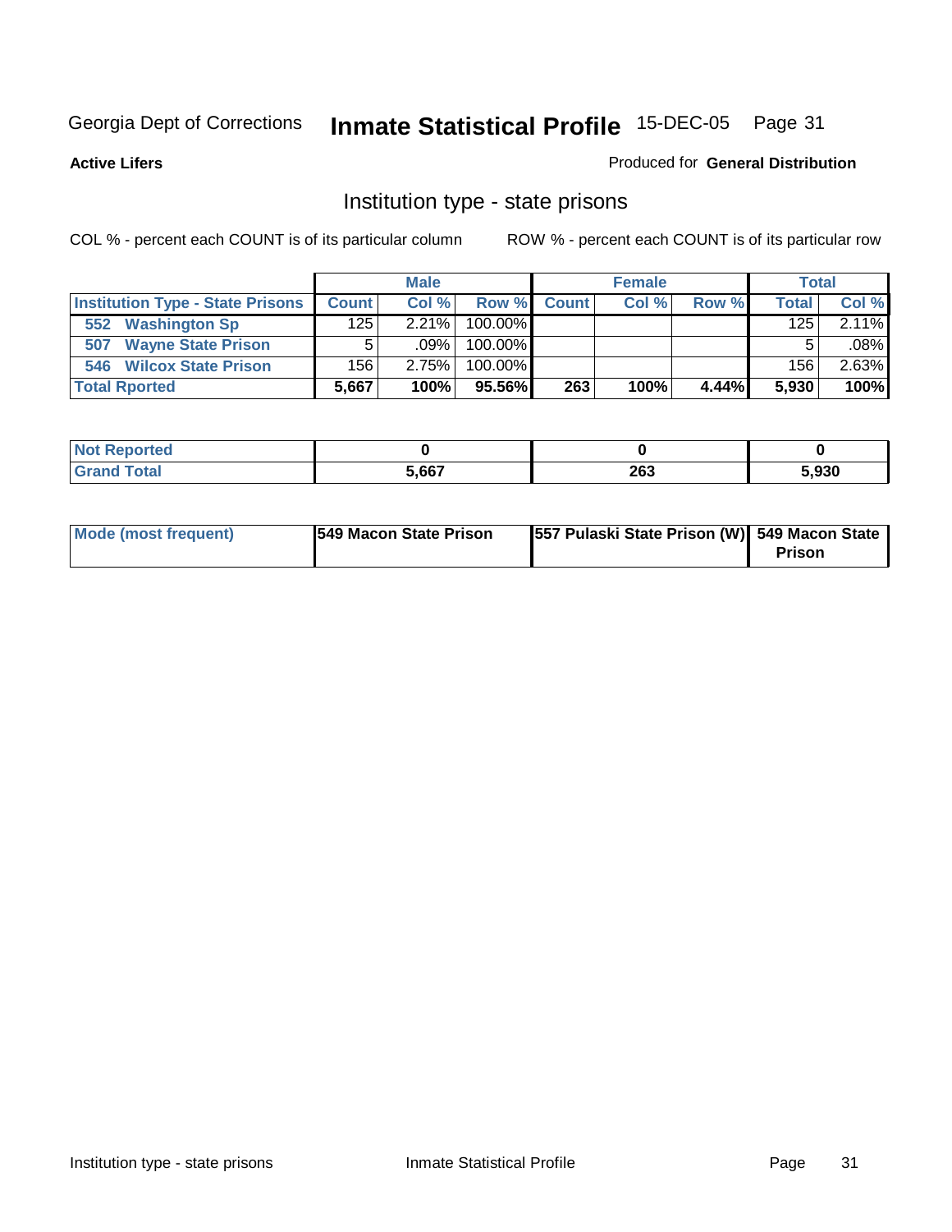Georgia Dept of Corrections **Inmate Statistical Profile** 15-DEC-05

**Active Lifers**

Produced for **General Distribution**

## Institution type - state prisons

COL % - percent each COUNT is of its particular column ROW % - percent each COUNT is of its particular row

| | Male | | | Female | | | Total | |
|---|---|---|---|---|---|---|---|---|
| **Institution Type - State Prisons** | **Count** | **Col %** | **Row %** | **Count** | **Col %** | **Row %** | **Total** | **Col %** |
| 552 Washington Sp | 125 | 2.21% | 100.00% | | | | 125 | 2.11% |
| 507 Wayne State Prison | 5 | .09% | 100.00% | | | | 5 | .08% |
| 546 Wilcox State Prison | 156 | 2.75% | 100.00% | | | | 156 | 2.63% |
| **Total Rported** | **5,667** | **100%** | **95.56%** | **263** | **100%** | **4.44%** | **5,930** | **100%** |

| | Male | Female | Total |
|---|---|---|---|
| **Not Reported** | **0** | **0** | **0** |
| **Grand Total** | **5,667** | **263** | **5,930** |

| | Male | Female | Total |
|---|---|---|---|
| **Mode (most frequent)** | **549 Macon State Prison** | **557 Pulaski State Prison (W)** | **549 Macon State Prison** |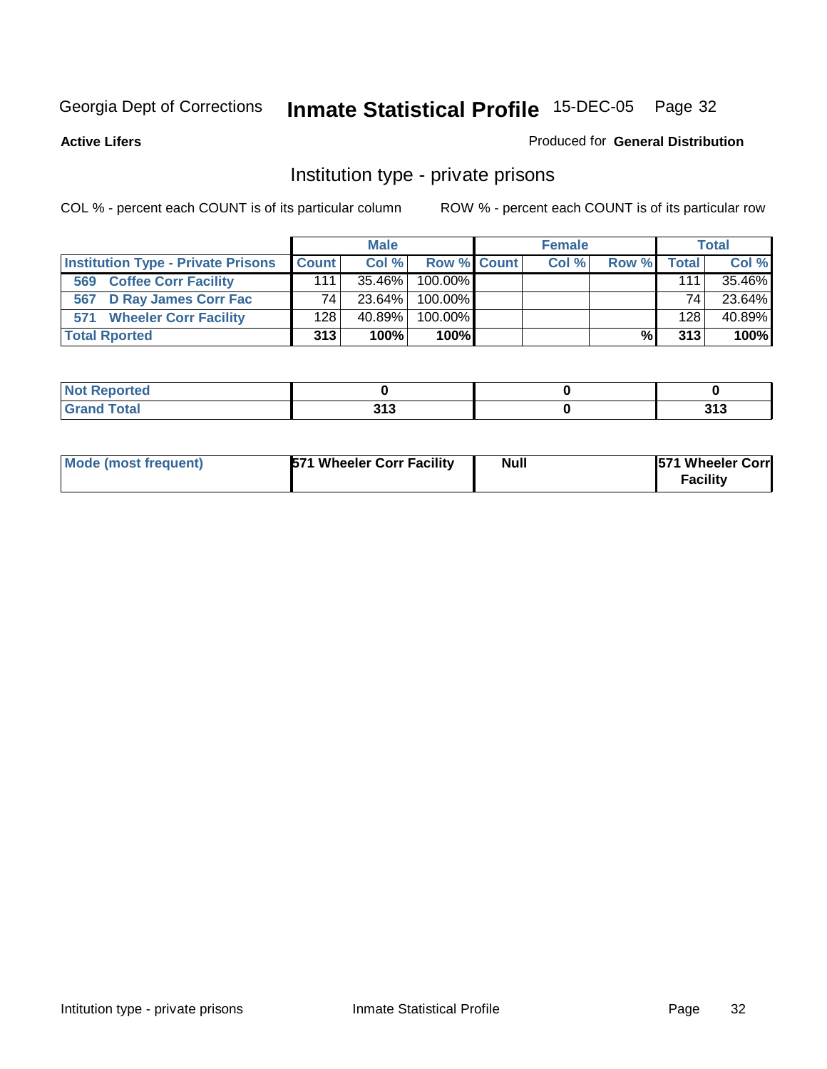Georgia Dept of Corrections **Inmate Statistical Profile** 15-DEC-05 Page 32

**Active Lifers**

Produced for **General Distribution**

## Institution type - private prisons

COL % - percent each COUNT is of its particular column

ROW % - percent each COUNT is of its particular row

| | Male | | | Female | | | Total | |
|---|---|---|---|---|---|---|---|---|
| **Institution Type - Private Prisons** | **Count** | **Col %** | **Row %** | **Count** | **Col %** | **Row %** | **Total** | **Col %** |
| 569 Coffee Corr Facility | 111 | 35.46% | 100.00% | | | | 111 | 35.46% |
| 567 D Ray James Corr Fac | 74 | 23.64% | 100.00% | | | | 74 | 23.64% |
| 571 Wheeler Corr Facility | 128 | 40.89% | 100.00% | | | | 128 | 40.89% |
| **Total Rported** | **313** | **100%** | **100%** | | | **%** | **313** | **100%** |

| | Male | Female | Total |
|---|---|---|---|
| **Not Reported** | **0** | **0** | **0** |
| **Grand Total** | **313** | **0** | **313** |

| | Male | Female | Total |
|---|---|---|---|
| **Mode (most frequent)** | **571 Wheeler Corr Facility** | **Null** | **571 Wheeler Corr Facility** |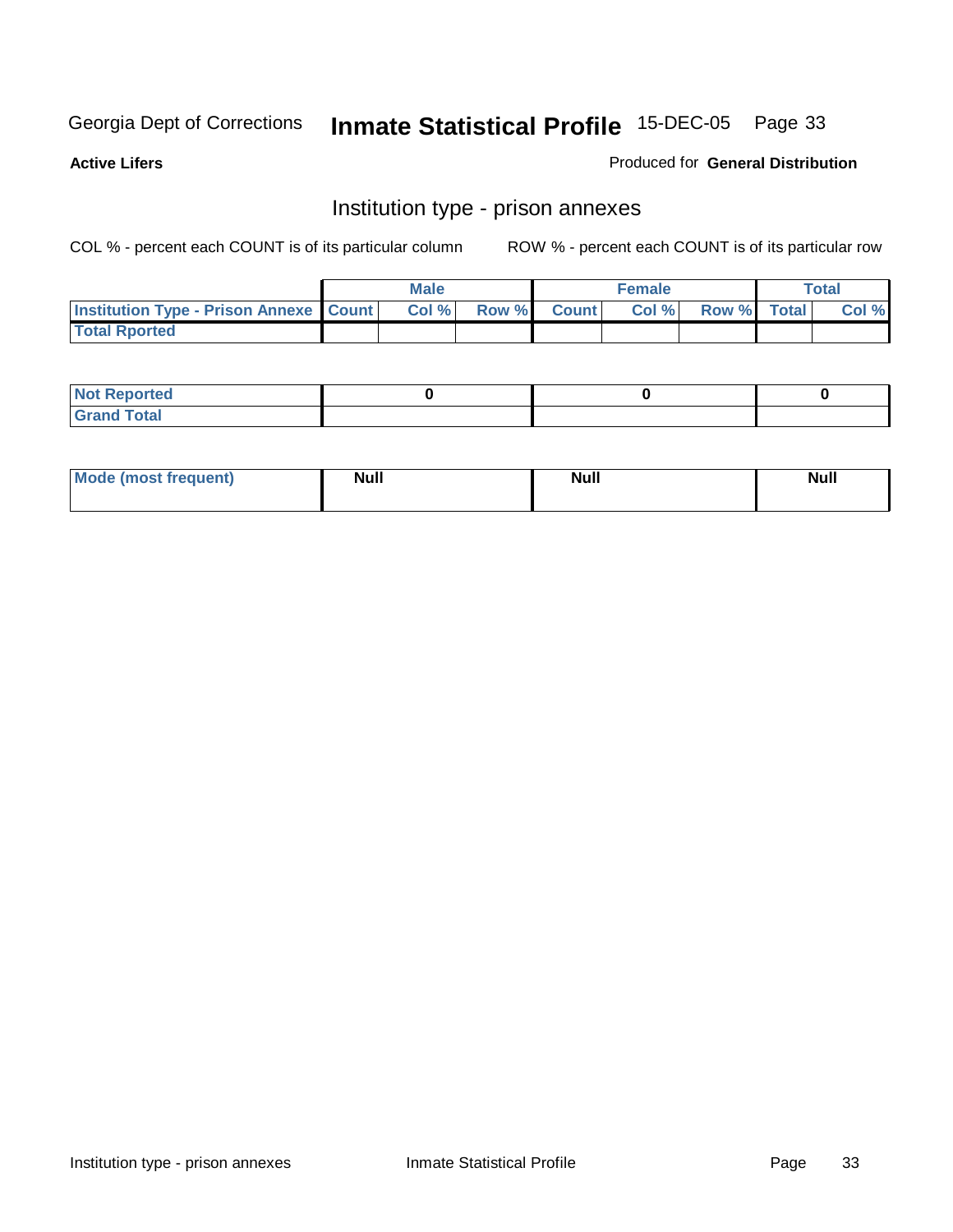Georgia Dept of Corrections **Inmate Statistical Profile** 15-DEC-05

**Active Lifers**

Produced for **General Distribution**

## Institution type - prison annexes

COL % - percent each COUNT is of its particular column ROW % - percent each COUNT is of its particular row

| | Male | | | Female | | | Total | |
|---|---|---|---|---|---|---|---|---|
| **Institution Type - Prison Annexe** | **Count** | **Col %** | **Row %** | **Count** | **Col %** | **Row %** | **Total** | **Col %** |
| **Total Rported** | | | | | | | | |

| | Male | Female | Total |
|---|---|---|---|
| **Not Reported** | **0** | **0** | **0** |
| **Grand Total** | | | |

| | Male | Female | Total |
|---|---|---|---|
| **Mode (most frequent)** | **Null** | **Null** | **Null** |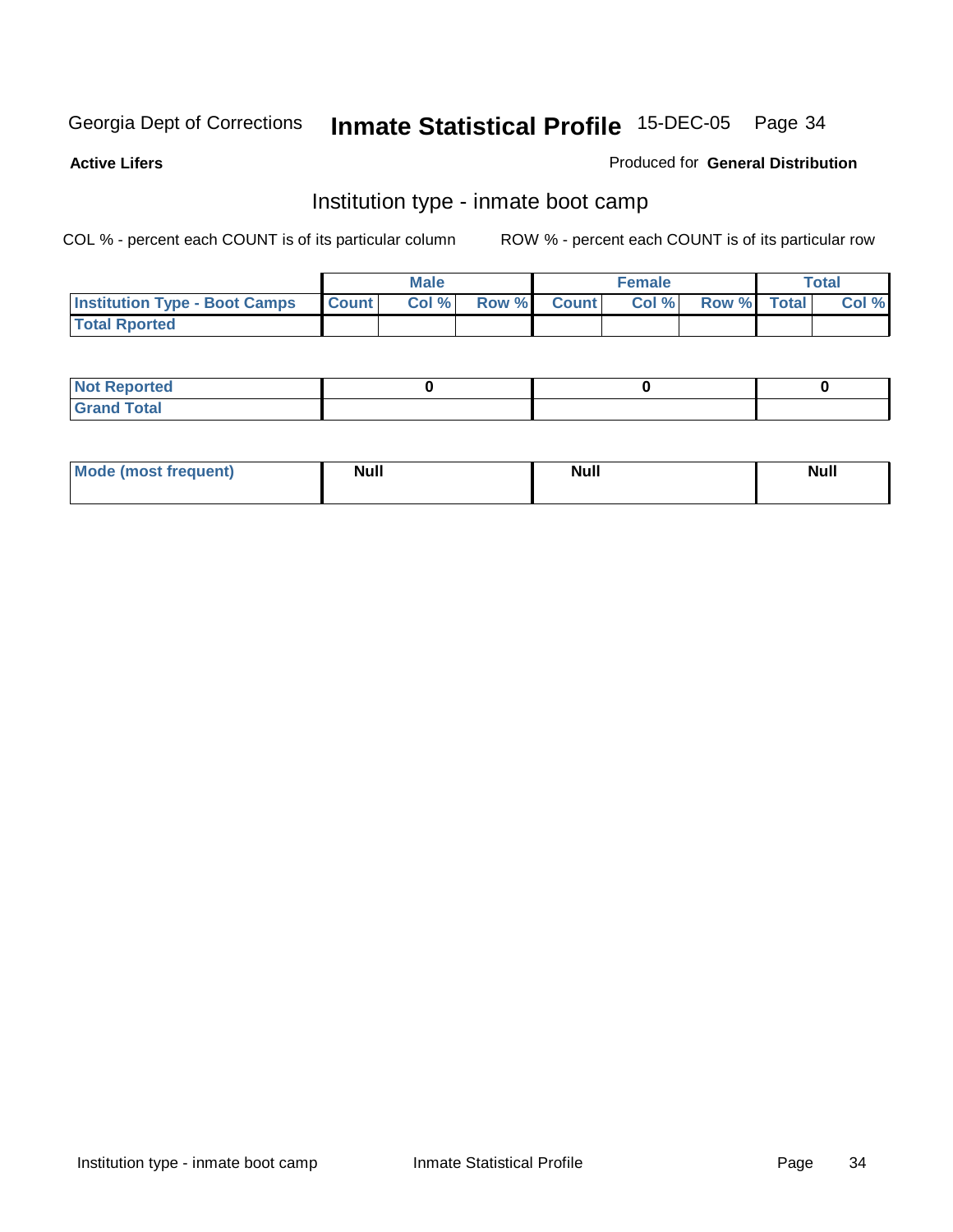Georgia Dept of Corrections **Inmate Statistical Profile** 15-DEC-05

**Active Lifers**

Produced for **General Distribution**

## Institution type - inmate boot camp

COL % - percent each COUNT is of its particular column

ROW % - percent each COUNT is of its particular row

| | Male | | | Female | | | Total | |
|---|---|---|---|---|---|---|---|---|
| Institution Type - Boot Camps | Count | Col % | Row % | Count | Col % | Row % | Total | Col % |
| Total Rported | | | | | | | | |

| | Male | Female | Total |
|---|---|---|---|
| Not Reported | 0 | 0 | 0 |
| Grand Total | | | |

| | Male | Female | Total |
|---|---|---|---|
| Mode (most frequent) | Null | Null | Null |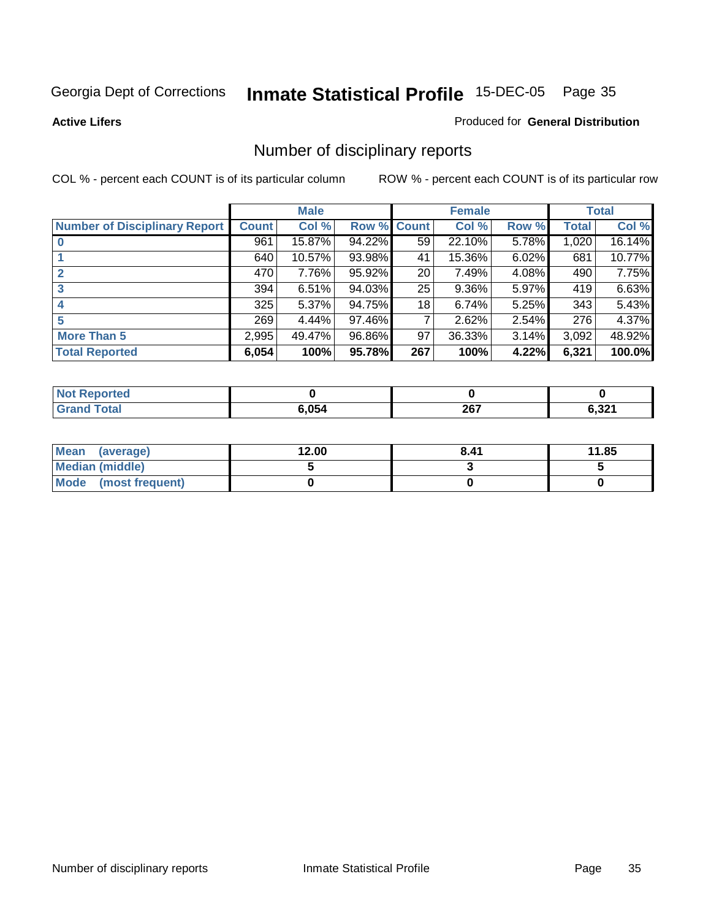Georgia Dept of Corrections **Inmate Statistical Profile** 15-DEC-05

**Active Lifers**

Produced for **General Distribution**

## Number of disciplinary reports

COL % - percent each COUNT is of its particular column

ROW % - percent each COUNT is of its particular row

| | Male | | | Female | | | Total | |
|---|---|---|---|---|---|---|---|---|
| **Number of Disciplinary Report** | **Count** | **Col %** | **Row %** | **Count** | **Col %** | **Row %** | **Total** | **Col %** |
| **0** | 961 | 15.87% | 94.22% | 59 | 22.10% | 5.78% | 1,020 | 16.14% |
| **1** | 640 | 10.57% | 93.98% | 41 | 15.36% | 6.02% | 681 | 10.77% |
| **2** | 470 | 7.76% | 95.92% | 20 | 7.49% | 4.08% | 490 | 7.75% |
| **3** | 394 | 6.51% | 94.03% | 25 | 9.36% | 5.97% | 419 | 6.63% |
| **4** | 325 | 5.37% | 94.75% | 18 | 6.74% | 5.25% | 343 | 5.43% |
| **5** | 269 | 4.44% | 97.46% | 7 | 2.62% | 2.54% | 276 | 4.37% |
| **More Than 5** | 2,995 | 49.47% | 96.86% | 97 | 36.33% | 3.14% | 3,092 | 48.92% |
| **Total Reported** | **6,054** | **100%** | **95.78%** | **267** | **100%** | **4.22%** | **6,321** | **100.0%** |

| | Male | Female | Total |
|---|---|---|---|
| **Not Reported** | **0** | **0** | **0** |
| **Grand Total** | **6,054** | **267** | **6,321** |

| | Male | Female | Total |
|---|---|---|---|
| **Mean (average)** | **12.00** | **8.41** | **11.85** |
| **Median (middle)** | **5** | **3** | **5** |
| **Mode (most frequent)** | **0** | **0** | **0** |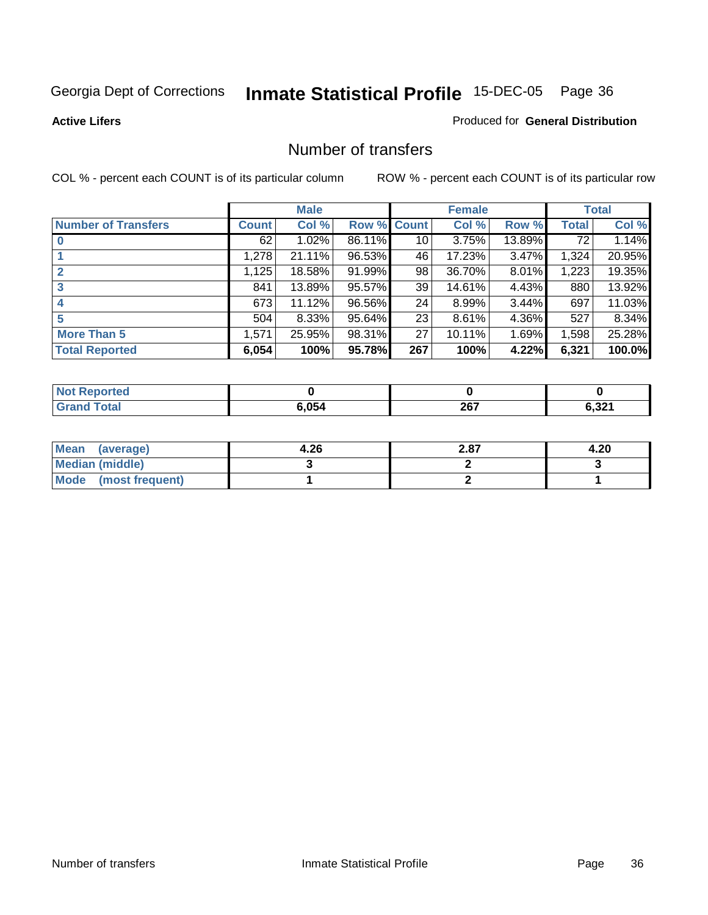Georgia Dept of Corrections **Inmate Statistical Profile** 15-DEC-05

**Active Lifers**

Produced for **General Distribution**

## Number of transfers

COL % - percent each COUNT is of its particular column

ROW % - percent each COUNT is of its particular row

| | Male | | | Female | | | Total | |
|---|---|---|---|---|---|---|---|---|
| **Number of Transfers** | **Count** | **Col %** | **Row %** | **Count** | **Col %** | **Row %** | **Total** | **Col %** |
| 0 | 62 | 1.02% | 86.11% | 10 | 3.75% | 13.89% | 72 | 1.14% |
| 1 | 1,278 | 21.11% | 96.53% | 46 | 17.23% | 3.47% | 1,324 | 20.95% |
| 2 | 1,125 | 18.58% | 91.99% | 98 | 36.70% | 8.01% | 1,223 | 19.35% |
| 3 | 841 | 13.89% | 95.57% | 39 | 14.61% | 4.43% | 880 | 13.92% |
| 4 | 673 | 11.12% | 96.56% | 24 | 8.99% | 3.44% | 697 | 11.03% |
| 5 | 504 | 8.33% | 95.64% | 23 | 8.61% | 4.36% | 527 | 8.34% |
| More Than 5 | 1,571 | 25.95% | 98.31% | 27 | 10.11% | 1.69% | 1,598 | 25.28% |
| **Total Reported** | **6,054** | **100%** | **95.78%** | **267** | **100%** | **4.22%** | **6,321** | **100.0%** |

| | Male | Female | Total |
|---|---|---|---|
| Not Reported | 0 | 0 | 0 |
| Grand Total | 6,054 | 267 | 6,321 |

| | Male | Female | Total |
|---|---|---|---|
| Mean (average) | 4.26 | 2.87 | 4.20 |
| Median (middle) | 3 | 2 | 3 |
| Mode (most frequent) | 1 | 2 | 1 |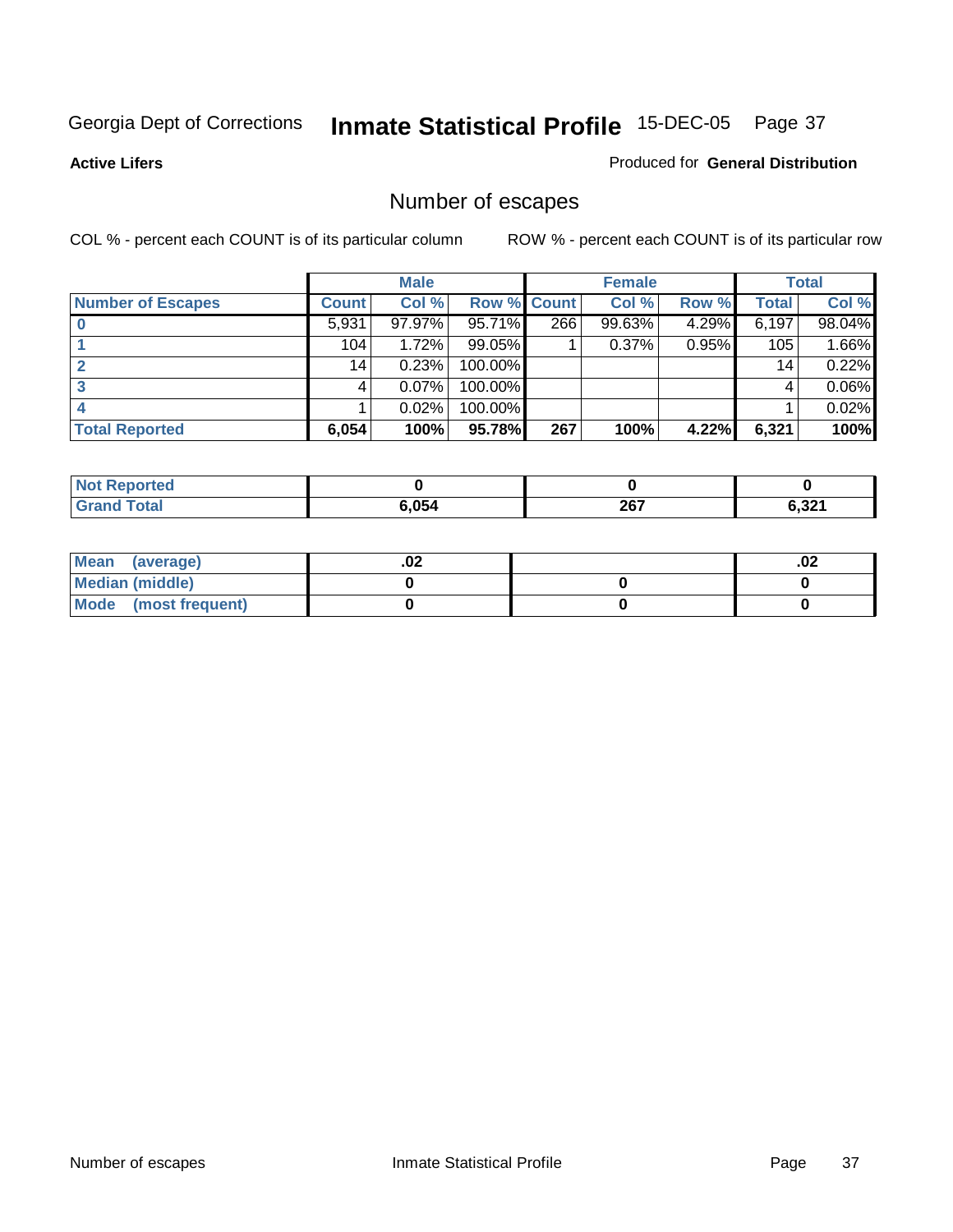Georgia Dept of Corrections **Inmate Statistical Profile** 15-DEC-05

**Active Lifers**

Produced for **General Distribution**

## Number of escapes

COL % - percent each COUNT is of its particular column ROW % - percent each COUNT is of its particular row

| | Male | | | Female | | | Total | |
|---|---|---|---|---|---|---|---|---|
| **Number of Escapes** | **Count** | **Col %** | **Row %** | **Count** | **Col %** | **Row %** | **Total** | **Col %** |
| 0 | 5,931 | 97.97% | 95.71% | 266 | 99.63% | 4.29% | 6,197 | 98.04% |
| 1 | 104 | 1.72% | 99.05% | 1 | 0.37% | 0.95% | 105 | 1.66% |
| 2 | 14 | 0.23% | 100.00% | | | | 14 | 0.22% |
| 3 | 4 | 0.07% | 100.00% | | | | 4 | 0.06% |
| 4 | 1 | 0.02% | 100.00% | | | | 1 | 0.02% |
| **Total Reported** | **6,054** | **100%** | **95.78%** | **267** | **100%** | **4.22%** | **6,321** | **100%** |

| | Male | Female | Total |
|---|---|---|---|
| **Not Reported** | 0 | 0 | 0 |
| **Grand Total** | 6,054 | 267 | 6,321 |

| | Male | Female | Total |
|---|---|---|---|
| **Mean (average)** | .02 | | .02 |
| **Median (middle)** | 0 | 0 | 0 |
| **Mode (most frequent)** | 0 | 0 | 0 |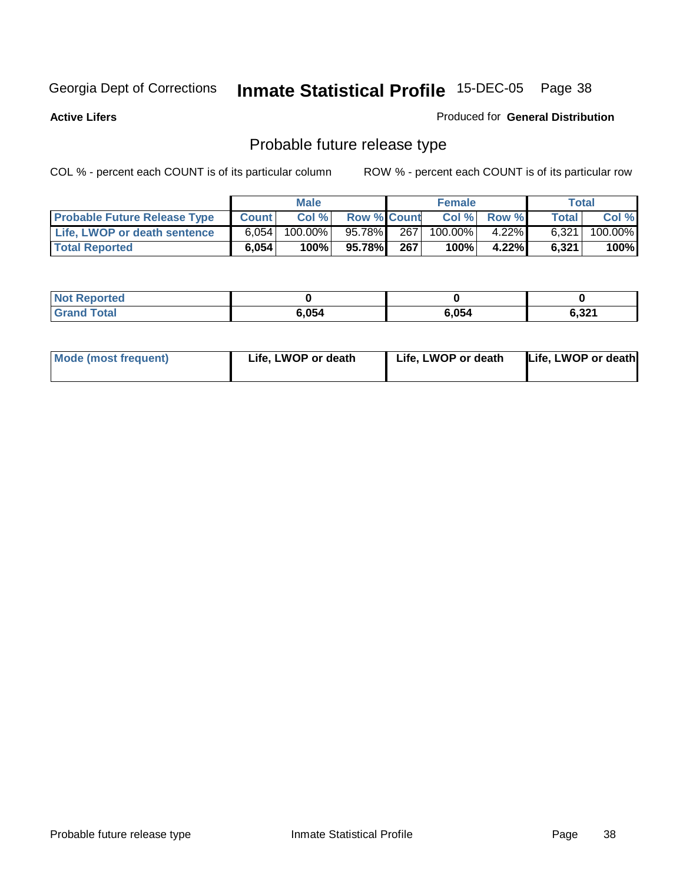Georgia Dept of Corrections **Inmate Statistical Profile** 15-DEC-05

**Active Lifers**

Produced for **General Distribution**

## Probable future release type

COL % - percent each COUNT is of its particular column     ROW % - percent each COUNT is of its particular row

| | Male | | | Female | | | Total | |
|---|---|---|---|---|---|---|---|---|
| **Probable Future Release Type** | **Count** | **Col %** | **Row %** | **Count** | **Col %** | **Row %** | **Total** | **Col %** |
| **Life, LWOP or death sentence** | 6,054 | 100.00% | 95.78% | 267 | 100.00% | 4.22% | 6,321 | 100.00% |
| **Total Reported** | **6,054** | **100%** | **95.78%** | **267** | **100%** | **4.22%** | **6,321** | **100%** |

| | Male | Female | Total |
|---|---|---|---|
| **Not Reported** | **0** | **0** | **0** |
| **Grand Total** | **6,054** | **6,054** | **6,321** |

| | Male | Female | Total |
|---|---|---|---|
| **Mode (most frequent)** | **Life, LWOP or death** | **Life, LWOP or death** | **Life, LWOP or death** |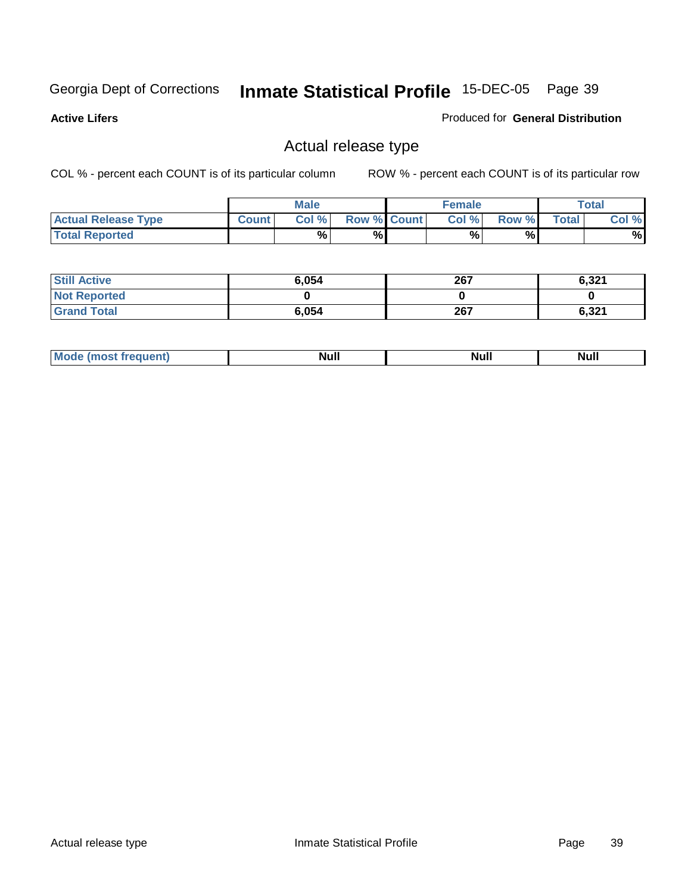Georgia Dept of Corrections **Inmate Statistical Profile** 15-DEC-05

**Active Lifers**

Produced for **General Distribution**

## Actual release type

COL % - percent each COUNT is of its particular column

ROW % - percent each COUNT is of its particular row

| | Male | | | Female | | | Total | |
|---|---|---|---|---|---|---|---|---|
| **Actual Release Type** | **Count** | **Col %** | **Row %** | **Count** | **Col %** | **Row %** | **Total** | **Col %** |
| **Total Reported** | | **%** | **%** | | **%** | **%** | | **%** |

| | Male | Female | Total |
|---|---|---|---|
| **Still Active** | **6,054** | **267** | **6,321** |
| **Not Reported** | **0** | **0** | **0** |
| **Grand Total** | **6,054** | **267** | **6,321** |

| | Male | Female | Total |
|---|---|---|---|
| **Mode (most frequent)** | **Null** | **Null** | **Null** |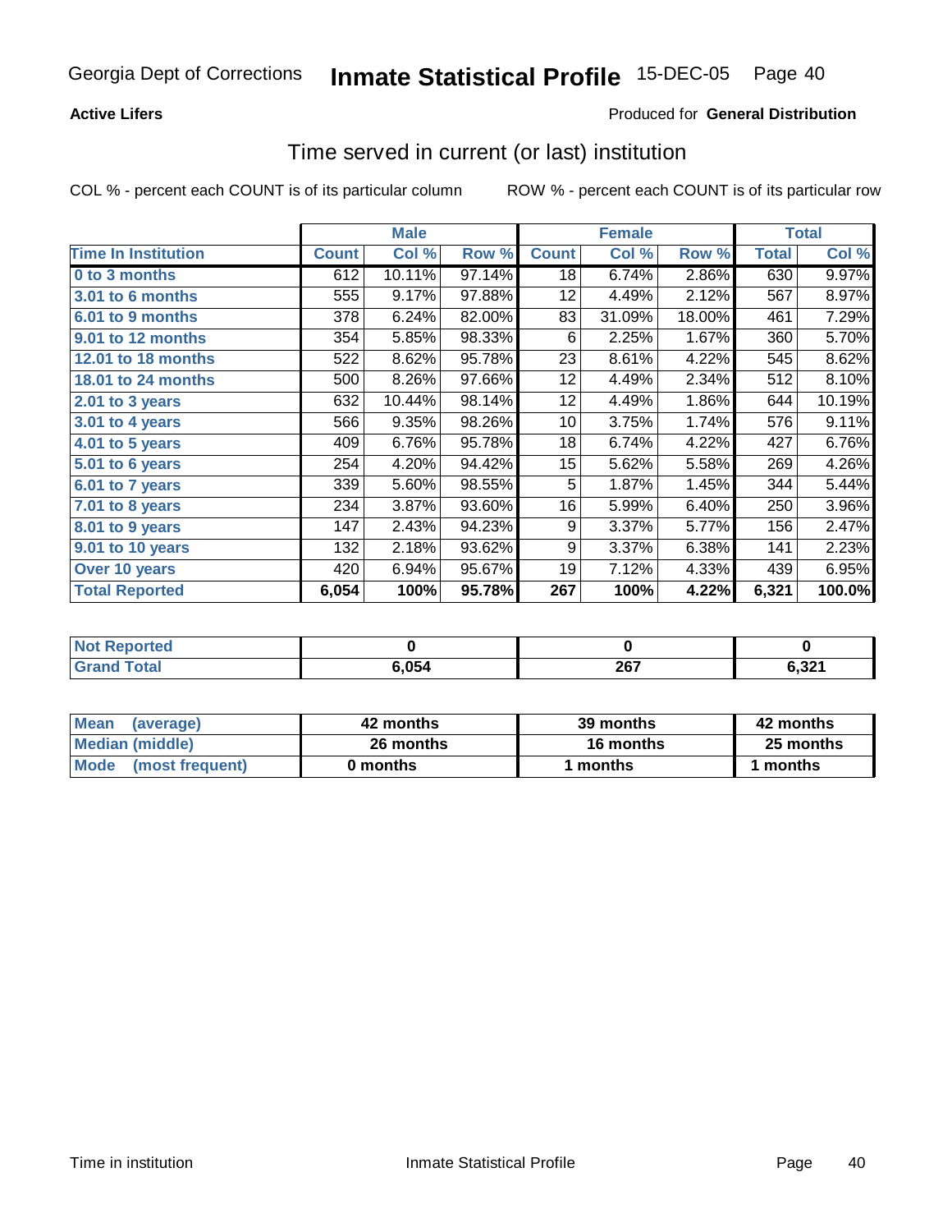Georgia Dept of Corrections **Inmate Statistical Profile** 15-DEC-05

**Active Lifers**

Produced for **General Distribution**

## Time served in current (or last) institution

COL % - percent each COUNT is of its particular column

ROW % - percent each COUNT is of its particular row

| | Male | | | Female | | | Total | |
|---|---|---|---|---|---|---|---|---|
| **Time In Institution** | **Count** | **Col %** | **Row %** | **Count** | **Col %** | **Row %** | **Total** | **Col %** |
| **0 to 3 months** | 612 | 10.11% | 97.14% | 18 | 6.74% | 2.86% | 630 | 9.97% |
| **3.01 to 6 months** | 555 | 9.17% | 97.88% | 12 | 4.49% | 2.12% | 567 | 8.97% |
| **6.01 to 9 months** | 378 | 6.24% | 82.00% | 83 | 31.09% | 18.00% | 461 | 7.29% |
| **9.01 to 12 months** | 354 | 5.85% | 98.33% | 6 | 2.25% | 1.67% | 360 | 5.70% |
| **12.01 to 18 months** | 522 | 8.62% | 95.78% | 23 | 8.61% | 4.22% | 545 | 8.62% |
| **18.01 to 24 months** | 500 | 8.26% | 97.66% | 12 | 4.49% | 2.34% | 512 | 8.10% |
| **2.01 to 3 years** | 632 | 10.44% | 98.14% | 12 | 4.49% | 1.86% | 644 | 10.19% |
| **3.01 to 4 years** | 566 | 9.35% | 98.26% | 10 | 3.75% | 1.74% | 576 | 9.11% |
| **4.01 to 5 years** | 409 | 6.76% | 95.78% | 18 | 6.74% | 4.22% | 427 | 6.76% |
| **5.01 to 6 years** | 254 | 4.20% | 94.42% | 15 | 5.62% | 5.58% | 269 | 4.26% |
| **6.01 to 7 years** | 339 | 5.60% | 98.55% | 5 | 1.87% | 1.45% | 344 | 5.44% |
| **7.01 to 8 years** | 234 | 3.87% | 93.60% | 16 | 5.99% | 6.40% | 250 | 3.96% |
| **8.01 to 9 years** | 147 | 2.43% | 94.23% | 9 | 3.37% | 5.77% | 156 | 2.47% |
| **9.01 to 10 years** | 132 | 2.18% | 93.62% | 9 | 3.37% | 6.38% | 141 | 2.23% |
| **Over 10 years** | 420 | 6.94% | 95.67% | 19 | 7.12% | 4.33% | 439 | 6.95% |
| **Total Reported** | **6,054** | **100%** | **95.78%** | **267** | **100%** | **4.22%** | **6,321** | **100.0%** |

| | Male | Female | Total |
|---|---|---|---|
| **Not Reported** | **0** | **0** | **0** |
| **Grand Total** | **6,054** | **267** | **6,321** |

| | Male | Female | Total |
|---|---|---|---|
| **Mean (average)** | **42 months** | **39 months** | **42 months** |
| **Median (middle)** | **26 months** | **16 months** | **25 months** |
| **Mode (most frequent)** | **0 months** | **1 months** | **1 months** |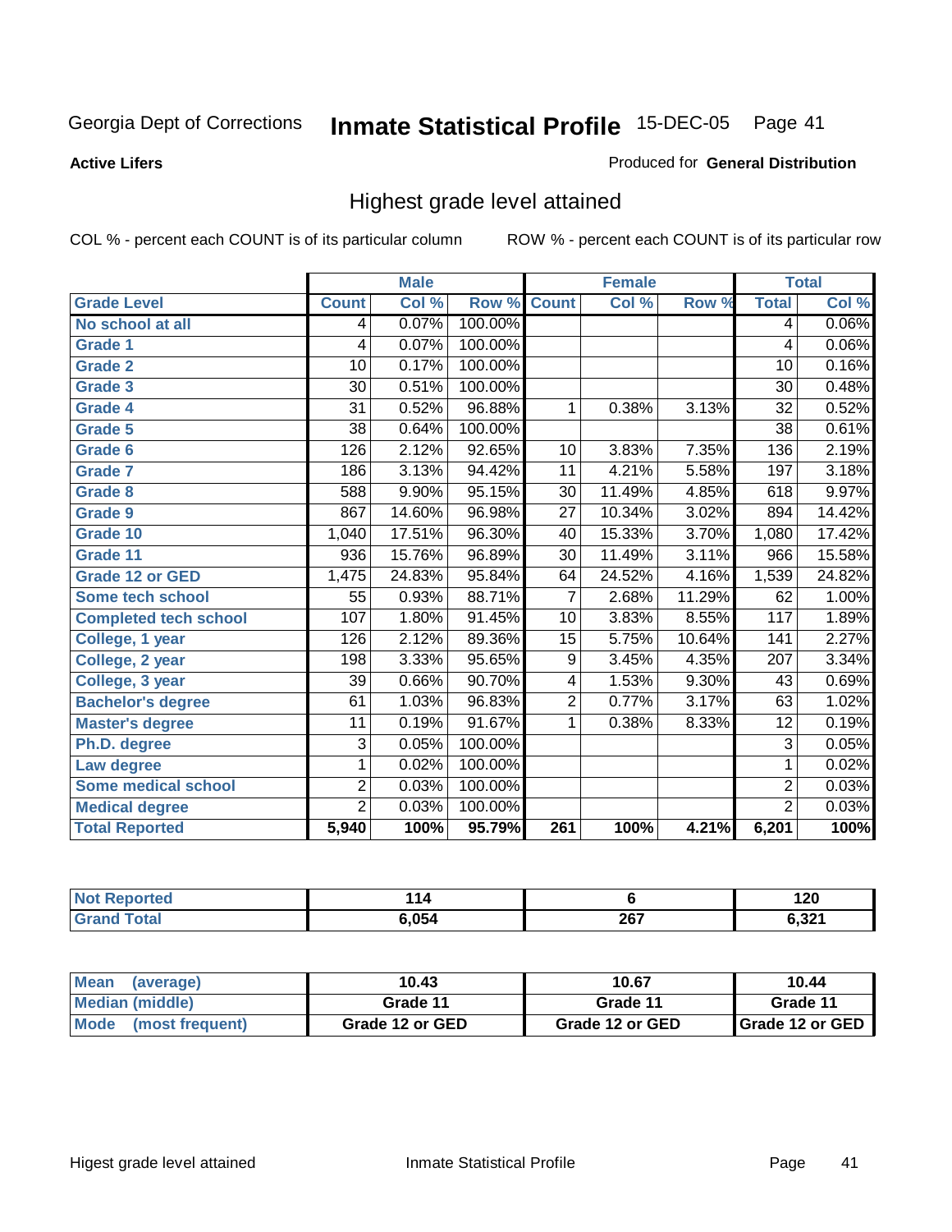Georgia Dept of Corrections **Inmate Statistical Profile** 15-DEC-05

**Active Lifers**

Produced for **General Distribution**

## Highest grade level attained

COL % - percent each COUNT is of its particular column ROW % - percent each COUNT is of its particular row

| | Male | | | Female | | | Total | |
|---|---|---|---|---|---|---|---|---|
| Grade Level | Count | Col % | Row % | Count | Col % | Row % | Total | Col % |
| No school at all | 4 | 0.07% | 100.00% | | | | 4 | 0.06% |
| Grade 1 | 4 | 0.07% | 100.00% | | | | 4 | 0.06% |
| Grade 2 | 10 | 0.17% | 100.00% | | | | 10 | 0.16% |
| Grade 3 | 30 | 0.51% | 100.00% | | | | 30 | 0.48% |
| Grade 4 | 31 | 0.52% | 96.88% | 1 | 0.38% | 3.13% | 32 | 0.52% |
| Grade 5 | 38 | 0.64% | 100.00% | | | | 38 | 0.61% |
| Grade 6 | 126 | 2.12% | 92.65% | 10 | 3.83% | 7.35% | 136 | 2.19% |
| Grade 7 | 186 | 3.13% | 94.42% | 11 | 4.21% | 5.58% | 197 | 3.18% |
| Grade 8 | 588 | 9.90% | 95.15% | 30 | 11.49% | 4.85% | 618 | 9.97% |
| Grade 9 | 867 | 14.60% | 96.98% | 27 | 10.34% | 3.02% | 894 | 14.42% |
| Grade 10 | 1,040 | 17.51% | 96.30% | 40 | 15.33% | 3.70% | 1,080 | 17.42% |
| Grade 11 | 936 | 15.76% | 96.89% | 30 | 11.49% | 3.11% | 966 | 15.58% |
| Grade 12 or GED | 1,475 | 24.83% | 95.84% | 64 | 24.52% | 4.16% | 1,539 | 24.82% |
| Some tech school | 55 | 0.93% | 88.71% | 7 | 2.68% | 11.29% | 62 | 1.00% |
| Completed tech school | 107 | 1.80% | 91.45% | 10 | 3.83% | 8.55% | 117 | 1.89% |
| College, 1 year | 126 | 2.12% | 89.36% | 15 | 5.75% | 10.64% | 141 | 2.27% |
| College, 2 year | 198 | 3.33% | 95.65% | 9 | 3.45% | 4.35% | 207 | 3.34% |
| College, 3 year | 39 | 0.66% | 90.70% | 4 | 1.53% | 9.30% | 43 | 0.69% |
| Bachelor's degree | 61 | 1.03% | 96.83% | 2 | 0.77% | 3.17% | 63 | 1.02% |
| Master's degree | 11 | 0.19% | 91.67% | 1 | 0.38% | 8.33% | 12 | 0.19% |
| Ph.D. degree | 3 | 0.05% | 100.00% | | | | 3 | 0.05% |
| Law degree | 1 | 0.02% | 100.00% | | | | 1 | 0.02% |
| Some medical school | 2 | 0.03% | 100.00% | | | | 2 | 0.03% |
| Medical degree | 2 | 0.03% | 100.00% | | | | 2 | 0.03% |
| **Total Reported** | **5,940** | **100%** | **95.79%** | **261** | **100%** | **4.21%** | **6,201** | **100%** |

| | Male | Female | Total |
|---|---|---|---|
| Not Reported | 114 | 6 | 120 |
| Grand Total | 6,054 | 267 | 6,321 |

| | Male | Female | Total |
|---|---|---|---|
| Mean (average) | 10.43 | 10.67 | 10.44 |
| Median (middle) | Grade 11 | Grade 11 | Grade 11 |
| Mode (most frequent) | Grade 12 or GED | Grade 12 or GED | Grade 12 or GED |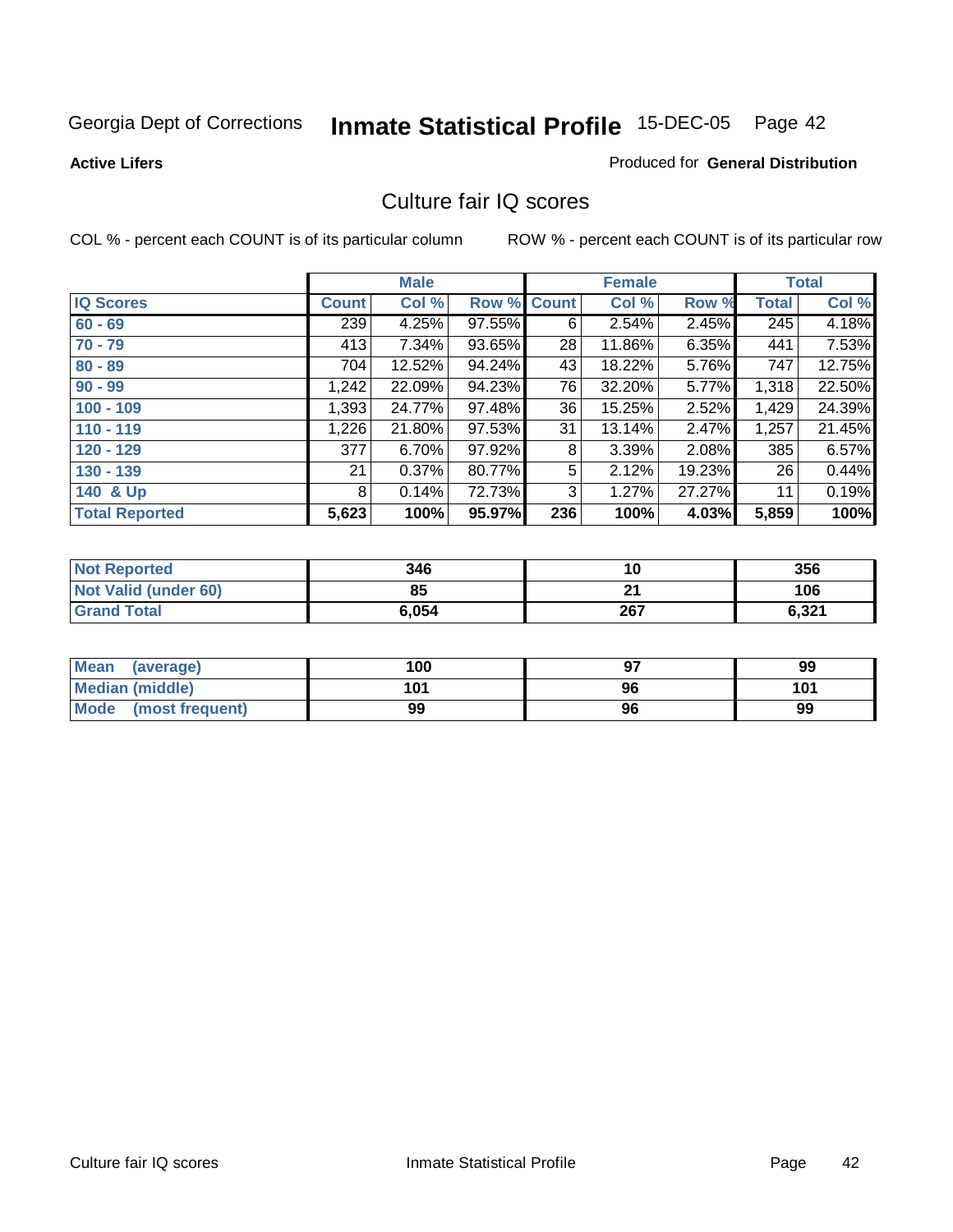Georgia Dept of Corrections **Inmate Statistical Profile** 15-DEC-05 Page 42

**Active Lifers**

Produced for **General Distribution**

## Culture fair IQ scores

COL % - percent each COUNT is of its particular column

ROW % - percent each COUNT is of its particular row

| | Male | | | Female | | | Total | |
|---|---|---|---|---|---|---|---|---|
| **IQ Scores** | **Count** | **Col %** | **Row %** | **Count** | **Col %** | **Row %** | **Total** | **Col %** |
| **60 - 69** | 239 | 4.25% | 97.55% | 6 | 2.54% | 2.45% | 245 | 4.18% |
| **70 - 79** | 413 | 7.34% | 93.65% | 28 | 11.86% | 6.35% | 441 | 7.53% |
| **80 - 89** | 704 | 12.52% | 94.24% | 43 | 18.22% | 5.76% | 747 | 12.75% |
| **90 - 99** | 1,242 | 22.09% | 94.23% | 76 | 32.20% | 5.77% | 1,318 | 22.50% |
| **100 - 109** | 1,393 | 24.77% | 97.48% | 36 | 15.25% | 2.52% | 1,429 | 24.39% |
| **110 - 119** | 1,226 | 21.80% | 97.53% | 31 | 13.14% | 2.47% | 1,257 | 21.45% |
| **120 - 129** | 377 | 6.70% | 97.92% | 8 | 3.39% | 2.08% | 385 | 6.57% |
| **130 - 139** | 21 | 0.37% | 80.77% | 5 | 2.12% | 19.23% | 26 | 0.44% |
| **140 & Up** | 8 | 0.14% | 72.73% | 3 | 1.27% | 27.27% | 11 | 0.19% |
| **Total Reported** | **5,623** | **100%** | **95.97%** | **236** | **100%** | **4.03%** | **5,859** | **100%** |

| | Male | Female | Total |
|---|---|---|---|
| **Not Reported** | **346** | **10** | **356** |
| **Not Valid (under 60)** | **85** | **21** | **106** |
| **Grand Total** | **6,054** | **267** | **6,321** |

| | Male | Female | Total |
|---|---|---|---|
| **Mean (average)** | **100** | **97** | **99** |
| **Median (middle)** | **101** | **96** | **101** |
| **Mode (most frequent)** | **99** | **96** | **99** |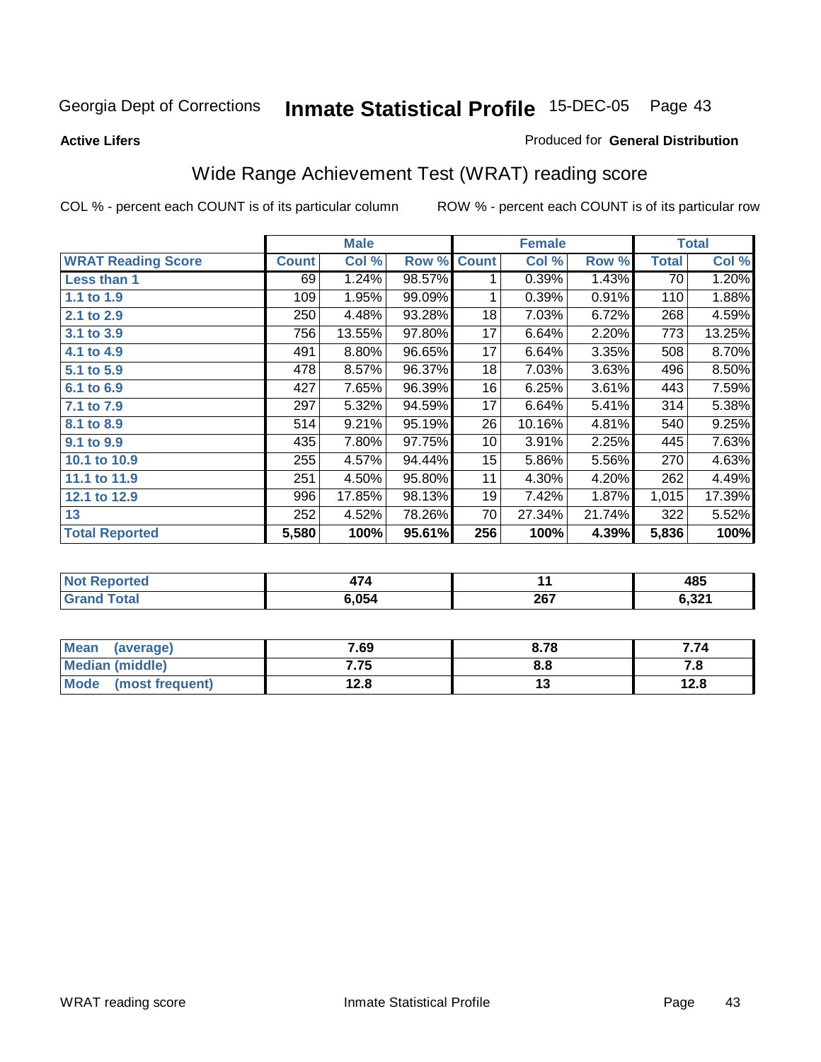Georgia Dept of Corrections **Inmate Statistical Profile** 15-DEC-05

**Active Lifers**

Produced for **General Distribution**

## Wide Range Achievement Test (WRAT) reading score

COL % - percent each COUNT is of its particular column

ROW % - percent each COUNT is of its particular row

| | Male | | | Female | | | Total | |
|---|---|---|---|---|---|---|---|---|
| **WRAT Reading Score** | **Count** | **Col %** | **Row %** | **Count** | **Col %** | **Row %** | **Total** | **Col %** |
| **Less than 1** | 69 | 1.24% | 98.57% | 1 | 0.39% | 1.43% | 70 | 1.20% |
| **1.1 to 1.9** | 109 | 1.95% | 99.09% | 1 | 0.39% | 0.91% | 110 | 1.88% |
| **2.1 to 2.9** | 250 | 4.48% | 93.28% | 18 | 7.03% | 6.72% | 268 | 4.59% |
| **3.1 to 3.9** | 756 | 13.55% | 97.80% | 17 | 6.64% | 2.20% | 773 | 13.25% |
| **4.1 to 4.9** | 491 | 8.80% | 96.65% | 17 | 6.64% | 3.35% | 508 | 8.70% |
| **5.1 to 5.9** | 478 | 8.57% | 96.37% | 18 | 7.03% | 3.63% | 496 | 8.50% |
| **6.1 to 6.9** | 427 | 7.65% | 96.39% | 16 | 6.25% | 3.61% | 443 | 7.59% |
| **7.1 to 7.9** | 297 | 5.32% | 94.59% | 17 | 6.64% | 5.41% | 314 | 5.38% |
| **8.1 to 8.9** | 514 | 9.21% | 95.19% | 26 | 10.16% | 4.81% | 540 | 9.25% |
| **9.1 to 9.9** | 435 | 7.80% | 97.75% | 10 | 3.91% | 2.25% | 445 | 7.63% |
| **10.1 to 10.9** | 255 | 4.57% | 94.44% | 15 | 5.86% | 5.56% | 270 | 4.63% |
| **11.1 to 11.9** | 251 | 4.50% | 95.80% | 11 | 4.30% | 4.20% | 262 | 4.49% |
| **12.1 to 12.9** | 996 | 17.85% | 98.13% | 19 | 7.42% | 1.87% | 1,015 | 17.39% |
| **13** | 252 | 4.52% | 78.26% | 70 | 27.34% | 21.74% | 322 | 5.52% |
| **Total Reported** | **5,580** | **100%** | **95.61%** | **256** | **100%** | **4.39%** | **5,836** | **100%** |

| | Male | Female | Total |
|---|---|---|---|
| **Not Reported** | **474** | **11** | **485** |
| **Grand Total** | **6,054** | **267** | **6,321** |

| | Male | Female | Total |
|---|---|---|---|
| **Mean (average)** | **7.69** | **8.78** | **7.74** |
| **Median (middle)** | **7.75** | **8.8** | **7.8** |
| **Mode (most frequent)** | **12.8** | **13** | **12.8** |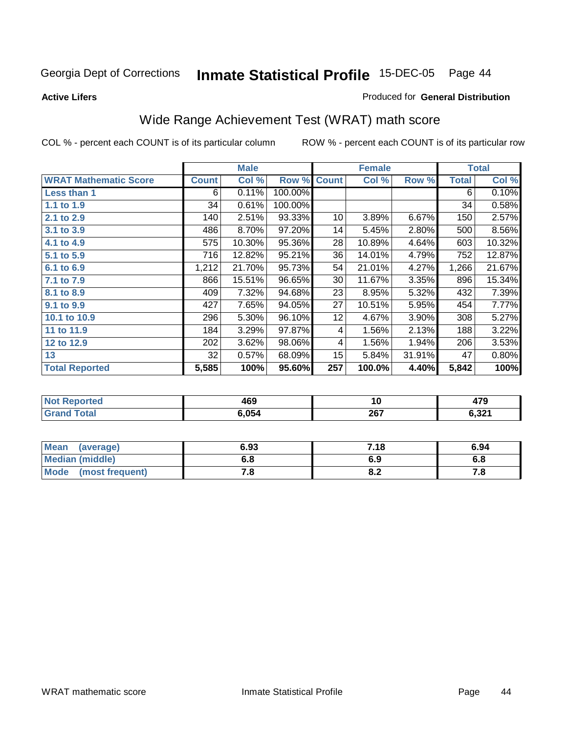Georgia Dept of Corrections **Inmate Statistical Profile** 15-DEC-05

**Active Lifers**

Produced for **General Distribution**

## Wide Range Achievement Test (WRAT) math score

COL % - percent each COUNT is of its particular column    ROW % - percent each COUNT is of its particular row

| | Male | | | Female | | | Total | |
|---|---|---|---|---|---|---|---|---|
| **WRAT Mathematic Score** | **Count** | **Col %** | **Row %** | **Count** | **Col %** | **Row %** | **Total** | **Col %** |
| **Less than 1** | 6 | 0.11% | 100.00% | | | | 6 | 0.10% |
| **1.1 to 1.9** | 34 | 0.61% | 100.00% | | | | 34 | 0.58% |
| **2.1 to 2.9** | 140 | 2.51% | 93.33% | 10 | 3.89% | 6.67% | 150 | 2.57% |
| **3.1 to 3.9** | 486 | 8.70% | 97.20% | 14 | 5.45% | 2.80% | 500 | 8.56% |
| **4.1 to 4.9** | 575 | 10.30% | 95.36% | 28 | 10.89% | 4.64% | 603 | 10.32% |
| **5.1 to 5.9** | 716 | 12.82% | 95.21% | 36 | 14.01% | 4.79% | 752 | 12.87% |
| **6.1 to 6.9** | 1,212 | 21.70% | 95.73% | 54 | 21.01% | 4.27% | 1,266 | 21.67% |
| **7.1 to 7.9** | 866 | 15.51% | 96.65% | 30 | 11.67% | 3.35% | 896 | 15.34% |
| **8.1 to 8.9** | 409 | 7.32% | 94.68% | 23 | 8.95% | 5.32% | 432 | 7.39% |
| **9.1 to 9.9** | 427 | 7.65% | 94.05% | 27 | 10.51% | 5.95% | 454 | 7.77% |
| **10.1 to 10.9** | 296 | 5.30% | 96.10% | 12 | 4.67% | 3.90% | 308 | 5.27% |
| **11 to 11.9** | 184 | 3.29% | 97.87% | 4 | 1.56% | 2.13% | 188 | 3.22% |
| **12 to 12.9** | 202 | 3.62% | 98.06% | 4 | 1.56% | 1.94% | 206 | 3.53% |
| **13** | 32 | 0.57% | 68.09% | 15 | 5.84% | 31.91% | 47 | 0.80% |
| **Total Reported** | **5,585** | **100%** | **95.60%** | **257** | **100.0%** | **4.40%** | **5,842** | **100%** |

| | Male | Female | Total |
|---|---|---|---|
| **Not Reported** | **469** | **10** | **479** |
| **Grand Total** | **6,054** | **267** | **6,321** |

| | Male | Female | Total |
|---|---|---|---|
| **Mean (average)** | **6.93** | **7.18** | **6.94** |
| **Median (middle)** | **6.8** | **6.9** | **6.8** |
| **Mode (most frequent)** | **7.8** | **8.2** | **7.8** |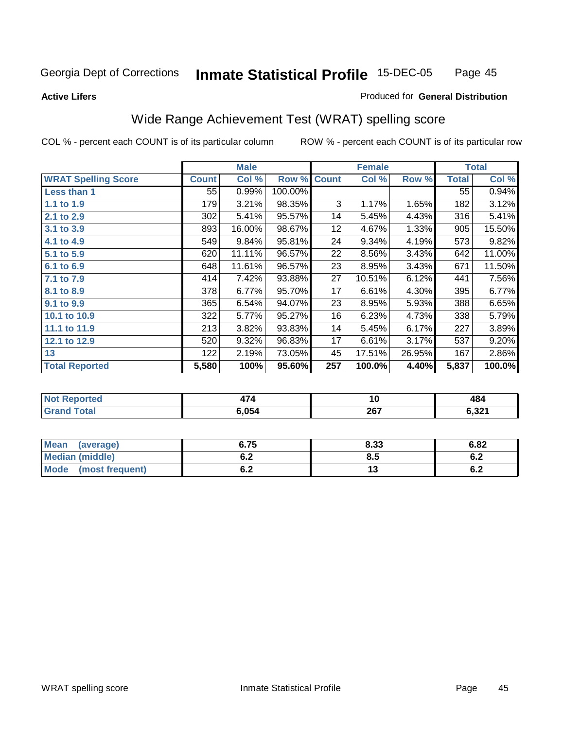Georgia Dept of Corrections **Inmate Statistical Profile** 15-DEC-05

**Active Lifers**

Produced for **General Distribution**

## Wide Range Achievement Test (WRAT) spelling score

COL % - percent each COUNT is of its particular column

ROW % - percent each COUNT is of its particular row

| | Male | | | Female | | | Total | |
|---|---|---|---|---|---|---|---|---|
| **WRAT Spelling Score** | **Count** | **Col %** | **Row %** | **Count** | **Col %** | **Row %** | **Total** | **Col %** |
| **Less than 1** | 55 | 0.99% | 100.00% | | | | 55 | 0.94% |
| **1.1 to 1.9** | 179 | 3.21% | 98.35% | 3 | 1.17% | 1.65% | 182 | 3.12% |
| **2.1 to 2.9** | 302 | 5.41% | 95.57% | 14 | 5.45% | 4.43% | 316 | 5.41% |
| **3.1 to 3.9** | 893 | 16.00% | 98.67% | 12 | 4.67% | 1.33% | 905 | 15.50% |
| **4.1 to 4.9** | 549 | 9.84% | 95.81% | 24 | 9.34% | 4.19% | 573 | 9.82% |
| **5.1 to 5.9** | 620 | 11.11% | 96.57% | 22 | 8.56% | 3.43% | 642 | 11.00% |
| **6.1 to 6.9** | 648 | 11.61% | 96.57% | 23 | 8.95% | 3.43% | 671 | 11.50% |
| **7.1 to 7.9** | 414 | 7.42% | 93.88% | 27 | 10.51% | 6.12% | 441 | 7.56% |
| **8.1 to 8.9** | 378 | 6.77% | 95.70% | 17 | 6.61% | 4.30% | 395 | 6.77% |
| **9.1 to 9.9** | 365 | 6.54% | 94.07% | 23 | 8.95% | 5.93% | 388 | 6.65% |
| **10.1 to 10.9** | 322 | 5.77% | 95.27% | 16 | 6.23% | 4.73% | 338 | 5.79% |
| **11.1 to 11.9** | 213 | 3.82% | 93.83% | 14 | 5.45% | 6.17% | 227 | 3.89% |
| **12.1 to 12.9** | 520 | 9.32% | 96.83% | 17 | 6.61% | 3.17% | 537 | 9.20% |
| **13** | 122 | 2.19% | 73.05% | 45 | 17.51% | 26.95% | 167 | 2.86% |
| **Total Reported** | **5,580** | **100%** | **95.60%** | **257** | **100.0%** | **4.40%** | **5,837** | **100.0%** |

| | Male | Female | Total |
|---|---|---|---|
| **Not Reported** | **474** | **10** | **484** |
| **Grand Total** | **6,054** | **267** | **6,321** |

| | Male | Female | Total |
|---|---|---|---|
| **Mean (average)** | **6.75** | **8.33** | **6.82** |
| **Median (middle)** | **6.2** | **8.5** | **6.2** |
| **Mode (most frequent)** | **6.2** | **13** | **6.2** |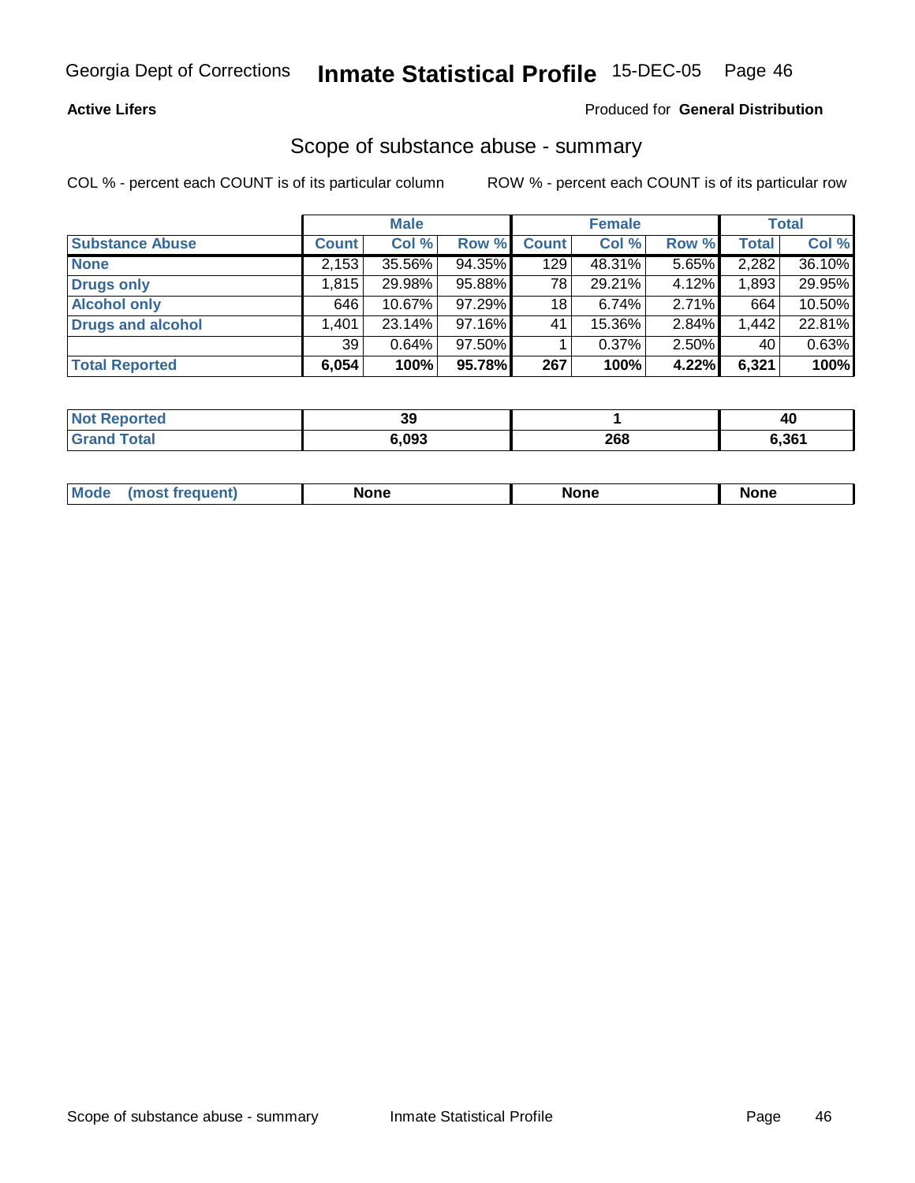**Active Lifers**

Produced for **General Distribution**

## Scope of substance abuse - summary

COL % - percent each COUNT is of its particular column

ROW % - percent each COUNT is of its particular row

| | Male | | | Female | | | Total | |
|---|---|---|---|---|---|---|---|---|
| **Substance Abuse** | **Count** | **Col %** | **Row %** | **Count** | **Col %** | **Row %** | **Total** | **Col %** |
| **None** | 2,153 | 35.56% | 94.35% | 129 | 48.31% | 5.65% | 2,282 | 36.10% |
| **Drugs only** | 1,815 | 29.98% | 95.88% | 78 | 29.21% | 4.12% | 1,893 | 29.95% |
| **Alcohol only** | 646 | 10.67% | 97.29% | 18 | 6.74% | 2.71% | 664 | 10.50% |
| **Drugs and alcohol** | 1,401 | 23.14% | 97.16% | 41 | 15.36% | 2.84% | 1,442 | 22.81% |
| | 39 | 0.64% | 97.50% | 1 | 0.37% | 2.50% | 40 | 0.63% |
| **Total Reported** | **6,054** | **100%** | **95.78%** | **267** | **100%** | **4.22%** | **6,321** | **100%** |

| | Male | Female | Total |
|---|---|---|---|
| **Not Reported** | **39** | **1** | **40** |
| **Grand Total** | **6,093** | **268** | **6,361** |

| | Male | Female | Total |
|---|---|---|---|
| **Mode (most frequent)** | **None** | **None** | **None** |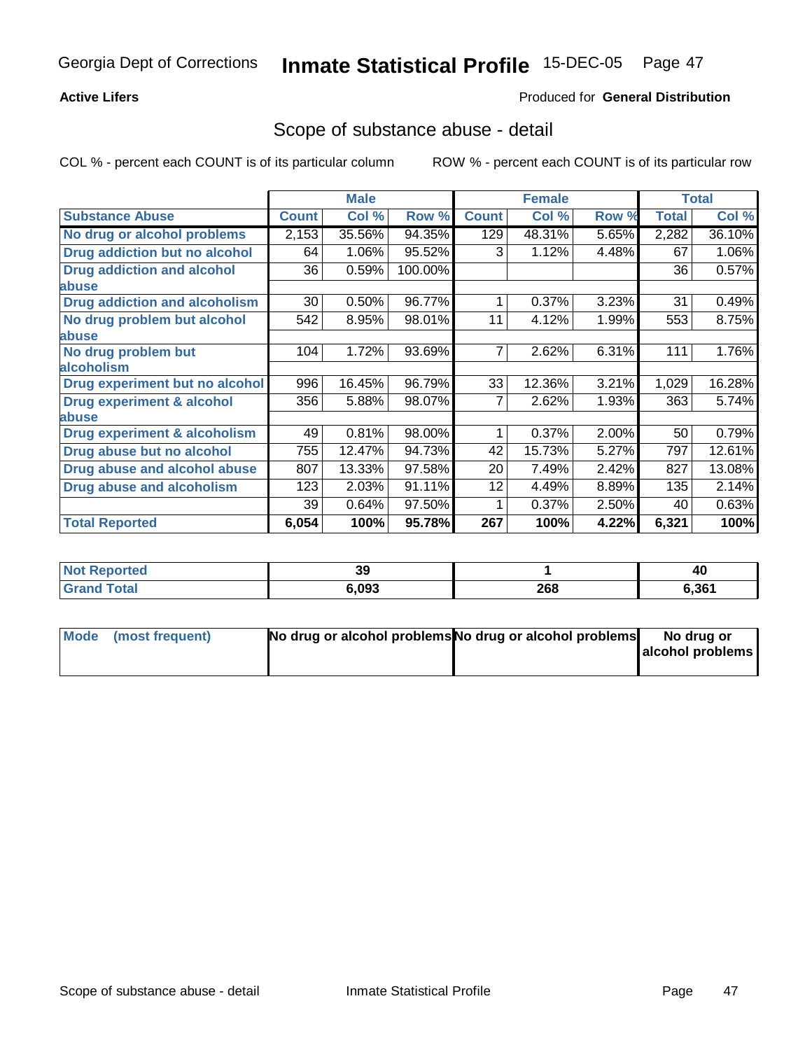Georgia Dept of Corrections **Inmate Statistical Profile** 15-DEC-05

**Active Lifers**

Produced for **General Distribution**

## Scope of substance abuse - detail

COL % - percent each COUNT is of its particular column

ROW % - percent each COUNT is of its particular row

| | Male | | | Female | | | Total | |
|---|---|---|---|---|---|---|---|---|
| **Substance Abuse** | **Count** | **Col %** | **Row %** | **Count** | **Col %** | **Row %** | **Total** | **Col %** |
| **No drug or alcohol problems** | 2,153 | 35.56% | 94.35% | 129 | 48.31% | 5.65% | 2,282 | 36.10% |
| **Drug addiction but no alcohol** | 64 | 1.06% | 95.52% | 3 | 1.12% | 4.48% | 67 | 1.06% |
| **Drug addiction and alcohol abuse** | 36 | 0.59% | 100.00% | | | | 36 | 0.57% |
| **Drug addiction and alcoholism** | 30 | 0.50% | 96.77% | 1 | 0.37% | 3.23% | 31 | 0.49% |
| **No drug problem but alcohol abuse** | 542 | 8.95% | 98.01% | 11 | 4.12% | 1.99% | 553 | 8.75% |
| **No drug problem but alcoholism** | 104 | 1.72% | 93.69% | 7 | 2.62% | 6.31% | 111 | 1.76% |
| **Drug experiment but no alcohol** | 996 | 16.45% | 96.79% | 33 | 12.36% | 3.21% | 1,029 | 16.28% |
| **Drug experiment & alcohol abuse** | 356 | 5.88% | 98.07% | 7 | 2.62% | 1.93% | 363 | 5.74% |
| **Drug experiment & alcoholism** | 49 | 0.81% | 98.00% | 1 | 0.37% | 2.00% | 50 | 0.79% |
| **Drug abuse but no alcohol** | 755 | 12.47% | 94.73% | 42 | 15.73% | 5.27% | 797 | 12.61% |
| **Drug abuse and alcohol abuse** | 807 | 13.33% | 97.58% | 20 | 7.49% | 2.42% | 827 | 13.08% |
| **Drug abuse and alcoholism** | 123 | 2.03% | 91.11% | 12 | 4.49% | 8.89% | 135 | 2.14% |
| | 39 | 0.64% | 97.50% | 1 | 0.37% | 2.50% | 40 | 0.63% |
| **Total Reported** | **6,054** | **100%** | **95.78%** | **267** | **100%** | **4.22%** | **6,321** | **100%** |

| | Male | Female | Total |
|---|---|---|---|
| **Not Reported** | **39** | **1** | **40** |
| **Grand Total** | **6,093** | **268** | **6,361** |

| | Male | Female | Total |
|---|---|---|---|
| **Mode (most frequent)** | **No drug or alcohol problems** | **No drug or alcohol problems** | **No drug or alcohol problems** |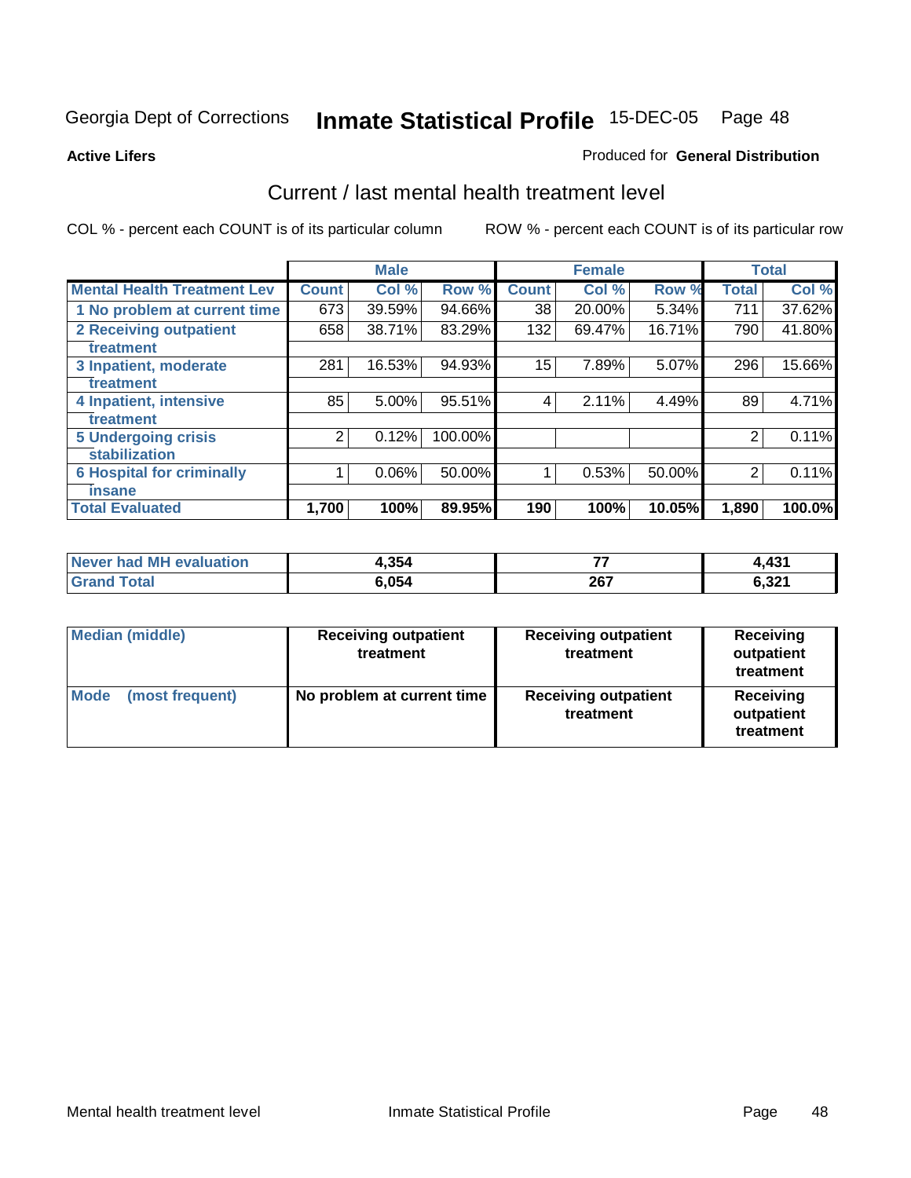Georgia Dept of Corrections **Inmate Statistical Profile** 15-DEC-05

**Active Lifers**

Produced for **General Distribution**

## Current / last mental health treatment level

COL % - percent each COUNT is of its particular column ROW % - percent each COUNT is of its particular row

| | Male | | | Female | | | Total | |
|---|---|---|---|---|---|---|---|---|
| Mental Health Treatment Lev | Count | Col % | Row % | Count | Col % | Row % | Total | Col % |
| 1 No problem at current time | 673 | 39.59% | 94.66% | 38 | 20.00% | 5.34% | 711 | 37.62% |
| 2 Receiving outpatient treatment | 658 | 38.71% | 83.29% | 132 | 69.47% | 16.71% | 790 | 41.80% |
| 3 Inpatient, moderate treatment | 281 | 16.53% | 94.93% | 15 | 7.89% | 5.07% | 296 | 15.66% |
| 4 Inpatient, intensive treatment | 85 | 5.00% | 95.51% | 4 | 2.11% | 4.49% | 89 | 4.71% |
| 5 Undergoing crisis stabilization | 2 | 0.12% | 100.00% | | | | 2 | 0.11% |
| 6 Hospital for criminally insane | 1 | 0.06% | 50.00% | 1 | 0.53% | 50.00% | 2 | 0.11% |
| **Total Evaluated** | **1,700** | **100%** | **89.95%** | **190** | **100%** | **10.05%** | **1,890** | **100.0%** |

| | Male | Female | Total |
|---|---|---|---|
| Never had MH evaluation | 4,354 | 77 | 4,431 |
| Grand Total | 6,054 | 267 | 6,321 |

| | Male | Female | Total |
|---|---|---|---|
| Median (middle) | Receiving outpatient treatment | Receiving outpatient treatment | Receiving outpatient treatment |
| Mode (most frequent) | No problem at current time | Receiving outpatient treatment | Receiving outpatient treatment |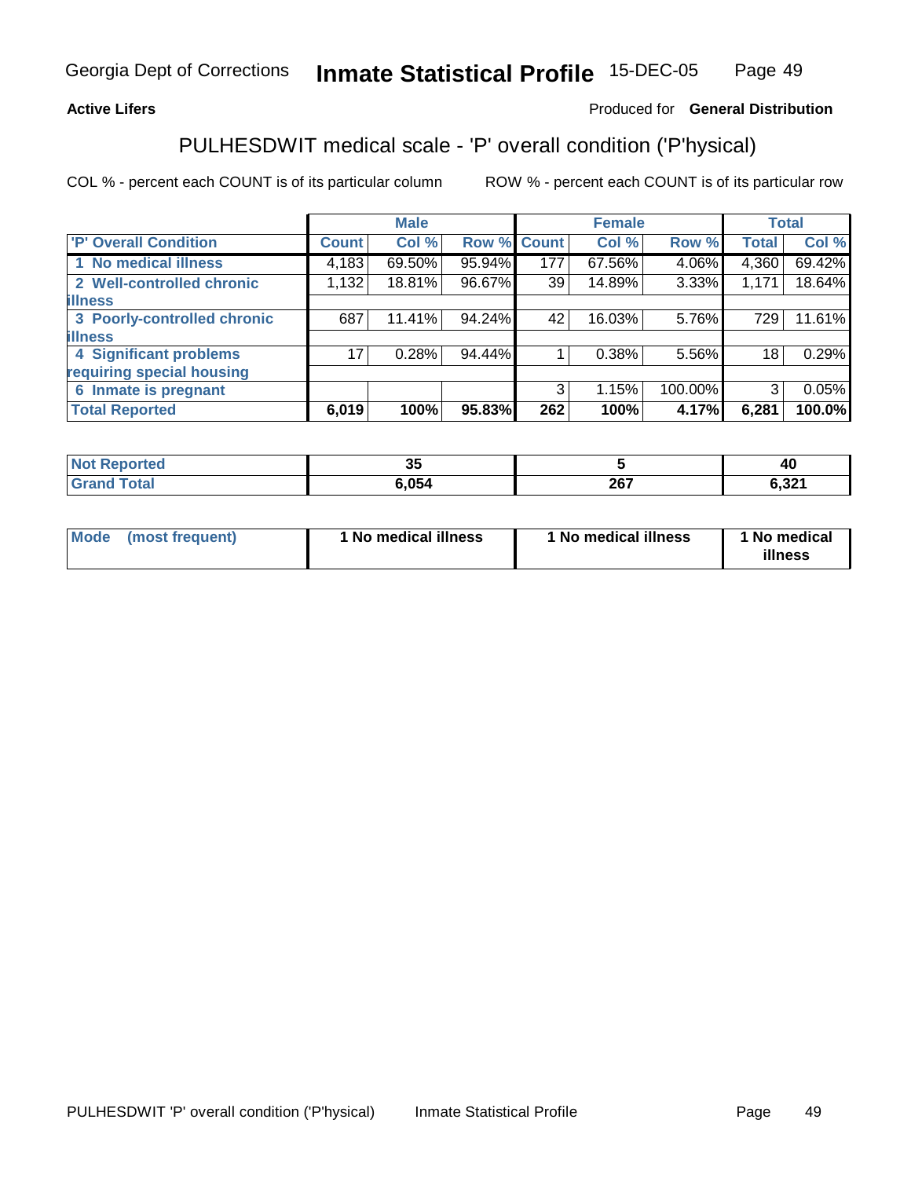Georgia Dept of Corrections **Inmate Statistical Profile** 15-DEC-05

**Active Lifers** Produced for **General Distribution**

## PULHESDWIT medical scale - 'P' overall condition ('P'hysical)

COL % - percent each COUNT is of its particular column     ROW % - percent each COUNT is of its particular row

| | Male | | | Female | | | Total | |
|---|---|---|---|---|---|---|---|---|
| 'P' Overall Condition | Count | Col % | Row % | Count | Col % | Row % | Total | Col % |
| 1 No medical illness | 4,183 | 69.50% | 95.94% | 177 | 67.56% | 4.06% | 4,360 | 69.42% |
| 2 Well-controlled chronic illness | 1,132 | 18.81% | 96.67% | 39 | 14.89% | 3.33% | 1,171 | 18.64% |
| 3 Poorly-controlled chronic illness | 687 | 11.41% | 94.24% | 42 | 16.03% | 5.76% | 729 | 11.61% |
| 4 Significant problems requiring special housing | 17 | 0.28% | 94.44% | 1 | 0.38% | 5.56% | 18 | 0.29% |
| 6 Inmate is pregnant | | | | 3 | 1.15% | 100.00% | 3 | 0.05% |
| **Total Reported** | **6,019** | **100%** | **95.83%** | **262** | **100%** | **4.17%** | **6,281** | **100.0%** |

| | Male | Female | Total |
|---|---|---|---|
| Not Reported | 35 | 5 | 40 |
| Grand Total | 6,054 | 267 | 6,321 |

| | Male | Female | Total |
|---|---|---|---|
| Mode (most frequent) | 1 No medical illness | 1 No medical illness | 1 No medical illness |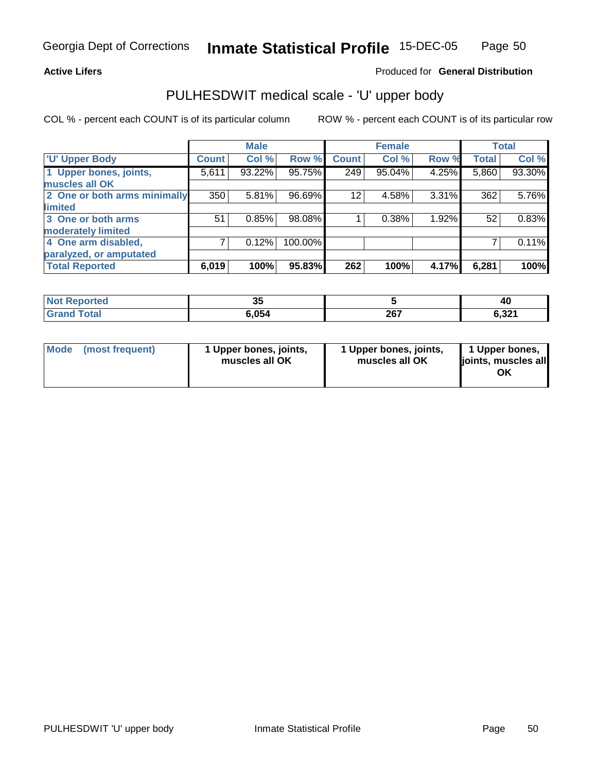Georgia Dept of Corrections **Inmate Statistical Profile** 15-DEC-05

**Active Lifers**

Produced for **General Distribution**

## PULHESDWIT medical scale - 'U' upper body

COL % - percent each COUNT is of its particular column

ROW % - percent each COUNT is of its particular row

| | Male | | | Female | | | Total | |
|---|---|---|---|---|---|---|---|---|
| **'U' Upper Body** | **Count** | **Col %** | **Row %** | **Count** | **Col %** | **Row %** | **Total** | **Col %** |
| **1 Upper bones, joints, muscles all OK** | 5,611 | 93.22% | 95.75% | 249 | 95.04% | 4.25% | 5,860 | 93.30% |
| **2 One or both arms minimally limited** | 350 | 5.81% | 96.69% | 12 | 4.58% | 3.31% | 362 | 5.76% |
| **3 One or both arms moderately limited** | 51 | 0.85% | 98.08% | 1 | 0.38% | 1.92% | 52 | 0.83% |
| **4 One arm disabled, paralyzed, or amputated** | 7 | 0.12% | 100.00% | | | | 7 | 0.11% |
| **Total Reported** | **6,019** | **100%** | **95.83%** | **262** | **100%** | **4.17%** | **6,281** | **100%** |

| | Male | Female | Total |
|---|---|---|---|
| **Not Reported** | **35** | **5** | **40** |
| **Grand Total** | **6,054** | **267** | **6,321** |

| | Male | Female | Total |
|---|---|---|---|
| **Mode (most frequent)** | **1 Upper bones, joints, muscles all OK** | **1 Upper bones, joints, muscles all OK** | **1 Upper bones, joints, muscles all OK** |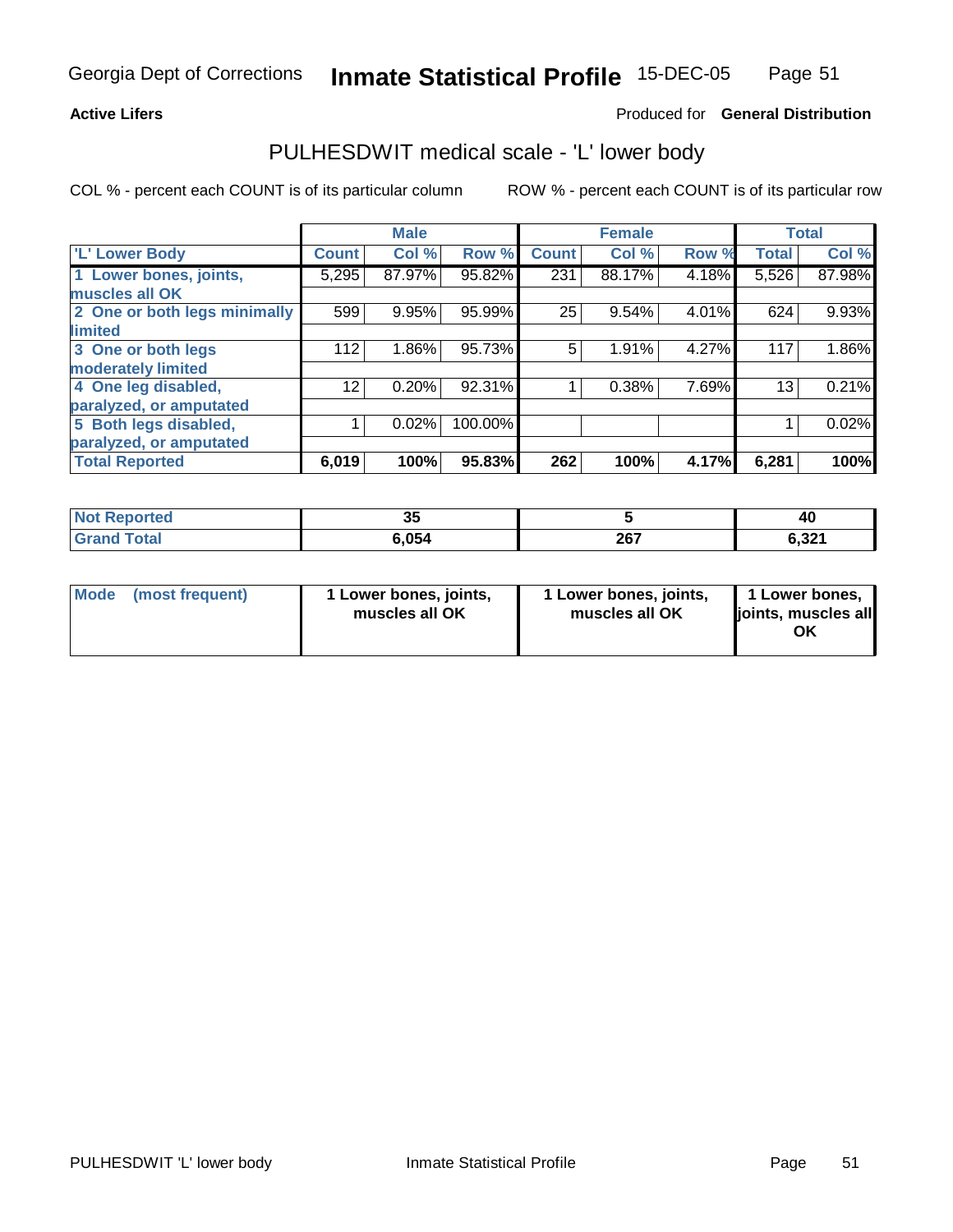Georgia Dept of Corrections **Inmate Statistical Profile** 15-DEC-05

**Active Lifers** Produced for **General Distribution**

## PULHESDWIT medical scale - 'L' lower body

COL % - percent each COUNT is of its particular column ROW % - percent each COUNT is of its particular row

| | Male | | | Female | | | Total | |
|---|---|---|---|---|---|---|---|---|
| 'L' Lower Body | Count | Col % | Row % | Count | Col % | Row % | Total | Col % |
| 1 Lower bones, joints, muscles all OK | 5,295 | 87.97% | 95.82% | 231 | 88.17% | 4.18% | 5,526 | 87.98% |
| 2 One or both legs minimally limited | 599 | 9.95% | 95.99% | 25 | 9.54% | 4.01% | 624 | 9.93% |
| 3 One or both legs moderately limited | 112 | 1.86% | 95.73% | 5 | 1.91% | 4.27% | 117 | 1.86% |
| 4 One leg disabled, paralyzed, or amputated | 12 | 0.20% | 92.31% | 1 | 0.38% | 7.69% | 13 | 0.21% |
| 5 Both legs disabled, paralyzed, or amputated | 1 | 0.02% | 100.00% | | | | 1 | 0.02% |
| **Total Reported** | **6,019** | **100%** | **95.83%** | **262** | **100%** | **4.17%** | **6,281** | **100%** |

| | Male | Female | Total |
|---|---|---|---|
| Not Reported | 35 | 5 | 40 |
| Grand Total | 6,054 | 267 | 6,321 |

| | Male | Female | Total |
|---|---|---|---|
| Mode (most frequent) | 1 Lower bones, joints, muscles all OK | 1 Lower bones, joints, muscles all OK | 1 Lower bones, joints, muscles all OK |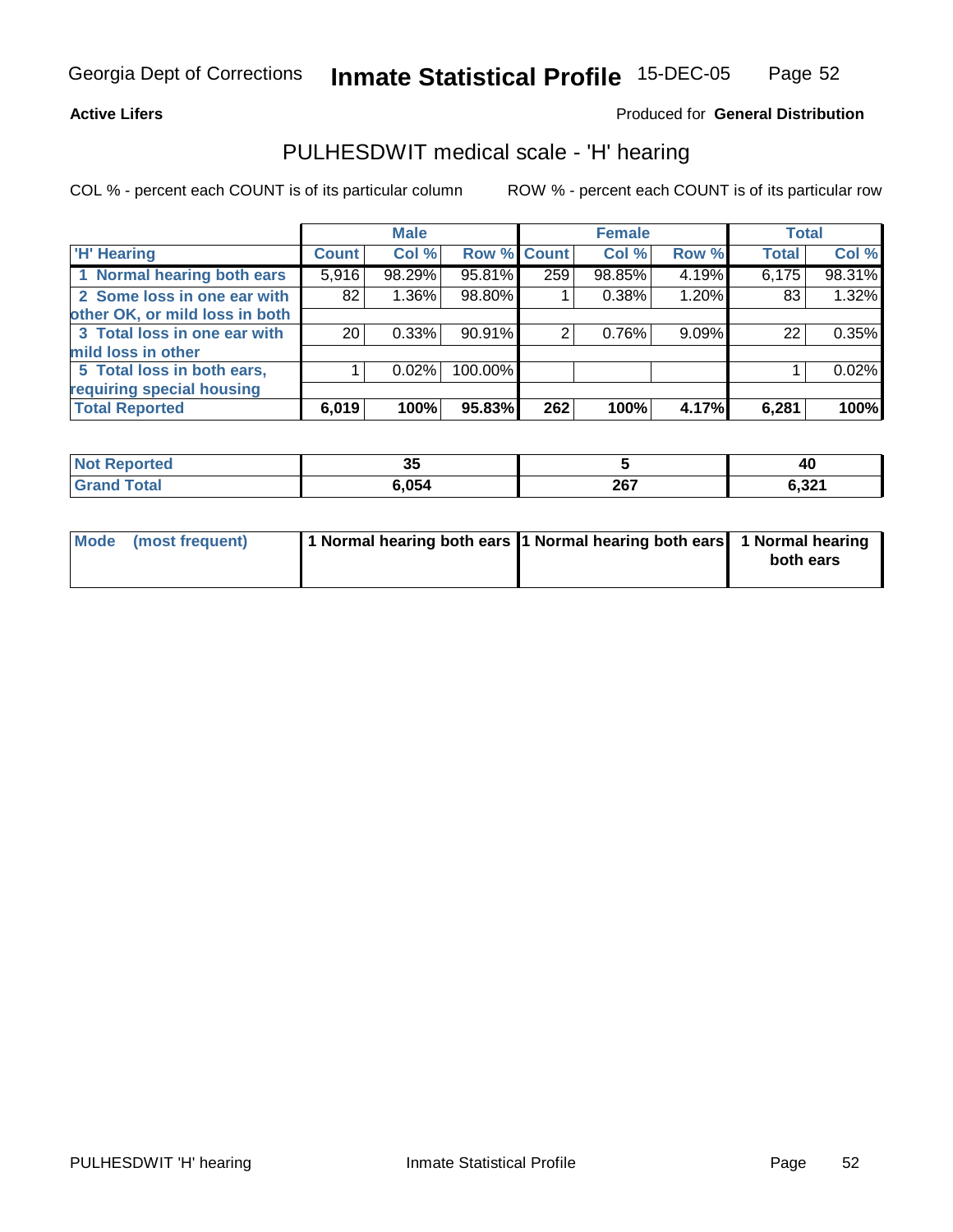Georgia Dept of Corrections **Inmate Statistical Profile** 15-DEC-05

**Active Lifers**

Produced for **General Distribution**

## PULHESDWIT medical scale - 'H' hearing

COL % - percent each COUNT is of its particular column

ROW % - percent each COUNT is of its particular row

| | Male | | | Female | | | Total | |
|---|---|---|---|---|---|---|---|---|
| 'H' Hearing | Count | Col % | Row % | Count | Col % | Row % | Total | Col % |
| 1 Normal hearing both ears | 5,916 | 98.29% | 95.81% | 259 | 98.85% | 4.19% | 6,175 | 98.31% |
| 2 Some loss in one ear with other OK, or mild loss in both | 82 | 1.36% | 98.80% | 1 | 0.38% | 1.20% | 83 | 1.32% |
| 3 Total loss in one ear with mild loss in other | 20 | 0.33% | 90.91% | 2 | 0.76% | 9.09% | 22 | 0.35% |
| 5 Total loss in both ears, requiring special housing | 1 | 0.02% | 100.00% | | | | 1 | 0.02% |
| **Total Reported** | **6,019** | **100%** | **95.83%** | **262** | **100%** | **4.17%** | **6,281** | **100%** |

| | Male | Female | Total |
|---|---|---|---|
| Not Reported | 35 | 5 | 40 |
| Grand Total | 6,054 | 267 | 6,321 |

| | Male | Female | Total |
|---|---|---|---|
| Mode (most frequent) | 1 Normal hearing both ears | 1 Normal hearing both ears | 1 Normal hearing both ears |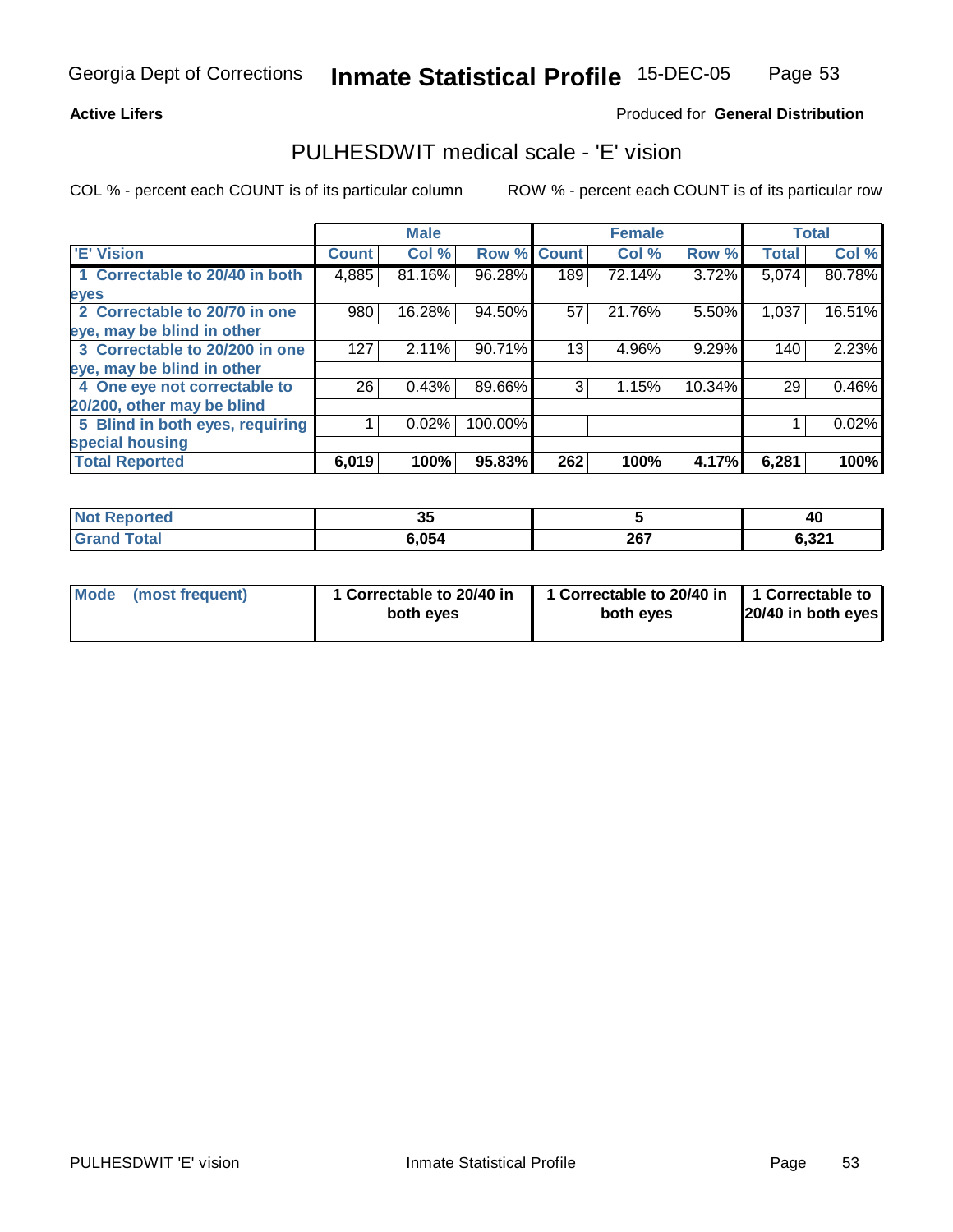Georgia Dept of Corrections **Inmate Statistical Profile** 15-DEC-05

**Active Lifers**

Produced for **General Distribution**

## PULHESDWIT medical scale - 'E' vision

COL % - percent each COUNT is of its particular column

ROW % - percent each COUNT is of its particular row

| | Male | | | Female | | | Total | |
|---|---|---|---|---|---|---|---|---|
| 'E' Vision | Count | Col % | Row % | Count | Col % | Row % | Total | Col % |
| 1 Correctable to 20/40 in both eyes | 4,885 | 81.16% | 96.28% | 189 | 72.14% | 3.72% | 5,074 | 80.78% |
| 2 Correctable to 20/70 in one eye, may be blind in other | 980 | 16.28% | 94.50% | 57 | 21.76% | 5.50% | 1,037 | 16.51% |
| 3 Correctable to 20/200 in one eye, may be blind in other | 127 | 2.11% | 90.71% | 13 | 4.96% | 9.29% | 140 | 2.23% |
| 4 One eye not correctable to 20/200, other may be blind | 26 | 0.43% | 89.66% | 3 | 1.15% | 10.34% | 29 | 0.46% |
| 5 Blind in both eyes, requiring special housing | 1 | 0.02% | 100.00% | | | | 1 | 0.02% |
| **Total Reported** | **6,019** | **100%** | **95.83%** | **262** | **100%** | **4.17%** | **6,281** | **100%** |

| | Male | Female | Total |
|---|---|---|---|
| Not Reported | 35 | 5 | 40 |
| Grand Total | 6,054 | 267 | 6,321 |

| | Male | Female | Total |
|---|---|---|---|
| Mode (most frequent) | 1 Correctable to 20/40 in both eyes | 1 Correctable to 20/40 in both eyes | 1 Correctable to 20/40 in both eyes |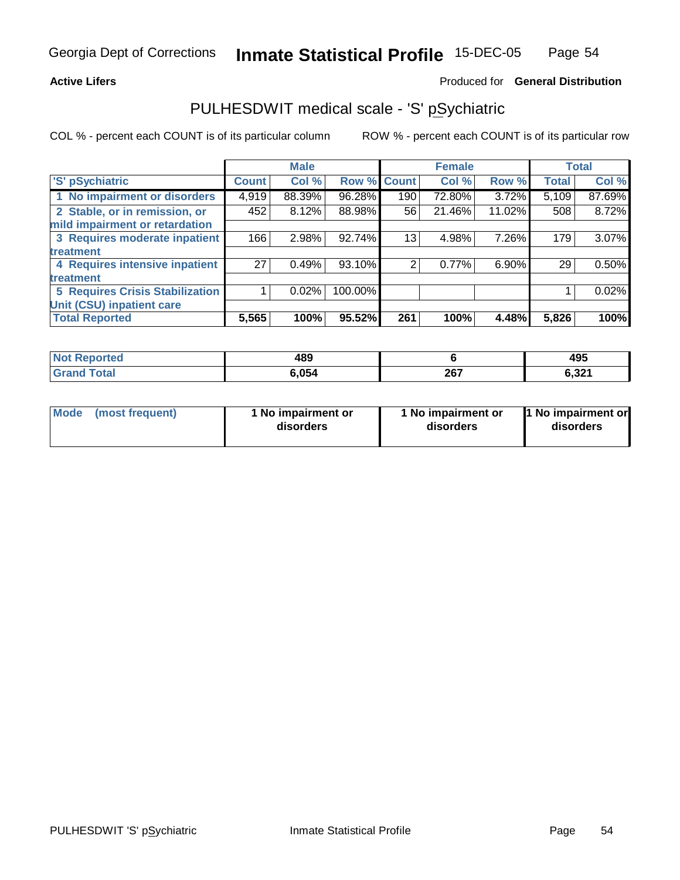Georgia Dept of Corrections **Inmate Statistical Profile** 15-DEC-05

**Active Lifers**

Produced for **General Distribution**

## PULHESDWIT medical scale - 'S' pSychiatric

COL % - percent each COUNT is of its particular column

ROW % - percent each COUNT is of its particular row

| | Male | | | Female | | | Total | |
|---|---|---|---|---|---|---|---|---|
| 'S' pSychiatric | Count | Col % | Row % | Count | Col % | Row % | Total | Col % |
| 1 No impairment or disorders | 4,919 | 88.39% | 96.28% | 190 | 72.80% | 3.72% | 5,109 | 87.69% |
| 2 Stable, or in remission, or mild impairment or retardation | 452 | 8.12% | 88.98% | 56 | 21.46% | 11.02% | 508 | 8.72% |
| 3 Requires moderate inpatient treatment | 166 | 2.98% | 92.74% | 13 | 4.98% | 7.26% | 179 | 3.07% |
| 4 Requires intensive inpatient treatment | 27 | 0.49% | 93.10% | 2 | 0.77% | 6.90% | 29 | 0.50% |
| 5 Requires Crisis Stabilization Unit (CSU) inpatient care | 1 | 0.02% | 100.00% | | | | 1 | 0.02% |
| **Total Reported** | **5,565** | **100%** | **95.52%** | **261** | **100%** | **4.48%** | **5,826** | **100%** |

| | Male | Female | Total |
|---|---|---|---|
| Not Reported | 489 | 6 | 495 |
| Grand Total | 6,054 | 267 | 6,321 |

| | Male | Female | Total |
|---|---|---|---|
| Mode (most frequent) | 1 No impairment or disorders | 1 No impairment or disorders | 1 No impairment or disorders |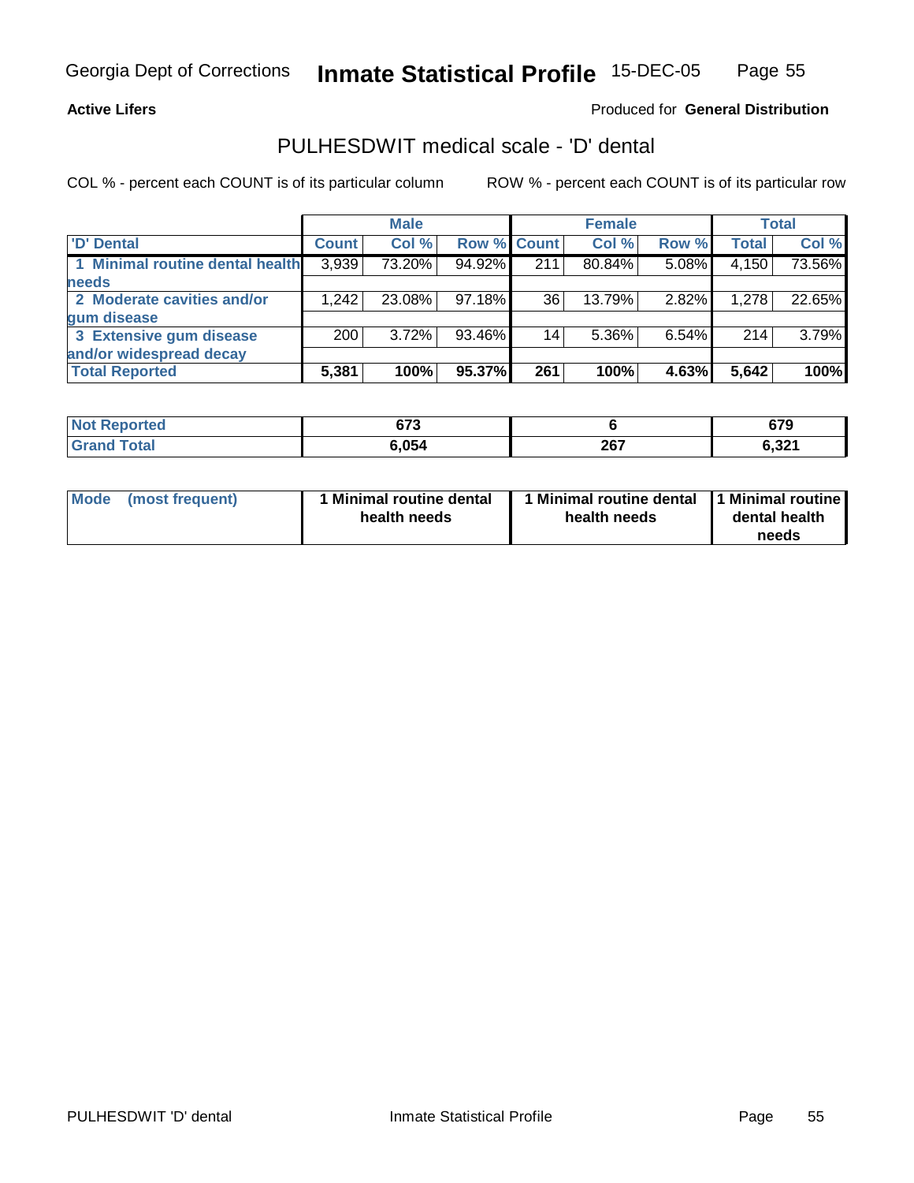**Active Lifers** Produced for **General Distribution**

## PULHESDWIT medical scale - 'D' dental

COL % - percent each COUNT is of its particular column ROW % - percent each COUNT is of its particular row

| | Male | | | Female | | | Total | |
|---|---|---|---|---|---|---|---|---|
| 'D' Dental | Count | Col % | Row % | Count | Col % | Row % | Total | Col % |
| 1 Minimal routine dental health needs | 3,939 | 73.20% | 94.92% | 211 | 80.84% | 5.08% | 4,150 | 73.56% |
| 2 Moderate cavities and/or gum disease | 1,242 | 23.08% | 97.18% | 36 | 13.79% | 2.82% | 1,278 | 22.65% |
| 3 Extensive gum disease and/or widespread decay | 200 | 3.72% | 93.46% | 14 | 5.36% | 6.54% | 214 | 3.79% |
| **Total Reported** | **5,381** | **100%** | **95.37%** | **261** | **100%** | **4.63%** | **5,642** | **100%** |

| | Male | Female | Total |
|---|---|---|---|
| Not Reported | 673 | 6 | 679 |
| Grand Total | 6,054 | 267 | 6,321 |

| | Male | Female | Total |
|---|---|---|---|
| Mode (most frequent) | 1 Minimal routine dental health needs | 1 Minimal routine dental health needs | 1 Minimal routine dental health needs |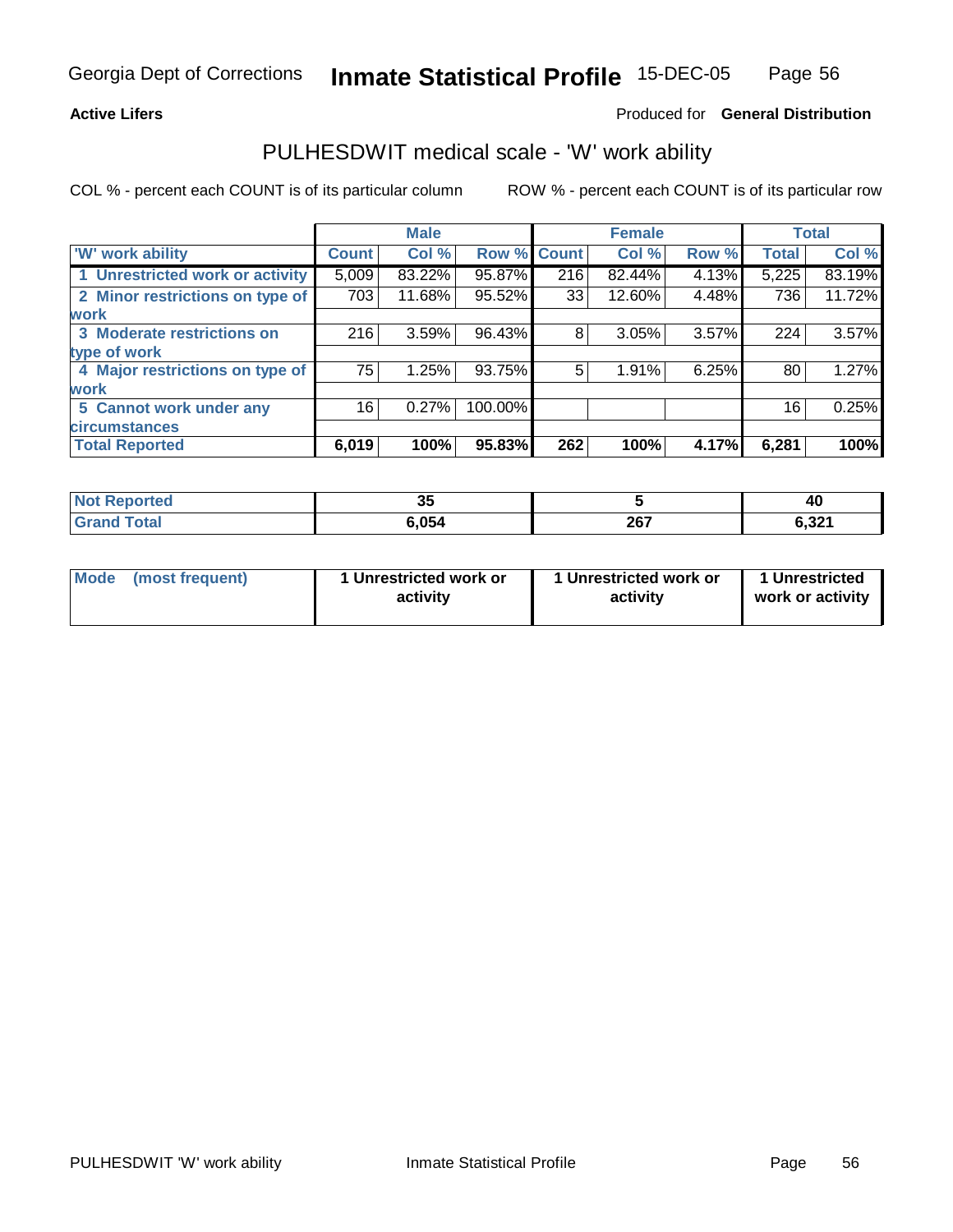Georgia Dept of Corrections **Inmate Statistical Profile** 15-DEC-05

**Active Lifers**

Produced for **General Distribution**

## PULHESDWIT medical scale - 'W' work ability

COL % - percent each COUNT is of its particular column

ROW % - percent each COUNT is of its particular row

| | Male | | | Female | | | Total | |
|---|---|---|---|---|---|---|---|---|
| 'W' work ability | Count | Col % | Row % | Count | Col % | Row % | Total | Col % |
| 1 Unrestricted work or activity | 5,009 | 83.22% | 95.87% | 216 | 82.44% | 4.13% | 5,225 | 83.19% |
| 2 Minor restrictions on type of work | 703 | 11.68% | 95.52% | 33 | 12.60% | 4.48% | 736 | 11.72% |
| 3 Moderate restrictions on type of work | 216 | 3.59% | 96.43% | 8 | 3.05% | 3.57% | 224 | 3.57% |
| 4 Major restrictions on type of work | 75 | 1.25% | 93.75% | 5 | 1.91% | 6.25% | 80 | 1.27% |
| 5 Cannot work under any circumstances | 16 | 0.27% | 100.00% | | | | 16 | 0.25% |
| **Total Reported** | **6,019** | **100%** | **95.83%** | **262** | **100%** | **4.17%** | **6,281** | **100%** |

| | Male | Female | Total |
|---|---|---|---|
| Not Reported | 35 | 5 | 40 |
| Grand Total | 6,054 | 267 | 6,321 |

| | Male | Female | Total |
|---|---|---|---|
| Mode (most frequent) | 1 Unrestricted work or activity | 1 Unrestricted work or activity | 1 Unrestricted work or activity |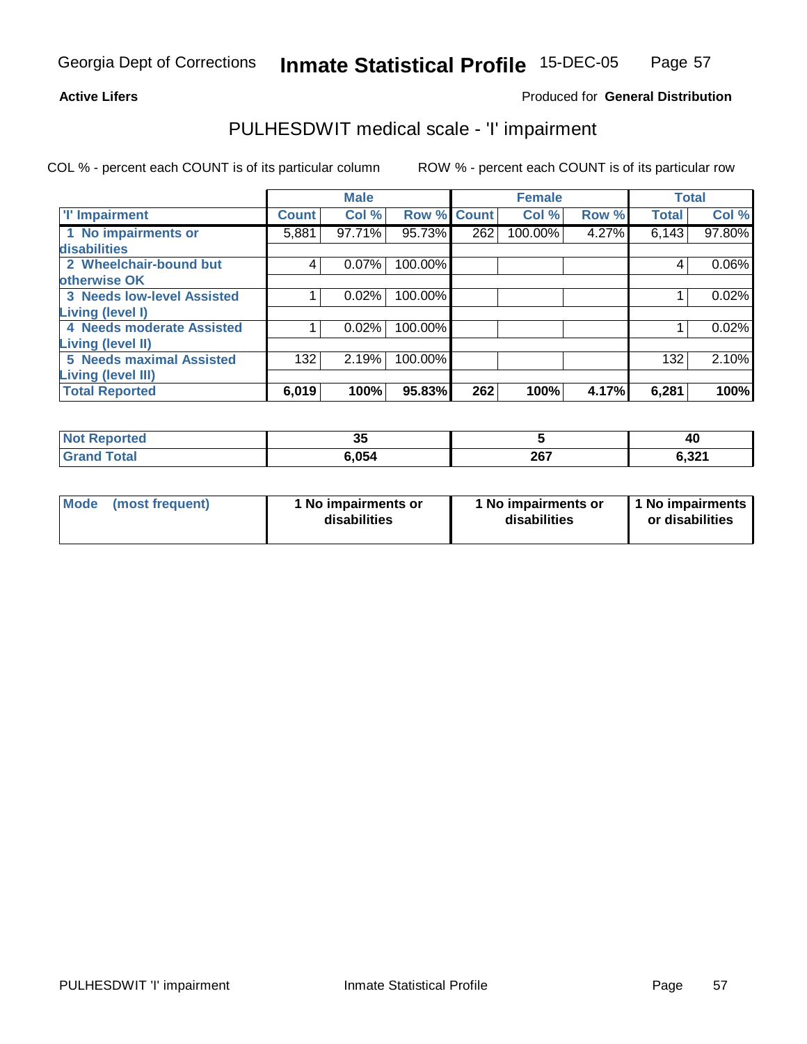Georgia Dept of Corrections **Inmate Statistical Profile** 15-DEC-05

**Active Lifers** Produced for **General Distribution**

## PULHESDWIT medical scale - 'I' impairment

COL % - percent each COUNT is of its particular column ROW % - percent each COUNT is of its particular row

| | Male | | | Female | | | Total | |
|---|---|---|---|---|---|---|---|---|
| 'I' Impairment | Count | Col % | Row % | Count | Col % | Row % | Total | Col % |
| 1 No impairments or disabilities | 5,881 | 97.71% | 95.73% | 262 | 100.00% | 4.27% | 6,143 | 97.80% |
| 2 Wheelchair-bound but otherwise OK | 4 | 0.07% | 100.00% | | | | 4 | 0.06% |
| 3 Needs low-level Assisted Living (level I) | 1 | 0.02% | 100.00% | | | | 1 | 0.02% |
| 4 Needs moderate Assisted Living (level II) | 1 | 0.02% | 100.00% | | | | 1 | 0.02% |
| 5 Needs maximal Assisted Living (level III) | 132 | 2.19% | 100.00% | | | | 132 | 2.10% |
| **Total Reported** | **6,019** | **100%** | **95.83%** | **262** | **100%** | **4.17%** | **6,281** | **100%** |

| | Male | Female | Total |
|---|---|---|---|
| Not Reported | 35 | 5 | 40 |
| Grand Total | 6,054 | 267 | 6,321 |

| | Male | Female | Total |
|---|---|---|---|
| Mode (most frequent) | 1 No impairments or disabilities | 1 No impairments or disabilities | 1 No impairments or disabilities |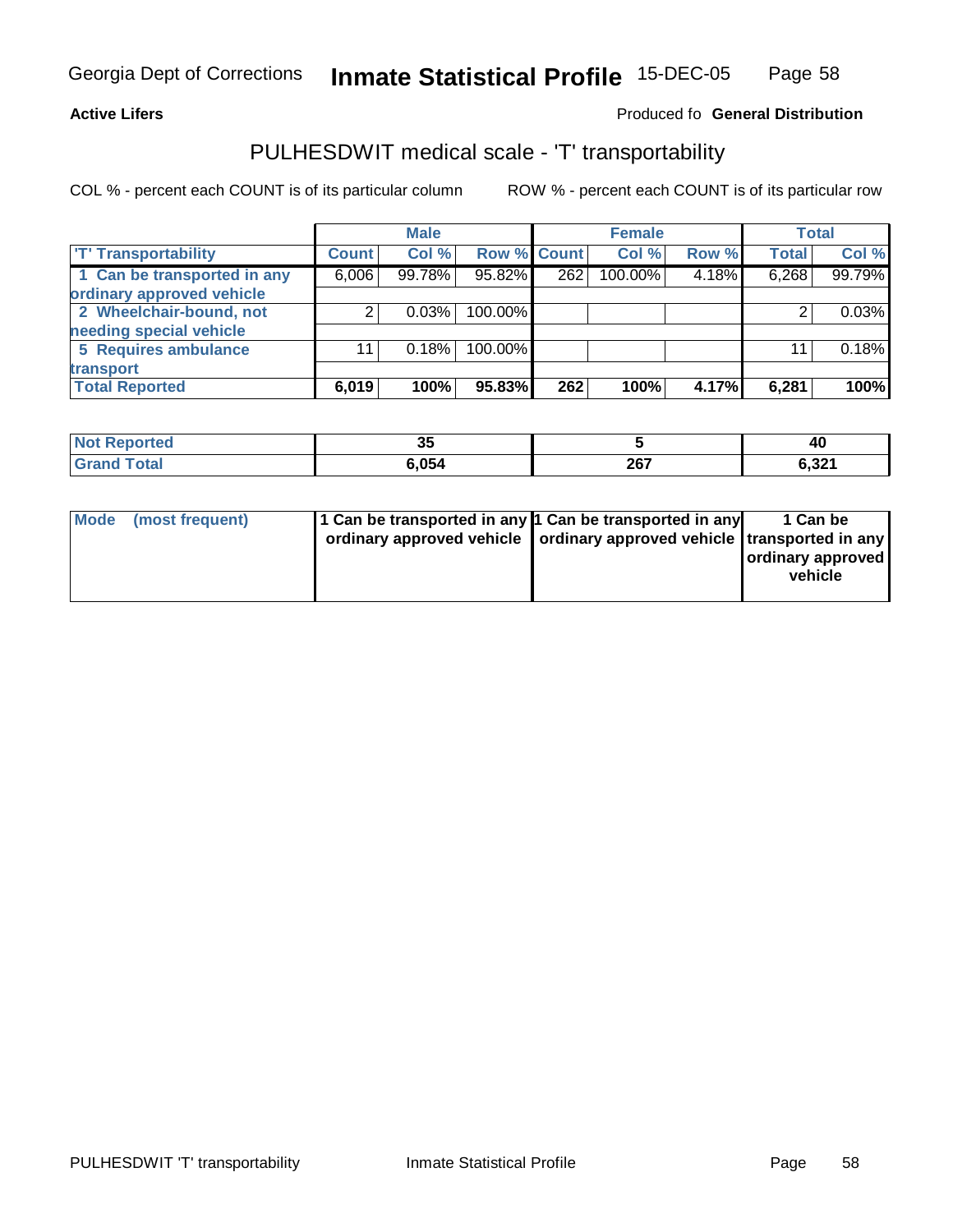**Active Lifers**

Produced fo **General Distribution**

## PULHESDWIT medical scale - 'T' transportability

COL % - percent each COUNT is of its particular column ROW % - percent each COUNT is of its particular row

| | Male | | | Female | | | Total | |
|---|---|---|---|---|---|---|---|---|
| 'T' Transportability | Count | Col % | Row % | Count | Col % | Row % | Total | Col % |
| 1 Can be transported in any ordinary approved vehicle | 6,006 | 99.78% | 95.82% | 262 | 100.00% | 4.18% | 6,268 | 99.79% |
| 2 Wheelchair-bound, not needing special vehicle | 2 | 0.03% | 100.00% | | | | 2 | 0.03% |
| 5 Requires ambulance transport | 11 | 0.18% | 100.00% | | | | 11 | 0.18% |
| **Total Reported** | **6,019** | **100%** | **95.83%** | **262** | **100%** | **4.17%** | **6,281** | **100%** |

| | Male | Female | Total |
|---|---|---|---|
| Not Reported | 35 | 5 | 40 |
| Grand Total | 6,054 | 267 | 6,321 |

| | Male | Female | Total |
|---|---|---|---|
| Mode (most frequent) | 1 Can be transported in any ordinary approved vehicle | 1 Can be transported in any ordinary approved vehicle | 1 Can be transported in any ordinary approved vehicle |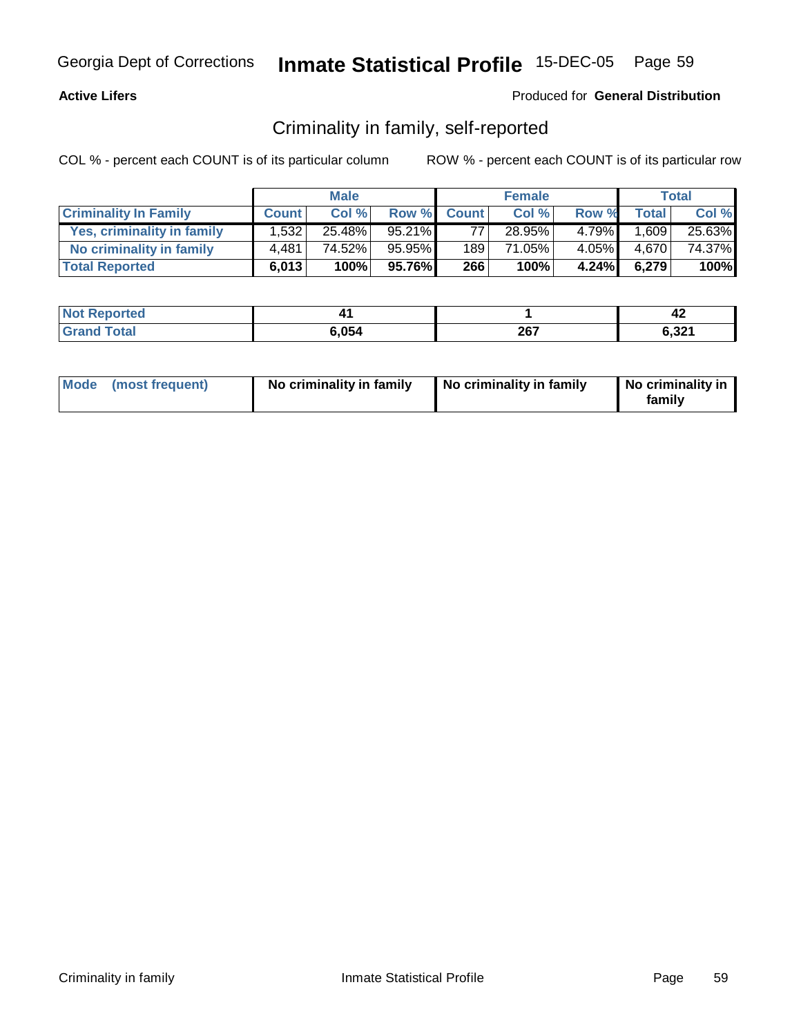**Active Lifers**

Produced for **General Distribution**

## Criminality in family, self-reported

COL % - percent each COUNT is of its particular column

ROW % - percent each COUNT is of its particular row

| | Male | | | Female | | | Total | |
|---|---|---|---|---|---|---|---|---|
| **Criminality In Family** | **Count** | **Col %** | **Row %** | **Count** | **Col %** | **Row %** | **Total** | **Col %** |
| **Yes, criminality in family** | 1,532 | 25.48% | 95.21% | 77 | 28.95% | 4.79% | 1,609 | 25.63% |
| **No criminality in family** | 4,481 | 74.52% | 95.95% | 189 | 71.05% | 4.05% | 4,670 | 74.37% |
| **Total Reported** | **6,013** | **100%** | **95.76%** | **266** | **100%** | **4.24%** | **6,279** | **100%** |

| | Male | Female | Total |
|---|---|---|---|
| **Not Reported** | **41** | **1** | **42** |
| **Grand Total** | **6,054** | **267** | **6,321** |

| | Male | Female | Total |
|---|---|---|---|
| **Mode (most frequent)** | **No criminality in family** | **No criminality in family** | **No criminality in family** |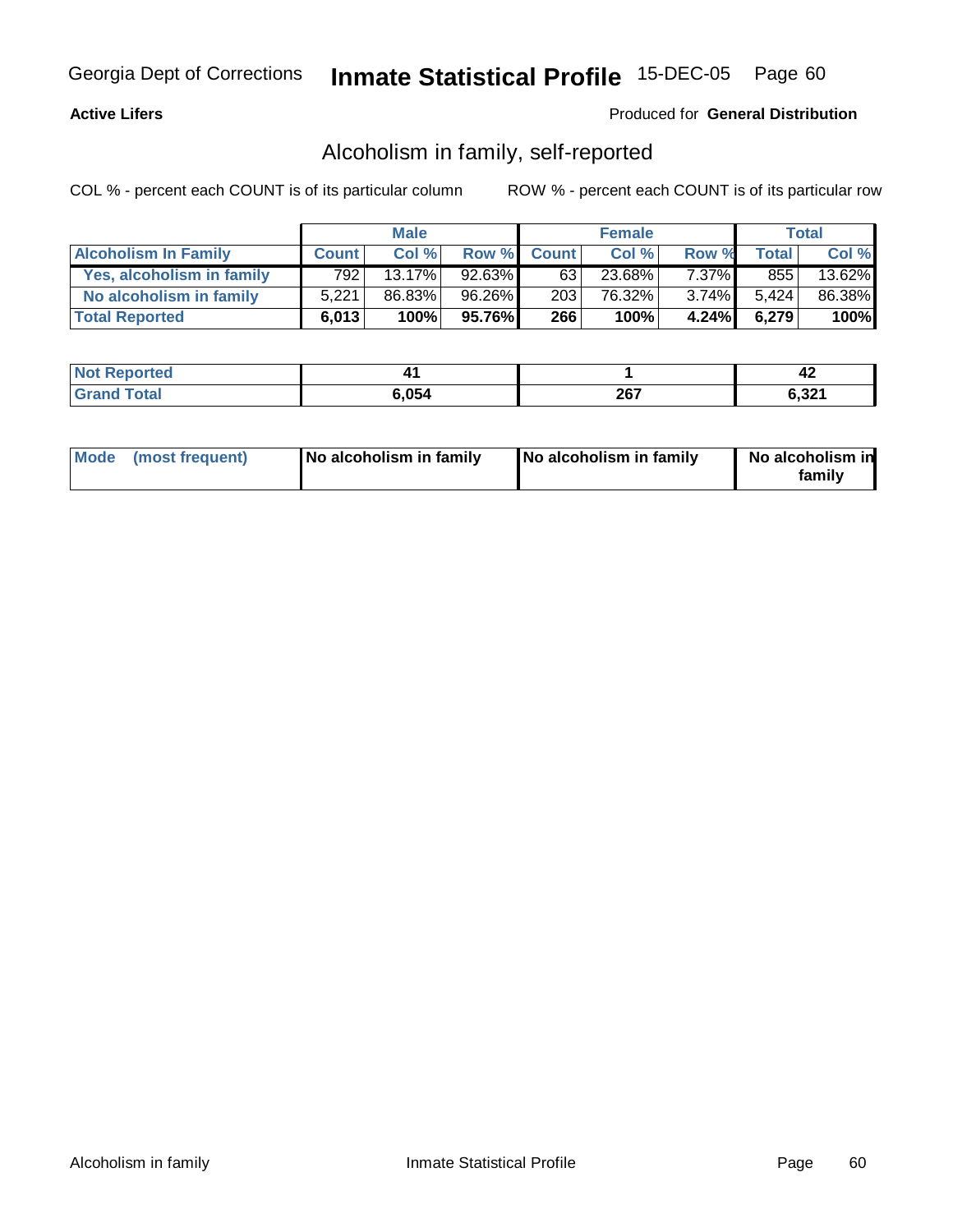**Active Lifers**

Produced for **General Distribution**

## Alcoholism in family, self-reported

COL % - percent each COUNT is of its particular column

ROW % - percent each COUNT is of its particular row

| | Male | | | Female | | | Total | |
|---|---|---|---|---|---|---|---|---|
| **Alcoholism In Family** | **Count** | **Col %** | **Row %** | **Count** | **Col %** | **Row %** | **Total** | **Col %** |
| **Yes, alcoholism in family** | 792 | 13.17% | 92.63% | 63 | 23.68% | 7.37% | 855 | 13.62% |
| **No alcoholism in family** | 5,221 | 86.83% | 96.26% | 203 | 76.32% | 3.74% | 5,424 | 86.38% |
| **Total Reported** | **6,013** | **100%** | **95.76%** | **266** | **100%** | **4.24%** | **6,279** | **100%** |

| | Male | Female | Total |
|---|---|---|---|
| **Not Reported** | **41** | **1** | **42** |
| **Grand Total** | **6,054** | **267** | **6,321** |

| | Male | Female | Total |
|---|---|---|---|
| **Mode (most frequent)** | **No alcoholism in family** | **No alcoholism in family** | **No alcoholism in family** |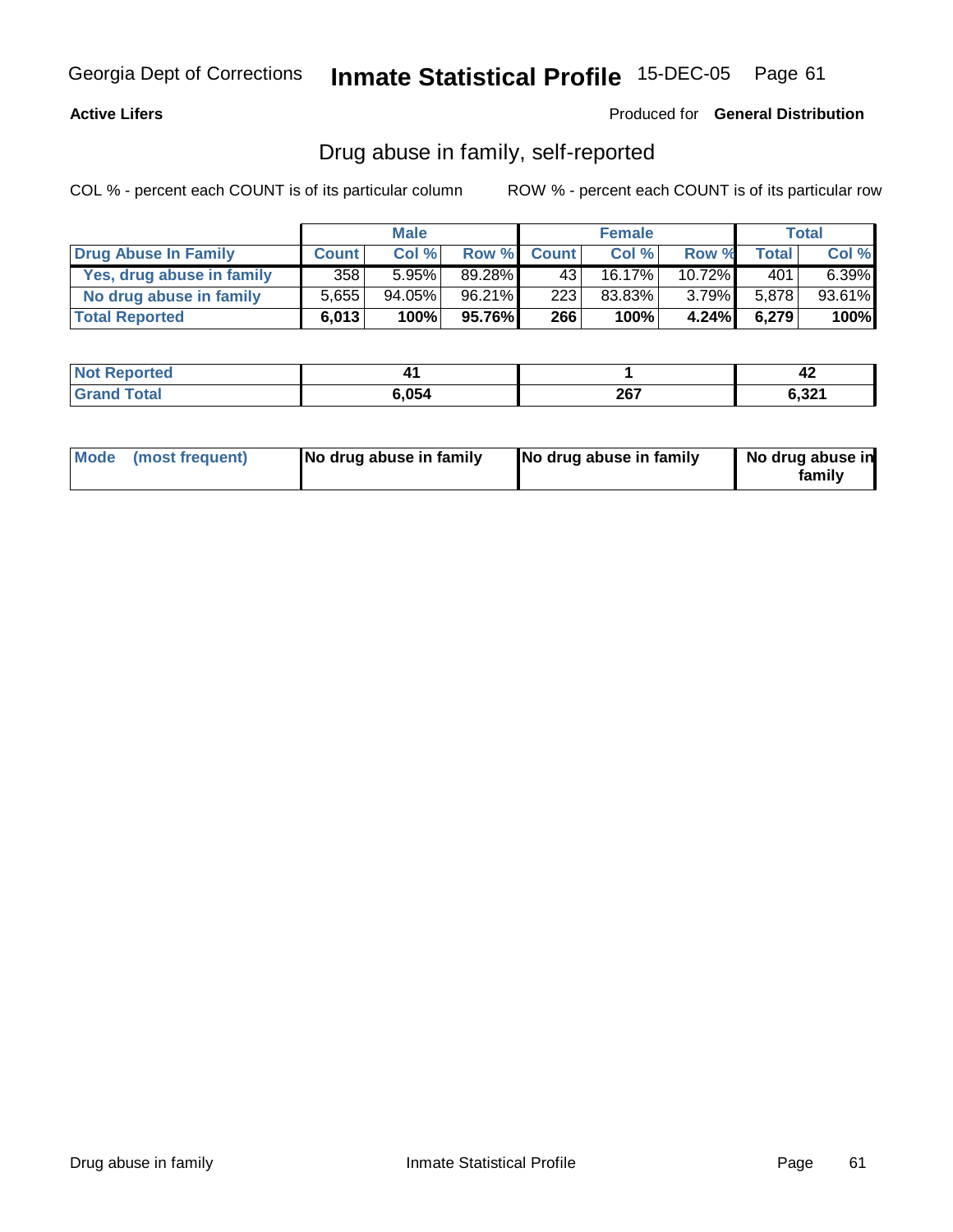**Active Lifers** Produced for **General Distribution**

## Drug abuse in family, self-reported

COL % - percent each COUNT is of its particular column ROW % - percent each COUNT is of its particular row

| | Male | | | Female | | | Total | |
|---|---|---|---|---|---|---|---|---|
| **Drug Abuse In Family** | **Count** | **Col %** | **Row %** | **Count** | **Col %** | **Row %** | **Total** | **Col %** |
| **Yes, drug abuse in family** | 358 | 5.95% | 89.28% | 43 | 16.17% | 10.72% | 401 | 6.39% |
| **No drug abuse in family** | 5,655 | 94.05% | 96.21% | 223 | 83.83% | 3.79% | 5,878 | 93.61% |
| **Total Reported** | **6,013** | **100%** | **95.76%** | **266** | **100%** | **4.24%** | **6,279** | **100%** |

| | Male | Female | Total |
|---|---|---|---|
| **Not Reported** | **41** | **1** | **42** |
| **Grand Total** | **6,054** | **267** | **6,321** |

| | Male | Female | Total |
|---|---|---|---|
| **Mode (most frequent)** | **No drug abuse in family** | **No drug abuse in family** | **No drug abuse in family** |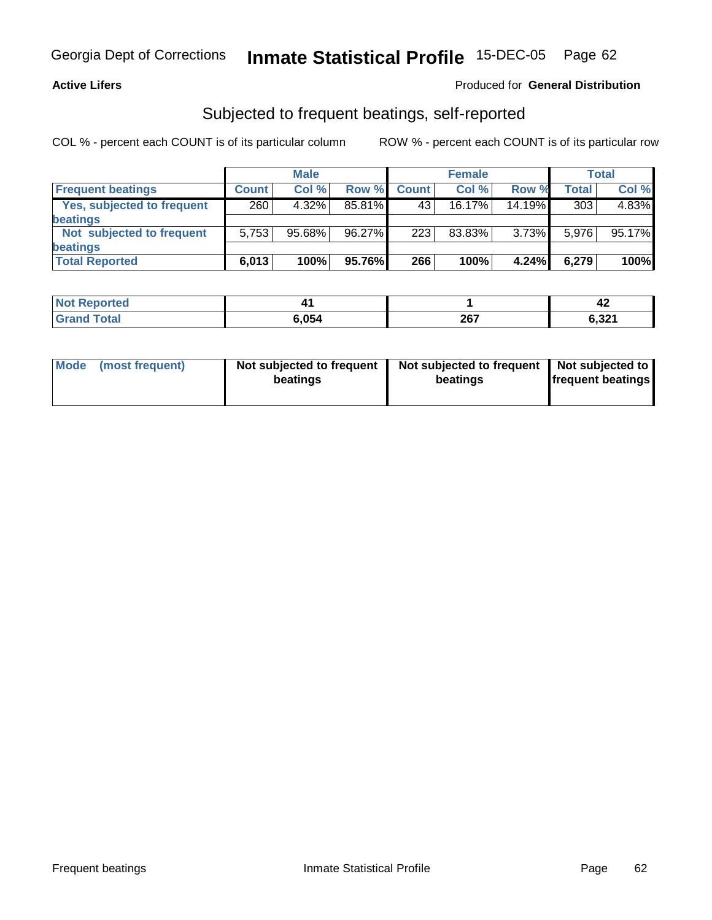Georgia Dept of Corrections **Inmate Statistical Profile** 15-DEC-05

**Active Lifers**

Produced for **General Distribution**

## Subjected to frequent beatings, self-reported

COL % - percent each COUNT is of its particular column

ROW % - percent each COUNT is of its particular row

| | Male | | | Female | | | Total | |
|---|---|---|---|---|---|---|---|---|
| Frequent beatings | Count | Col % | Row % | Count | Col % | Row % | Total | Col % |
| Yes, subjected to frequent beatings | 260 | 4.32% | 85.81% | 43 | 16.17% | 14.19% | 303 | 4.83% |
| Not subjected to frequent beatings | 5,753 | 95.68% | 96.27% | 223 | 83.83% | 3.73% | 5,976 | 95.17% |
| **Total Reported** | **6,013** | **100%** | **95.76%** | **266** | **100%** | **4.24%** | **6,279** | **100%** |

| | Male | Female | Total |
|---|---|---|---|
| Not Reported | 41 | 1 | 42 |
| Grand Total | 6,054 | 267 | 6,321 |

| Mode (most frequent) | Male | Female | Total |
|---|---|---|---|
| | Not subjected to frequent beatings | Not subjected to frequent beatings | Not subjected to frequent beatings |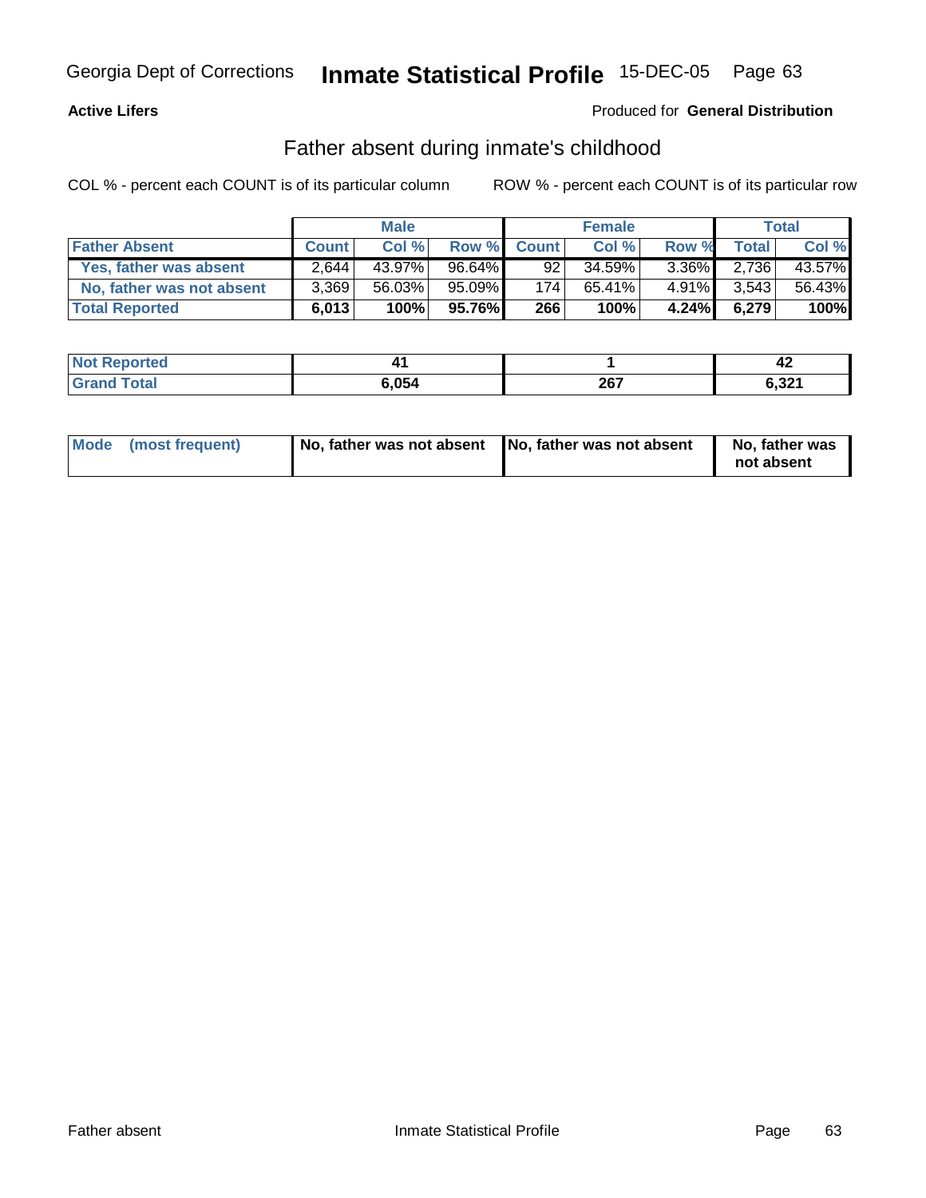Georgia Dept of Corrections **Inmate Statistical Profile** 15-DEC-05

**Active Lifers**

Produced for **General Distribution**

## Father absent during inmate's childhood

COL % - percent each COUNT is of its particular column    ROW % - percent each COUNT is of its particular row

| | Male | | | Female | | | Total | |
|---|---|---|---|---|---|---|---|---|
| **Father Absent** | **Count** | **Col %** | **Row %** | **Count** | **Col %** | **Row %** | **Total** | **Col %** |
| **Yes, father was absent** | 2,644 | 43.97% | 96.64% | 92 | 34.59% | 3.36% | 2,736 | 43.57% |
| **No, father was not absent** | 3,369 | 56.03% | 95.09% | 174 | 65.41% | 4.91% | 3,543 | 56.43% |
| **Total Reported** | **6,013** | **100%** | **95.76%** | **266** | **100%** | **4.24%** | **6,279** | **100%** |

| | Male | Female | Total |
|---|---|---|---|
| **Not Reported** | **41** | **1** | **42** |
| **Grand Total** | **6,054** | **267** | **6,321** |

| | Male | Female | Total |
|---|---|---|---|
| **Mode (most frequent)** | **No, father was not absent** | **No, father was not absent** | **No, father was not absent** |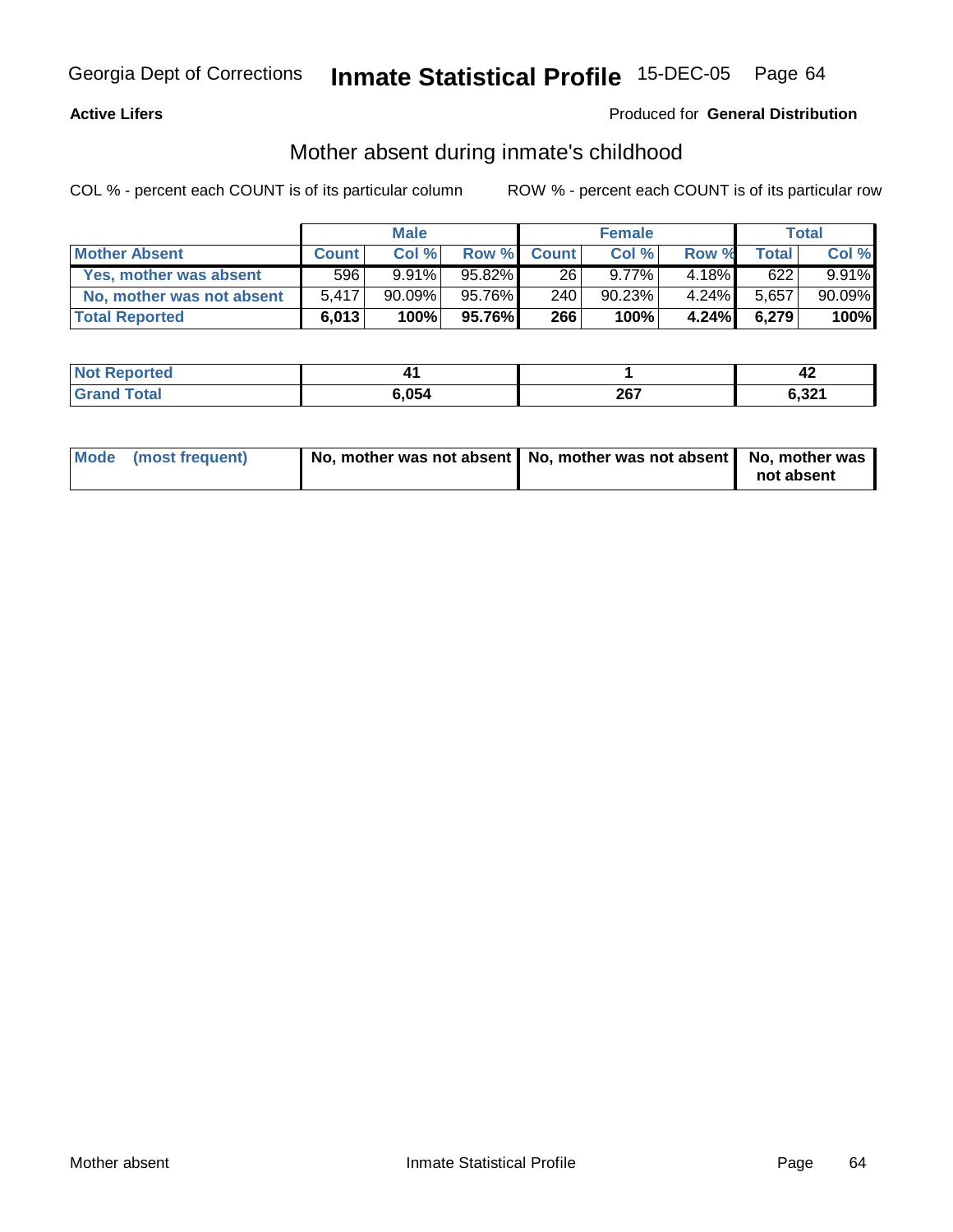**Active Lifers** — Produced for **General Distribution**

## Mother absent during inmate's childhood

COL % - percent each COUNT is of its particular column    ROW % - percent each COUNT is of its particular row

| | Male | | | Female | | | Total | |
|---|---|---|---|---|---|---|---|---|
| **Mother Absent** | **Count** | **Col %** | **Row %** | **Count** | **Col %** | **Row %** | **Total** | **Col %** |
| **Yes, mother was absent** | 596 | 9.91% | 95.82% | 26 | 9.77% | 4.18% | 622 | 9.91% |
| **No, mother was not absent** | 5,417 | 90.09% | 95.76% | 240 | 90.23% | 4.24% | 5,657 | 90.09% |
| **Total Reported** | **6,013** | **100%** | **95.76%** | **266** | **100%** | **4.24%** | **6,279** | **100%** |

| | Male | Female | Total |
|---|---|---|---|
| **Not Reported** | **41** | **1** | **42** |
| **Grand Total** | **6,054** | **267** | **6,321** |

| | Male | Female | Total |
|---|---|---|---|
| **Mode (most frequent)** | **No, mother was not absent** | **No, mother was not absent** | **No, mother was not absent** |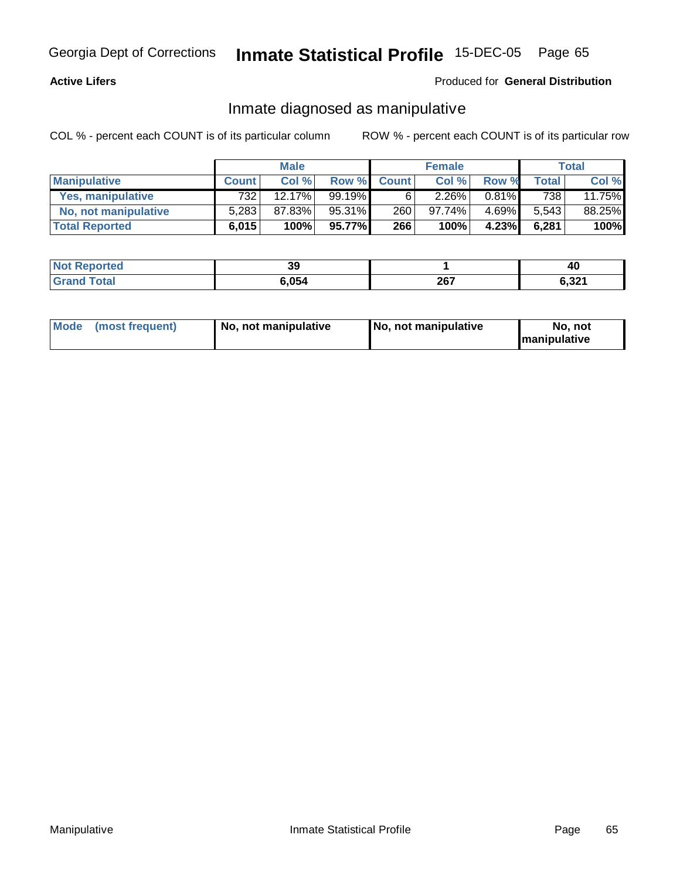Georgia Dept of Corrections **Inmate Statistical Profile** 15-DEC-05 Page 65

**Active Lifers**

Produced for **General Distribution**

## Inmate diagnosed as manipulative

COL % - percent each COUNT is of its particular column

ROW % - percent each COUNT is of its particular row

| | Male | | | Female | | | Total | |
|---|---|---|---|---|---|---|---|---|
| **Manipulative** | **Count** | **Col %** | **Row %** | **Count** | **Col %** | **Row %** | **Total** | **Col %** |
| **Yes, manipulative** | 732 | 12.17% | 99.19% | 6 | 2.26% | 0.81% | 738 | 11.75% |
| **No, not manipulative** | 5,283 | 87.83% | 95.31% | 260 | 97.74% | 4.69% | 5,543 | 88.25% |
| **Total Reported** | **6,015** | **100%** | **95.77%** | **266** | **100%** | **4.23%** | **6,281** | **100%** |

| | Male | Female | Total |
|---|---|---|---|
| **Not Reported** | **39** | **1** | **40** |
| **Grand Total** | **6,054** | **267** | **6,321** |

| | Male | Female | Total |
|---|---|---|---|
| **Mode (most frequent)** | **No, not manipulative** | **No, not manipulative** | **No, not manipulative** |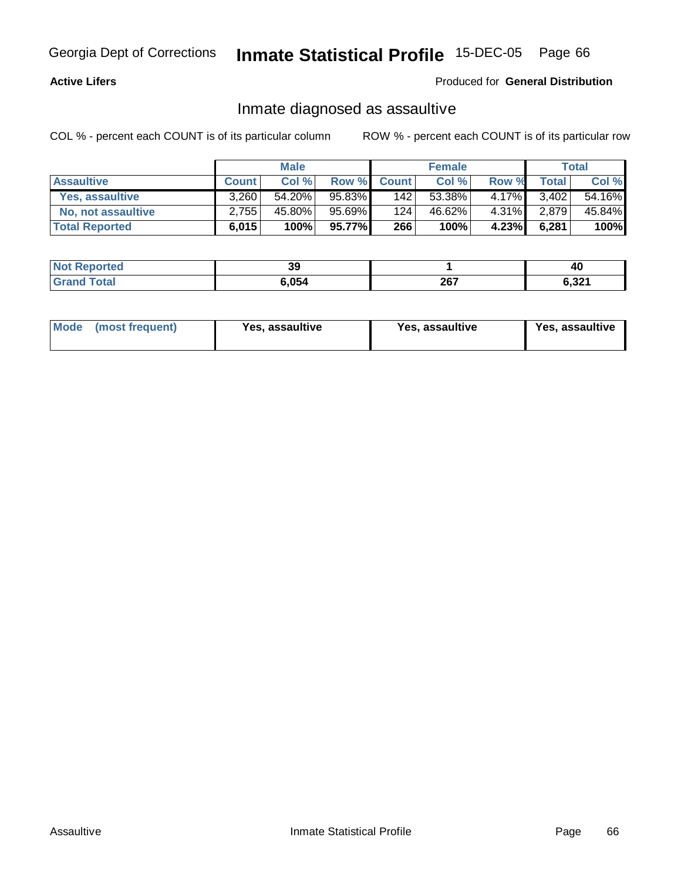Georgia Dept of Corrections **Inmate Statistical Profile** 15-DEC-05

**Active Lifers**

Produced for **General Distribution**

## Inmate diagnosed as assaultive

COL % - percent each COUNT is of its particular column

ROW % - percent each COUNT is of its particular row

| | Male | | | Female | | | Total | |
|---|---|---|---|---|---|---|---|---|
| **Assaultive** | **Count** | **Col %** | **Row %** | **Count** | **Col %** | **Row %** | **Total** | **Col %** |
| **Yes, assaultive** | 3,260 | 54.20% | 95.83% | 142 | 53.38% | 4.17% | 3,402 | 54.16% |
| **No, not assaultive** | 2,755 | 45.80% | 95.69% | 124 | 46.62% | 4.31% | 2,879 | 45.84% |
| **Total Reported** | **6,015** | **100%** | **95.77%** | **266** | **100%** | **4.23%** | **6,281** | **100%** |

| | Male | Female | Total |
|---|---|---|---|
| **Not Reported** | **39** | **1** | **40** |
| **Grand Total** | **6,054** | **267** | **6,321** |

| | Male | Female | Total |
|---|---|---|---|
| **Mode (most frequent)** | **Yes, assaultive** | **Yes, assaultive** | **Yes, assaultive** |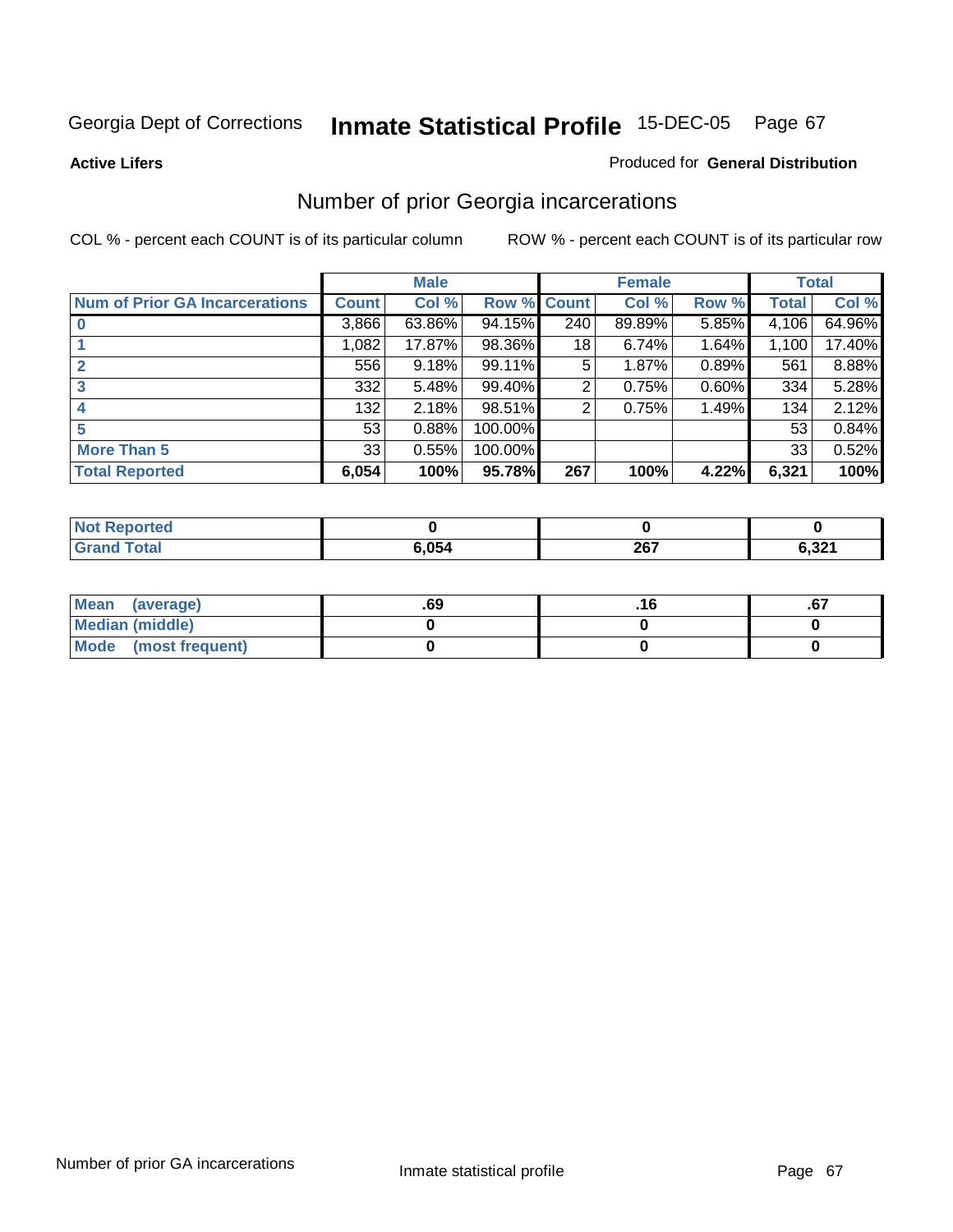Georgia Dept of Corrections **Inmate Statistical Profile** 15-DEC-05 Page 67

**Active Lifers**

Produced for **General Distribution**

## Number of prior Georgia incarcerations

COL % - percent each COUNT is of its particular column ROW % - percent each COUNT is of its particular row

| | Male | | | Female | | | Total | |
|---|---|---|---|---|---|---|---|---|
| **Num of Prior GA Incarcerations** | **Count** | **Col %** | **Row %** | **Count** | **Col %** | **Row %** | **Total** | **Col %** |
| **0** | 3,866 | 63.86% | 94.15% | 240 | 89.89% | 5.85% | 4,106 | 64.96% |
| **1** | 1,082 | 17.87% | 98.36% | 18 | 6.74% | 1.64% | 1,100 | 17.40% |
| **2** | 556 | 9.18% | 99.11% | 5 | 1.87% | 0.89% | 561 | 8.88% |
| **3** | 332 | 5.48% | 99.40% | 2 | 0.75% | 0.60% | 334 | 5.28% |
| **4** | 132 | 2.18% | 98.51% | 2 | 0.75% | 1.49% | 134 | 2.12% |
| **5** | 53 | 0.88% | 100.00% | | | | 53 | 0.84% |
| **More Than 5** | 33 | 0.55% | 100.00% | | | | 33 | 0.52% |
| **Total Reported** | **6,054** | **100%** | **95.78%** | **267** | **100%** | **4.22%** | **6,321** | **100%** |

| | Male | Female | Total |
|---|---|---|---|
| **Not Reported** | **0** | **0** | **0** |
| **Grand Total** | **6,054** | **267** | **6,321** |

| | Male | Female | Total |
|---|---|---|---|
| **Mean (average)** | **.69** | **.16** | **.67** |
| **Median (middle)** | **0** | **0** | **0** |
| **Mode (most frequent)** | **0** | **0** | **0** |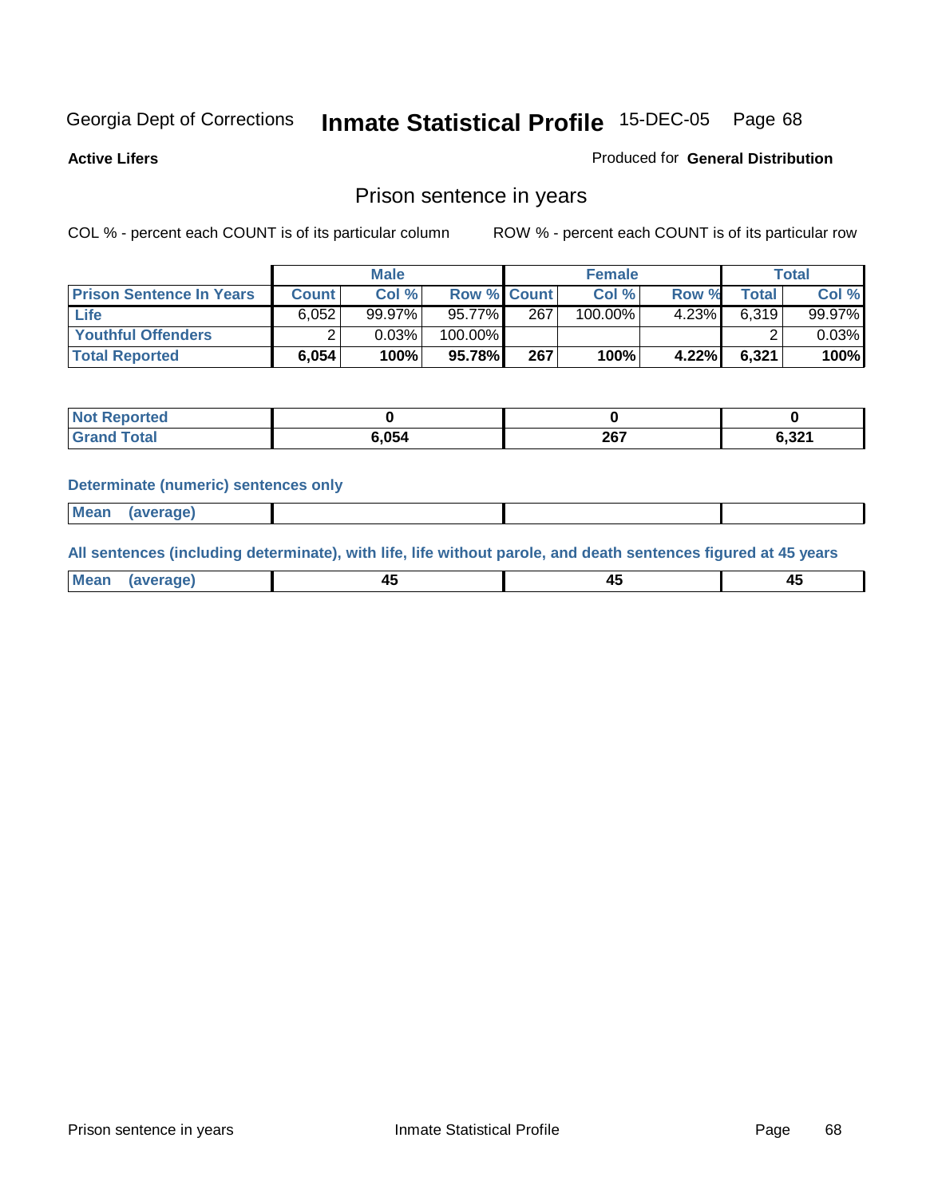Georgia Dept of Corrections **Inmate Statistical Profile** 15-DEC-05

**Active Lifers** Produced for **General Distribution**

## Prison sentence in years

COL % - percent each COUNT is of its particular column ROW % - percent each COUNT is of its particular row

| | Male | | | Female | | | Total | |
|---|---|---|---|---|---|---|---|---|
| **Prison Sentence In Years** | **Count** | **Col %** | **Row %** | **Count** | **Col %** | **Row %** | **Total** | **Col %** |
| **Life** | 6,052 | 99.97% | 95.77% | 267 | 100.00% | 4.23% | 6,319 | 99.97% |
| **Youthful Offenders** | 2 | 0.03% | 100.00% | | | | 2 | 0.03% |
| **Total Reported** | **6,054** | **100%** | **95.78%** | **267** | **100%** | **4.22%** | **6,321** | **100%** |

| | Male | Female | Total |
|---|---|---|---|
| **Not Reported** | **0** | **0** | **0** |
| **Grand Total** | **6,054** | **267** | **6,321** |

**Determinate (numeric) sentences only**

| | Male | Female | Total |
|---|---|---|---|
| **Mean (average)** | | | |

**All sentences (including determinate), with life, life without parole, and death sentences figured at 45 years**

| | Male | Female | Total |
|---|---|---|---|
| **Mean (average)** | **45** | **45** | **45** |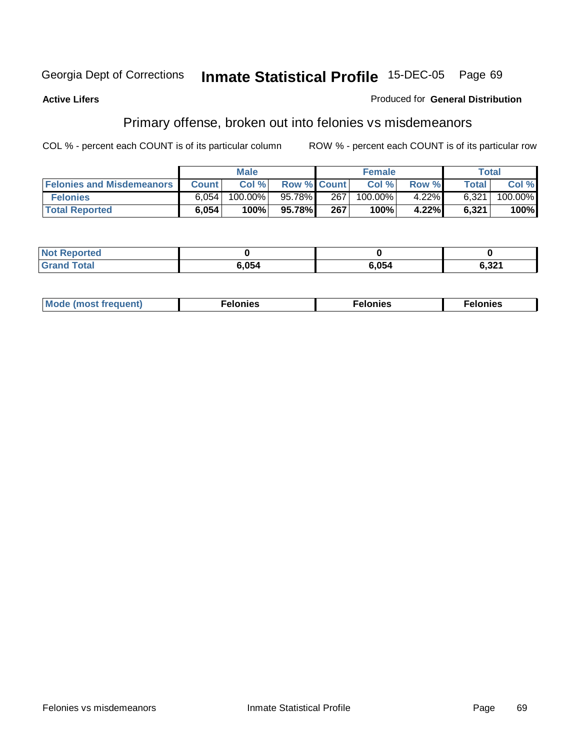Georgia Dept of Corrections **Inmate Statistical Profile** 15-DEC-05

**Active Lifers**

Produced for **General Distribution**

## Primary offense, broken out into felonies vs misdemeanors

COL % - percent each COUNT is of its particular column

ROW % - percent each COUNT is of its particular row

| | Male | | | Female | | | Total | |
|---|---|---|---|---|---|---|---|---|
| **Felonies and Misdemeanors** | **Count** | **Col %** | **Row %** | **Count** | **Col %** | **Row %** | **Total** | **Col %** |
| **Felonies** | 6,054 | 100.00% | 95.78% | 267 | 100.00% | 4.22% | 6,321 | 100.00% |
| **Total Reported** | **6,054** | **100%** | **95.78%** | **267** | **100%** | **4.22%** | **6,321** | **100%** |

| | Male | Female | Total |
|---|---|---|---|
| **Not Reported** | **0** | **0** | **0** |
| **Grand Total** | **6,054** | **6,054** | **6,321** |

| | Male | Female | Total |
|---|---|---|---|
| **Mode (most frequent)** | **Felonies** | **Felonies** | **Felonies** |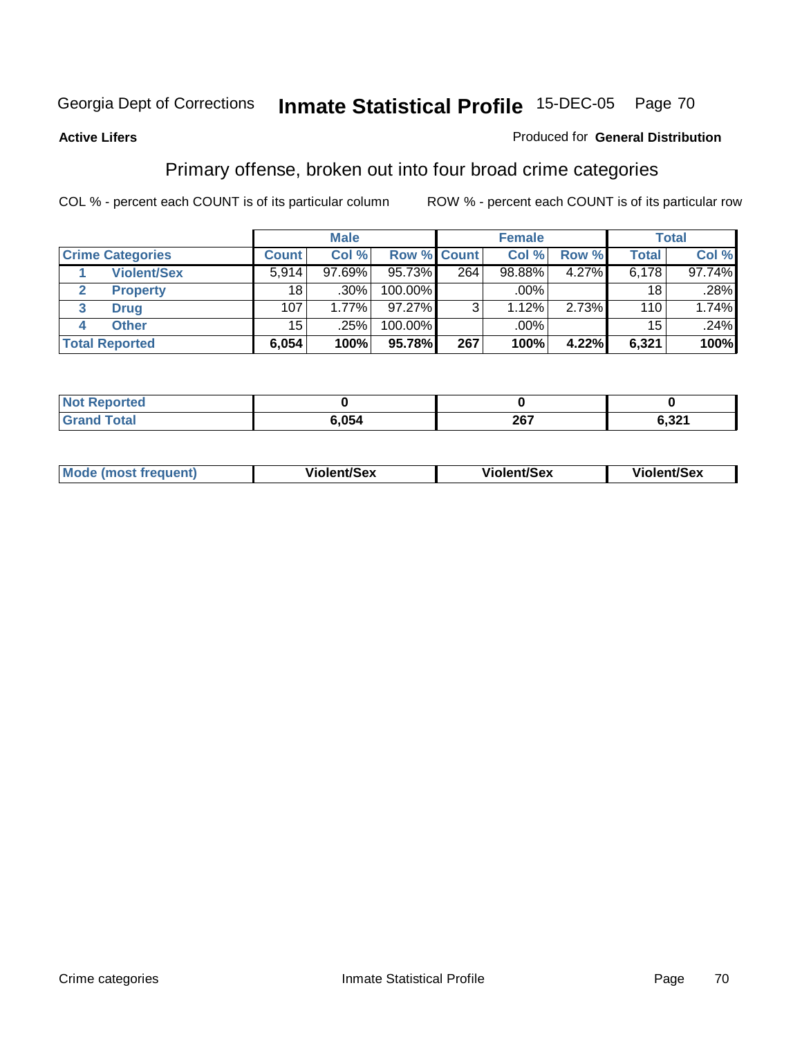Georgia Dept of Corrections **Inmate Statistical Profile** 15-DEC-05

**Active Lifers**

Produced for **General Distribution**

## Primary offense, broken out into four broad crime categories

COL % - percent each COUNT is of its particular column

ROW % - percent each COUNT is of its particular row

| | Male | | | Female | | | Total | |
|---|---|---|---|---|---|---|---|---|
| **Crime Categories** | **Count** | **Col %** | **Row %** | **Count** | **Col %** | **Row %** | **Total** | **Col %** |
| 1 Violent/Sex | 5,914 | 97.69% | 95.73% | 264 | 98.88% | 4.27% | 6,178 | 97.74% |
| 2 Property | 18 | .30% | 100.00% | | .00% | | 18 | .28% |
| 3 Drug | 107 | 1.77% | 97.27% | 3 | 1.12% | 2.73% | 110 | 1.74% |
| 4 Other | 15 | .25% | 100.00% | | .00% | | 15 | .24% |
| **Total Reported** | **6,054** | **100%** | **95.78%** | **267** | **100%** | **4.22%** | **6,321** | **100%** |

| | Male | Female | Total |
|---|---|---|---|
| Not Reported | 0 | 0 | 0 |
| Grand Total | 6,054 | 267 | 6,321 |

| | Male | Female | Total |
|---|---|---|---|
| Mode (most frequent) | Violent/Sex | Violent/Sex | Violent/Sex |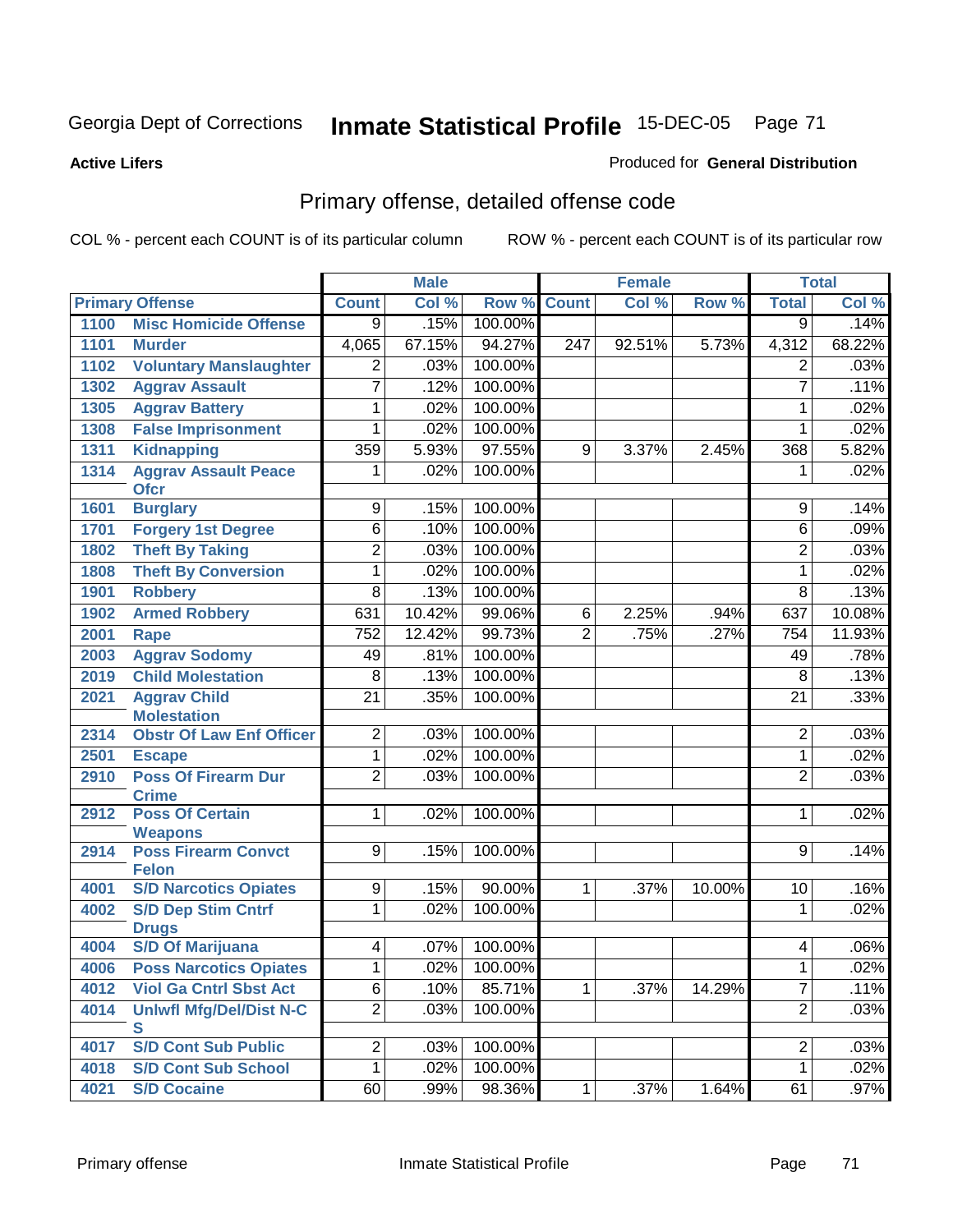Georgia Dept of Corrections **Inmate Statistical Profile** 15-DEC-05

**Active Lifers**

Produced for **General Distribution**

## Primary offense, detailed offense code

COL % - percent each COUNT is of its particular column

ROW % - percent each COUNT is of its particular row

| Primary Offense | | Male | | | Female | | | Total | |
|---|---|---|---|---|---|---|---|---|---|
| | | Count | Col % | Row % | Count | Col % | Row % | Total | Col % |
| 1100 | Misc Homicide Offense | 9 | .15% | 100.00% | | | | 9 | .14% |
| 1101 | Murder | 4,065 | 67.15% | 94.27% | 247 | 92.51% | 5.73% | 4,312 | 68.22% |
| 1102 | Voluntary Manslaughter | 2 | .03% | 100.00% | | | | 2 | .03% |
| 1302 | Aggrav Assault | 7 | .12% | 100.00% | | | | 7 | .11% |
| 1305 | Aggrav Battery | 1 | .02% | 100.00% | | | | 1 | .02% |
| 1308 | False Imprisonment | 1 | .02% | 100.00% | | | | 1 | .02% |
| 1311 | Kidnapping | 359 | 5.93% | 97.55% | 9 | 3.37% | 2.45% | 368 | 5.82% |
| 1314 | Aggrav Assault Peace Ofcr | 1 | .02% | 100.00% | | | | 1 | .02% |
| 1601 | Burglary | 9 | .15% | 100.00% | | | | 9 | .14% |
| 1701 | Forgery 1st Degree | 6 | .10% | 100.00% | | | | 6 | .09% |
| 1802 | Theft By Taking | 2 | .03% | 100.00% | | | | 2 | .03% |
| 1808 | Theft By Conversion | 1 | .02% | 100.00% | | | | 1 | .02% |
| 1901 | Robbery | 8 | .13% | 100.00% | | | | 8 | .13% |
| 1902 | Armed Robbery | 631 | 10.42% | 99.06% | 6 | 2.25% | .94% | 637 | 10.08% |
| 2001 | Rape | 752 | 12.42% | 99.73% | 2 | .75% | .27% | 754 | 11.93% |
| 2003 | Aggrav Sodomy | 49 | .81% | 100.00% | | | | 49 | .78% |
| 2019 | Child Molestation | 8 | .13% | 100.00% | | | | 8 | .13% |
| 2021 | Aggrav Child Molestation | 21 | .35% | 100.00% | | | | 21 | .33% |
| 2314 | Obstr Of Law Enf Officer | 2 | .03% | 100.00% | | | | 2 | .03% |
| 2501 | Escape | 1 | .02% | 100.00% | | | | 1 | .02% |
| 2910 | Poss Of Firearm Dur Crime | 2 | .03% | 100.00% | | | | 2 | .03% |
| 2912 | Poss Of Certain Weapons | 1 | .02% | 100.00% | | | | 1 | .02% |
| 2914 | Poss Firearm Convct Felon | 9 | .15% | 100.00% | | | | 9 | .14% |
| 4001 | S/D Narcotics Opiates | 9 | .15% | 90.00% | 1 | .37% | 10.00% | 10 | .16% |
| 4002 | S/D Dep Stim Cntrf Drugs | 1 | .02% | 100.00% | | | | 1 | .02% |
| 4004 | S/D Of Marijuana | 4 | .07% | 100.00% | | | | 4 | .06% |
| 4006 | Poss Narcotics Opiates | 1 | .02% | 100.00% | | | | 1 | .02% |
| 4012 | Viol Ga Cntrl Sbst Act | 6 | .10% | 85.71% | 1 | .37% | 14.29% | 7 | .11% |
| 4014 | Unlwfl Mfg/Del/Dist N-C S | 2 | .03% | 100.00% | | | | 2 | .03% |
| 4017 | S/D Cont Sub Public | 2 | .03% | 100.00% | | | | 2 | .03% |
| 4018 | S/D Cont Sub School | 1 | .02% | 100.00% | | | | 1 | .02% |
| 4021 | S/D Cocaine | 60 | .99% | 98.36% | 1 | .37% | 1.64% | 61 | .97% |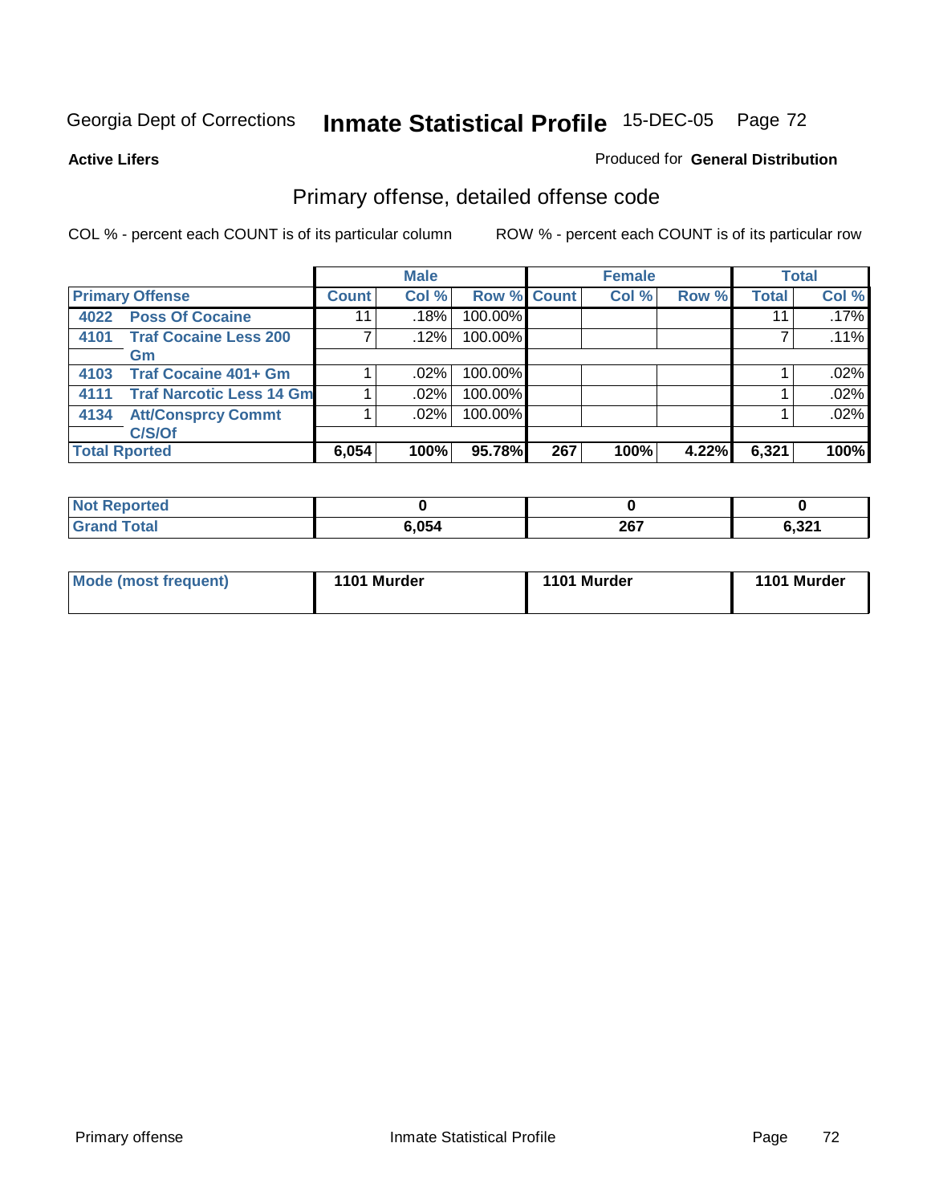Georgia Dept of Corrections **Inmate Statistical Profile** 15-DEC-05

**Active Lifers**

Produced for **General Distribution**

## Primary offense, detailed offense code

COL % - percent each COUNT is of its particular column

ROW % - percent each COUNT is of its particular row

| Primary Offense | | Male | | | Female | | | Total | |
|---|---|---|---|---|---|---|---|---|---|
| | | Count | Col % | Row % | Count | Col % | Row % | Total | Col % |
| 4022 | Poss Of Cocaine | 11 | .18% | 100.00% | | | | 11 | .17% |
| 4101 | Traf Cocaine Less 200 Gm | 7 | .12% | 100.00% | | | | 7 | .11% |
| 4103 | Traf Cocaine 401+ Gm | 1 | .02% | 100.00% | | | | 1 | .02% |
| 4111 | Traf Narcotic Less 14 Gm | 1 | .02% | 100.00% | | | | 1 | .02% |
| 4134 | Att/Consprcy Commt C/S/Of | 1 | .02% | 100.00% | | | | 1 | .02% |
| **Total Rported** | | **6,054** | **100%** | **95.78%** | **267** | **100%** | **4.22%** | **6,321** | **100%** |

| | Male | Female | Total |
|---|---|---|---|
| Not Reported | 0 | 0 | 0 |
| Grand Total | 6,054 | 267 | 6,321 |

| | Male | Female | Total |
|---|---|---|---|
| Mode (most frequent) | 1101 Murder | 1101 Murder | 1101 Murder |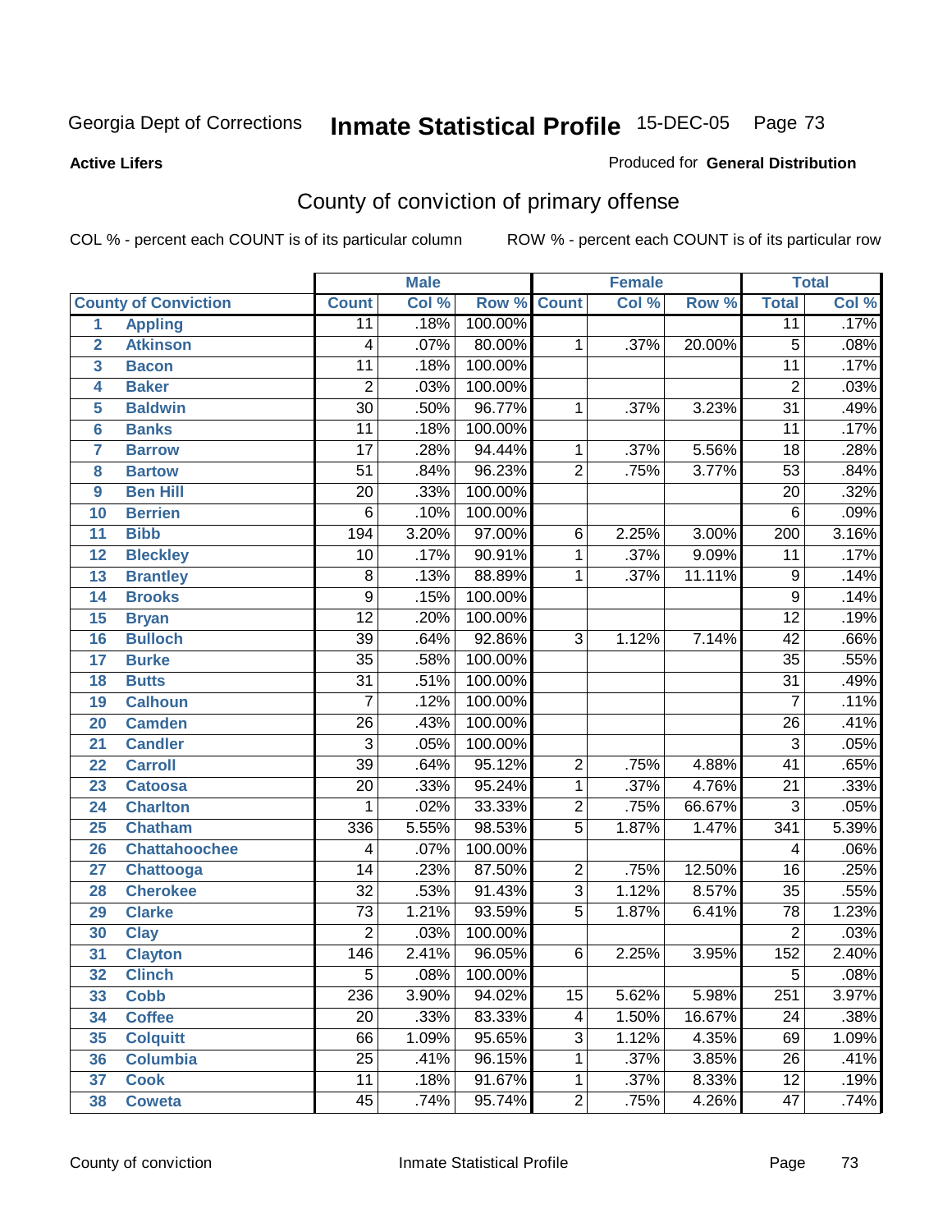Georgia Dept of Corrections **Inmate Statistical Profile** 15-DEC-05

**Active Lifers**

Produced for **General Distribution**

## County of conviction of primary offense

COL % - percent each COUNT is of its particular column ROW % - percent each COUNT is of its particular row

| | | Male | | | Female | | | Total | |
|---|---|---|---|---|---|---|---|---|---|
| | County of Conviction | Count | Col % | Row % | Count | Col % | Row % | Total | Col % |
| 1 | Appling | 11 | .18% | 100.00% | | | | 11 | .17% |
| 2 | Atkinson | 4 | .07% | 80.00% | 1 | .37% | 20.00% | 5 | .08% |
| 3 | Bacon | 11 | .18% | 100.00% | | | | 11 | .17% |
| 4 | Baker | 2 | .03% | 100.00% | | | | 2 | .03% |
| 5 | Baldwin | 30 | .50% | 96.77% | 1 | .37% | 3.23% | 31 | .49% |
| 6 | Banks | 11 | .18% | 100.00% | | | | 11 | .17% |
| 7 | Barrow | 17 | .28% | 94.44% | 1 | .37% | 5.56% | 18 | .28% |
| 8 | Bartow | 51 | .84% | 96.23% | 2 | .75% | 3.77% | 53 | .84% |
| 9 | Ben Hill | 20 | .33% | 100.00% | | | | 20 | .32% |
| 10 | Berrien | 6 | .10% | 100.00% | | | | 6 | .09% |
| 11 | Bibb | 194 | 3.20% | 97.00% | 6 | 2.25% | 3.00% | 200 | 3.16% |
| 12 | Bleckley | 10 | .17% | 90.91% | 1 | .37% | 9.09% | 11 | .17% |
| 13 | Brantley | 8 | .13% | 88.89% | 1 | .37% | 11.11% | 9 | .14% |
| 14 | Brooks | 9 | .15% | 100.00% | | | | 9 | .14% |
| 15 | Bryan | 12 | .20% | 100.00% | | | | 12 | .19% |
| 16 | Bulloch | 39 | .64% | 92.86% | 3 | 1.12% | 7.14% | 42 | .66% |
| 17 | Burke | 35 | .58% | 100.00% | | | | 35 | .55% |
| 18 | Butts | 31 | .51% | 100.00% | | | | 31 | .49% |
| 19 | Calhoun | 7 | .12% | 100.00% | | | | 7 | .11% |
| 20 | Camden | 26 | .43% | 100.00% | | | | 26 | .41% |
| 21 | Candler | 3 | .05% | 100.00% | | | | 3 | .05% |
| 22 | Carroll | 39 | .64% | 95.12% | 2 | .75% | 4.88% | 41 | .65% |
| 23 | Catoosa | 20 | .33% | 95.24% | 1 | .37% | 4.76% | 21 | .33% |
| 24 | Charlton | 1 | .02% | 33.33% | 2 | .75% | 66.67% | 3 | .05% |
| 25 | Chatham | 336 | 5.55% | 98.53% | 5 | 1.87% | 1.47% | 341 | 5.39% |
| 26 | Chattahoochee | 4 | .07% | 100.00% | | | | 4 | .06% |
| 27 | Chattooga | 14 | .23% | 87.50% | 2 | .75% | 12.50% | 16 | .25% |
| 28 | Cherokee | 32 | .53% | 91.43% | 3 | 1.12% | 8.57% | 35 | .55% |
| 29 | Clarke | 73 | 1.21% | 93.59% | 5 | 1.87% | 6.41% | 78 | 1.23% |
| 30 | Clay | 2 | .03% | 100.00% | | | | 2 | .03% |
| 31 | Clayton | 146 | 2.41% | 96.05% | 6 | 2.25% | 3.95% | 152 | 2.40% |
| 32 | Clinch | 5 | .08% | 100.00% | | | | 5 | .08% |
| 33 | Cobb | 236 | 3.90% | 94.02% | 15 | 5.62% | 5.98% | 251 | 3.97% |
| 34 | Coffee | 20 | .33% | 83.33% | 4 | 1.50% | 16.67% | 24 | .38% |
| 35 | Colquitt | 66 | 1.09% | 95.65% | 3 | 1.12% | 4.35% | 69 | 1.09% |
| 36 | Columbia | 25 | .41% | 96.15% | 1 | .37% | 3.85% | 26 | .41% |
| 37 | Cook | 11 | .18% | 91.67% | 1 | .37% | 8.33% | 12 | .19% |
| 38 | Coweta | 45 | .74% | 95.74% | 2 | .75% | 4.26% | 47 | .74% |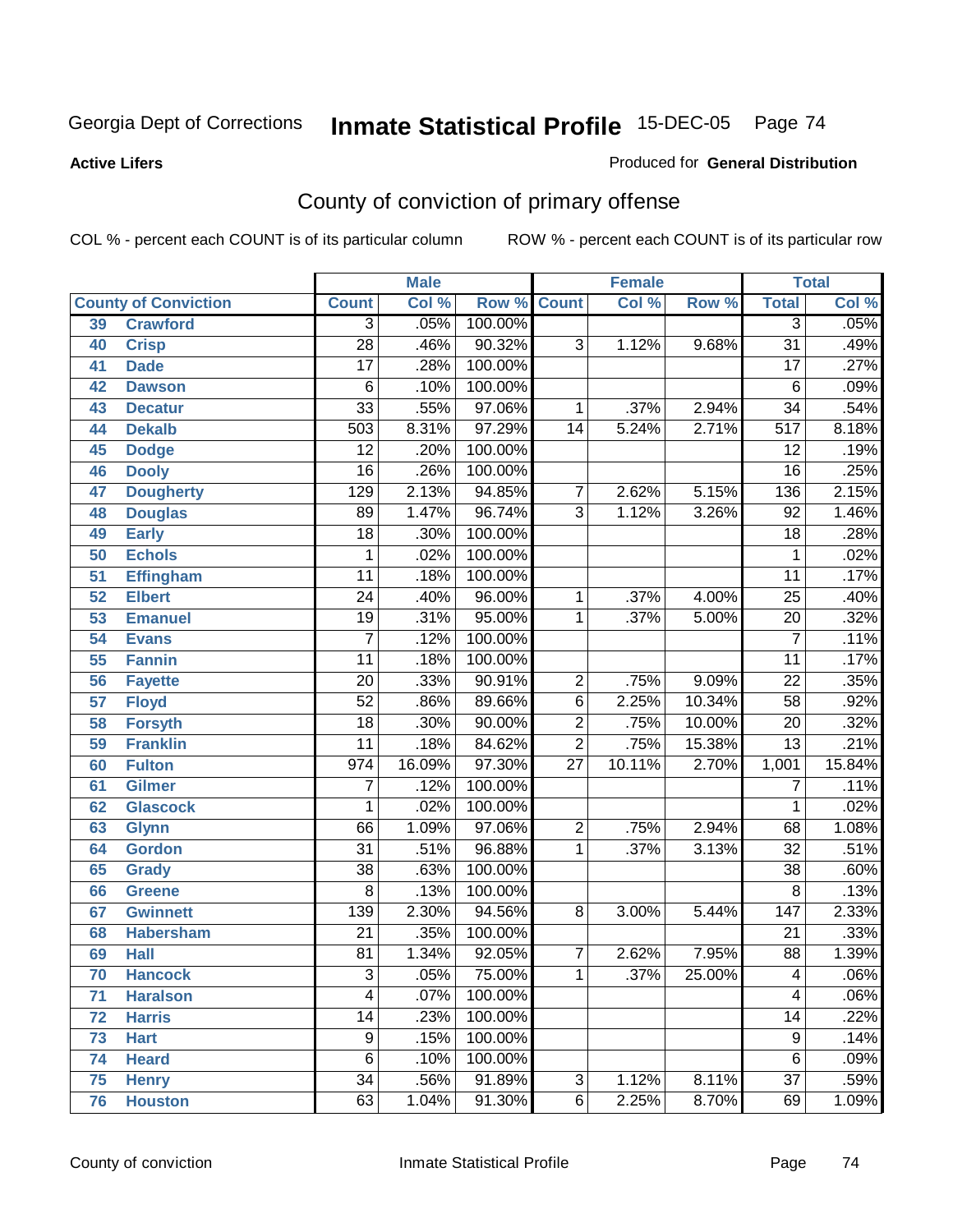Georgia Dept of Corrections **Inmate Statistical Profile** 15-DEC-05

**Active Lifers**

Produced for **General Distribution**

## County of conviction of primary offense

COL % - percent each COUNT is of its particular column     ROW % - percent each COUNT is of its particular row

| County of Conviction | | Male | | | Female | | | Total | |
|---|---|---|---|---|---|---|---|---|---|
| | | Count | Col % | Row % | Count | Col % | Row % | Total | Col % |
| 39 | Crawford | 3 | .05% | 100.00% | | | | 3 | .05% |
| 40 | Crisp | 28 | .46% | 90.32% | 3 | 1.12% | 9.68% | 31 | .49% |
| 41 | Dade | 17 | .28% | 100.00% | | | | 17 | .27% |
| 42 | Dawson | 6 | .10% | 100.00% | | | | 6 | .09% |
| 43 | Decatur | 33 | .55% | 97.06% | 1 | .37% | 2.94% | 34 | .54% |
| 44 | Dekalb | 503 | 8.31% | 97.29% | 14 | 5.24% | 2.71% | 517 | 8.18% |
| 45 | Dodge | 12 | .20% | 100.00% | | | | 12 | .19% |
| 46 | Dooly | 16 | .26% | 100.00% | | | | 16 | .25% |
| 47 | Dougherty | 129 | 2.13% | 94.85% | 7 | 2.62% | 5.15% | 136 | 2.15% |
| 48 | Douglas | 89 | 1.47% | 96.74% | 3 | 1.12% | 3.26% | 92 | 1.46% |
| 49 | Early | 18 | .30% | 100.00% | | | | 18 | .28% |
| 50 | Echols | 1 | .02% | 100.00% | | | | 1 | .02% |
| 51 | Effingham | 11 | .18% | 100.00% | | | | 11 | .17% |
| 52 | Elbert | 24 | .40% | 96.00% | 1 | .37% | 4.00% | 25 | .40% |
| 53 | Emanuel | 19 | .31% | 95.00% | 1 | .37% | 5.00% | 20 | .32% |
| 54 | Evans | 7 | .12% | 100.00% | | | | 7 | .11% |
| 55 | Fannin | 11 | .18% | 100.00% | | | | 11 | .17% |
| 56 | Fayette | 20 | .33% | 90.91% | 2 | .75% | 9.09% | 22 | .35% |
| 57 | Floyd | 52 | .86% | 89.66% | 6 | 2.25% | 10.34% | 58 | .92% |
| 58 | Forsyth | 18 | .30% | 90.00% | 2 | .75% | 10.00% | 20 | .32% |
| 59 | Franklin | 11 | .18% | 84.62% | 2 | .75% | 15.38% | 13 | .21% |
| 60 | Fulton | 974 | 16.09% | 97.30% | 27 | 10.11% | 2.70% | 1,001 | 15.84% |
| 61 | Gilmer | 7 | .12% | 100.00% | | | | 7 | .11% |
| 62 | Glascock | 1 | .02% | 100.00% | | | | 1 | .02% |
| 63 | Glynn | 66 | 1.09% | 97.06% | 2 | .75% | 2.94% | 68 | 1.08% |
| 64 | Gordon | 31 | .51% | 96.88% | 1 | .37% | 3.13% | 32 | .51% |
| 65 | Grady | 38 | .63% | 100.00% | | | | 38 | .60% |
| 66 | Greene | 8 | .13% | 100.00% | | | | 8 | .13% |
| 67 | Gwinnett | 139 | 2.30% | 94.56% | 8 | 3.00% | 5.44% | 147 | 2.33% |
| 68 | Habersham | 21 | .35% | 100.00% | | | | 21 | .33% |
| 69 | Hall | 81 | 1.34% | 92.05% | 7 | 2.62% | 7.95% | 88 | 1.39% |
| 70 | Hancock | 3 | .05% | 75.00% | 1 | .37% | 25.00% | 4 | .06% |
| 71 | Haralson | 4 | .07% | 100.00% | | | | 4 | .06% |
| 72 | Harris | 14 | .23% | 100.00% | | | | 14 | .22% |
| 73 | Hart | 9 | .15% | 100.00% | | | | 9 | .14% |
| 74 | Heard | 6 | .10% | 100.00% | | | | 6 | .09% |
| 75 | Henry | 34 | .56% | 91.89% | 3 | 1.12% | 8.11% | 37 | .59% |
| 76 | Houston | 63 | 1.04% | 91.30% | 6 | 2.25% | 8.70% | 69 | 1.09% |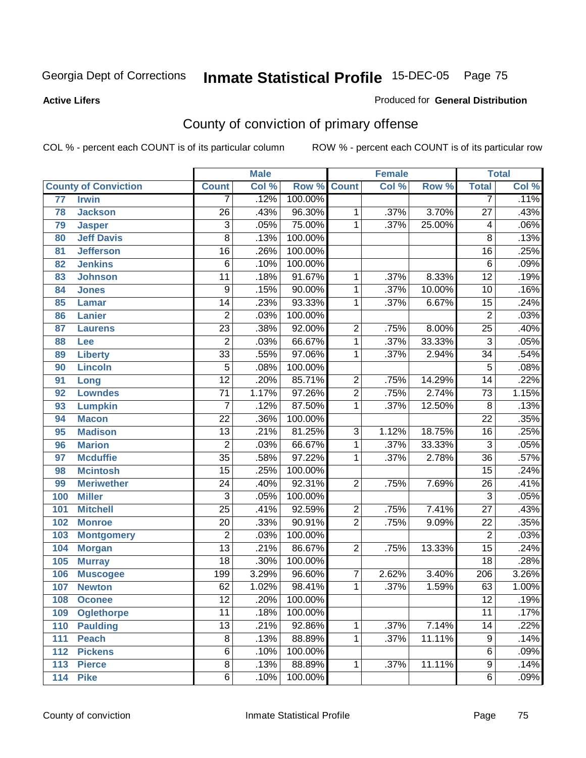Georgia Dept of Corrections **Inmate Statistical Profile** 15-DEC-05

**Active Lifers**

Produced for **General Distribution**

## County of conviction of primary offense

COL % - percent each COUNT is of its particular column    ROW % - percent each COUNT is of its particular row

| County of Conviction | | Male | | | Female | | | Total | |
|---|---|---|---|---|---|---|---|---|---|
| | | Count | Col % | Row % | Count | Col % | Row % | Total | Col % |
| 77 | Irwin | 7 | .12% | 100.00% | | | | 7 | .11% |
| 78 | Jackson | 26 | .43% | 96.30% | 1 | .37% | 3.70% | 27 | .43% |
| 79 | Jasper | 3 | .05% | 75.00% | 1 | .37% | 25.00% | 4 | .06% |
| 80 | Jeff Davis | 8 | .13% | 100.00% | | | | 8 | .13% |
| 81 | Jefferson | 16 | .26% | 100.00% | | | | 16 | .25% |
| 82 | Jenkins | 6 | .10% | 100.00% | | | | 6 | .09% |
| 83 | Johnson | 11 | .18% | 91.67% | 1 | .37% | 8.33% | 12 | .19% |
| 84 | Jones | 9 | .15% | 90.00% | 1 | .37% | 10.00% | 10 | .16% |
| 85 | Lamar | 14 | .23% | 93.33% | 1 | .37% | 6.67% | 15 | .24% |
| 86 | Lanier | 2 | .03% | 100.00% | | | | 2 | .03% |
| 87 | Laurens | 23 | .38% | 92.00% | 2 | .75% | 8.00% | 25 | .40% |
| 88 | Lee | 2 | .03% | 66.67% | 1 | .37% | 33.33% | 3 | .05% |
| 89 | Liberty | 33 | .55% | 97.06% | 1 | .37% | 2.94% | 34 | .54% |
| 90 | Lincoln | 5 | .08% | 100.00% | | | | 5 | .08% |
| 91 | Long | 12 | .20% | 85.71% | 2 | .75% | 14.29% | 14 | .22% |
| 92 | Lowndes | 71 | 1.17% | 97.26% | 2 | .75% | 2.74% | 73 | 1.15% |
| 93 | Lumpkin | 7 | .12% | 87.50% | 1 | .37% | 12.50% | 8 | .13% |
| 94 | Macon | 22 | .36% | 100.00% | | | | 22 | .35% |
| 95 | Madison | 13 | .21% | 81.25% | 3 | 1.12% | 18.75% | 16 | .25% |
| 96 | Marion | 2 | .03% | 66.67% | 1 | .37% | 33.33% | 3 | .05% |
| 97 | Mcduffie | 35 | .58% | 97.22% | 1 | .37% | 2.78% | 36 | .57% |
| 98 | Mcintosh | 15 | .25% | 100.00% | | | | 15 | .24% |
| 99 | Meriwether | 24 | .40% | 92.31% | 2 | .75% | 7.69% | 26 | .41% |
| 100 | Miller | 3 | .05% | 100.00% | | | | 3 | .05% |
| 101 | Mitchell | 25 | .41% | 92.59% | 2 | .75% | 7.41% | 27 | .43% |
| 102 | Monroe | 20 | .33% | 90.91% | 2 | .75% | 9.09% | 22 | .35% |
| 103 | Montgomery | 2 | .03% | 100.00% | | | | 2 | .03% |
| 104 | Morgan | 13 | .21% | 86.67% | 2 | .75% | 13.33% | 15 | .24% |
| 105 | Murray | 18 | .30% | 100.00% | | | | 18 | .28% |
| 106 | Muscogee | 199 | 3.29% | 96.60% | 7 | 2.62% | 3.40% | 206 | 3.26% |
| 107 | Newton | 62 | 1.02% | 98.41% | 1 | .37% | 1.59% | 63 | 1.00% |
| 108 | Oconee | 12 | .20% | 100.00% | | | | 12 | .19% |
| 109 | Oglethorpe | 11 | .18% | 100.00% | | | | 11 | .17% |
| 110 | Paulding | 13 | .21% | 92.86% | 1 | .37% | 7.14% | 14 | .22% |
| 111 | Peach | 8 | .13% | 88.89% | 1 | .37% | 11.11% | 9 | .14% |
| 112 | Pickens | 6 | .10% | 100.00% | | | | 6 | .09% |
| 113 | Pierce | 8 | .13% | 88.89% | 1 | .37% | 11.11% | 9 | .14% |
| 114 | Pike | 6 | .10% | 100.00% | | | | 6 | .09% |

County of conviction    Inmate Statistical Profile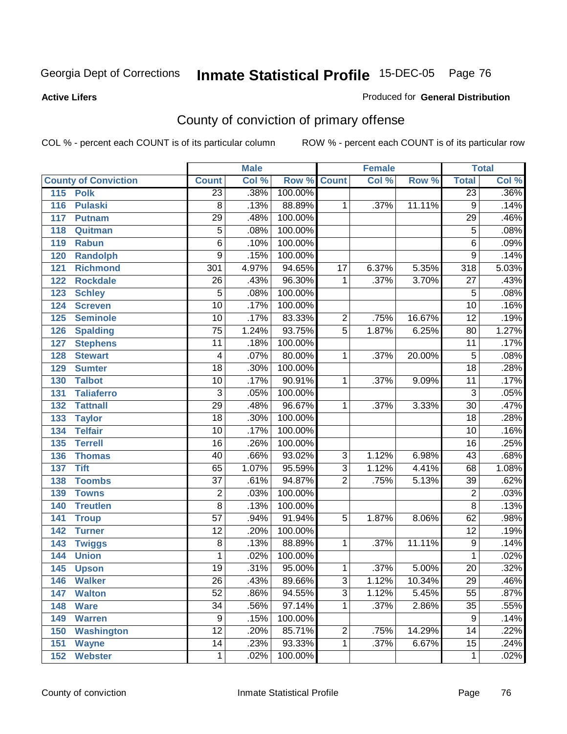Georgia Dept of Corrections **Inmate Statistical Profile** 15-DEC-05

**Active Lifers**

Produced for **General Distribution**

## County of conviction of primary offense

COL % - percent each COUNT is of its particular column

ROW % - percent each COUNT is of its particular row

| County of Conviction | Male | | | Female | | | Total | |
|---|---|---|---|---|---|---|---|---|
| | Count | Col % | Row % | Count | Col % | Row % | Total | Col % |
| 115 Polk | 23 | .38% | 100.00% | | | | 23 | .36% |
| 116 Pulaski | 8 | .13% | 88.89% | 1 | .37% | 11.11% | 9 | .14% |
| 117 Putnam | 29 | .48% | 100.00% | | | | 29 | .46% |
| 118 Quitman | 5 | .08% | 100.00% | | | | 5 | .08% |
| 119 Rabun | 6 | .10% | 100.00% | | | | 6 | .09% |
| 120 Randolph | 9 | .15% | 100.00% | | | | 9 | .14% |
| 121 Richmond | 301 | 4.97% | 94.65% | 17 | 6.37% | 5.35% | 318 | 5.03% |
| 122 Rockdale | 26 | .43% | 96.30% | 1 | .37% | 3.70% | 27 | .43% |
| 123 Schley | 5 | .08% | 100.00% | | | | 5 | .08% |
| 124 Screven | 10 | .17% | 100.00% | | | | 10 | .16% |
| 125 Seminole | 10 | .17% | 83.33% | 2 | .75% | 16.67% | 12 | .19% |
| 126 Spalding | 75 | 1.24% | 93.75% | 5 | 1.87% | 6.25% | 80 | 1.27% |
| 127 Stephens | 11 | .18% | 100.00% | | | | 11 | .17% |
| 128 Stewart | 4 | .07% | 80.00% | 1 | .37% | 20.00% | 5 | .08% |
| 129 Sumter | 18 | .30% | 100.00% | | | | 18 | .28% |
| 130 Talbot | 10 | .17% | 90.91% | 1 | .37% | 9.09% | 11 | .17% |
| 131 Taliaferro | 3 | .05% | 100.00% | | | | 3 | .05% |
| 132 Tattnall | 29 | .48% | 96.67% | 1 | .37% | 3.33% | 30 | .47% |
| 133 Taylor | 18 | .30% | 100.00% | | | | 18 | .28% |
| 134 Telfair | 10 | .17% | 100.00% | | | | 10 | .16% |
| 135 Terrell | 16 | .26% | 100.00% | | | | 16 | .25% |
| 136 Thomas | 40 | .66% | 93.02% | 3 | 1.12% | 6.98% | 43 | .68% |
| 137 Tift | 65 | 1.07% | 95.59% | 3 | 1.12% | 4.41% | 68 | 1.08% |
| 138 Toombs | 37 | .61% | 94.87% | 2 | .75% | 5.13% | 39 | .62% |
| 139 Towns | 2 | .03% | 100.00% | | | | 2 | .03% |
| 140 Treutlen | 8 | .13% | 100.00% | | | | 8 | .13% |
| 141 Troup | 57 | .94% | 91.94% | 5 | 1.87% | 8.06% | 62 | .98% |
| 142 Turner | 12 | .20% | 100.00% | | | | 12 | .19% |
| 143 Twiggs | 8 | .13% | 88.89% | 1 | .37% | 11.11% | 9 | .14% |
| 144 Union | 1 | .02% | 100.00% | | | | 1 | .02% |
| 145 Upson | 19 | .31% | 95.00% | 1 | .37% | 5.00% | 20 | .32% |
| 146 Walker | 26 | .43% | 89.66% | 3 | 1.12% | 10.34% | 29 | .46% |
| 147 Walton | 52 | .86% | 94.55% | 3 | 1.12% | 5.45% | 55 | .87% |
| 148 Ware | 34 | .56% | 97.14% | 1 | .37% | 2.86% | 35 | .55% |
| 149 Warren | 9 | .15% | 100.00% | | | | 9 | .14% |
| 150 Washington | 12 | .20% | 85.71% | 2 | .75% | 14.29% | 14 | .22% |
| 151 Wayne | 14 | .23% | 93.33% | 1 | .37% | 6.67% | 15 | .24% |
| 152 Webster | 1 | .02% | 100.00% | | | | 1 | .02% |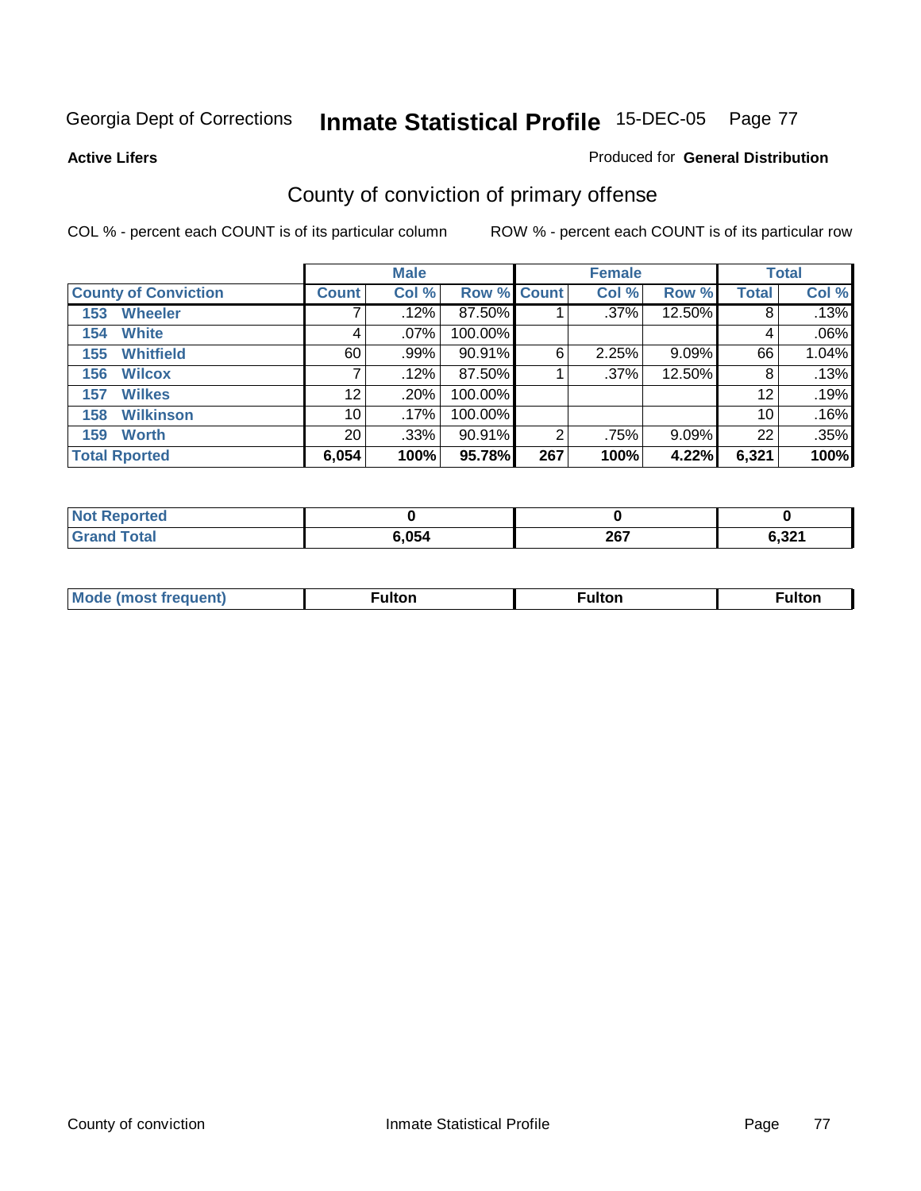Georgia Dept of Corrections **Inmate Statistical Profile** 15-DEC-05

**Active Lifers**

Produced for **General Distribution**

## County of conviction of primary offense

COL % - percent each COUNT is of its particular column

ROW % - percent each COUNT is of its particular row

| | Male | | | Female | | | Total | |
|---|---|---|---|---|---|---|---|---|
| **County of Conviction** | **Count** | **Col %** | **Row %** | **Count** | **Col %** | **Row %** | **Total** | **Col %** |
| 153 Wheeler | 7 | .12% | 87.50% | 1 | .37% | 12.50% | 8 | .13% |
| 154 White | 4 | .07% | 100.00% | | | | 4 | .06% |
| 155 Whitfield | 60 | .99% | 90.91% | 6 | 2.25% | 9.09% | 66 | 1.04% |
| 156 Wilcox | 7 | .12% | 87.50% | 1 | .37% | 12.50% | 8 | .13% |
| 157 Wilkes | 12 | .20% | 100.00% | | | | 12 | .19% |
| 158 Wilkinson | 10 | .17% | 100.00% | | | | 10 | .16% |
| 159 Worth | 20 | .33% | 90.91% | 2 | .75% | 9.09% | 22 | .35% |
| **Total Rported** | **6,054** | **100%** | **95.78%** | **267** | **100%** | **4.22%** | **6,321** | **100%** |

| | Male | Female | Total |
|---|---|---|---|
| **Not Reported** | **0** | **0** | **0** |
| **Grand Total** | **6,054** | **267** | **6,321** |

| | Male | Female | Total |
|---|---|---|---|
| **Mode (most frequent)** | **Fulton** | **Fulton** | **Fulton** |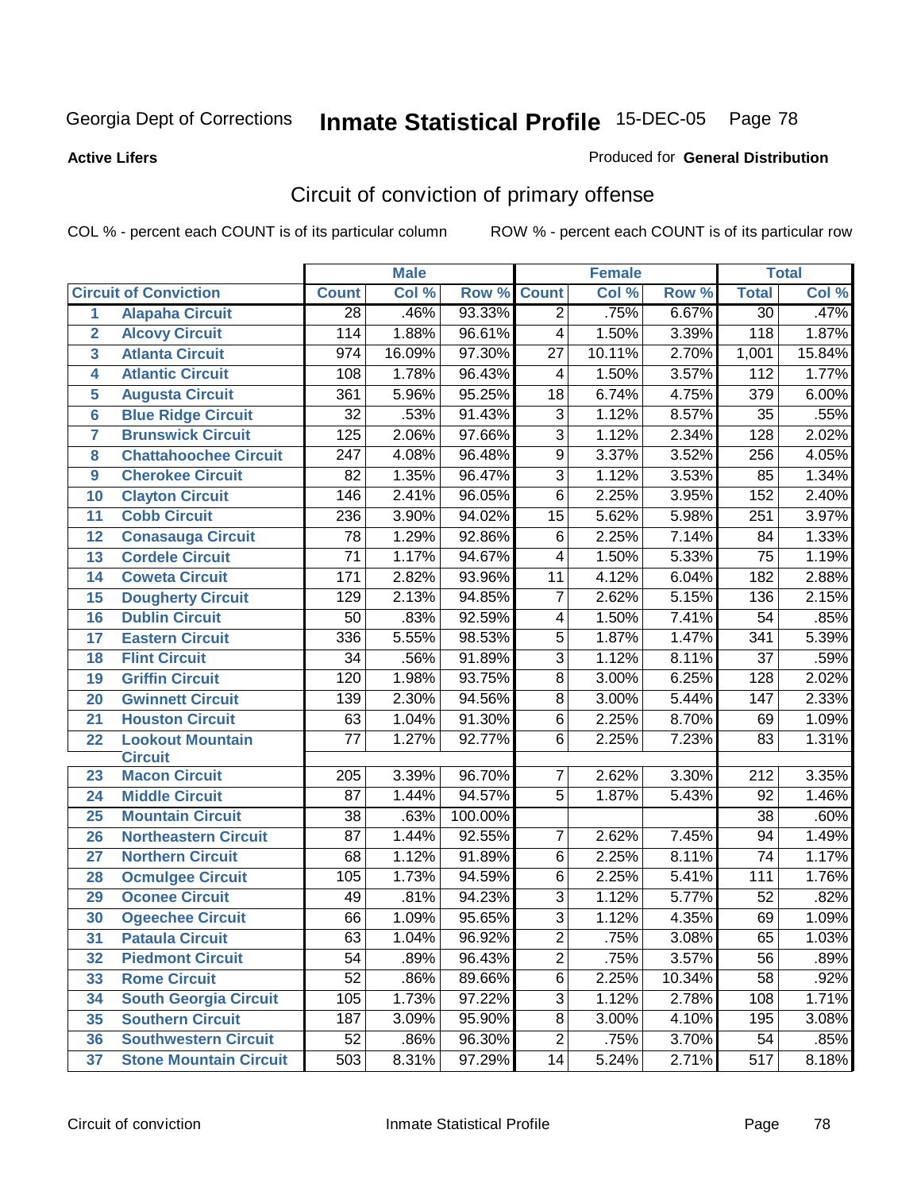Georgia Dept of Corrections **Inmate Statistical Profile** 15-DEC-05

**Active Lifers**

Produced for **General Distribution**

## Circuit of conviction of primary offense

COL % - percent each COUNT is of its particular column ROW % - percent each COUNT is of its particular row

| | | Male | | | Female | | | Total | |
|---|---|---|---|---|---|---|---|---|---|
| **Circuit of Conviction** | | **Count** | **Col %** | **Row %** | **Count** | **Col %** | **Row %** | **Total** | **Col %** |
| 1 | Alapaha Circuit | 28 | .46% | 93.33% | 2 | .75% | 6.67% | 30 | .47% |
| 2 | Alcovy Circuit | 114 | 1.88% | 96.61% | 4 | 1.50% | 3.39% | 118 | 1.87% |
| 3 | Atlanta Circuit | 974 | 16.09% | 97.30% | 27 | 10.11% | 2.70% | 1,001 | 15.84% |
| 4 | Atlantic Circuit | 108 | 1.78% | 96.43% | 4 | 1.50% | 3.57% | 112 | 1.77% |
| 5 | Augusta Circuit | 361 | 5.96% | 95.25% | 18 | 6.74% | 4.75% | 379 | 6.00% |
| 6 | Blue Ridge Circuit | 32 | .53% | 91.43% | 3 | 1.12% | 8.57% | 35 | .55% |
| 7 | Brunswick Circuit | 125 | 2.06% | 97.66% | 3 | 1.12% | 2.34% | 128 | 2.02% |
| 8 | Chattahoochee Circuit | 247 | 4.08% | 96.48% | 9 | 3.37% | 3.52% | 256 | 4.05% |
| 9 | Cherokee Circuit | 82 | 1.35% | 96.47% | 3 | 1.12% | 3.53% | 85 | 1.34% |
| 10 | Clayton Circuit | 146 | 2.41% | 96.05% | 6 | 2.25% | 3.95% | 152 | 2.40% |
| 11 | Cobb Circuit | 236 | 3.90% | 94.02% | 15 | 5.62% | 5.98% | 251 | 3.97% |
| 12 | Conasauga Circuit | 78 | 1.29% | 92.86% | 6 | 2.25% | 7.14% | 84 | 1.33% |
| 13 | Cordele Circuit | 71 | 1.17% | 94.67% | 4 | 1.50% | 5.33% | 75 | 1.19% |
| 14 | Coweta Circuit | 171 | 2.82% | 93.96% | 11 | 4.12% | 6.04% | 182 | 2.88% |
| 15 | Dougherty Circuit | 129 | 2.13% | 94.85% | 7 | 2.62% | 5.15% | 136 | 2.15% |
| 16 | Dublin Circuit | 50 | .83% | 92.59% | 4 | 1.50% | 7.41% | 54 | .85% |
| 17 | Eastern Circuit | 336 | 5.55% | 98.53% | 5 | 1.87% | 1.47% | 341 | 5.39% |
| 18 | Flint Circuit | 34 | .56% | 91.89% | 3 | 1.12% | 8.11% | 37 | .59% |
| 19 | Griffin Circuit | 120 | 1.98% | 93.75% | 8 | 3.00% | 6.25% | 128 | 2.02% |
| 20 | Gwinnett Circuit | 139 | 2.30% | 94.56% | 8 | 3.00% | 5.44% | 147 | 2.33% |
| 21 | Houston Circuit | 63 | 1.04% | 91.30% | 6 | 2.25% | 8.70% | 69 | 1.09% |
| 22 | Lookout Mountain Circuit | 77 | 1.27% | 92.77% | 6 | 2.25% | 7.23% | 83 | 1.31% |
| 23 | Macon Circuit | 205 | 3.39% | 96.70% | 7 | 2.62% | 3.30% | 212 | 3.35% |
| 24 | Middle Circuit | 87 | 1.44% | 94.57% | 5 | 1.87% | 5.43% | 92 | 1.46% |
| 25 | Mountain Circuit | 38 | .63% | 100.00% | | | | 38 | .60% |
| 26 | Northeastern Circuit | 87 | 1.44% | 92.55% | 7 | 2.62% | 7.45% | 94 | 1.49% |
| 27 | Northern Circuit | 68 | 1.12% | 91.89% | 6 | 2.25% | 8.11% | 74 | 1.17% |
| 28 | Ocmulgee Circuit | 105 | 1.73% | 94.59% | 6 | 2.25% | 5.41% | 111 | 1.76% |
| 29 | Oconee Circuit | 49 | .81% | 94.23% | 3 | 1.12% | 5.77% | 52 | .82% |
| 30 | Ogeechee Circuit | 66 | 1.09% | 95.65% | 3 | 1.12% | 4.35% | 69 | 1.09% |
| 31 | Pataula Circuit | 63 | 1.04% | 96.92% | 2 | .75% | 3.08% | 65 | 1.03% |
| 32 | Piedmont Circuit | 54 | .89% | 96.43% | 2 | .75% | 3.57% | 56 | .89% |
| 33 | Rome Circuit | 52 | .86% | 89.66% | 6 | 2.25% | 10.34% | 58 | .92% |
| 34 | South Georgia Circuit | 105 | 1.73% | 97.22% | 3 | 1.12% | 2.78% | 108 | 1.71% |
| 35 | Southern Circuit | 187 | 3.09% | 95.90% | 8 | 3.00% | 4.10% | 195 | 3.08% |
| 36 | Southwestern Circuit | 52 | .86% | 96.30% | 2 | .75% | 3.70% | 54 | .85% |
| 37 | Stone Mountain Circuit | 503 | 8.31% | 97.29% | 14 | 5.24% | 2.71% | 517 | 8.18% |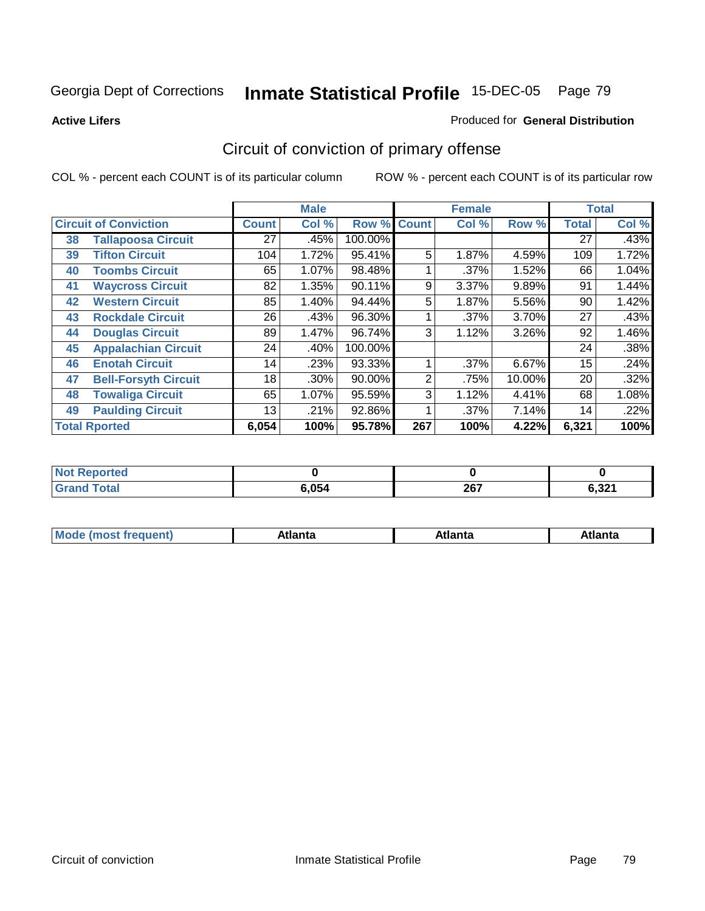Georgia Dept of Corrections **Inmate Statistical Profile** 15-DEC-05

**Active Lifers**

Produced for **General Distribution**

## Circuit of conviction of primary offense

COL % - percent each COUNT is of its particular column

ROW % - percent each COUNT is of its particular row

| Circuit of Conviction | | Male | | | Female | | | Total | |
|---|---|---|---|---|---|---|---|---|---|
| | | Count | Col % | Row % | Count | Col % | Row % | Total | Col % |
| 38 | Tallapoosa Circuit | 27 | .45% | 100.00% | | | | 27 | .43% |
| 39 | Tifton Circuit | 104 | 1.72% | 95.41% | 5 | 1.87% | 4.59% | 109 | 1.72% |
| 40 | Toombs Circuit | 65 | 1.07% | 98.48% | 1 | .37% | 1.52% | 66 | 1.04% |
| 41 | Waycross Circuit | 82 | 1.35% | 90.11% | 9 | 3.37% | 9.89% | 91 | 1.44% |
| 42 | Western Circuit | 85 | 1.40% | 94.44% | 5 | 1.87% | 5.56% | 90 | 1.42% |
| 43 | Rockdale Circuit | 26 | .43% | 96.30% | 1 | .37% | 3.70% | 27 | .43% |
| 44 | Douglas Circuit | 89 | 1.47% | 96.74% | 3 | 1.12% | 3.26% | 92 | 1.46% |
| 45 | Appalachian Circuit | 24 | .40% | 100.00% | | | | 24 | .38% |
| 46 | Enotah Circuit | 14 | .23% | 93.33% | 1 | .37% | 6.67% | 15 | .24% |
| 47 | Bell-Forsyth Circuit | 18 | .30% | 90.00% | 2 | .75% | 10.00% | 20 | .32% |
| 48 | Towaliga Circuit | 65 | 1.07% | 95.59% | 3 | 1.12% | 4.41% | 68 | 1.08% |
| 49 | Paulding Circuit | 13 | .21% | 92.86% | 1 | .37% | 7.14% | 14 | .22% |
| **Total Rported** | | **6,054** | **100%** | **95.78%** | **267** | **100%** | **4.22%** | **6,321** | **100%** |

| | Male | Female | Total |
|---|---|---|---|
| Not Reported | 0 | 0 | 0 |
| Grand Total | 6,054 | 267 | 6,321 |

| | Male | Female | Total |
|---|---|---|---|
| Mode (most frequent) | Atlanta | Atlanta | Atlanta |

Circuit of conviction Inmate Statistical Profile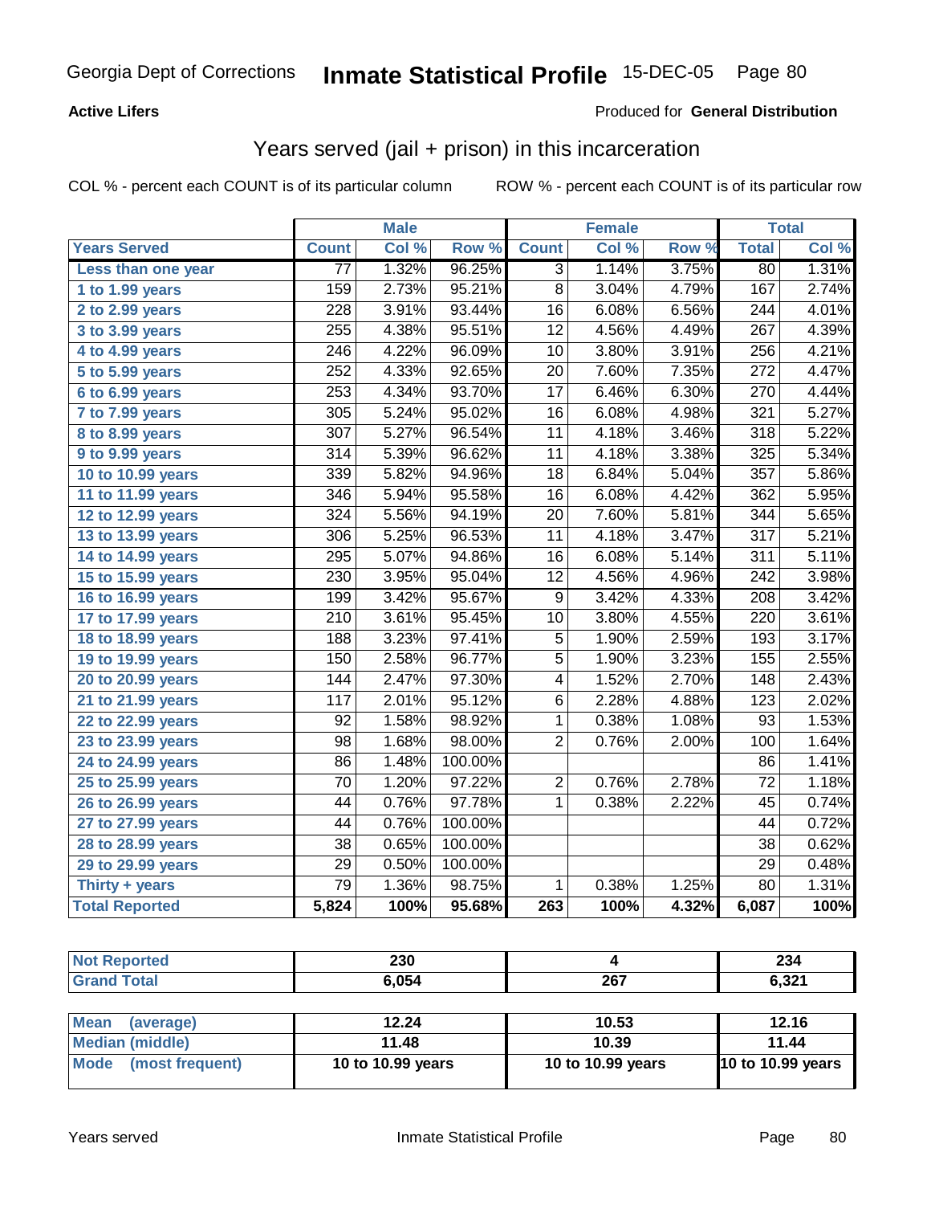Georgia Dept of Corrections **Inmate Statistical Profile** 15-DEC-05

**Active Lifers**

Produced for **General Distribution**

## Years served (jail + prison) in this incarceration

COL % - percent each COUNT is of its particular column

ROW % - percent each COUNT is of its particular row

| | Male | | | Female | | | Total | |
|---|---|---|---|---|---|---|---|---|
| **Years Served** | **Count** | **Col %** | **Row %** | **Count** | **Col %** | **Row %** | **Total** | **Col %** |
| Less than one year | 77 | 1.32% | 96.25% | 3 | 1.14% | 3.75% | 80 | 1.31% |
| 1 to 1.99 years | 159 | 2.73% | 95.21% | 8 | 3.04% | 4.79% | 167 | 2.74% |
| 2 to 2.99 years | 228 | 3.91% | 93.44% | 16 | 6.08% | 6.56% | 244 | 4.01% |
| 3 to 3.99 years | 255 | 4.38% | 95.51% | 12 | 4.56% | 4.49% | 267 | 4.39% |
| 4 to 4.99 years | 246 | 4.22% | 96.09% | 10 | 3.80% | 3.91% | 256 | 4.21% |
| 5 to 5.99 years | 252 | 4.33% | 92.65% | 20 | 7.60% | 7.35% | 272 | 4.47% |
| 6 to 6.99 years | 253 | 4.34% | 93.70% | 17 | 6.46% | 6.30% | 270 | 4.44% |
| 7 to 7.99 years | 305 | 5.24% | 95.02% | 16 | 6.08% | 4.98% | 321 | 5.27% |
| 8 to 8.99 years | 307 | 5.27% | 96.54% | 11 | 4.18% | 3.46% | 318 | 5.22% |
| 9 to 9.99 years | 314 | 5.39% | 96.62% | 11 | 4.18% | 3.38% | 325 | 5.34% |
| 10 to 10.99 years | 339 | 5.82% | 94.96% | 18 | 6.84% | 5.04% | 357 | 5.86% |
| 11 to 11.99 years | 346 | 5.94% | 95.58% | 16 | 6.08% | 4.42% | 362 | 5.95% |
| 12 to 12.99 years | 324 | 5.56% | 94.19% | 20 | 7.60% | 5.81% | 344 | 5.65% |
| 13 to 13.99 years | 306 | 5.25% | 96.53% | 11 | 4.18% | 3.47% | 317 | 5.21% |
| 14 to 14.99 years | 295 | 5.07% | 94.86% | 16 | 6.08% | 5.14% | 311 | 5.11% |
| 15 to 15.99 years | 230 | 3.95% | 95.04% | 12 | 4.56% | 4.96% | 242 | 3.98% |
| 16 to 16.99 years | 199 | 3.42% | 95.67% | 9 | 3.42% | 4.33% | 208 | 3.42% |
| 17 to 17.99 years | 210 | 3.61% | 95.45% | 10 | 3.80% | 4.55% | 220 | 3.61% |
| 18 to 18.99 years | 188 | 3.23% | 97.41% | 5 | 1.90% | 2.59% | 193 | 3.17% |
| 19 to 19.99 years | 150 | 2.58% | 96.77% | 5 | 1.90% | 3.23% | 155 | 2.55% |
| 20 to 20.99 years | 144 | 2.47% | 97.30% | 4 | 1.52% | 2.70% | 148 | 2.43% |
| 21 to 21.99 years | 117 | 2.01% | 95.12% | 6 | 2.28% | 4.88% | 123 | 2.02% |
| 22 to 22.99 years | 92 | 1.58% | 98.92% | 1 | 0.38% | 1.08% | 93 | 1.53% |
| 23 to 23.99 years | 98 | 1.68% | 98.00% | 2 | 0.76% | 2.00% | 100 | 1.64% |
| 24 to 24.99 years | 86 | 1.48% | 100.00% | | | | 86 | 1.41% |
| 25 to 25.99 years | 70 | 1.20% | 97.22% | 2 | 0.76% | 2.78% | 72 | 1.18% |
| 26 to 26.99 years | 44 | 0.76% | 97.78% | 1 | 0.38% | 2.22% | 45 | 0.74% |
| 27 to 27.99 years | 44 | 0.76% | 100.00% | | | | 44 | 0.72% |
| 28 to 28.99 years | 38 | 0.65% | 100.00% | | | | 38 | 0.62% |
| 29 to 29.99 years | 29 | 0.50% | 100.00% | | | | 29 | 0.48% |
| Thirty + years | 79 | 1.36% | 98.75% | 1 | 0.38% | 1.25% | 80 | 1.31% |
| **Total Reported** | **5,824** | **100%** | **95.68%** | **263** | **100%** | **4.32%** | **6,087** | **100%** |

| | Male | Female | Total |
|---|---|---|---|
| Not Reported | 230 | 4 | 234 |
| Grand Total | 6,054 | 267 | 6,321 |

| | Male | Female | Total |
|---|---|---|---|
| Mean (average) | 12.24 | 10.53 | 12.16 |
| Median (middle) | 11.48 | 10.39 | 11.44 |
| Mode (most frequent) | 10 to 10.99 years | 10 to 10.99 years | 10 to 10.99 years |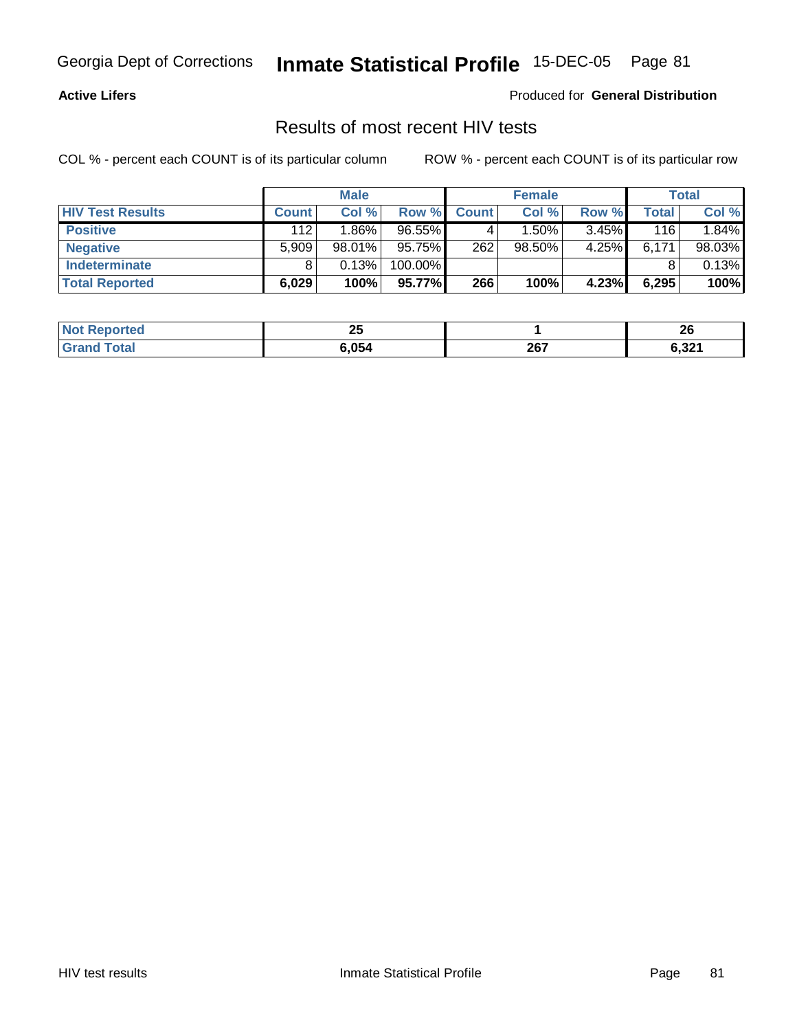Georgia Dept of Corrections **Inmate Statistical Profile** 15-DEC-05

**Active Lifers**

Produced for **General Distribution**

## Results of most recent HIV tests

COL % - percent each COUNT is of its particular column

ROW % - percent each COUNT is of its particular row

| | Male | | | Female | | | Total | |
|---|---|---|---|---|---|---|---|---|
| **HIV Test Results** | **Count** | **Col %** | **Row %** | **Count** | **Col %** | **Row %** | **Total** | **Col %** |
| **Positive** | 112 | 1.86% | 96.55% | 4 | 1.50% | 3.45% | 116 | 1.84% |
| **Negative** | 5,909 | 98.01% | 95.75% | 262 | 98.50% | 4.25% | 6,171 | 98.03% |
| **Indeterminate** | 8 | 0.13% | 100.00% | | | | 8 | 0.13% |
| **Total Reported** | **6,029** | **100%** | **95.77%** | **266** | **100%** | **4.23%** | **6,295** | **100%** |

| | Male | Female | Total |
|---|---|---|---|
| **Not Reported** | **25** | **1** | **26** |
| **Grand Total** | **6,054** | **267** | **6,321** |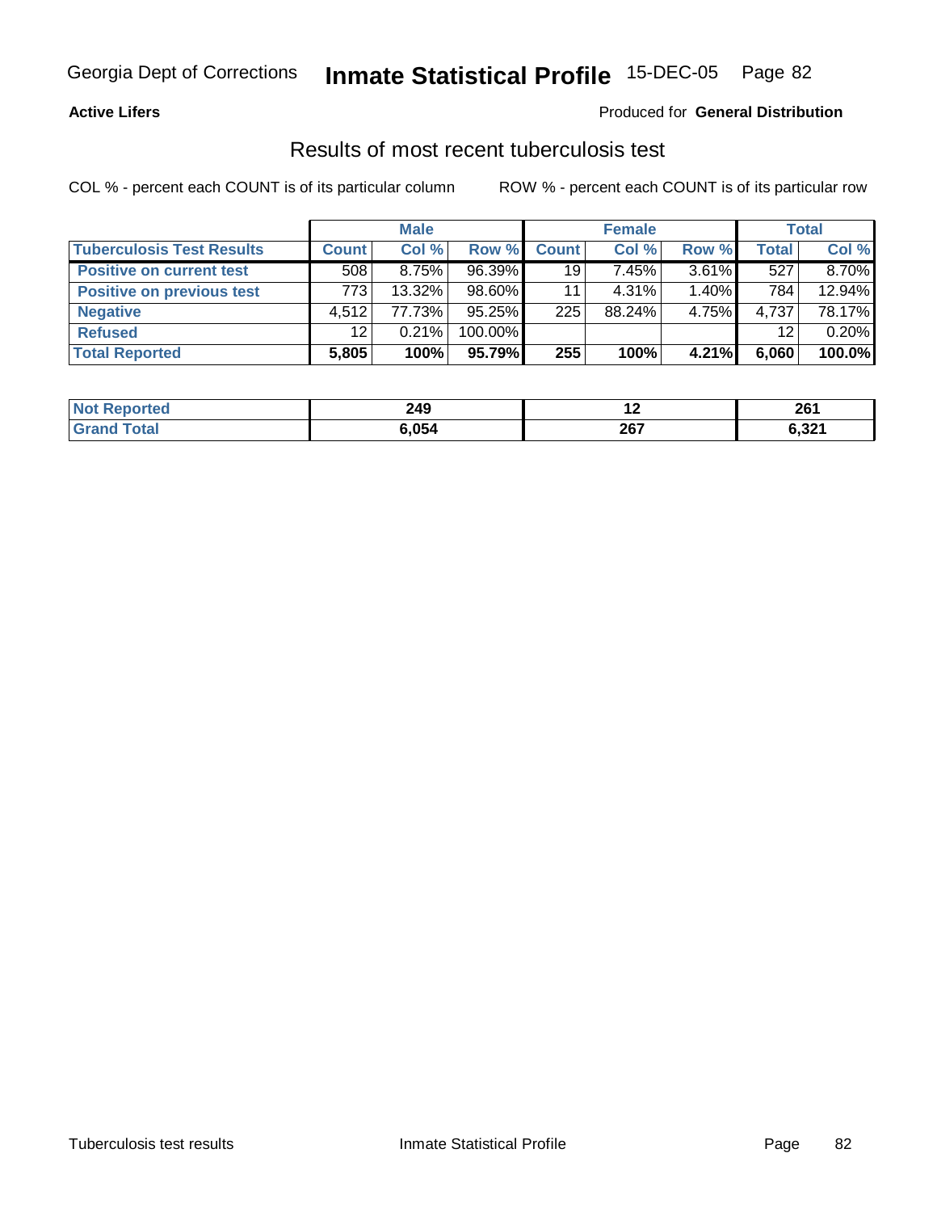Georgia Dept of Corrections **Inmate Statistical Profile** 15-DEC-05

**Active Lifers**

Produced for **General Distribution**

## Results of most recent tuberculosis test

COL % - percent each COUNT is of its particular column ROW % - percent each COUNT is of its particular row

| | Male | | | Female | | | Total | |
|---|---|---|---|---|---|---|---|---|
| **Tuberculosis Test Results** | **Count** | **Col %** | **Row %** | **Count** | **Col %** | **Row %** | **Total** | **Col %** |
| **Positive on current test** | 508 | 8.75% | 96.39% | 19 | 7.45% | 3.61% | 527 | 8.70% |
| **Positive on previous test** | 773 | 13.32% | 98.60% | 11 | 4.31% | 1.40% | 784 | 12.94% |
| **Negative** | 4,512 | 77.73% | 95.25% | 225 | 88.24% | 4.75% | 4,737 | 78.17% |
| **Refused** | 12 | 0.21% | 100.00% | | | | 12 | 0.20% |
| **Total Reported** | **5,805** | **100%** | **95.79%** | **255** | **100%** | **4.21%** | **6,060** | **100.0%** |

| | Male | Female | Total |
|---|---|---|---|
| **Not Reported** | **249** | **12** | **261** |
| **Grand Total** | **6,054** | **267** | **6,321** |

Tuberculosis test results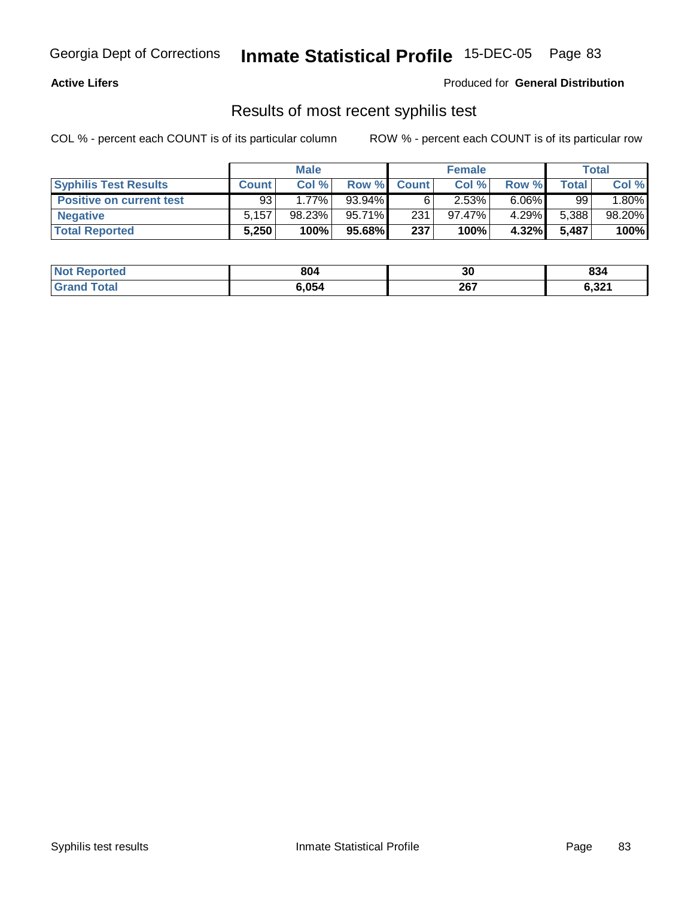**Active Lifers**

Produced for **General Distribution**

## Results of most recent syphilis test

COL % - percent each COUNT is of its particular column

ROW % - percent each COUNT is of its particular row

| | Male | | | Female | | | Total | |
|---|---|---|---|---|---|---|---|---|
| **Syphilis Test Results** | **Count** | **Col %** | **Row %** | **Count** | **Col %** | **Row %** | **Total** | **Col %** |
| **Positive on current test** | 93 | 1.77% | 93.94% | 6 | 2.53% | 6.06% | 99 | 1.80% |
| **Negative** | 5,157 | 98.23% | 95.71% | 231 | 97.47% | 4.29% | 5,388 | 98.20% |
| **Total Reported** | **5,250** | **100%** | **95.68%** | **237** | **100%** | **4.32%** | **5,487** | **100%** |

| | Male | Female | Total |
|---|---|---|---|
| **Not Reported** | **804** | **30** | **834** |
| **Grand Total** | **6,054** | **267** | **6,321** |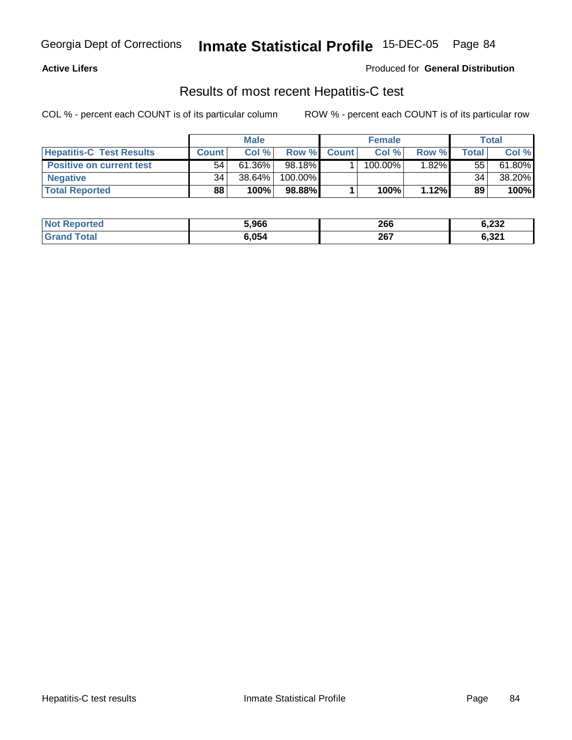Georgia Dept of Corrections **Inmate Statistical Profile** 15-DEC-05

**Active Lifers**

Produced for **General Distribution**

## Results of most recent Hepatitis-C test

COL % - percent each COUNT is of its particular column

ROW % - percent each COUNT is of its particular row

| | Male | | | Female | | | Total | |
|---|---|---|---|---|---|---|---|---|
| **Hepatitis-C Test Results** | **Count** | **Col %** | **Row %** | **Count** | **Col %** | **Row %** | **Total** | **Col %** |
| **Positive on current test** | 54 | 61.36% | 98.18% | 1 | 100.00% | 1.82% | 55 | 61.80% |
| **Negative** | 34 | 38.64% | 100.00% | | | | 34 | 38.20% |
| **Total Reported** | **88** | **100%** | **98.88%** | **1** | **100%** | **1.12%** | **89** | **100%** |

| | Male | Female | Total |
|---|---|---|---|
| **Not Reported** | **5,966** | **266** | **6,232** |
| **Grand Total** | **6,054** | **267** | **6,321** |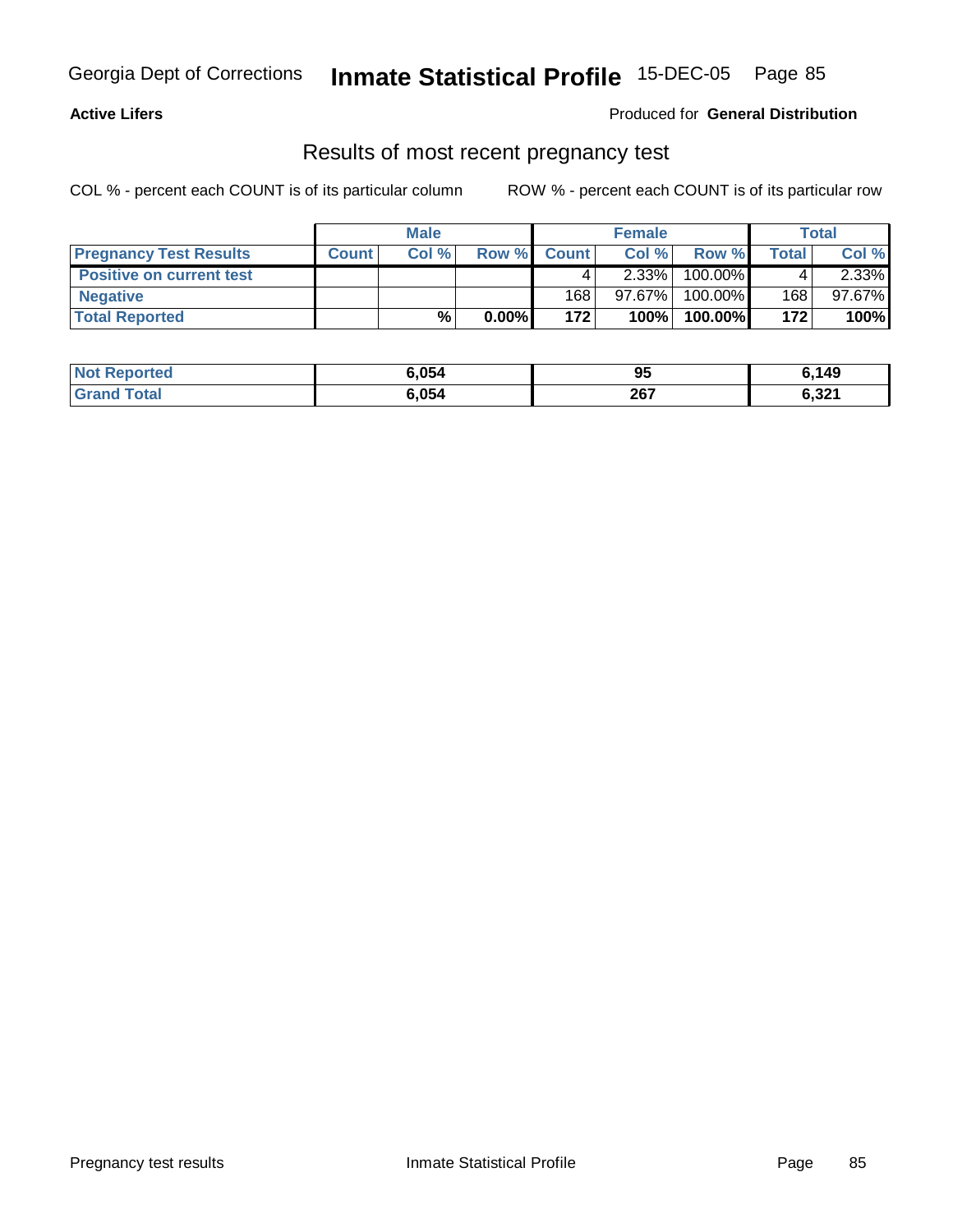Georgia Dept of Corrections **Inmate Statistical Profile** 15-DEC-05

**Active Lifers**

Produced for **General Distribution**

## Results of most recent pregnancy test

COL % - percent each COUNT is of its particular column    ROW % - percent each COUNT is of its particular row

| | Male | | | Female | | | Total | |
|---|---|---|---|---|---|---|---|---|
| **Pregnancy Test Results** | **Count** | **Col %** | **Row %** | **Count** | **Col %** | **Row %** | **Total** | **Col %** |
| **Positive on current test** | | | | 4 | 2.33% | 100.00% | 4 | 2.33% |
| **Negative** | | | | 168 | 97.67% | 100.00% | 168 | 97.67% |
| **Total Reported** | | **%** | **0.00%** | **172** | **100%** | **100.00%** | **172** | **100%** |

| | Male | Female | Total |
|---|---|---|---|
| **Not Reported** | **6,054** | **95** | **6,149** |
| **Grand Total** | **6,054** | **267** | **6,321** |

Pregnancy test results    Inmate Statistical Profile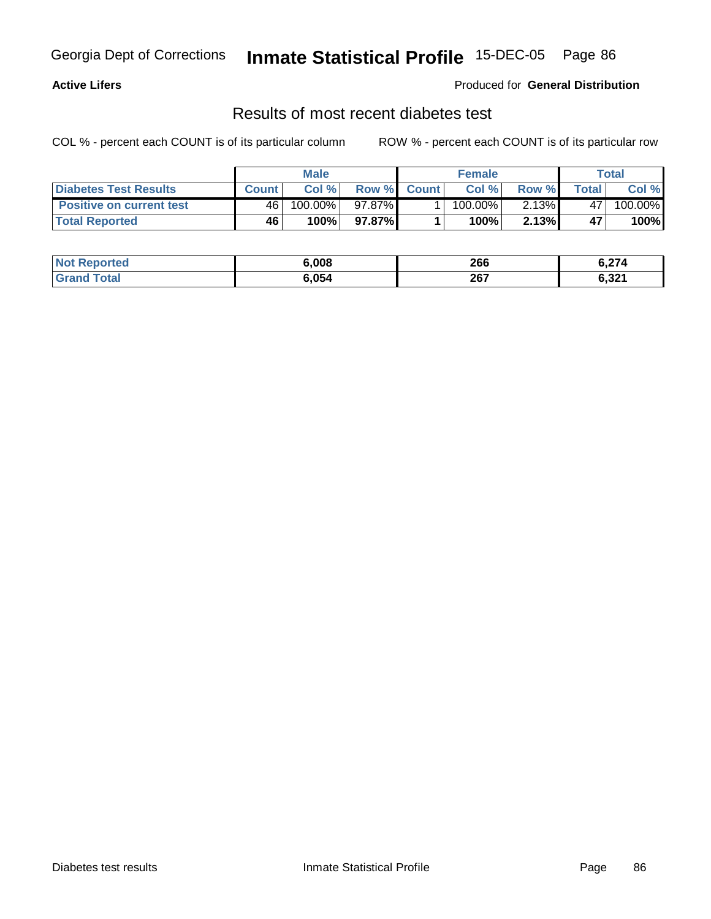**Active Lifers**

Produced for **General Distribution**

## Results of most recent diabetes test

COL % - percent each COUNT is of its particular column

ROW % - percent each COUNT is of its particular row

| | Male | | | Female | | | Total | |
|---|---|---|---|---|---|---|---|---|
| **Diabetes Test Results** | **Count** | **Col %** | **Row %** | **Count** | **Col %** | **Row %** | **Total** | **Col %** |
| **Positive on current test** | 46 | 100.00% | 97.87% | 1 | 100.00% | 2.13% | 47 | 100.00% |
| **Total Reported** | **46** | **100%** | **97.87%** | **1** | **100%** | **2.13%** | **47** | **100%** |

| | Male | Female | Total |
|---|---|---|---|
| **Not Reported** | **6,008** | **266** | **6,274** |
| **Grand Total** | **6,054** | **267** | **6,321** |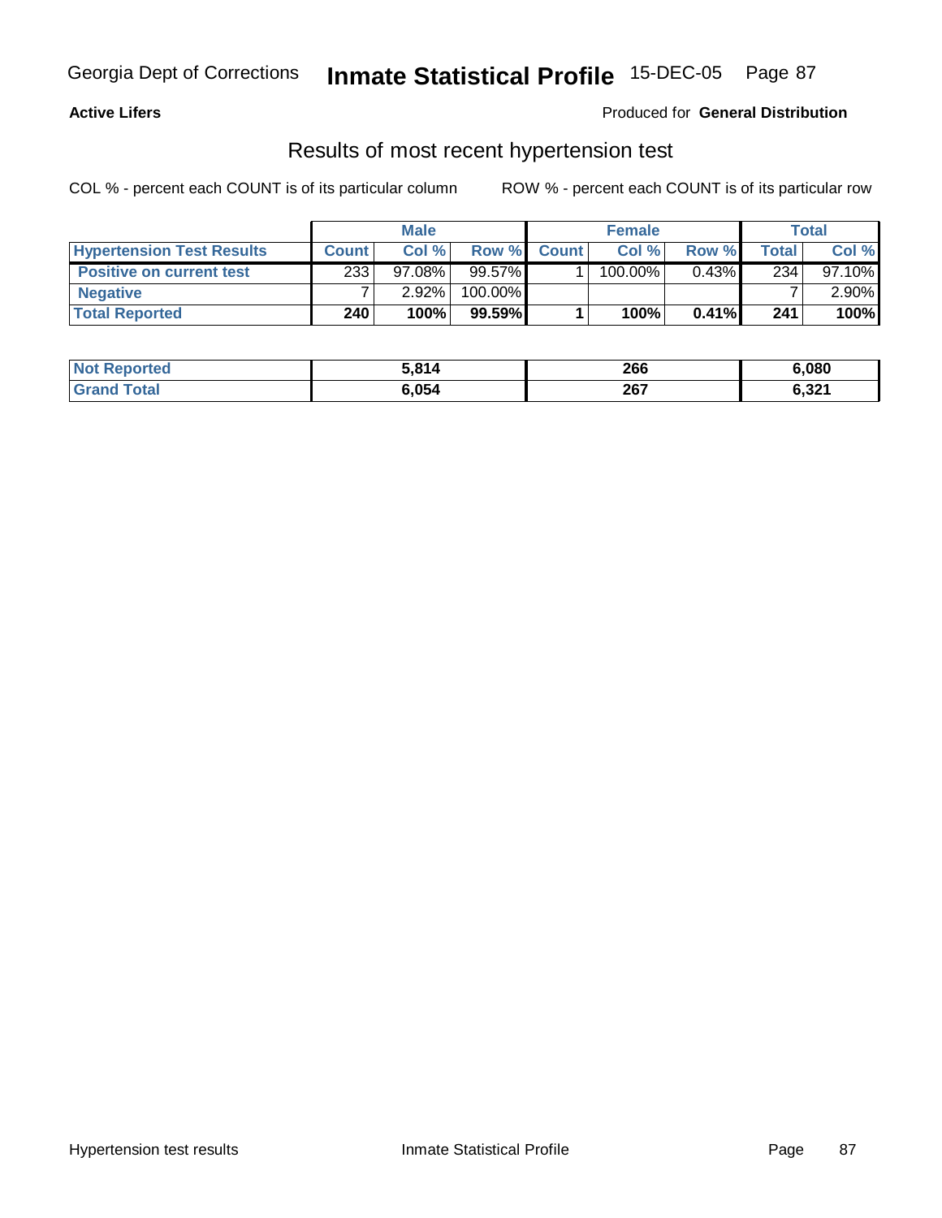Georgia Dept of Corrections **Inmate Statistical Profile** 15-DEC-05

**Active Lifers**

Produced for **General Distribution**

## Results of most recent hypertension test

COL % - percent each COUNT is of its particular column

ROW % - percent each COUNT is of its particular row

| | Male | | | Female | | | Total | |
|---|---|---|---|---|---|---|---|---|
| **Hypertension Test Results** | **Count** | **Col %** | **Row %** | **Count** | **Col %** | **Row %** | **Total** | **Col %** |
| **Positive on current test** | 233 | 97.08% | 99.57% | 1 | 100.00% | 0.43% | 234 | 97.10% |
| **Negative** | 7 | 2.92% | 100.00% | | | | 7 | 2.90% |
| **Total Reported** | **240** | **100%** | **99.59%** | **1** | **100%** | **0.41%** | **241** | **100%** |

| | Male | Female | Total |
|---|---|---|---|
| **Not Reported** | **5,814** | **266** | **6,080** |
| **Grand Total** | **6,054** | **267** | **6,321** |

Hypertension test results    Inmate Statistical Profile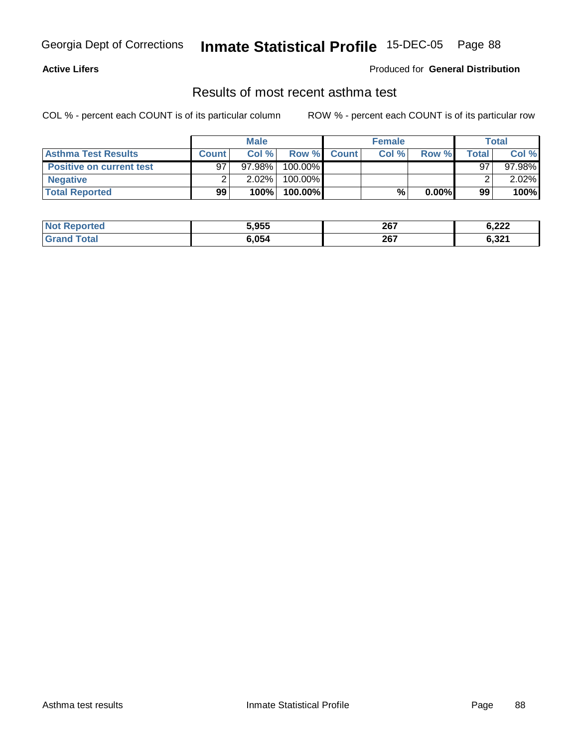Georgia Dept of Corrections **Inmate Statistical Profile** 15-DEC-05

**Active Lifers**

Produced for **General Distribution**

## Results of most recent asthma test

COL % - percent each COUNT is of its particular column ROW % - percent each COUNT is of its particular row

| | Male | | | Female | | | Total | |
|---|---|---|---|---|---|---|---|---|
| Asthma Test Results | Count | Col % | Row % | Count | Col % | Row % | Total | Col % |
| Positive on current test | 97 | 97.98% | 100.00% | | | | 97 | 97.98% |
| Negative | 2 | 2.02% | 100.00% | | | | 2 | 2.02% |
| **Total Reported** | **99** | **100%** | **100.00%** | | **%** | **0.00%** | **99** | **100%** |

| | Male | Female | Total |
|---|---|---|---|
| Not Reported | 5,955 | 267 | 6,222 |
| Grand Total | 6,054 | 267 | 6,321 |

Asthma test results Inmate Statistical Profile